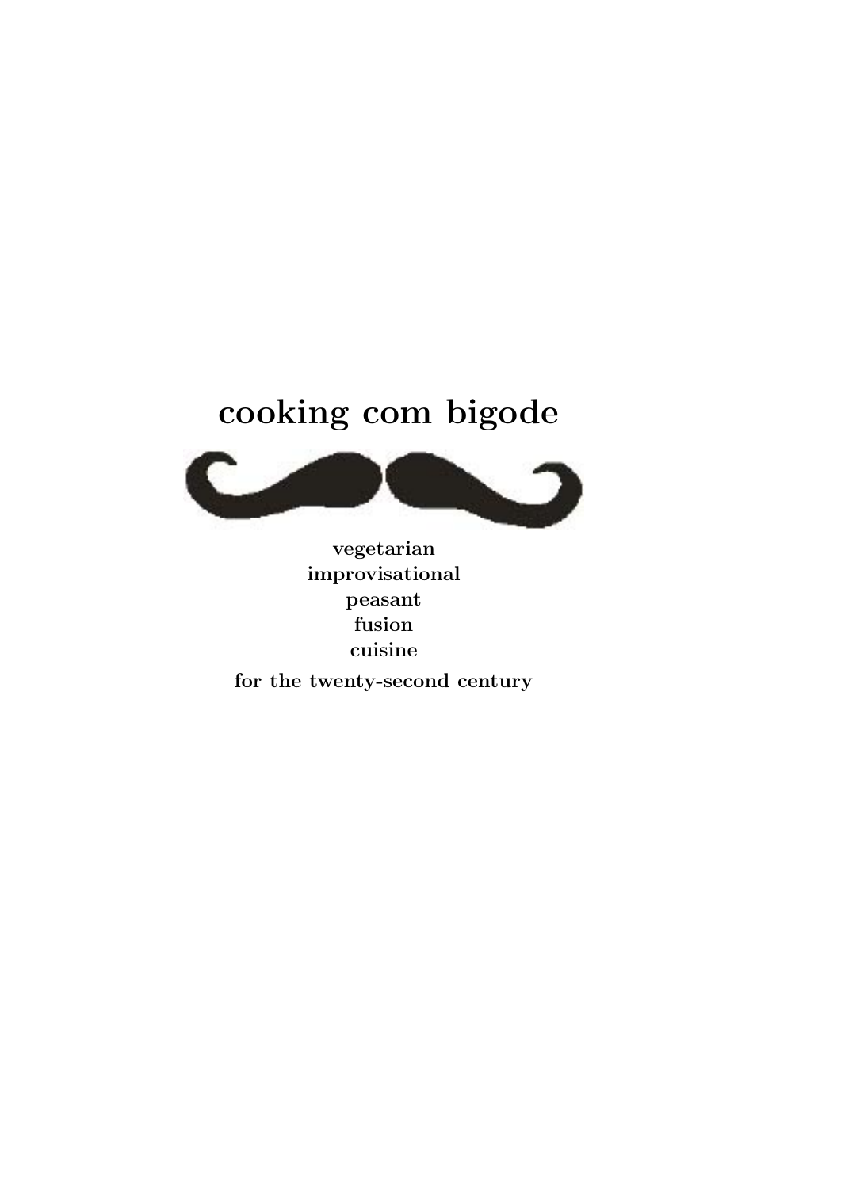# cooking com bigode

**vegetarian**
**improvisational**
**peasant**
**fusion**
**cuisine**

**for the twenty-second century**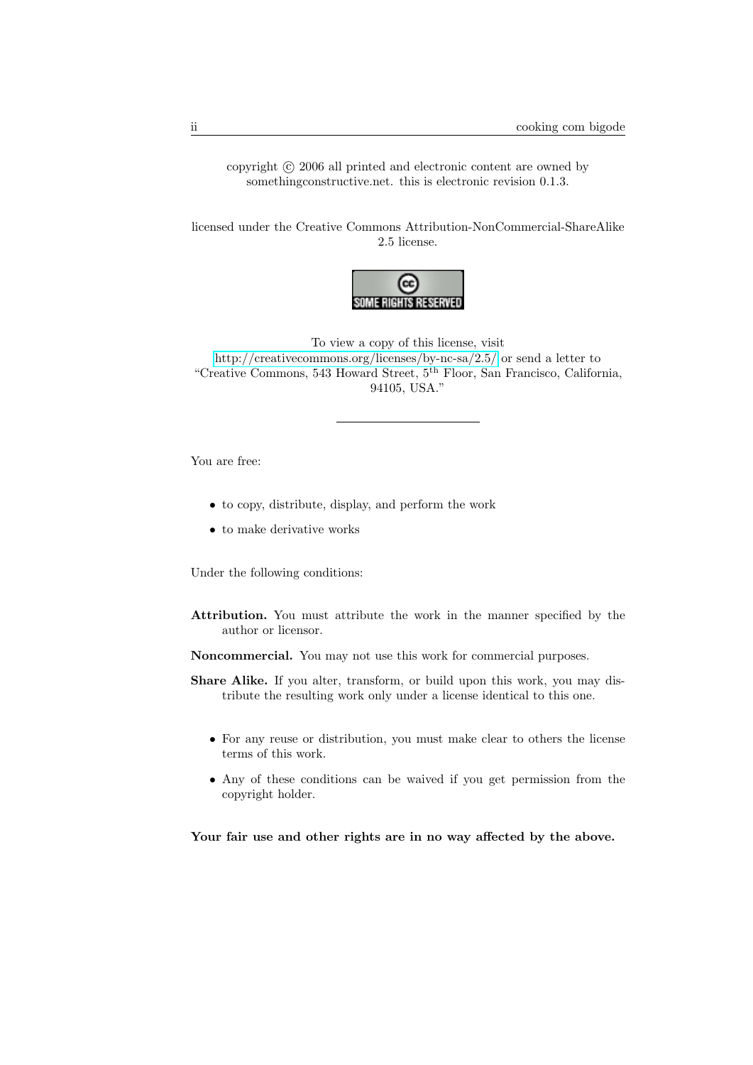copyright © 2006 all printed and electronic content are owned by somethingconstructive.net. this is electronic revision 0.1.3.

licensed under the Creative Commons Attribution-NonCommercial-ShareAlike 2.5 license.

To view a copy of this license, visit http://creativecommons.org/licenses/by-nc-sa/2.5/ or send a letter to "Creative Commons, 543 Howard Street, 5th Floor, San Francisco, California, 94105, USA."

---

You are free:

- to copy, distribute, display, and perform the work
- to make derivative works

Under the following conditions:

**Attribution.** You must attribute the work in the manner specified by the author or licensor.

**Noncommercial.** You may not use this work for commercial purposes.

**Share Alike.** If you alter, transform, or build upon this work, you may distribute the resulting work only under a license identical to this one.

- For any reuse or distribution, you must make clear to others the license terms of this work.
- Any of these conditions can be waived if you get permission from the copyright holder.

**Your fair use and other rights are in no way affected by the above.**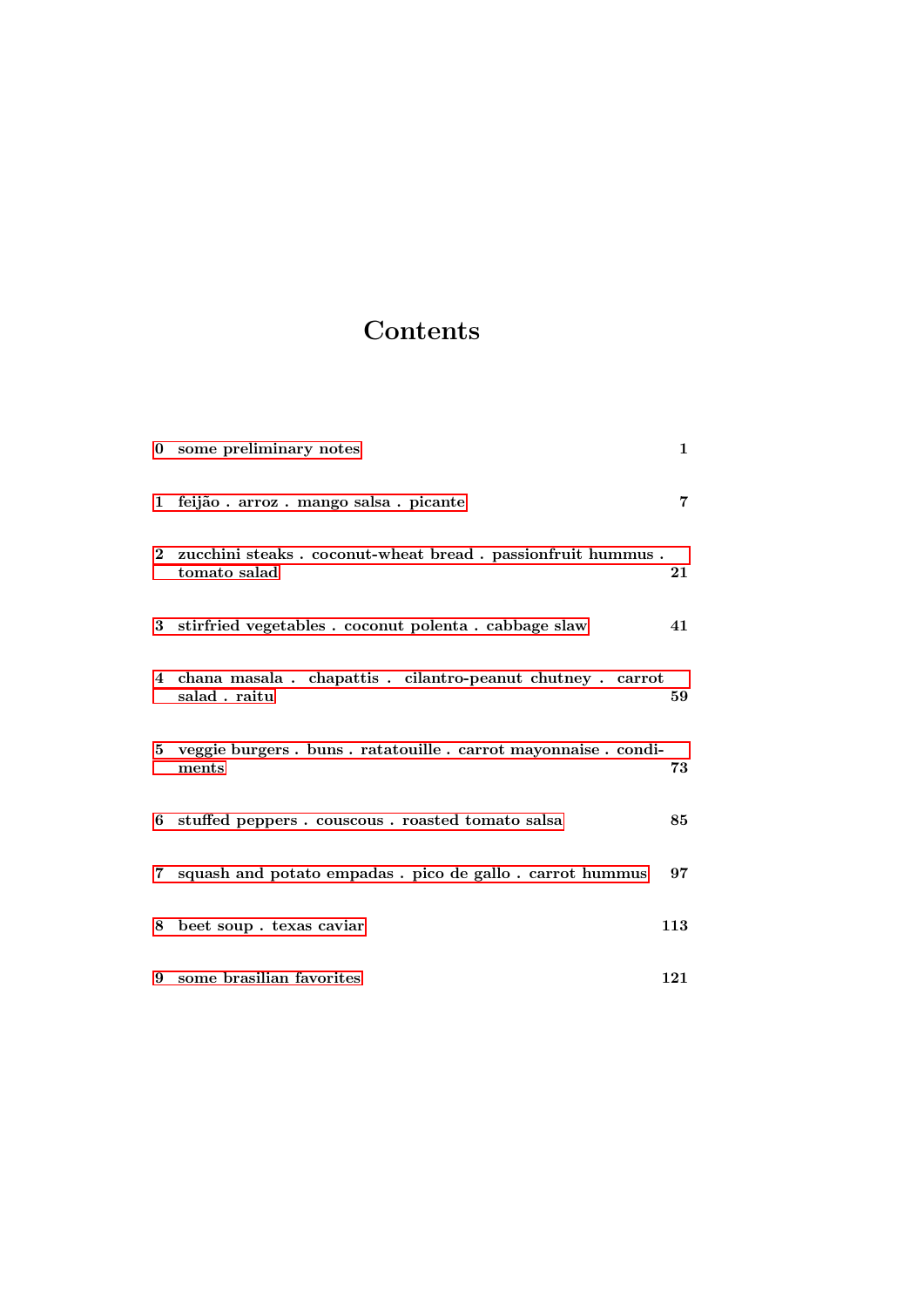# Contents

| | | |
|---|---|---|
| 0 | some preliminary notes | 1 |
| 1 | feijão . arroz . mango salsa . picante | 7 |
| 2 | zucchini steaks . coconut-wheat bread . passionfruit hummus . tomato salad | 21 |
| 3 | stirfried vegetables . coconut polenta . cabbage slaw | 41 |
| 4 | chana masala . chapattis . cilantro-peanut chutney . carrot salad . raitu | 59 |
| 5 | veggie burgers . buns . ratatouille . carrot mayonnaise . condiments | 73 |
| 6 | stuffed peppers . couscous . roasted tomato salsa | 85 |
| 7 | squash and potato empadas . pico de gallo . carrot hummus | 97 |
| 8 | beet soup . texas caviar | 113 |
| 9 | some brasilian favorites | 121 |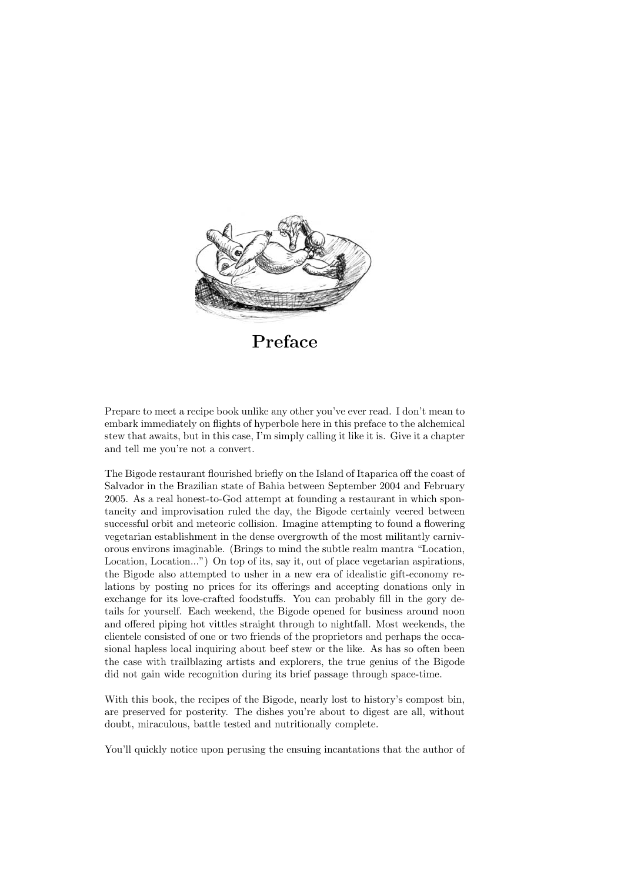# Preface

Prepare to meet a recipe book unlike any other you've ever read. I don't mean to embark immediately on flights of hyperbole here in this preface to the alchemical stew that awaits, but in this case, I'm simply calling it like it is. Give it a chapter and tell me you're not a convert.

The Bigode restaurant flourished briefly on the Island of Itaparica off the coast of Salvador in the Brazilian state of Bahia between September 2004 and February 2005. As a real honest-to-God attempt at founding a restaurant in which spontaneity and improvisation ruled the day, the Bigode certainly veered between successful orbit and meteoric collision. Imagine attempting to found a flowering vegetarian establishment in the dense overgrowth of the most militantly carnivorous environs imaginable. (Brings to mind the subtle realm mantra "Location, Location, Location...") On top of its, say it, out of place vegetarian aspirations, the Bigode also attempted to usher in a new era of idealistic gift-economy relations by posting no prices for its offerings and accepting donations only in exchange for its love-crafted foodstuffs. You can probably fill in the gory details for yourself. Each weekend, the Bigode opened for business around noon and offered piping hot vittles straight through to nightfall. Most weekends, the clientele consisted of one or two friends of the proprietors and perhaps the occasional hapless local inquiring about beef stew or the like. As has so often been the case with trailblazing artists and explorers, the true genius of the Bigode did not gain wide recognition during its brief passage through space-time.

With this book, the recipes of the Bigode, nearly lost to history's compost bin, are preserved for posterity. The dishes you're about to digest are all, without doubt, miraculous, battle tested and nutritionally complete.

You'll quickly notice upon perusing the ensuing incantations that the author of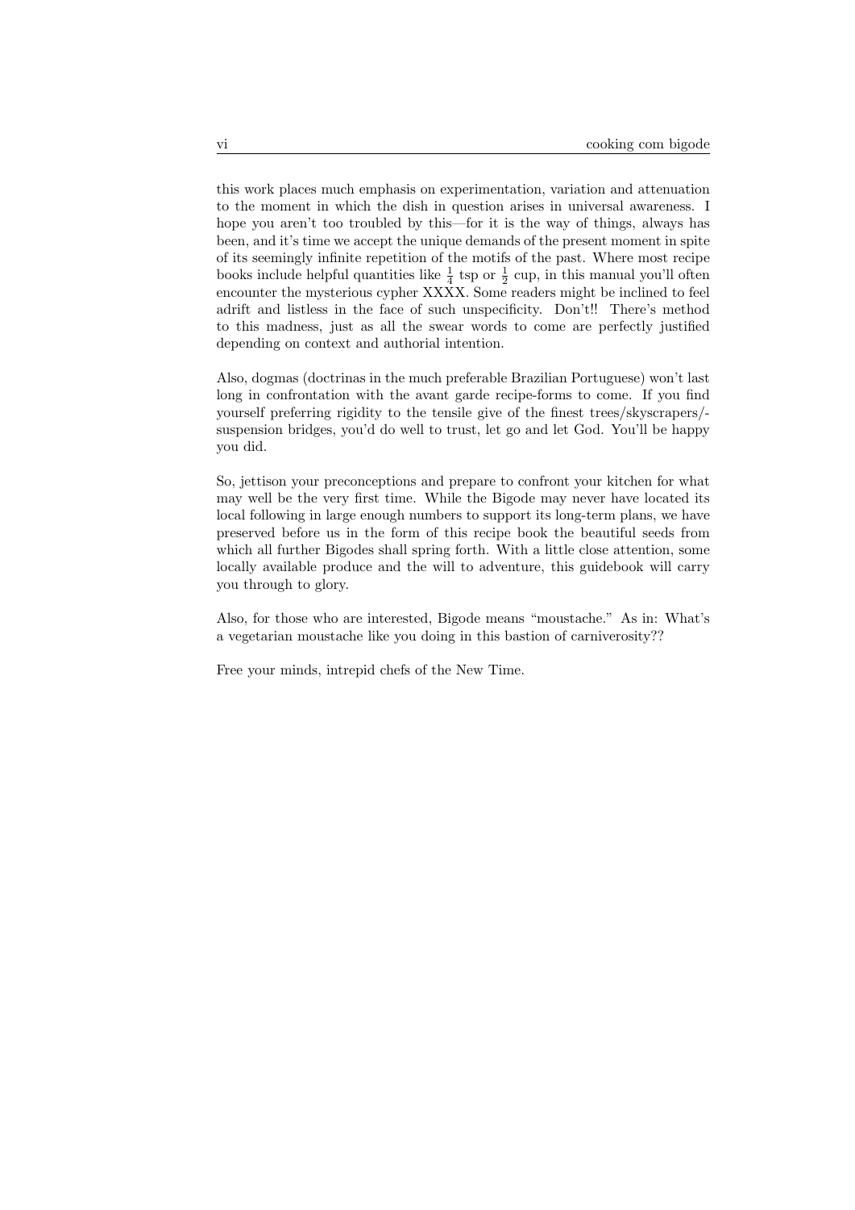this work places much emphasis on experimentation, variation and attenuation to the moment in which the dish in question arises in universal awareness. I hope you aren't too troubled by this—for it is the way of things, always has been, and it's time we accept the unique demands of the present moment in spite of its seemingly infinite repetition of the motifs of the past. Where most recipe books include helpful quantities like $\frac{1}{4}$ tsp or $\frac{1}{2}$ cup, in this manual you'll often encounter the mysterious cypher XXXX. Some readers might be inclined to feel adrift and listless in the face of such unspecificity. Don't!! There's method to this madness, just as all the swear words to come are perfectly justified depending on context and authorial intention.

Also, dogmas (doctrinas in the much preferable Brazilian Portuguese) won't last long in confrontation with the avant garde recipe-forms to come. If you find yourself preferring rigidity to the tensile give of the finest trees/skyscrapers/suspension bridges, you'd do well to trust, let go and let God. You'll be happy you did.

So, jettison your preconceptions and prepare to confront your kitchen for what may well be the very first time. While the Bigode may never have located its local following in large enough numbers to support its long-term plans, we have preserved before us in the form of this recipe book the beautiful seeds from which all further Bigodes shall spring forth. With a little close attention, some locally available produce and the will to adventure, this guidebook will carry you through to glory.

Also, for those who are interested, Bigode means "moustache." As in: What's a vegetarian moustache like you doing in this bastion of carniverosity??

Free your minds, intrepid chefs of the New Time.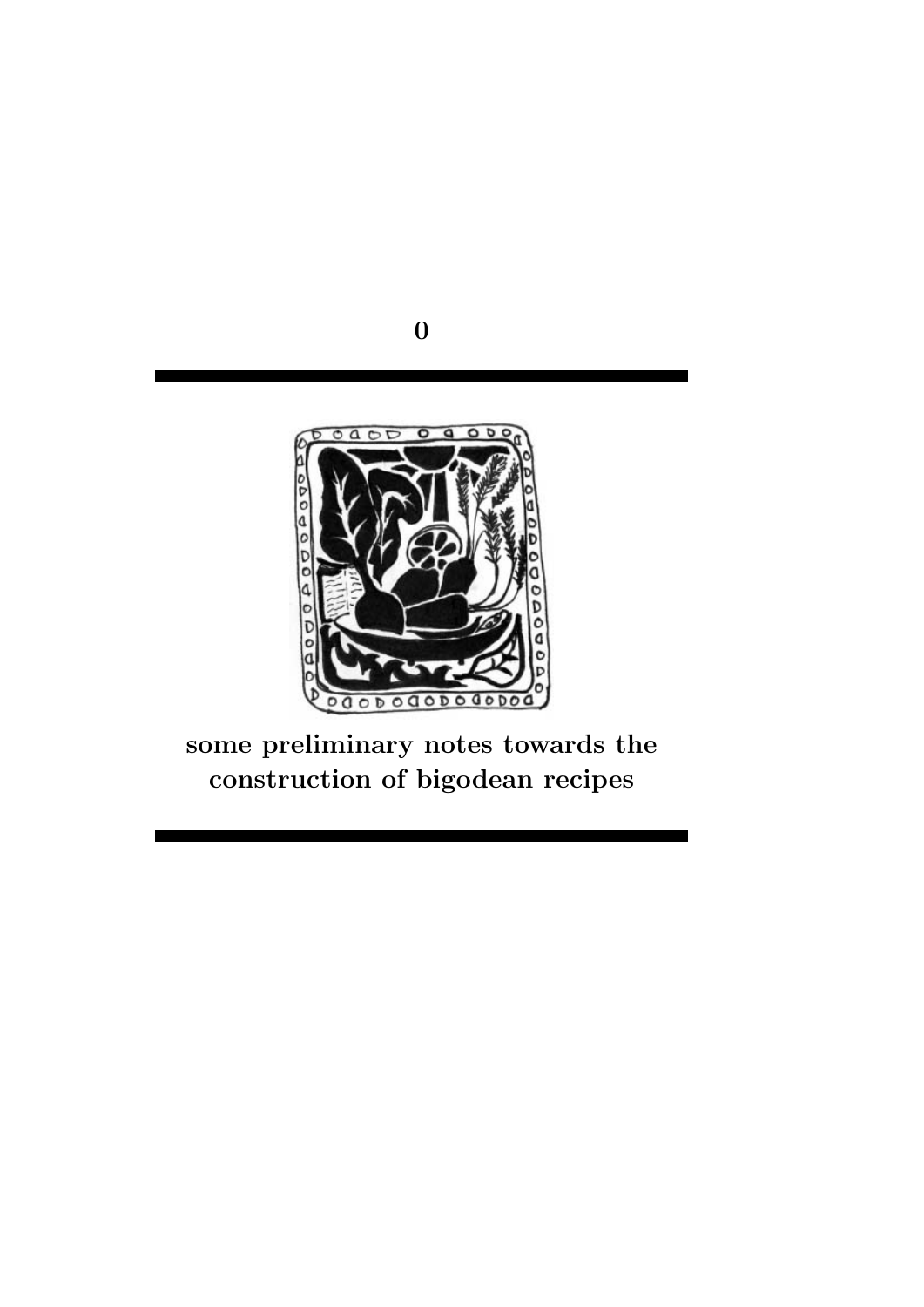# 0

## some preliminary notes towards the construction of bigodean recipes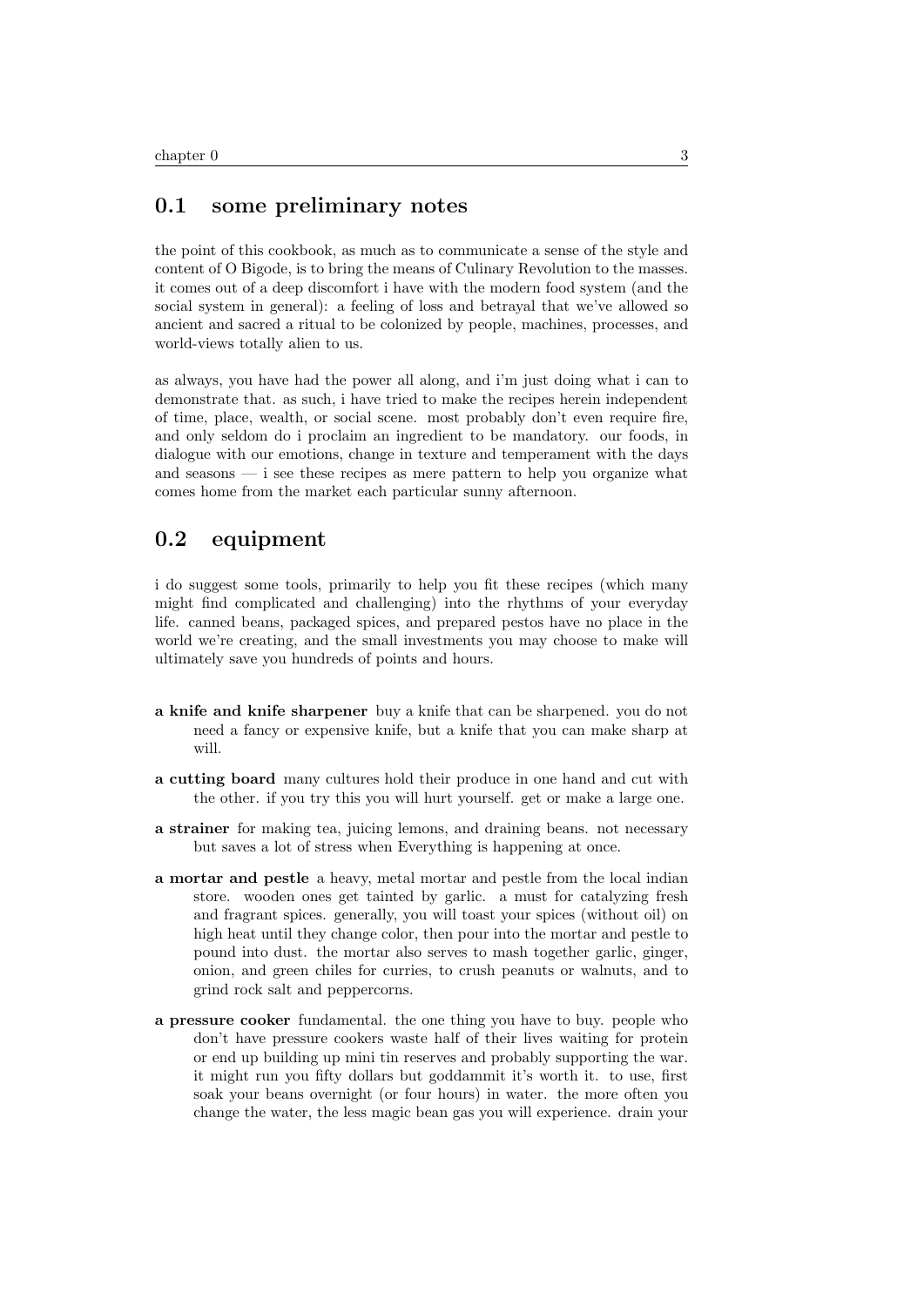## 0.1 some preliminary notes

the point of this cookbook, as much as to communicate a sense of the style and content of O Bigode, is to bring the means of Culinary Revolution to the masses. it comes out of a deep discomfort i have with the modern food system (and the social system in general): a feeling of loss and betrayal that we've allowed so ancient and sacred a ritual to be colonized by people, machines, processes, and world-views totally alien to us.

as always, you have had the power all along, and i'm just doing what i can to demonstrate that. as such, i have tried to make the recipes herein independent of time, place, wealth, or social scene. most probably don't even require fire, and only seldom do i proclaim an ingredient to be mandatory. our foods, in dialogue with our emotions, change in texture and temperament with the days and seasons — i see these recipes as mere pattern to help you organize what comes home from the market each particular sunny afternoon.

## 0.2 equipment

i do suggest some tools, primarily to help you fit these recipes (which many might find complicated and challenging) into the rhythms of your everyday life. canned beans, packaged spices, and prepared pestos have no place in the world we're creating, and the small investments you may choose to make will ultimately save you hundreds of points and hours.

**a knife and knife sharpener** buy a knife that can be sharpened. you do not need a fancy or expensive knife, but a knife that you can make sharp at will.

**a cutting board** many cultures hold their produce in one hand and cut with the other. if you try this you will hurt yourself. get or make a large one.

**a strainer** for making tea, juicing lemons, and draining beans. not necessary but saves a lot of stress when Everything is happening at once.

**a mortar and pestle** a heavy, metal mortar and pestle from the local indian store. wooden ones get tainted by garlic. a must for catalyzing fresh and fragrant spices. generally, you will toast your spices (without oil) on high heat until they change color, then pour into the mortar and pestle to pound into dust. the mortar also serves to mash together garlic, ginger, onion, and green chiles for curries, to crush peanuts or walnuts, and to grind rock salt and peppercorns.

**a pressure cooker** fundamental. the one thing you have to buy. people who don't have pressure cookers waste half of their lives waiting for protein or end up building up mini tin reserves and probably supporting the war. it might run you fifty dollars but goddammit it's worth it. to use, first soak your beans overnight (or four hours) in water. the more often you change the water, the less magic bean gas you will experience. drain your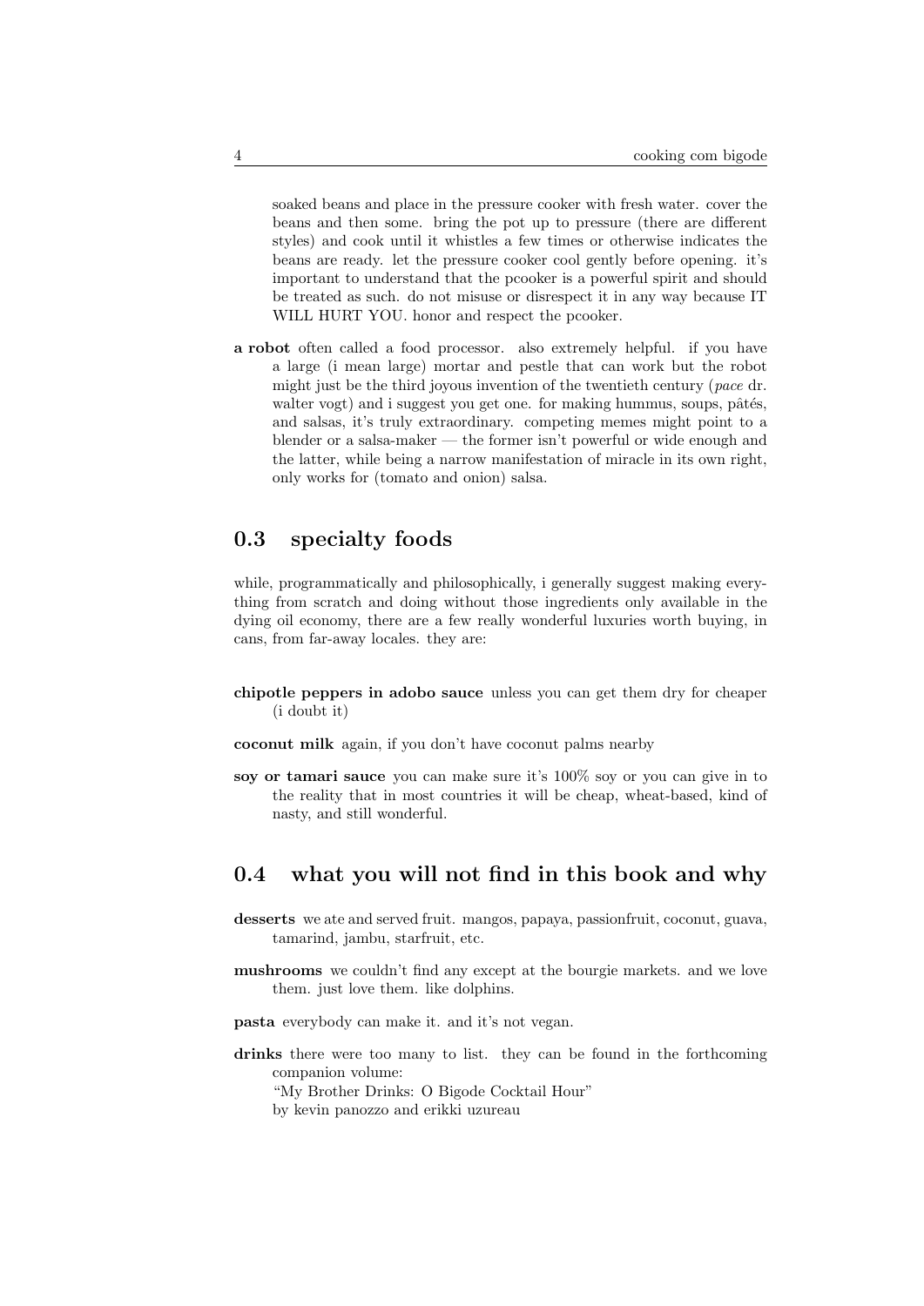soaked beans and place in the pressure cooker with fresh water. cover the beans and then some. bring the pot up to pressure (there are different styles) and cook until it whistles a few times or otherwise indicates the beans are ready. let the pressure cooker cool gently before opening. it's important to understand that the pcooker is a powerful spirit and should be treated as such. do not misuse or disrespect it in any way because IT WILL HURT YOU. honor and respect the pcooker.

**a robot** often called a food processor. also extremely helpful. if you have a large (i mean large) mortar and pestle that can work but the robot might just be the third joyous invention of the twentieth century (*pace* dr. walter vogt) and i suggest you get one. for making hummus, soups, pâtés, and salsas, it's truly extraordinary. competing memes might point to a blender or a salsa-maker — the former isn't powerful or wide enough and the latter, while being a narrow manifestation of miracle in its own right, only works for (tomato and onion) salsa.

## 0.3 specialty foods

while, programmatically and philosophically, i generally suggest making everything from scratch and doing without those ingredients only available in the dying oil economy, there are a few really wonderful luxuries worth buying, in cans, from far-away locales. they are:

**chipotle peppers in adobo sauce** unless you can get them dry for cheaper (i doubt it)

**coconut milk** again, if you don't have coconut palms nearby

**soy or tamari sauce** you can make sure it's 100% soy or you can give in to the reality that in most countries it will be cheap, wheat-based, kind of nasty, and still wonderful.

## 0.4 what you will not find in this book and why

**desserts** we ate and served fruit. mangos, papaya, passionfruit, coconut, guava, tamarind, jambu, starfruit, etc.

**mushrooms** we couldn't find any except at the bourgie markets. and we love them. just love them. like dolphins.

**pasta** everybody can make it. and it's not vegan.

**drinks** there were too many to list. they can be found in the forthcoming companion volume:
"My Brother Drinks: O Bigode Cocktail Hour"
by kevin panozzo and erikki uzureau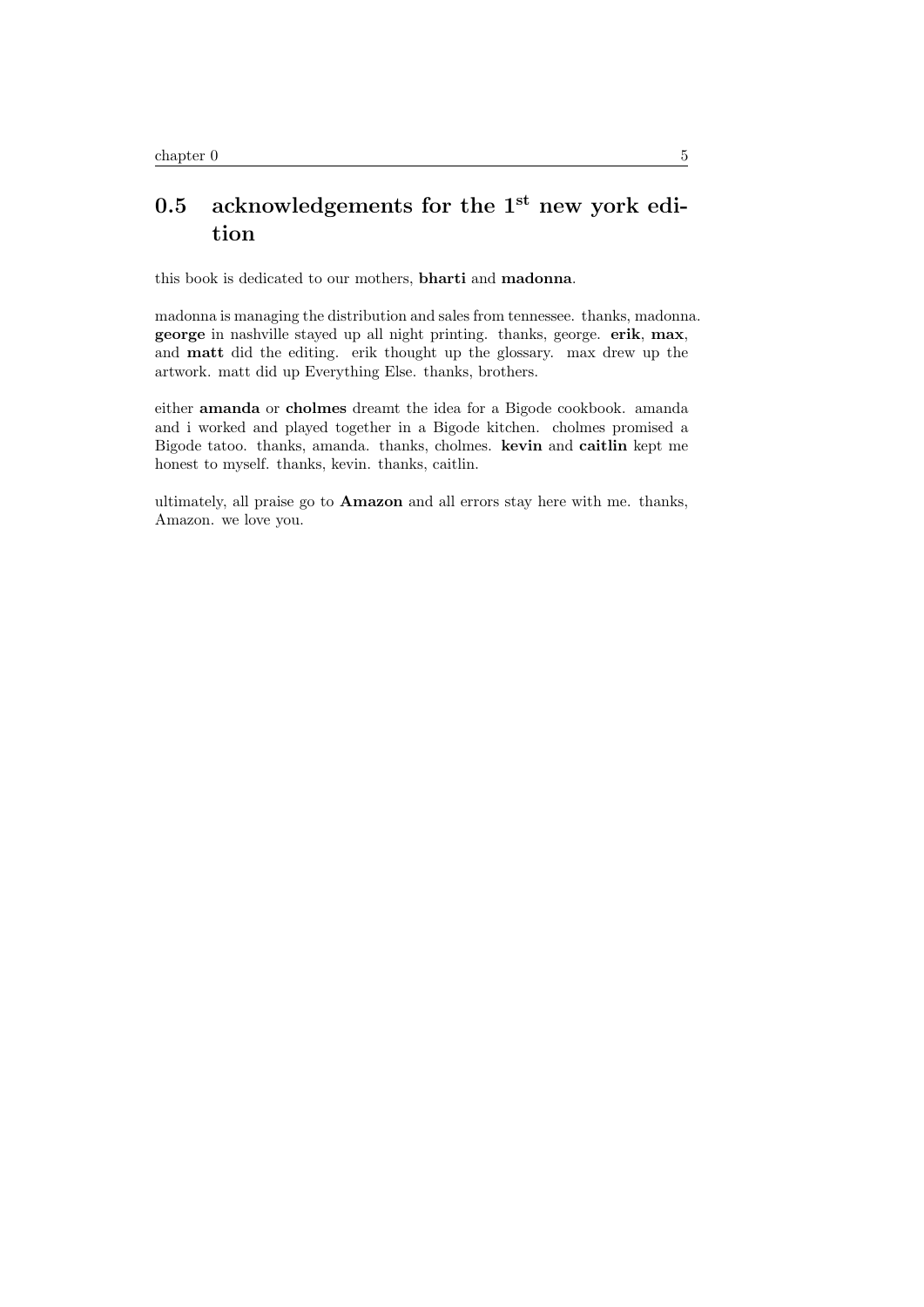## 0.5 acknowledgements for the 1st new york edition

this book is dedicated to our mothers, **bharti** and **madonna**.

madonna is managing the distribution and sales from tennessee. thanks, madonna. **george** in nashville stayed up all night printing. thanks, george. **erik**, **max**, and **matt** did the editing. erik thought up the glossary. max drew up the artwork. matt did up Everything Else. thanks, brothers.

either **amanda** or **cholmes** dreamt the idea for a Bigode cookbook. amanda and i worked and played together in a Bigode kitchen. cholmes promised a Bigode tatoo. thanks, amanda. thanks, cholmes. **kevin** and **caitlin** kept me honest to myself. thanks, kevin. thanks, caitlin.

ultimately, all praise go to **Amazon** and all errors stay here with me. thanks, Amazon. we love you.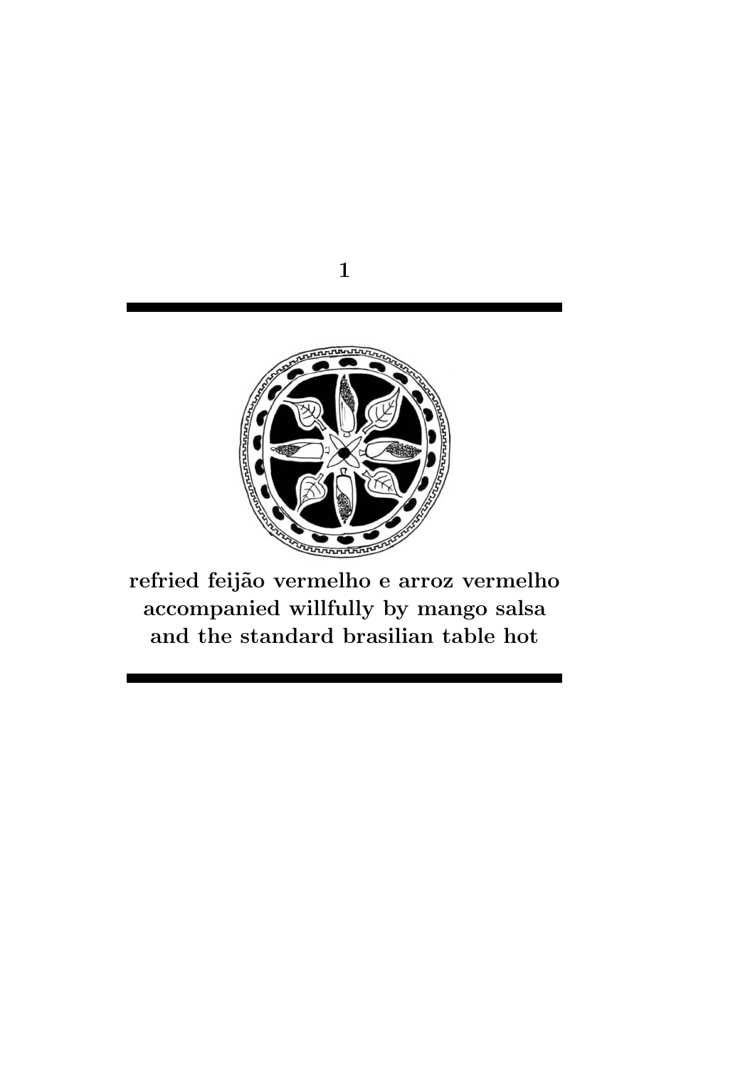# 1

**refried feijão vermelho e arroz vermelho accompanied willfully by mango salsa and the standard brasilian table hot**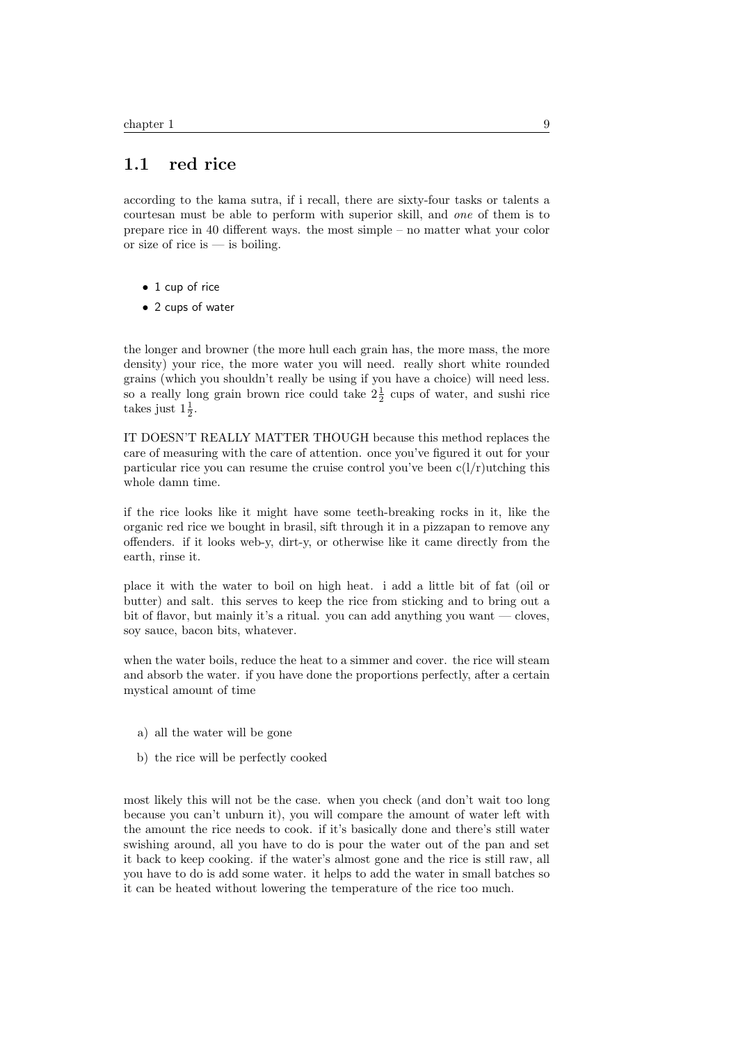## 1.1 red rice

according to the kama sutra, if i recall, there are sixty-four tasks or talents a courtesan must be able to perform with superior skill, and *one* of them is to prepare rice in 40 different ways. the most simple – no matter what your color or size of rice is — is boiling.

- 1 cup of rice
- 2 cups of water

the longer and browner (the more hull each grain has, the more mass, the more density) your rice, the more water you will need. really short white rounded grains (which you shouldn't really be using if you have a choice) will need less. so a really long grain brown rice could take $2\frac{1}{2}$ cups of water, and sushi rice takes just $1\frac{1}{2}$.

IT DOESN'T REALLY MATTER THOUGH because this method replaces the care of measuring with the care of attention. once you've figured it out for your particular rice you can resume the cruise control you've been c(l/r)utching this whole damn time.

if the rice looks like it might have some teeth-breaking rocks in it, like the organic red rice we bought in brasil, sift through it in a pizzapan to remove any offenders. if it looks web-y, dirt-y, or otherwise like it came directly from the earth, rinse it.

place it with the water to boil on high heat. i add a little bit of fat (oil or butter) and salt. this serves to keep the rice from sticking and to bring out a bit of flavor, but mainly it's a ritual. you can add anything you want — cloves, soy sauce, bacon bits, whatever.

when the water boils, reduce the heat to a simmer and cover. the rice will steam and absorb the water. if you have done the proportions perfectly, after a certain mystical amount of time

a) all the water will be gone

b) the rice will be perfectly cooked

most likely this will not be the case. when you check (and don't wait too long because you can't unburn it), you will compare the amount of water left with the amount the rice needs to cook. if it's basically done and there's still water swishing around, all you have to do is pour the water out of the pan and set it back to keep cooking. if the water's almost gone and the rice is still raw, all you have to do is add some water. it helps to add the water in small batches so it can be heated without lowering the temperature of the rice too much.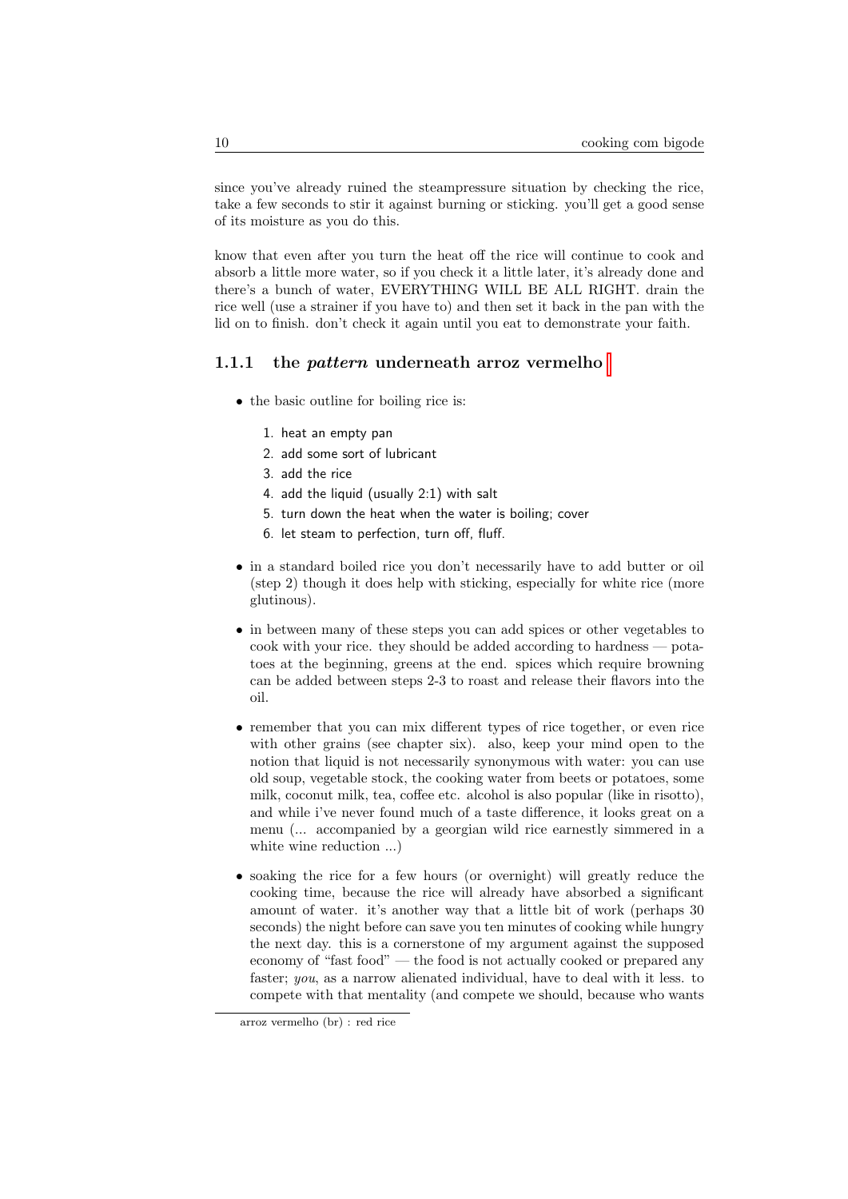since you've already ruined the steampressure situation by checking the rice, take a few seconds to stir it against burning or sticking. you'll get a good sense of its moisture as you do this.

know that even after you turn the heat off the rice will continue to cook and absorb a little more water, so if you check it a little later, it's already done and there's a bunch of water, EVERYTHING WILL BE ALL RIGHT. drain the rice well (use a strainer if you have to) and then set it back in the pan with the lid on to finish. don't check it again until you eat to demonstrate your faith.

### 1.1.1 the *pattern* underneath arroz vermelho

- the basic outline for boiling rice is:
    1. heat an empty pan
    2. add some sort of lubricant
    3. add the rice
    4. add the liquid (usually 2:1) with salt
    5. turn down the heat when the water is boiling; cover
    6. let steam to perfection, turn off, fluff.
- in a standard boiled rice you don't necessarily have to add butter or oil (step 2) though it does help with sticking, especially for white rice (more glutinous).
- in between many of these steps you can add spices or other vegetables to cook with your rice. they should be added according to hardness — potatoes at the beginning, greens at the end. spices which require browning can be added between steps 2-3 to roast and release their flavors into the oil.
- remember that you can mix different types of rice together, or even rice with other grains (see chapter six). also, keep your mind open to the notion that liquid is not necessarily synonymous with water: you can use old soup, vegetable stock, the cooking water from beets or potatoes, some milk, coconut milk, tea, coffee etc. alcohol is also popular (like in risotto), and while i've never found much of a taste difference, it looks great on a menu (... accompanied by a georgian wild rice earnestly simmered in a white wine reduction ...)
- soaking the rice for a few hours (or overnight) will greatly reduce the cooking time, because the rice will already have absorbed a significant amount of water. it's another way that a little bit of work (perhaps 30 seconds) the night before can save you ten minutes of cooking while hungry the next day. this is a cornerstone of my argument against the supposed economy of "fast food" — the food is not actually cooked or prepared any faster; *you*, as a narrow alienated individual, have to deal with it less. to compete with that mentality (and compete we should, because who wants

arroz vermelho (br) : red rice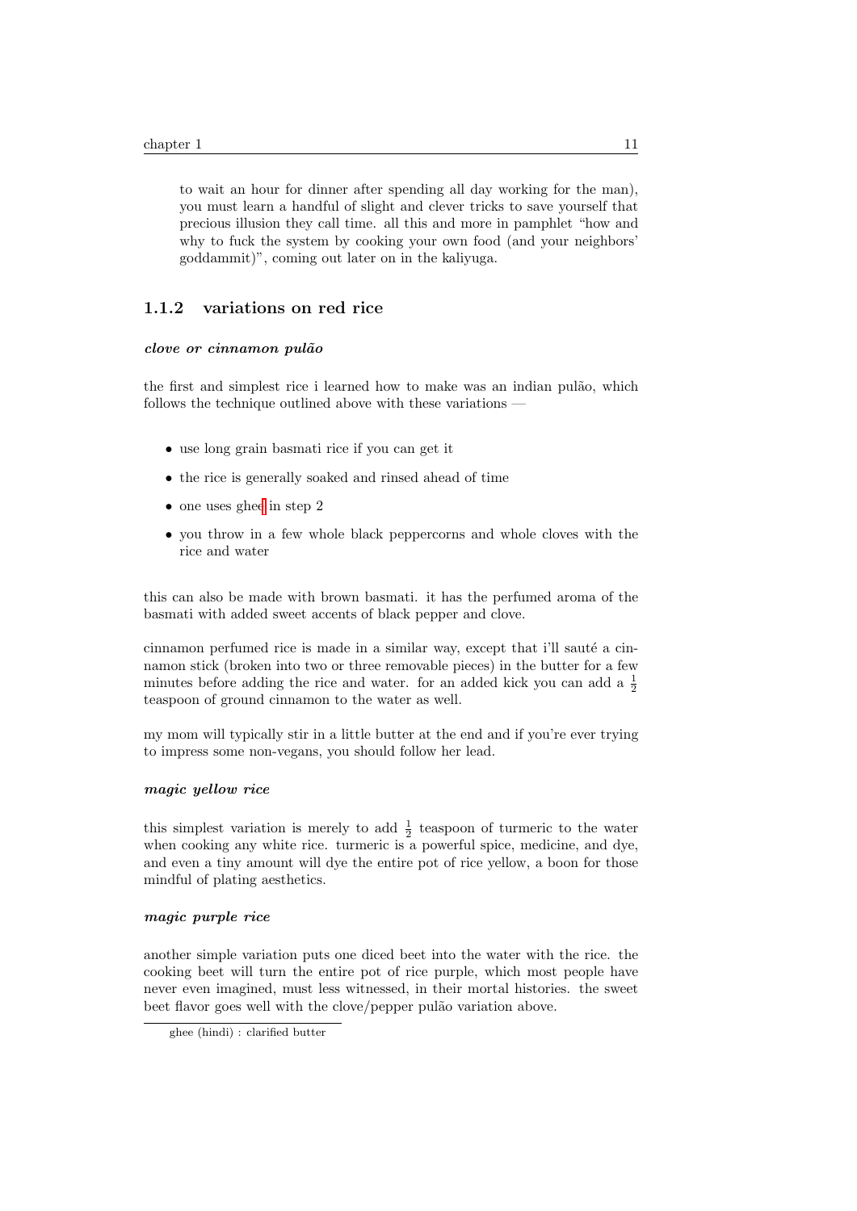to wait an hour for dinner after spending all day working for the man), you must learn a handful of slight and clever tricks to save yourself that precious illusion they call time. all this and more in pamphlet "how and why to fuck the system by cooking your own food (and your neighbors' goddammit)", coming out later on in the kaliyuga.

### 1.1.2 variations on red rice

***clove or cinnamon pulão***

the first and simplest rice i learned how to make was an indian pulão, which follows the technique outlined above with these variations —

- use long grain basmati rice if you can get it
- the rice is generally soaked and rinsed ahead of time
- one uses ghee in step 2
- you throw in a few whole black peppercorns and whole cloves with the rice and water

this can also be made with brown basmati. it has the perfumed aroma of the basmati with added sweet accents of black pepper and clove.

cinnamon perfumed rice is made in a similar way, except that i'll sauté a cinnamon stick (broken into two or three removable pieces) in the butter for a few minutes before adding the rice and water. for an added kick you can add a $\frac{1}{2}$ teaspoon of ground cinnamon to the water as well.

my mom will typically stir in a little butter at the end and if you're ever trying to impress some non-vegans, you should follow her lead.

***magic yellow rice***

this simplest variation is merely to add $\frac{1}{2}$ teaspoon of turmeric to the water when cooking any white rice. turmeric is a powerful spice, medicine, and dye, and even a tiny amount will dye the entire pot of rice yellow, a boon for those mindful of plating aesthetics.

***magic purple rice***

another simple variation puts one diced beet into the water with the rice. the cooking beet will turn the entire pot of rice purple, which most people have never even imagined, must less witnessed, in their mortal histories. the sweet beet flavor goes well with the clove/pepper pulão variation above.

ghee (hindi) : clarified butter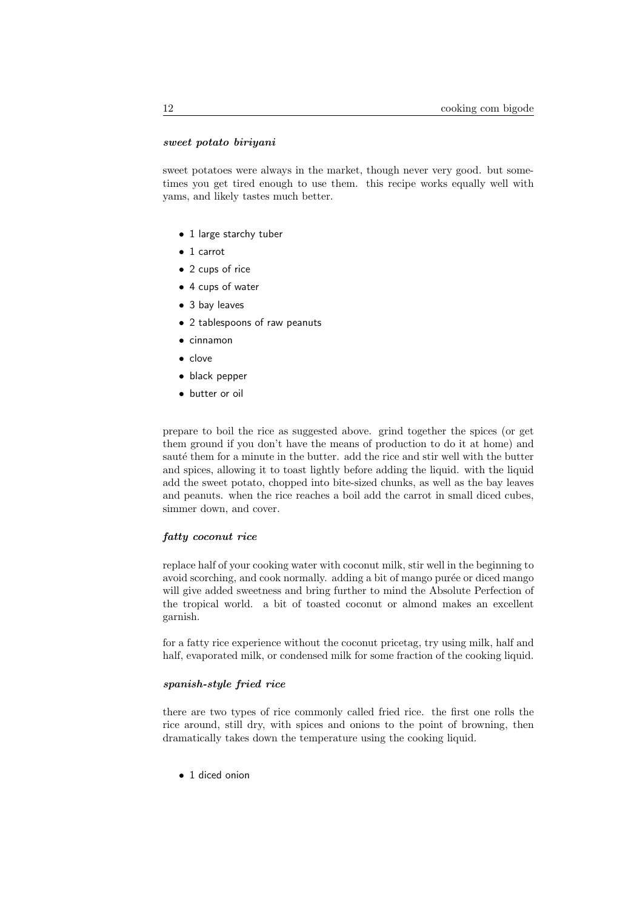### *sweet potato biriyani*

sweet potatoes were always in the market, though never very good. but sometimes you get tired enough to use them. this recipe works equally well with yams, and likely tastes much better.

- 1 large starchy tuber
- 1 carrot
- 2 cups of rice
- 4 cups of water
- 3 bay leaves
- 2 tablespoons of raw peanuts
- cinnamon
- clove
- black pepper
- butter or oil

prepare to boil the rice as suggested above. grind together the spices (or get them ground if you don't have the means of production to do it at home) and sauté them for a minute in the butter. add the rice and stir well with the butter and spices, allowing it to toast lightly before adding the liquid. with the liquid add the sweet potato, chopped into bite-sized chunks, as well as the bay leaves and peanuts. when the rice reaches a boil add the carrot in small diced cubes, simmer down, and cover.

### *fatty coconut rice*

replace half of your cooking water with coconut milk, stir well in the beginning to avoid scorching, and cook normally. adding a bit of mango purée or diced mango will give added sweetness and bring further to mind the Absolute Perfection of the tropical world. a bit of toasted coconut or almond makes an excellent garnish.

for a fatty rice experience without the coconut pricetag, try using milk, half and half, evaporated milk, or condensed milk for some fraction of the cooking liquid.

### *spanish-style fried rice*

there are two types of rice commonly called fried rice. the first one rolls the rice around, still dry, with spices and onions to the point of browning, then dramatically takes down the temperature using the cooking liquid.

- 1 diced onion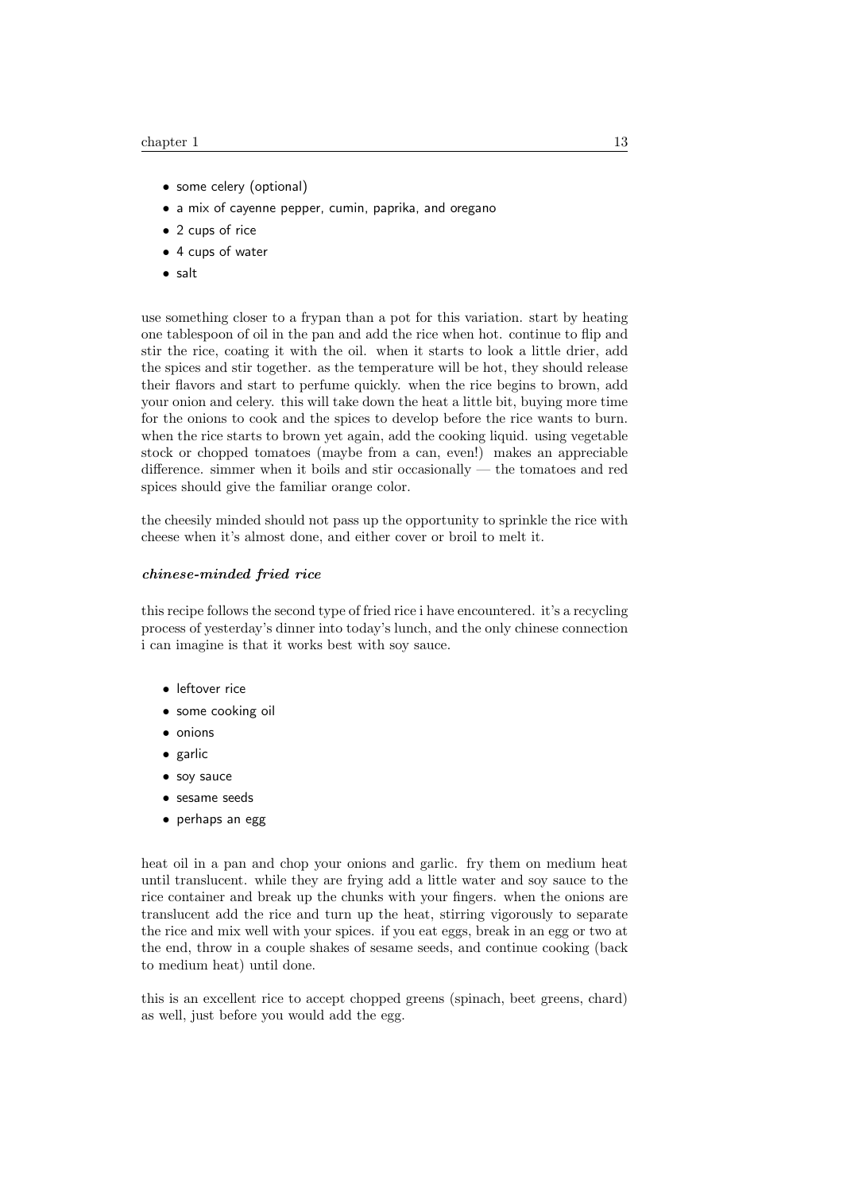- some celery (optional)
- a mix of cayenne pepper, cumin, paprika, and oregano
- 2 cups of rice
- 4 cups of water
- salt

use something closer to a frypan than a pot for this variation. start by heating one tablespoon of oil in the pan and add the rice when hot. continue to flip and stir the rice, coating it with the oil. when it starts to look a little drier, add the spices and stir together. as the temperature will be hot, they should release their flavors and start to perfume quickly. when the rice begins to brown, add your onion and celery. this will take down the heat a little bit, buying more time for the onions to cook and the spices to develop before the rice wants to burn. when the rice starts to brown yet again, add the cooking liquid. using vegetable stock or chopped tomatoes (maybe from a can, even!) makes an appreciable difference. simmer when it boils and stir occasionally — the tomatoes and red spices should give the familiar orange color.

the cheesily minded should not pass up the opportunity to sprinkle the rice with cheese when it's almost done, and either cover or broil to melt it.

### *chinese-minded fried rice*

this recipe follows the second type of fried rice i have encountered. it's a recycling process of yesterday's dinner into today's lunch, and the only chinese connection i can imagine is that it works best with soy sauce.

- leftover rice
- some cooking oil
- onions
- garlic
- soy sauce
- sesame seeds
- perhaps an egg

heat oil in a pan and chop your onions and garlic. fry them on medium heat until translucent. while they are frying add a little water and soy sauce to the rice container and break up the chunks with your fingers. when the onions are translucent add the rice and turn up the heat, stirring vigorously to separate the rice and mix well with your spices. if you eat eggs, break in an egg or two at the end, throw in a couple shakes of sesame seeds, and continue cooking (back to medium heat) until done.

this is an excellent rice to accept chopped greens (spinach, beet greens, chard) as well, just before you would add the egg.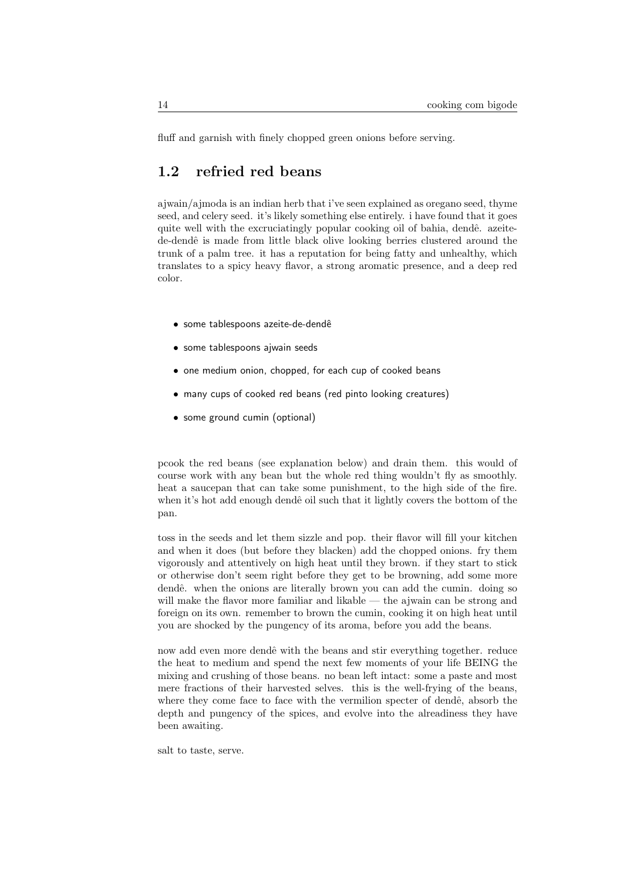fluff and garnish with finely chopped green onions before serving.

## 1.2 refried red beans

ajwain/ajmoda is an indian herb that i've seen explained as oregano seed, thyme seed, and celery seed. it's likely something else entirely. i have found that it goes quite well with the excruciatingly popular cooking oil of bahia, dendê. azeite-de-dendê is made from little black olive looking berries clustered around the trunk of a palm tree. it has a reputation for being fatty and unhealthy, which translates to a spicy heavy flavor, a strong aromatic presence, and a deep red color.

- some tablespoons azeite-de-dendê
- some tablespoons ajwain seeds
- one medium onion, chopped, for each cup of cooked beans
- many cups of cooked red beans (red pinto looking creatures)
- some ground cumin (optional)

pcook the red beans (see explanation below) and drain them. this would of course work with any bean but the whole red thing wouldn't fly as smoothly. heat a saucepan that can take some punishment, to the high side of the fire. when it's hot add enough dendê oil such that it lightly covers the bottom of the pan.

toss in the seeds and let them sizzle and pop. their flavor will fill your kitchen and when it does (but before they blacken) add the chopped onions. fry them vigorously and attentively on high heat until they brown. if they start to stick or otherwise don't seem right before they get to be browning, add some more dendê. when the onions are literally brown you can add the cumin. doing so will make the flavor more familiar and likable — the ajwain can be strong and foreign on its own. remember to brown the cumin, cooking it on high heat until you are shocked by the pungency of its aroma, before you add the beans.

now add even more dendê with the beans and stir everything together. reduce the heat to medium and spend the next few moments of your life BEING the mixing and crushing of those beans. no bean left intact: some a paste and most mere fractions of their harvested selves. this is the well-frying of the beans, where they come face to face with the vermilion specter of dendê, absorb the depth and pungency of the spices, and evolve into the alreadiness they have been awaiting.

salt to taste, serve.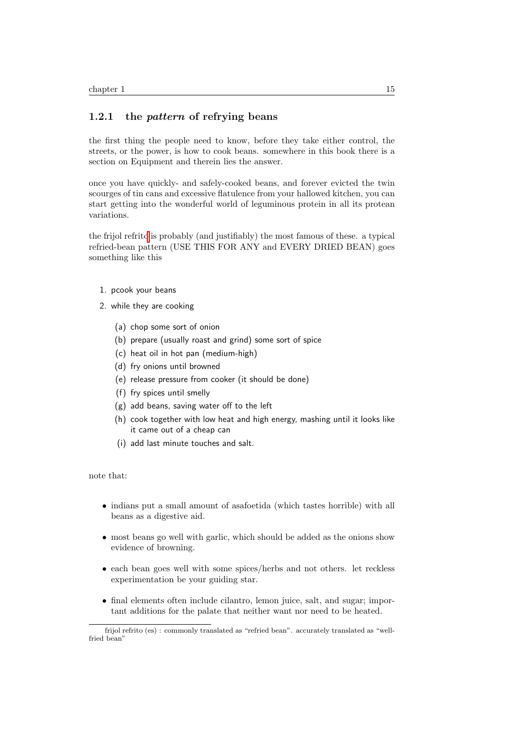### 1.2.1 the *pattern* of refrying beans

the first thing the people need to know, before they take either control, the streets, or the power, is how to cook beans. somewhere in this book there is a section on Equipment and therein lies the answer.

once you have quickly- and safely-cooked beans, and forever evicted the twin scourges of tin cans and excessive flatulence from your hallowed kitchen, you can start getting into the wonderful world of leguminous protein in all its protean variations.

the frijol refrito[1] is probably (and justifiably) the most famous of these. a typical refried-bean pattern (USE THIS FOR ANY and EVERY DRIED BEAN) goes something like this

1. pcook your beans
2. while they are cooking
   (a) chop some sort of onion
   (b) prepare (usually roast and grind) some sort of spice
   (c) heat oil in hot pan (medium-high)
   (d) fry onions until browned
   (e) release pressure from cooker (it should be done)
   (f) fry spices until smelly
   (g) add beans, saving water off to the left
   (h) cook together with low heat and high energy, mashing until it looks like it came out of a cheap can
   (i) add last minute touches and salt.

note that:

- indians put a small amount of asafoetida (which tastes horrible) with all beans as a digestive aid.
- most beans go well with garlic, which should be added as the onions show evidence of browning.
- each bean goes well with some spices/herbs and not others. let reckless experimentation be your guiding star.
- final elements often include cilantro, lemon juice, salt, and sugar; important additions for the palate that neither want nor need to be heated.

[1] frijol refrito (es) : commonly translated as "refried bean". accurately translated as "well-fried bean"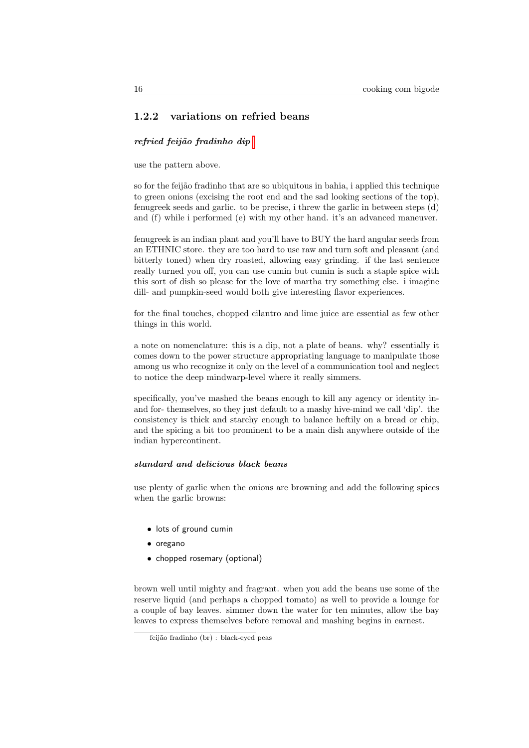### 1.2.2 variations on refried beans

***refried feijão fradinho dip*** [1]

use the pattern above.

so for the feijão fradinho that are so ubiquitous in bahia, i applied this technique to green onions (excising the root end and the sad looking sections of the top), fenugreek seeds and garlic. to be precise, i threw the garlic in between steps (d) and (f) while i performed (e) with my other hand. it's an advanced maneuver.

fenugreek is an indian plant and you'll have to BUY the hard angular seeds from an ETHNIC store. they are too hard to use raw and turn soft and pleasant (and bitterly toned) when dry roasted, allowing easy grinding. if the last sentence really turned you off, you can use cumin but cumin is such a staple spice with this sort of dish so please for the love of martha try something else. i imagine dill- and pumpkin-seed would both give interesting flavor experiences.

for the final touches, chopped cilantro and lime juice are essential as few other things in this world.

a note on nomenclature: this is a dip, not a plate of beans. why? essentially it comes down to the power structure appropriating language to manipulate those among us who recognize it only on the level of a communication tool and neglect to notice the deep mindwarp-level where it really simmers.

specifically, you've mashed the beans enough to kill any agency or identity in- and for- themselves, so they just default to a mashy hive-mind we call 'dip'. the consistency is thick and starchy enough to balance heftily on a bread or chip, and the spicing a bit too prominent to be a main dish anywhere outside of the indian hypercontinent.

***standard and delicious black beans***

use plenty of garlic when the onions are browning and add the following spices when the garlic browns:

- lots of ground cumin
- oregano
- chopped rosemary (optional)

brown well until mighty and fragrant. when you add the beans use some of the reserve liquid (and perhaps a chopped tomato) as well to provide a lounge for a couple of bay leaves. simmer down the water for ten minutes, allow the bay leaves to express themselves before removal and mashing begins in earnest.

---

[1] feijão fradinho (br) : black-eyed peas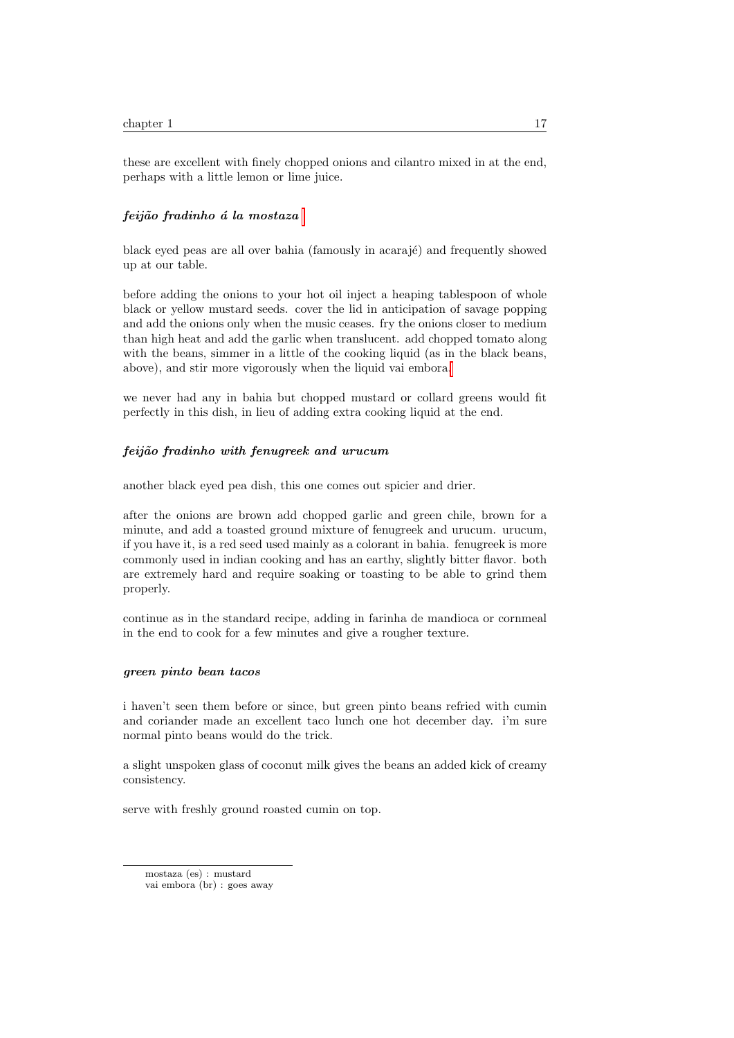these are excellent with finely chopped onions and cilantro mixed in at the end, perhaps with a little lemon or lime juice.

### *feijão fradinho á la mostaza*

black eyed peas are all over bahia (famously in acarajé) and frequently showed up at our table.

before adding the onions to your hot oil inject a heaping tablespoon of whole black or yellow mustard seeds. cover the lid in anticipation of savage popping and add the onions only when the music ceases. fry the onions closer to medium than high heat and add the garlic when translucent. add chopped tomato along with the beans, simmer in a little of the cooking liquid (as in the black beans, above), and stir more vigorously when the liquid vai embora.

we never had any in bahia but chopped mustard or collard greens would fit perfectly in this dish, in lieu of adding extra cooking liquid at the end.

### *feijão fradinho with fenugreek and urucum*

another black eyed pea dish, this one comes out spicier and drier.

after the onions are brown add chopped garlic and green chile, brown for a minute, and add a toasted ground mixture of fenugreek and urucum. urucum, if you have it, is a red seed used mainly as a colorant in bahia. fenugreek is more commonly used in indian cooking and has an earthy, slightly bitter flavor. both are extremely hard and require soaking or toasting to be able to grind them properly.

continue as in the standard recipe, adding in farinha de mandioca or cornmeal in the end to cook for a few minutes and give a rougher texture.

### *green pinto bean tacos*

i haven't seen them before or since, but green pinto beans refried with cumin and coriander made an excellent taco lunch one hot december day. i'm sure normal pinto beans would do the trick.

a slight unspoken glass of coconut milk gives the beans an added kick of creamy consistency.

serve with freshly ground roasted cumin on top.

---

mostaza (es) : mustard
vai embora (br) : goes away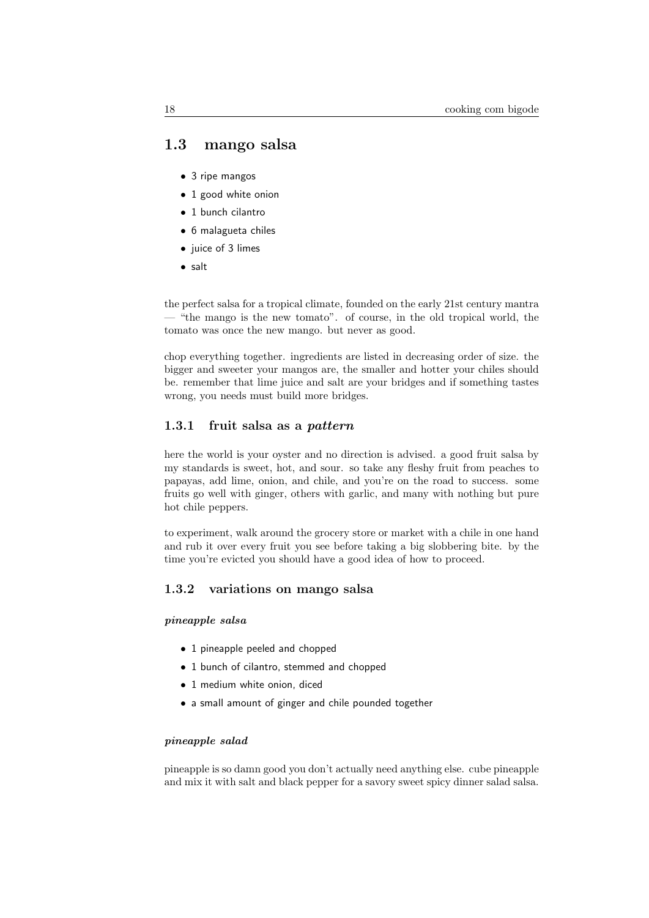## 1.3 mango salsa

- 3 ripe mangos
- 1 good white onion
- 1 bunch cilantro
- 6 malagueta chiles
- juice of 3 limes
- salt

the perfect salsa for a tropical climate, founded on the early 21st century mantra — "the mango is the new tomato". of course, in the old tropical world, the tomato was once the new mango. but never as good.

chop everything together. ingredients are listed in decreasing order of size. the bigger and sweeter your mangos are, the smaller and hotter your chiles should be. remember that lime juice and salt are your bridges and if something tastes wrong, you needs must build more bridges.

### 1.3.1 fruit salsa as a *pattern*

here the world is your oyster and no direction is advised. a good fruit salsa by my standards is sweet, hot, and sour. so take any fleshy fruit from peaches to papayas, add lime, onion, and chile, and you're on the road to success. some fruits go well with ginger, others with garlic, and many with nothing but pure hot chile peppers.

to experiment, walk around the grocery store or market with a chile in one hand and rub it over every fruit you see before taking a big slobbering bite. by the time you're evicted you should have a good idea of how to proceed.

### 1.3.2 variations on mango salsa

#### *pineapple salsa*

- 1 pineapple peeled and chopped
- 1 bunch of cilantro, stemmed and chopped
- 1 medium white onion, diced
- a small amount of ginger and chile pounded together

#### *pineapple salad*

pineapple is so damn good you don't actually need anything else. cube pineapple and mix it with salt and black pepper for a savory sweet spicy dinner salad salsa.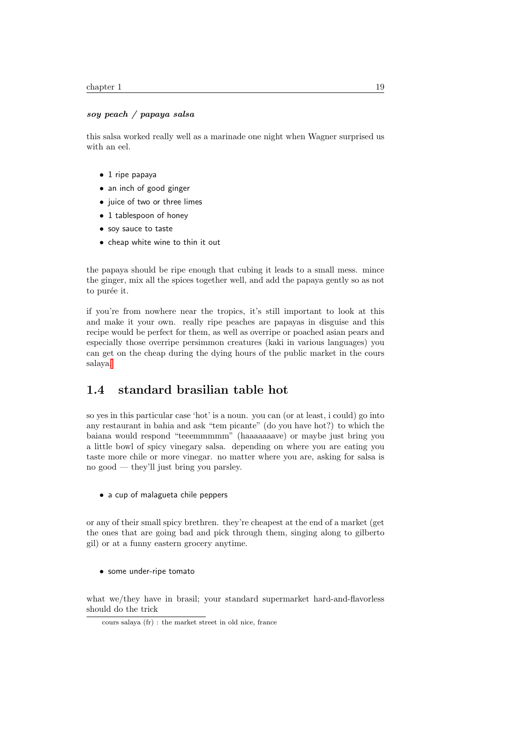***soy peach / papaya salsa***

this salsa worked really well as a marinade one night when Wagner surprised us with an eel.

- 1 ripe papaya
- an inch of good ginger
- juice of two or three limes
- 1 tablespoon of honey
- soy sauce to taste
- cheap white wine to thin it out

the papaya should be ripe enough that cubing it leads to a small mess. mince the ginger, mix all the spices together well, and add the papaya gently so as not to purée it.

if you're from nowhere near the tropics, it's still important to look at this and make it your own. really ripe peaches are papayas in disguise and this recipe would be perfect for them, as well as overripe or poached asian pears and especially those overripe persimmon creatures (kaki in various languages) you can get on the cheap during the dying hours of the public market in the cours salaya.[1]

## 1.4 standard brasilian table hot

so yes in this particular case 'hot' is a noun. you can (or at least, i could) go into any restaurant in bahia and ask "tem picante" (do you have hot?) to which the baiana would respond "teeemmmmm" (haaaaaaave) or maybe just bring you a little bowl of spicy vinegary salsa. depending on where you are eating you taste more chile or more vinegar. no matter where you are, asking for salsa is no good — they'll just bring you parsley.

- a cup of malagueta chile peppers

or any of their small spicy brethren. they're cheapest at the end of a market (get the ones that are going bad and pick through them, singing along to gilberto gil) or at a funny eastern grocery anytime.

- some under-ripe tomato

what we/they have in brasil; your standard supermarket hard-and-flavorless should do the trick

[1] cours salaya (fr) : the market street in old nice, france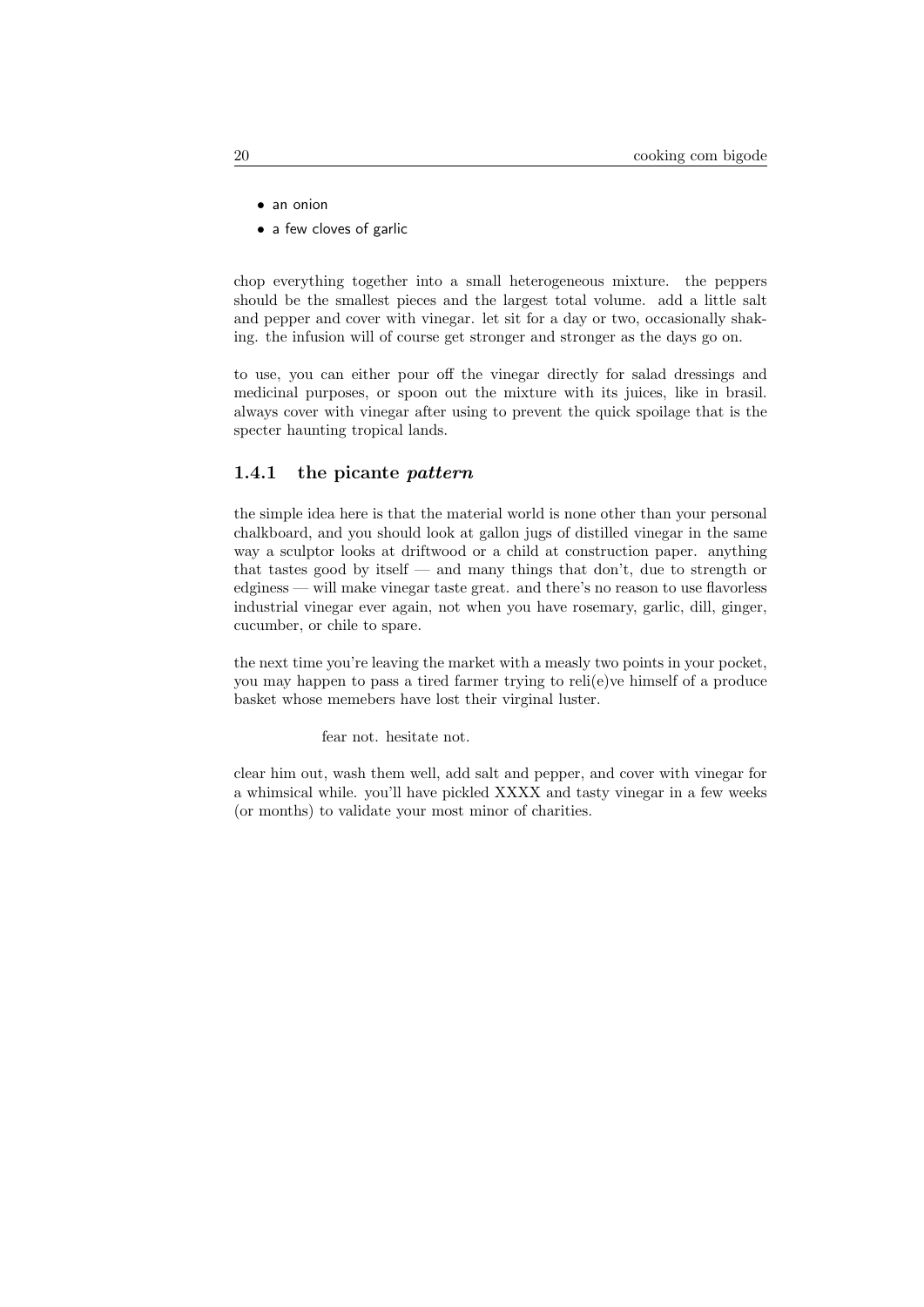- an onion
- a few cloves of garlic

chop everything together into a small heterogeneous mixture. the peppers should be the smallest pieces and the largest total volume. add a little salt and pepper and cover with vinegar. let sit for a day or two, occasionally shaking. the infusion will of course get stronger and stronger as the days go on.

to use, you can either pour off the vinegar directly for salad dressings and medicinal purposes, or spoon out the mixture with its juices, like in brasil. always cover with vinegar after using to prevent the quick spoilage that is the specter haunting tropical lands.

### 1.4.1 the picante *pattern*

the simple idea here is that the material world is none other than your personal chalkboard, and you should look at gallon jugs of distilled vinegar in the same way a sculptor looks at driftwood or a child at construction paper. anything that tastes good by itself — and many things that don't, due to strength or edginess — will make vinegar taste great. and there's no reason to use flavorless industrial vinegar ever again, not when you have rosemary, garlic, dill, ginger, cucumber, or chile to spare.

the next time you're leaving the market with a measly two points in your pocket, you may happen to pass a tired farmer trying to reli(e)ve himself of a produce basket whose memebers have lost their virginal luster.

fear not. hesitate not.

clear him out, wash them well, add salt and pepper, and cover with vinegar for a whimsical while. you'll have pickled XXXX and tasty vinegar in a few weeks (or months) to validate your most minor of charities.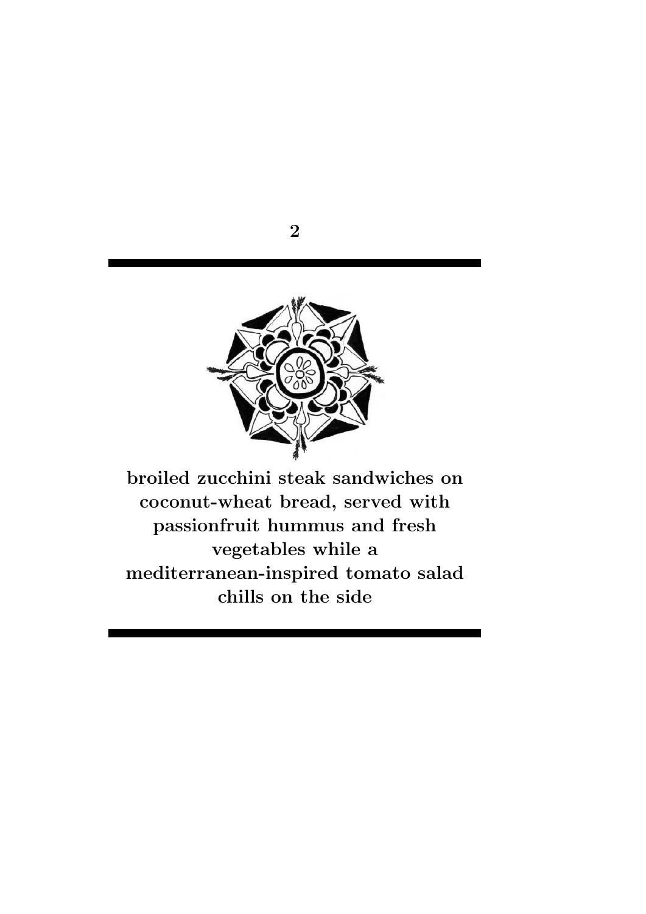# 2

**broiled zucchini steak sandwiches on coconut-wheat bread, served with passionfruit hummus and fresh vegetables while a mediterranean-inspired tomato salad chills on the side**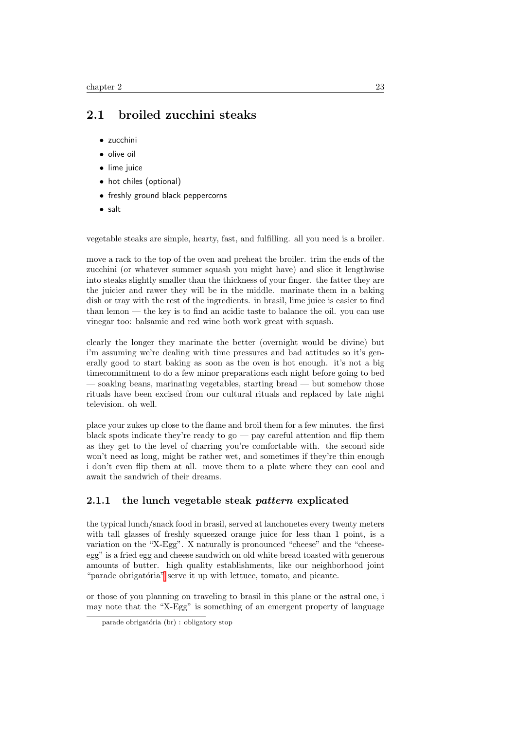## 2.1 broiled zucchini steaks

- zucchini
- olive oil
- lime juice
- hot chiles (optional)
- freshly ground black peppercorns
- salt

vegetable steaks are simple, hearty, fast, and fulfilling. all you need is a broiler.

move a rack to the top of the oven and preheat the broiler. trim the ends of the zucchini (or whatever summer squash you might have) and slice it lengthwise into steaks slightly smaller than the thickness of your finger. the fatter they are the juicier and rawer they will be in the middle. marinate them in a baking dish or tray with the rest of the ingredients. in brasil, lime juice is easier to find than lemon — the key is to find an acidic taste to balance the oil. you can use vinegar too: balsamic and red wine both work great with squash.

clearly the longer they marinate the better (overnight would be divine) but i'm assuming we're dealing with time pressures and bad attitudes so it's generally good to start baking as soon as the oven is hot enough. it's not a big timecommitment to do a few minor preparations each night before going to bed — soaking beans, marinating vegetables, starting bread — but somehow those rituals have been excised from our cultural rituals and replaced by late night television. oh well.

place your zukes up close to the flame and broil them for a few minutes. the first black spots indicate they're ready to go — pay careful attention and flip them as they get to the level of charring you're comfortable with. the second side won't need as long, might be rather wet, and sometimes if they're thin enough i don't even flip them at all. move them to a plate where they can cool and await the sandwich of their dreams.

### 2.1.1 the lunch vegetable steak *pattern* explicated

the typical lunch/snack food in brasil, served at lanchonetes every twenty meters with tall glasses of freshly squeezed orange juice for less than 1 point, is a variation on the "X-Egg". X naturally is pronounced "cheese" and the "cheese-egg" is a fried egg and cheese sandwich on old white bread toasted with generous amounts of butter. high quality establishments, like our neighborhood joint "parade obrigatória"[1] serve it up with lettuce, tomato, and picante.

or those of you planning on traveling to brasil in this plane or the astral one, i may note that the "X-Egg" is something of an emergent property of language

[1] parade obrigatória (br) : obligatory stop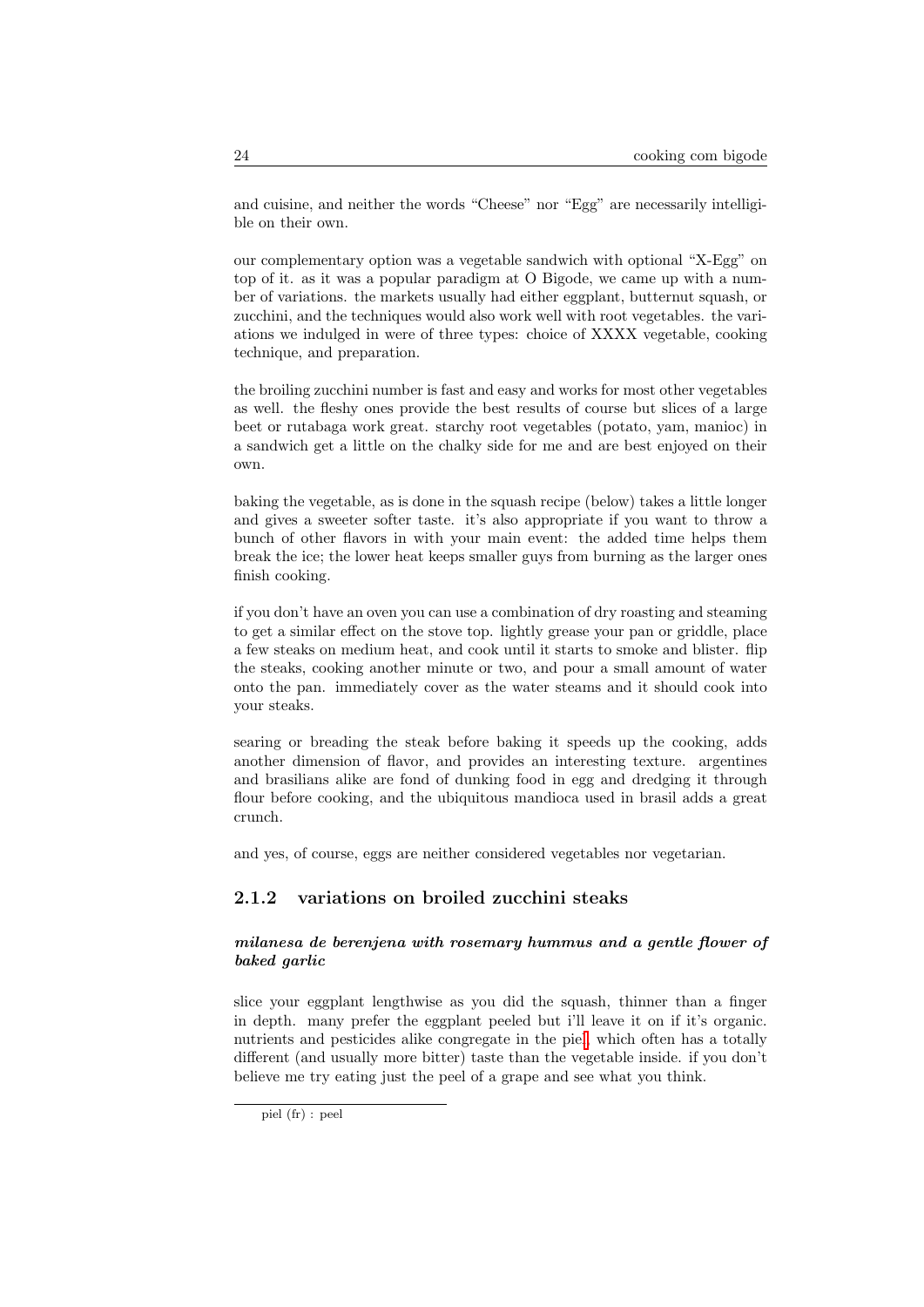and cuisine, and neither the words "Cheese" nor "Egg" are necessarily intelligible on their own.

our complementary option was a vegetable sandwich with optional "X-Egg" on top of it. as it was a popular paradigm at O Bigode, we came up with a number of variations. the markets usually had either eggplant, butternut squash, or zucchini, and the techniques would also work well with root vegetables. the variations we indulged in were of three types: choice of XXXX vegetable, cooking technique, and preparation.

the broiling zucchini number is fast and easy and works for most other vegetables as well. the fleshy ones provide the best results of course but slices of a large beet or rutabaga work great. starchy root vegetables (potato, yam, manioc) in a sandwich get a little on the chalky side for me and are best enjoyed on their own.

baking the vegetable, as is done in the squash recipe (below) takes a little longer and gives a sweeter softer taste. it's also appropriate if you want to throw a bunch of other flavors in with your main event: the added time helps them break the ice; the lower heat keeps smaller guys from burning as the larger ones finish cooking.

if you don't have an oven you can use a combination of dry roasting and steaming to get a similar effect on the stove top. lightly grease your pan or griddle, place a few steaks on medium heat, and cook until it starts to smoke and blister. flip the steaks, cooking another minute or two, and pour a small amount of water onto the pan. immediately cover as the water steams and it should cook into your steaks.

searing or breading the steak before baking it speeds up the cooking, adds another dimension of flavor, and provides an interesting texture. argentines and brasilians alike are fond of dunking food in egg and dredging it through flour before cooking, and the ubiquitous mandioca used in brasil adds a great crunch.

and yes, of course, eggs are neither considered vegetables nor vegetarian.

### 2.1.2 variations on broiled zucchini steaks

***milanesa de berenjena with rosemary hummus and a gentle flower of baked garlic***

slice your eggplant lengthwise as you did the squash, thinner than a finger in depth. many prefer the eggplant peeled but i'll leave it on if it's organic. nutrients and pesticides alike congregate in the piel[1] which often has a totally different (and usually more bitter) taste than the vegetable inside. if you don't believe me try eating just the peel of a grape and see what you think.

[1] piel (fr) : peel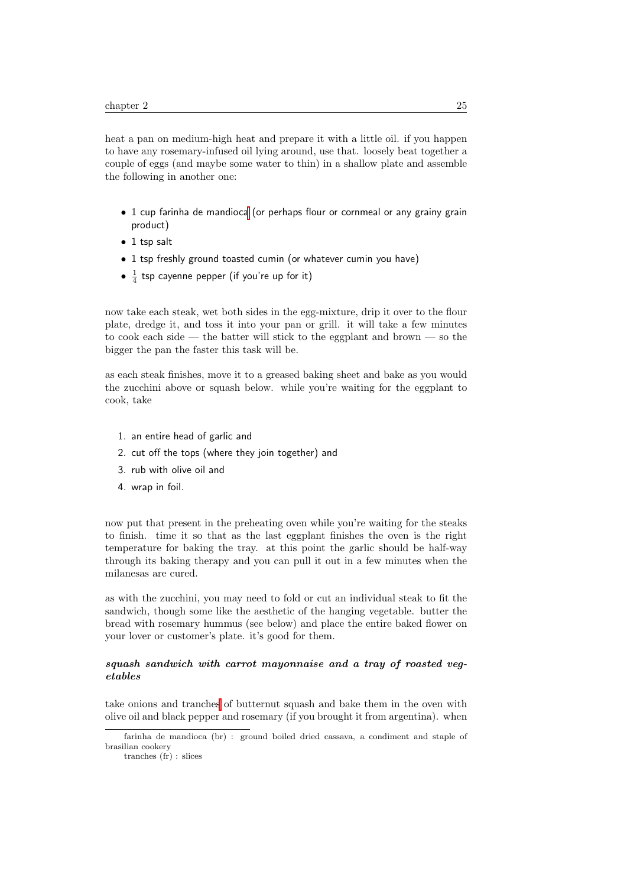heat a pan on medium-high heat and prepare it with a little oil. if you happen to have any rosemary-infused oil lying around, use that. loosely beat together a couple of eggs (and maybe some water to thin) in a shallow plate and assemble the following in another one:

- 1 cup farinha de mandioca[1] (or perhaps flour or cornmeal or any grainy grain product)
- 1 tsp salt
- 1 tsp freshly ground toasted cumin (or whatever cumin you have)
- $\frac{1}{4}$ tsp cayenne pepper (if you're up for it)

now take each steak, wet both sides in the egg-mixture, drip it over to the flour plate, dredge it, and toss it into your pan or grill. it will take a few minutes to cook each side — the batter will stick to the eggplant and brown — so the bigger the pan the faster this task will be.

as each steak finishes, move it to a greased baking sheet and bake as you would the zucchini above or squash below. while you're waiting for the eggplant to cook, take

1. an entire head of garlic and
2. cut off the tops (where they join together) and
3. rub with olive oil and
4. wrap in foil.

now put that present in the preheating oven while you're waiting for the steaks to finish. time it so that as the last eggplant finishes the oven is the right temperature for baking the tray. at this point the garlic should be half-way through its baking therapy and you can pull it out in a few minutes when the milanesas are cured.

as with the zucchini, you may need to fold or cut an individual steak to fit the sandwich, though some like the aesthetic of the hanging vegetable. butter the bread with rosemary hummus (see below) and place the entire baked flower on your lover or customer's plate. it's good for them.

***squash sandwich with carrot mayonnaise and a tray of roasted vegetables***

take onions and tranches[2] of butternut squash and bake them in the oven with olive oil and black pepper and rosemary (if you brought it from argentina). when

---

[1] farinha de mandioca (br) : ground boiled dried cassava, a condiment and staple of brasilian cookery

[2] tranches (fr) : slices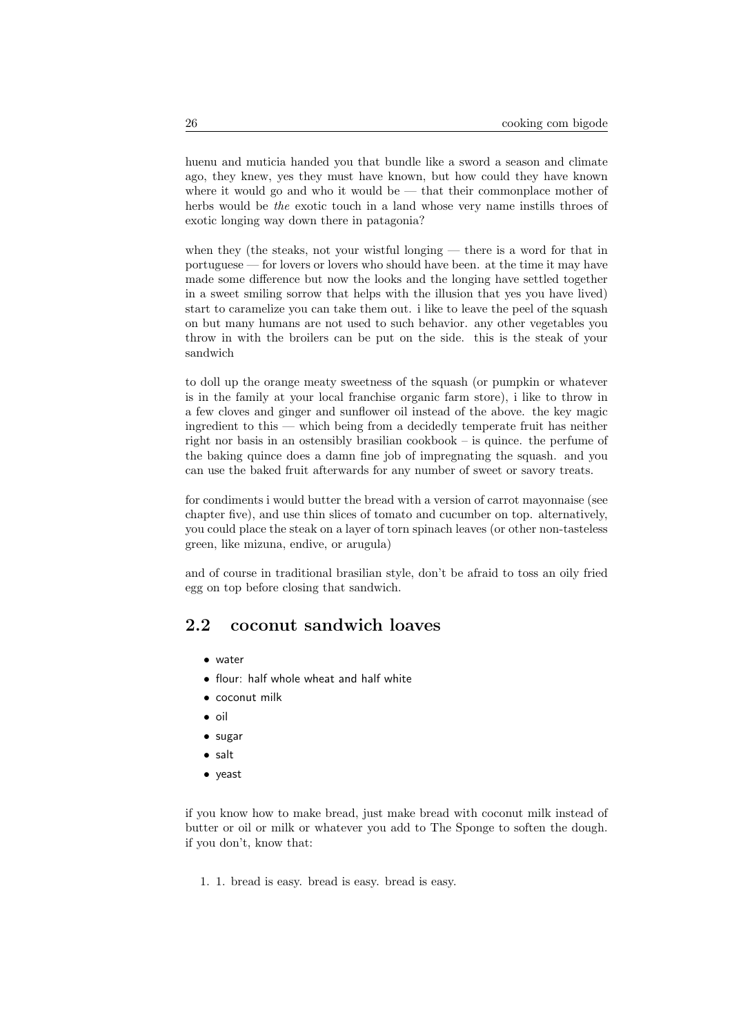huenu and muticia handed you that bundle like a sword a season and climate ago, they knew, yes they must have known, but how could they have known where it would go and who it would be — that their commonplace mother of herbs would be *the* exotic touch in a land whose very name instills throes of exotic longing way down there in patagonia?

when they (the steaks, not your wistful longing — there is a word for that in portuguese — for lovers or lovers who should have been. at the time it may have made some difference but now the looks and the longing have settled together in a sweet smiling sorrow that helps with the illusion that yes you have lived) start to caramelize you can take them out. i like to leave the peel of the squash on but many humans are not used to such behavior. any other vegetables you throw in with the broilers can be put on the side. this is the steak of your sandwich

to doll up the orange meaty sweetness of the squash (or pumpkin or whatever is in the family at your local franchise organic farm store), i like to throw in a few cloves and ginger and sunflower oil instead of the above. the key magic ingredient to this — which being from a decidedly temperate fruit has neither right nor basis in an ostensibly brasilian cookbook – is quince. the perfume of the baking quince does a damn fine job of impregnating the squash. and you can use the baked fruit afterwards for any number of sweet or savory treats.

for condiments i would butter the bread with a version of carrot mayonnaise (see chapter five), and use thin slices of tomato and cucumber on top. alternatively, you could place the steak on a layer of torn spinach leaves (or other non-tasteless green, like mizuna, endive, or arugula)

and of course in traditional brasilian style, don't be afraid to toss an oily fried egg on top before closing that sandwich.

## 2.2 coconut sandwich loaves

- water
- flour: half whole wheat and half white
- coconut milk
- oil
- sugar
- salt
- yeast

if you know how to make bread, just make bread with coconut milk instead of butter or oil or milk or whatever you add to The Sponge to soften the dough. if you don't, know that:

1. 1. bread is easy. bread is easy. bread is easy.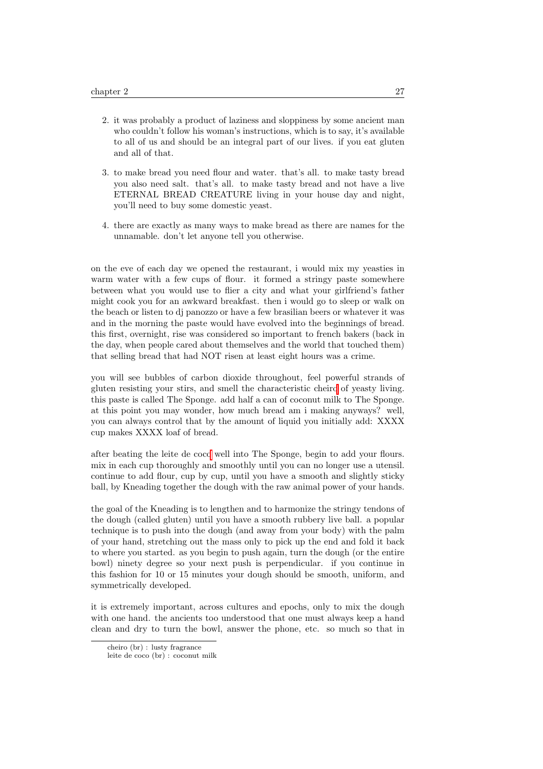2. it was probably a product of laziness and sloppiness by some ancient man who couldn't follow his woman's instructions, which is to say, it's available to all of us and should be an integral part of our lives. if you eat gluten and all of that.

3. to make bread you need flour and water. that's all. to make tasty bread you also need salt. that's all. to make tasty bread and not have a live ETERNAL BREAD CREATURE living in your house day and night, you'll need to buy some domestic yeast.

4. there are exactly as many ways to make bread as there are names for the unnamable. don't let anyone tell you otherwise.

on the eve of each day we opened the restaurant, i would mix my yeasties in warm water with a few cups of flour. it formed a stringy paste somewhere between what you would use to flier a city and what your girlfriend's father might cook you for an awkward breakfast. then i would go to sleep or walk on the beach or listen to dj panozzo or have a few brasilian beers or whatever it was and in the morning the paste would have evolved into the beginnings of bread. this first, overnight, rise was considered so important to french bakers (back in the day, when people cared about themselves and the world that touched them) that selling bread that had NOT risen at least eight hours was a crime.

you will see bubbles of carbon dioxide throughout, feel powerful strands of gluten resisting your stirs, and smell the characteristic cheiro of yeasty living. this paste is called The Sponge. add half a can of coconut milk to The Sponge. at this point you may wonder, how much bread am i making anyways? well, you can always control that by the amount of liquid you initially add: XXXX cup makes XXXX loaf of bread.

after beating the leite de coco well into The Sponge, begin to add your flours. mix in each cup thoroughly and smoothly until you can no longer use a utensil. continue to add flour, cup by cup, until you have a smooth and slightly sticky ball, by Kneading together the dough with the raw animal power of your hands.

the goal of the Kneading is to lengthen and to harmonize the stringy tendons of the dough (called gluten) until you have a smooth rubbery live ball. a popular technique is to push into the dough (and away from your body) with the palm of your hand, stretching out the mass only to pick up the end and fold it back to where you started. as you begin to push again, turn the dough (or the entire bowl) ninety degree so your next push is perpendicular. if you continue in this fashion for 10 or 15 minutes your dough should be smooth, uniform, and symmetrically developed.

it is extremely important, across cultures and epochs, only to mix the dough with one hand. the ancients too understood that one must always keep a hand clean and dry to turn the bowl, answer the phone, etc. so much so that in

cheiro (br) : lusty fragrance
leite de coco (br) : coconut milk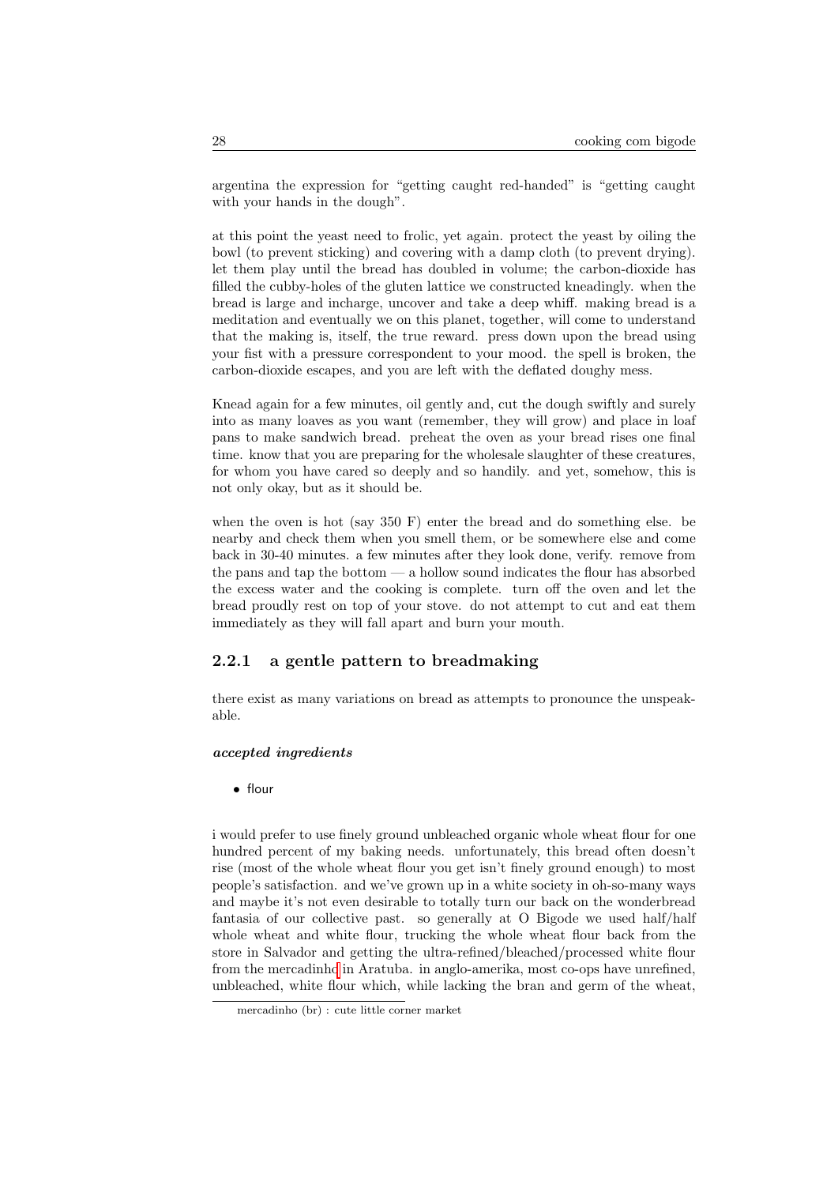argentina the expression for "getting caught red-handed" is "getting caught with your hands in the dough".

at this point the yeast need to frolic, yet again. protect the yeast by oiling the bowl (to prevent sticking) and covering with a damp cloth (to prevent drying). let them play until the bread has doubled in volume; the carbon-dioxide has filled the cubby-holes of the gluten lattice we constructed kneadingly. when the bread is large and incharge, uncover and take a deep whiff. making bread is a meditation and eventually we on this planet, together, will come to understand that the making is, itself, the true reward. press down upon the bread using your fist with a pressure correspondent to your mood. the spell is broken, the carbon-dioxide escapes, and you are left with the deflated doughy mess.

Knead again for a few minutes, oil gently and, cut the dough swiftly and surely into as many loaves as you want (remember, they will grow) and place in loaf pans to make sandwich bread. preheat the oven as your bread rises one final time. know that you are preparing for the wholesale slaughter of these creatures, for whom you have cared so deeply and so handily. and yet, somehow, this is not only okay, but as it should be.

when the oven is hot (say 350 F) enter the bread and do something else. be nearby and check them when you smell them, or be somewhere else and come back in 30-40 minutes. a few minutes after they look done, verify. remove from the pans and tap the bottom — a hollow sound indicates the flour has absorbed the excess water and the cooking is complete. turn off the oven and let the bread proudly rest on top of your stove. do not attempt to cut and eat them immediately as they will fall apart and burn your mouth.

### 2.2.1 a gentle pattern to breadmaking

there exist as many variations on bread as attempts to pronounce the unspeakable.

***accepted ingredients***

- flour

i would prefer to use finely ground unbleached organic whole wheat flour for one hundred percent of my baking needs. unfortunately, this bread often doesn't rise (most of the whole wheat flour you get isn't finely ground enough) to most people's satisfaction. and we've grown up in a white society in oh-so-many ways and maybe it's not even desirable to totally turn our back on the wonderbread fantasia of our collective past. so generally at O Bigode we used half/half whole wheat and white flour, trucking the whole wheat flour back from the store in Salvador and getting the ultra-refined/bleached/processed white flour from the mercadinho in Aratuba. in anglo-amerika, most co-ops have unrefined, unbleached, white flour which, while lacking the bran and germ of the wheat,

mercadinho (br) : cute little corner market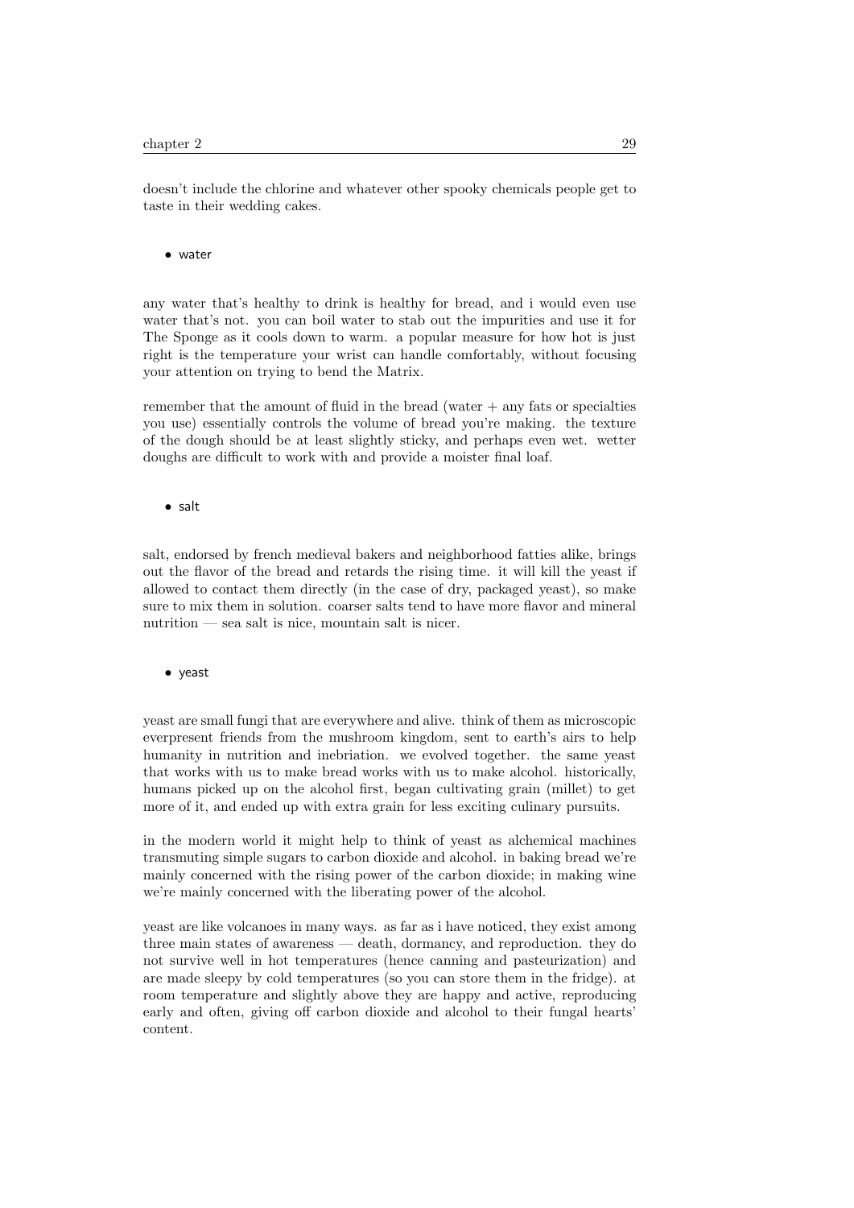doesn't include the chlorine and whatever other spooky chemicals people get to taste in their wedding cakes.

- water

any water that's healthy to drink is healthy for bread, and i would even use water that's not. you can boil water to stab out the impurities and use it for The Sponge as it cools down to warm. a popular measure for how hot is just right is the temperature your wrist can handle comfortably, without focusing your attention on trying to bend the Matrix.

remember that the amount of fluid in the bread (water + any fats or specialties you use) essentially controls the volume of bread you're making. the texture of the dough should be at least slightly sticky, and perhaps even wet. wetter doughs are difficult to work with and provide a moister final loaf.

- salt

salt, endorsed by french medieval bakers and neighborhood fatties alike, brings out the flavor of the bread and retards the rising time. it will kill the yeast if allowed to contact them directly (in the case of dry, packaged yeast), so make sure to mix them in solution. coarser salts tend to have more flavor and mineral nutrition — sea salt is nice, mountain salt is nicer.

- yeast

yeast are small fungi that are everywhere and alive. think of them as microscopic everpresent friends from the mushroom kingdom, sent to earth's airs to help humanity in nutrition and inebriation. we evolved together. the same yeast that works with us to make bread works with us to make alcohol. historically, humans picked up on the alcohol first, began cultivating grain (millet) to get more of it, and ended up with extra grain for less exciting culinary pursuits.

in the modern world it might help to think of yeast as alchemical machines transmuting simple sugars to carbon dioxide and alcohol. in baking bread we're mainly concerned with the rising power of the carbon dioxide; in making wine we're mainly concerned with the liberating power of the alcohol.

yeast are like volcanoes in many ways. as far as i have noticed, they exist among three main states of awareness — death, dormancy, and reproduction. they do not survive well in hot temperatures (hence canning and pasteurization) and are made sleepy by cold temperatures (so you can store them in the fridge). at room temperature and slightly above they are happy and active, reproducing early and often, giving off carbon dioxide and alcohol to their fungal hearts' content.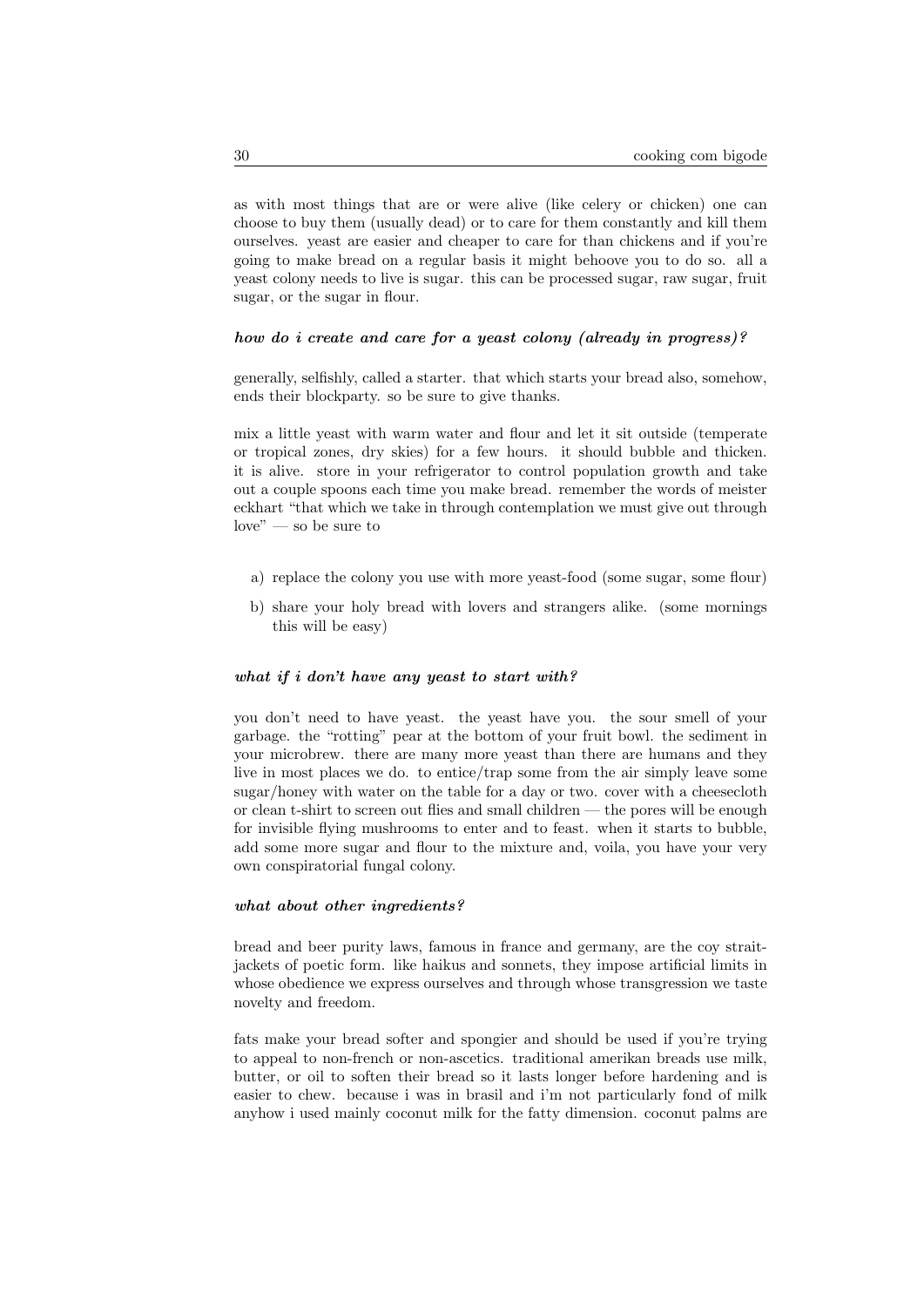as with most things that are or were alive (like celery or chicken) one can choose to buy them (usually dead) or to care for them constantly and kill them ourselves. yeast are easier and cheaper to care for than chickens and if you're going to make bread on a regular basis it might behoove you to do so. all a yeast colony needs to live is sugar. this can be processed sugar, raw sugar, fruit sugar, or the sugar in flour.

#### *how do i create and care for a yeast colony (already in progress)?*

generally, selfishly, called a starter. that which starts your bread also, somehow, ends their blockparty. so be sure to give thanks.

mix a little yeast with warm water and flour and let it sit outside (temperate or tropical zones, dry skies) for a few hours. it should bubble and thicken. it is alive. store in your refrigerator to control population growth and take out a couple spoons each time you make bread. remember the words of meister eckhart "that which we take in through contemplation we must give out through love" — so be sure to

a) replace the colony you use with more yeast-food (some sugar, some flour)

b) share your holy bread with lovers and strangers alike. (some mornings this will be easy)

#### *what if i don't have any yeast to start with?*

you don't need to have yeast. the yeast have you. the sour smell of your garbage. the "rotting" pear at the bottom of your fruit bowl. the sediment in your microbrew. there are many more yeast than there are humans and they live in most places we do. to entice/trap some from the air simply leave some sugar/honey with water on the table for a day or two. cover with a cheesecloth or clean t-shirt to screen out flies and small children — the pores will be enough for invisible flying mushrooms to enter and to feast. when it starts to bubble, add some more sugar and flour to the mixture and, voila, you have your very own conspiratorial fungal colony.

#### *what about other ingredients?*

bread and beer purity laws, famous in france and germany, are the coy strait-jackets of poetic form. like haikus and sonnets, they impose artificial limits in whose obedience we express ourselves and through whose transgression we taste novelty and freedom.

fats make your bread softer and spongier and should be used if you're trying to appeal to non-french or non-ascetics. traditional amerikan breads use milk, butter, or oil to soften their bread so it lasts longer before hardening and is easier to chew. because i was in brasil and i'm not particularly fond of milk anyhow i used mainly coconut milk for the fatty dimension. coconut palms are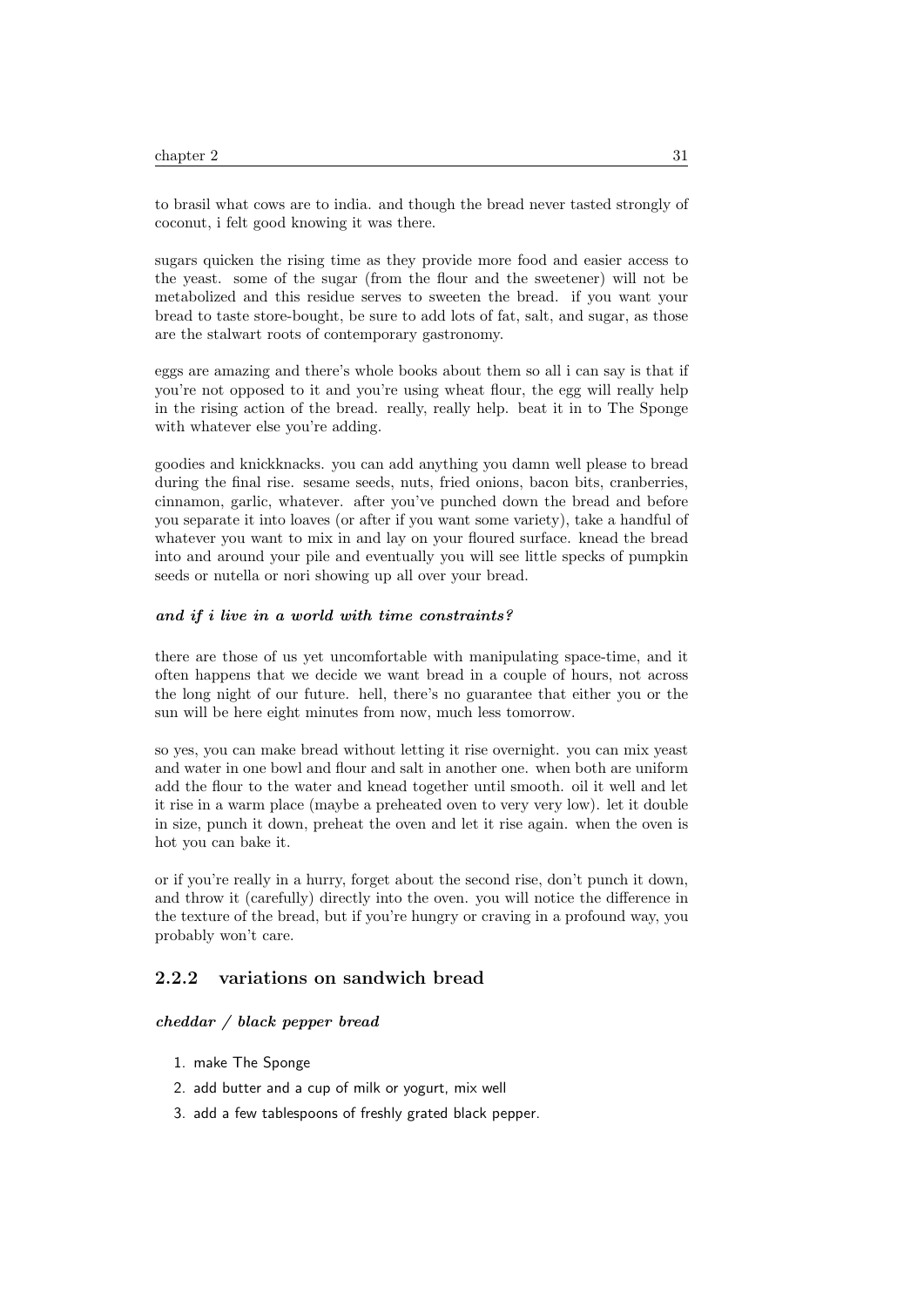to brasil what cows are to india. and though the bread never tasted strongly of coconut, i felt good knowing it was there.

sugars quicken the rising time as they provide more food and easier access to the yeast. some of the sugar (from the flour and the sweetener) will not be metabolized and this residue serves to sweeten the bread. if you want your bread to taste store-bought, be sure to add lots of fat, salt, and sugar, as those are the stalwart roots of contemporary gastronomy.

eggs are amazing and there's whole books about them so all i can say is that if you're not opposed to it and you're using wheat flour, the egg will really help in the rising action of the bread. really, really help. beat it in to The Sponge with whatever else you're adding.

goodies and knickknacks. you can add anything you damn well please to bread during the final rise. sesame seeds, nuts, fried onions, bacon bits, cranberries, cinnamon, garlic, whatever. after you've punched down the bread and before you separate it into loaves (or after if you want some variety), take a handful of whatever you want to mix in and lay on your floured surface. knead the bread into and around your pile and eventually you will see little specks of pumpkin seeds or nutella or nori showing up all over your bread.

***and if i live in a world with time constraints?***

there are those of us yet uncomfortable with manipulating space-time, and it often happens that we decide we want bread in a couple of hours, not across the long night of our future. hell, there's no guarantee that either you or the sun will be here eight minutes from now, much less tomorrow.

so yes, you can make bread without letting it rise overnight. you can mix yeast and water in one bowl and flour and salt in another one. when both are uniform add the flour to the water and knead together until smooth. oil it well and let it rise in a warm place (maybe a preheated oven to very very low). let it double in size, punch it down, preheat the oven and let it rise again. when the oven is hot you can bake it.

or if you're really in a hurry, forget about the second rise, don't punch it down, and throw it (carefully) directly into the oven. you will notice the difference in the texture of the bread, but if you're hungry or craving in a profound way, you probably won't care.

### 2.2.2 variations on sandwich bread

***cheddar / black pepper bread***

1. make The Sponge
2. add butter and a cup of milk or yogurt, mix well
3. add a few tablespoons of freshly grated black pepper.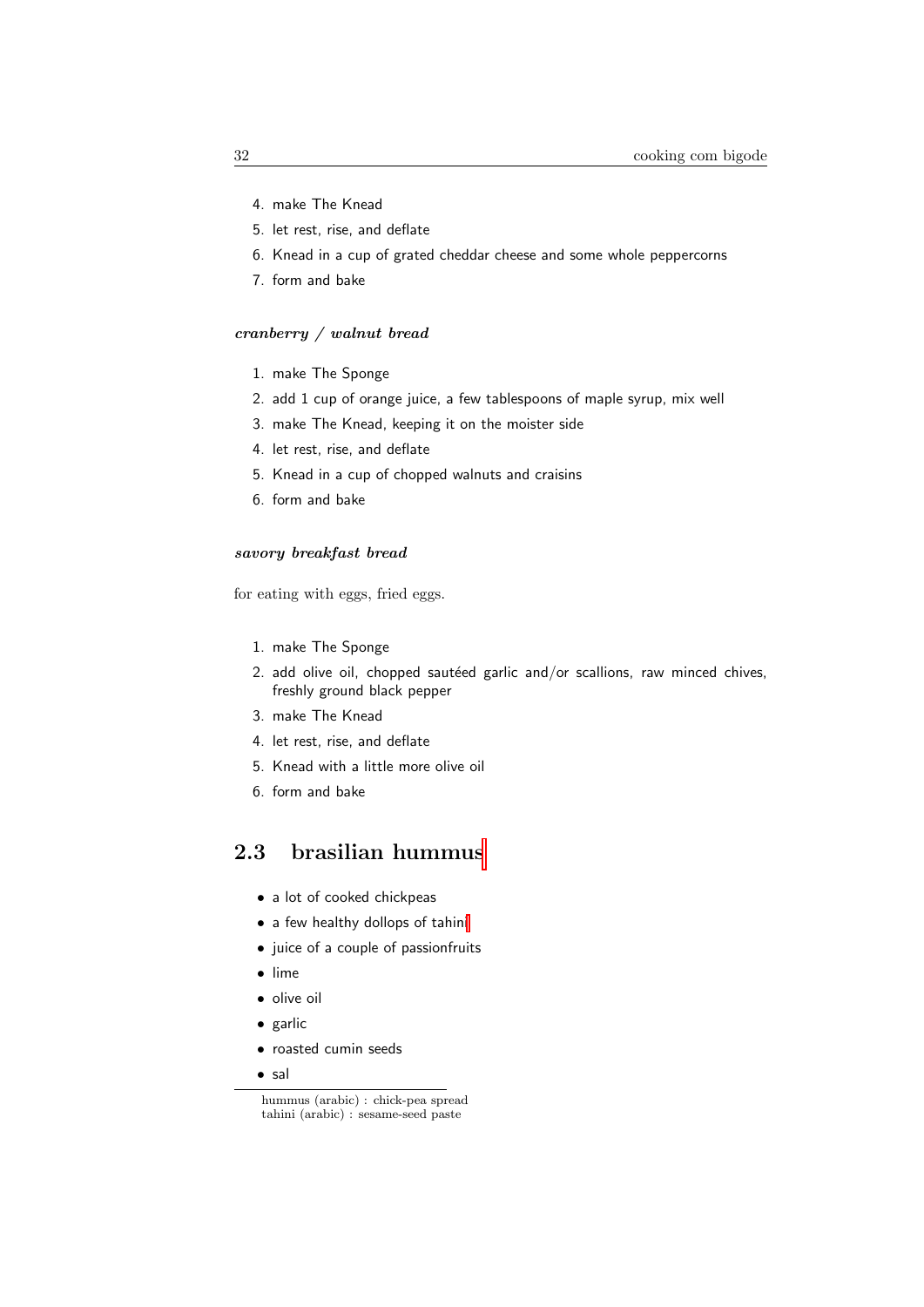4. make The Knead
5. let rest, rise, and deflate
6. Knead in a cup of grated cheddar cheese and some whole peppercorns
7. form and bake

### *cranberry / walnut bread*

1. make The Sponge
2. add 1 cup of orange juice, a few tablespoons of maple syrup, mix well
3. make The Knead, keeping it on the moister side
4. let rest, rise, and deflate
5. Knead in a cup of chopped walnuts and craisins
6. form and bake

### *savory breakfast bread*

for eating with eggs, fried eggs.

1. make The Sponge
2. add olive oil, chopped sautéed garlic and/or scallions, raw minced chives, freshly ground black pepper
3. make The Knead
4. let rest, rise, and deflate
5. Knead with a little more olive oil
6. form and bake

## 2.3 brasilian hummus

- a lot of cooked chickpeas
- a few healthy dollops of tahini
- juice of a couple of passionfruits
- lime
- olive oil
- garlic
- roasted cumin seeds
- sal

hummus (arabic) : chick-pea spread
tahini (arabic) : sesame-seed paste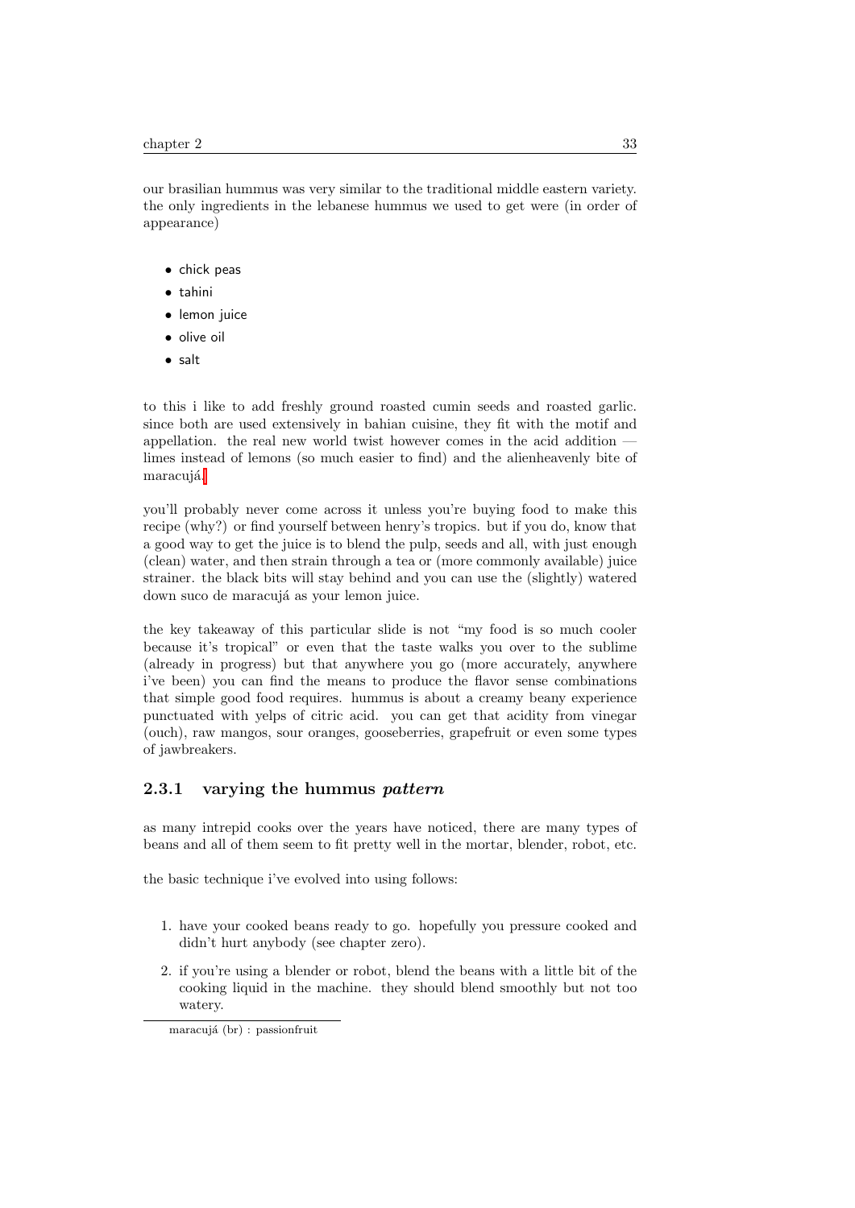our brasilian hummus was very similar to the traditional middle eastern variety. the only ingredients in the lebanese hummus we used to get were (in order of appearance)

- chick peas
- tahini
- lemon juice
- olive oil
- salt

to this i like to add freshly ground roasted cumin seeds and roasted garlic. since both are used extensively in bahian cuisine, they fit with the motif and appellation. the real new world twist however comes in the acid addition — limes instead of lemons (so much easier to find) and the alienheavenly bite of maracujá.[1]

you'll probably never come across it unless you're buying food to make this recipe (why?) or find yourself between henry's tropics. but if you do, know that a good way to get the juice is to blend the pulp, seeds and all, with just enough (clean) water, and then strain through a tea or (more commonly available) juice strainer. the black bits will stay behind and you can use the (slightly) watered down suco de maracujá as your lemon juice.

the key takeaway of this particular slide is not "my food is so much cooler because it's tropical" or even that the taste walks you over to the sublime (already in progress) but that anywhere you go (more accurately, anywhere i've been) you can find the means to produce the flavor sense combinations that simple good food requires. hummus is about a creamy beany experience punctuated with yelps of citric acid. you can get that acidity from vinegar (ouch), raw mangos, sour oranges, gooseberries, grapefruit or even some types of jawbreakers.

### 2.3.1 varying the hummus *pattern*

as many intrepid cooks over the years have noticed, there are many types of beans and all of them seem to fit pretty well in the mortar, blender, robot, etc.

the basic technique i've evolved into using follows:

1. have your cooked beans ready to go. hopefully you pressure cooked and didn't hurt anybody (see chapter zero).
2. if you're using a blender or robot, blend the beans with a little bit of the cooking liquid in the machine. they should blend smoothly but not too watery.

[1] maracujá (br) : passionfruit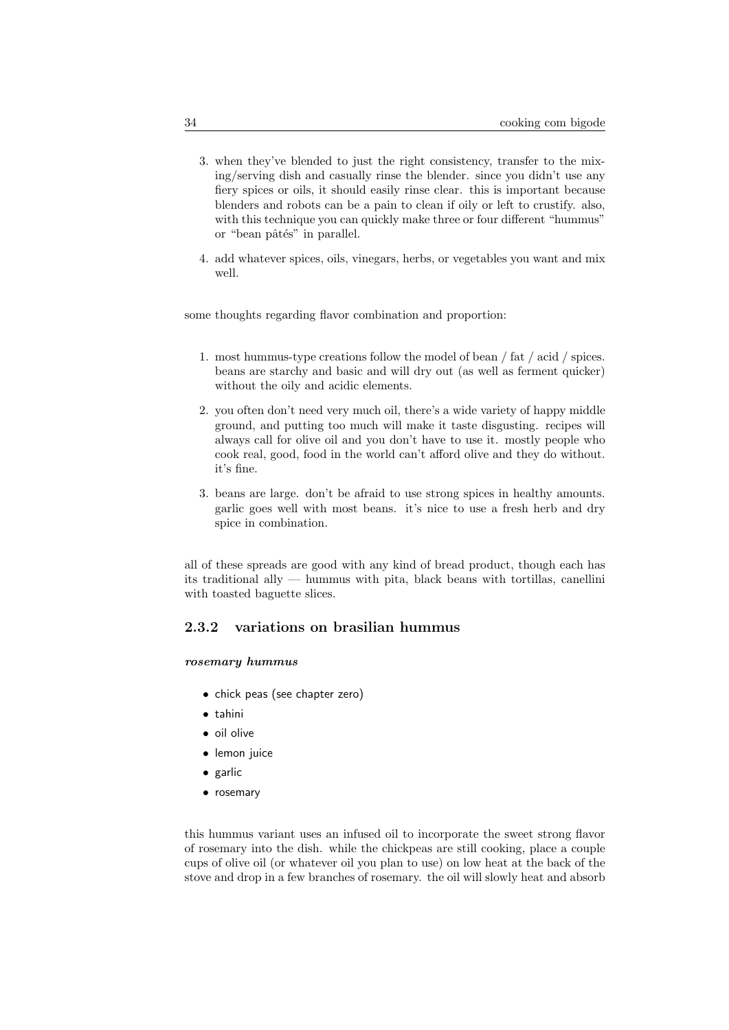3. when they've blended to just the right consistency, transfer to the mixing/serving dish and casually rinse the blender. since you didn't use any fiery spices or oils, it should easily rinse clear. this is important because blenders and robots can be a pain to clean if oily or left to crustify. also, with this technique you can quickly make three or four different "hummus" or "bean pâtés" in parallel.

4. add whatever spices, oils, vinegars, herbs, or vegetables you want and mix well.

some thoughts regarding flavor combination and proportion:

1. most hummus-type creations follow the model of bean / fat / acid / spices. beans are starchy and basic and will dry out (as well as ferment quicker) without the oily and acidic elements.

2. you often don't need very much oil, there's a wide variety of happy middle ground, and putting too much will make it taste disgusting. recipes will always call for olive oil and you don't have to use it. mostly people who cook real, good, food in the world can't afford olive and they do without. it's fine.

3. beans are large. don't be afraid to use strong spices in healthy amounts. garlic goes well with most beans. it's nice to use a fresh herb and dry spice in combination.

all of these spreads are good with any kind of bread product, though each has its traditional ally — hummus with pita, black beans with tortillas, canellini with toasted baguette slices.

### 2.3.2 variations on brasilian hummus

***rosemary hummus***

- chick peas (see chapter zero)
- tahini
- oil olive
- lemon juice
- garlic
- rosemary

this hummus variant uses an infused oil to incorporate the sweet strong flavor of rosemary into the dish. while the chickpeas are still cooking, place a couple cups of olive oil (or whatever oil you plan to use) on low heat at the back of the stove and drop in a few branches of rosemary. the oil will slowly heat and absorb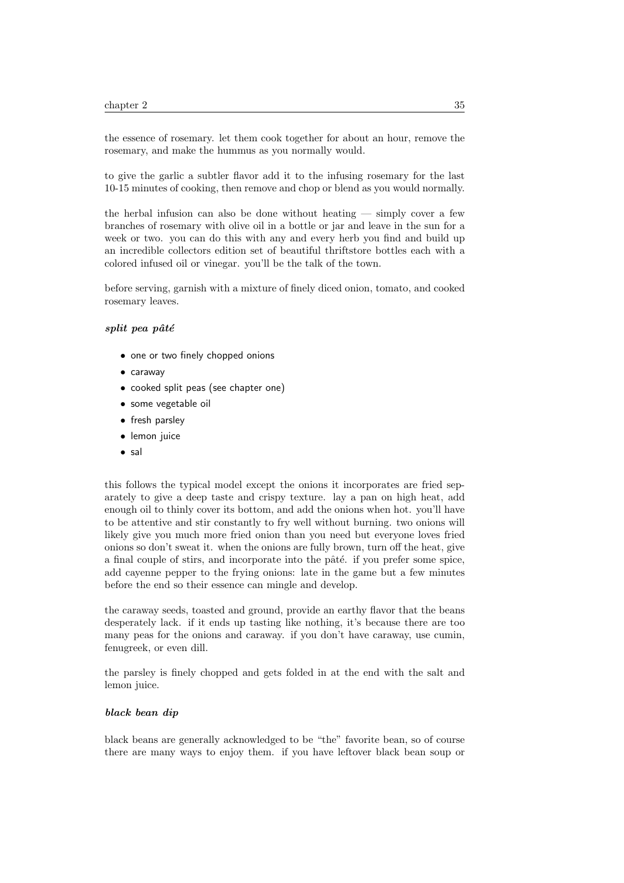the essence of rosemary. let them cook together for about an hour, remove the rosemary, and make the hummus as you normally would.

to give the garlic a subtler flavor add it to the infusing rosemary for the last 10-15 minutes of cooking, then remove and chop or blend as you would normally.

the herbal infusion can also be done without heating — simply cover a few branches of rosemary with olive oil in a bottle or jar and leave in the sun for a week or two. you can do this with any and every herb you find and build up an incredible collectors edition set of beautiful thriftstore bottles each with a colored infused oil or vinegar. you'll be the talk of the town.

before serving, garnish with a mixture of finely diced onion, tomato, and cooked rosemary leaves.

### *split pea pâté*

- one or two finely chopped onions
- caraway
- cooked split peas (see chapter one)
- some vegetable oil
- fresh parsley
- lemon juice
- sal

this follows the typical model except the onions it incorporates are fried separately to give a deep taste and crispy texture. lay a pan on high heat, add enough oil to thinly cover its bottom, and add the onions when hot. you'll have to be attentive and stir constantly to fry well without burning. two onions will likely give you much more fried onion than you need but everyone loves fried onions so don't sweat it. when the onions are fully brown, turn off the heat, give a final couple of stirs, and incorporate into the pâté. if you prefer some spice, add cayenne pepper to the frying onions: late in the game but a few minutes before the end so their essence can mingle and develop.

the caraway seeds, toasted and ground, provide an earthy flavor that the beans desperately lack. if it ends up tasting like nothing, it's because there are too many peas for the onions and caraway. if you don't have caraway, use cumin, fenugreek, or even dill.

the parsley is finely chopped and gets folded in at the end with the salt and lemon juice.

### *black bean dip*

black beans are generally acknowledged to be "the" favorite bean, so of course there are many ways to enjoy them. if you have leftover black bean soup or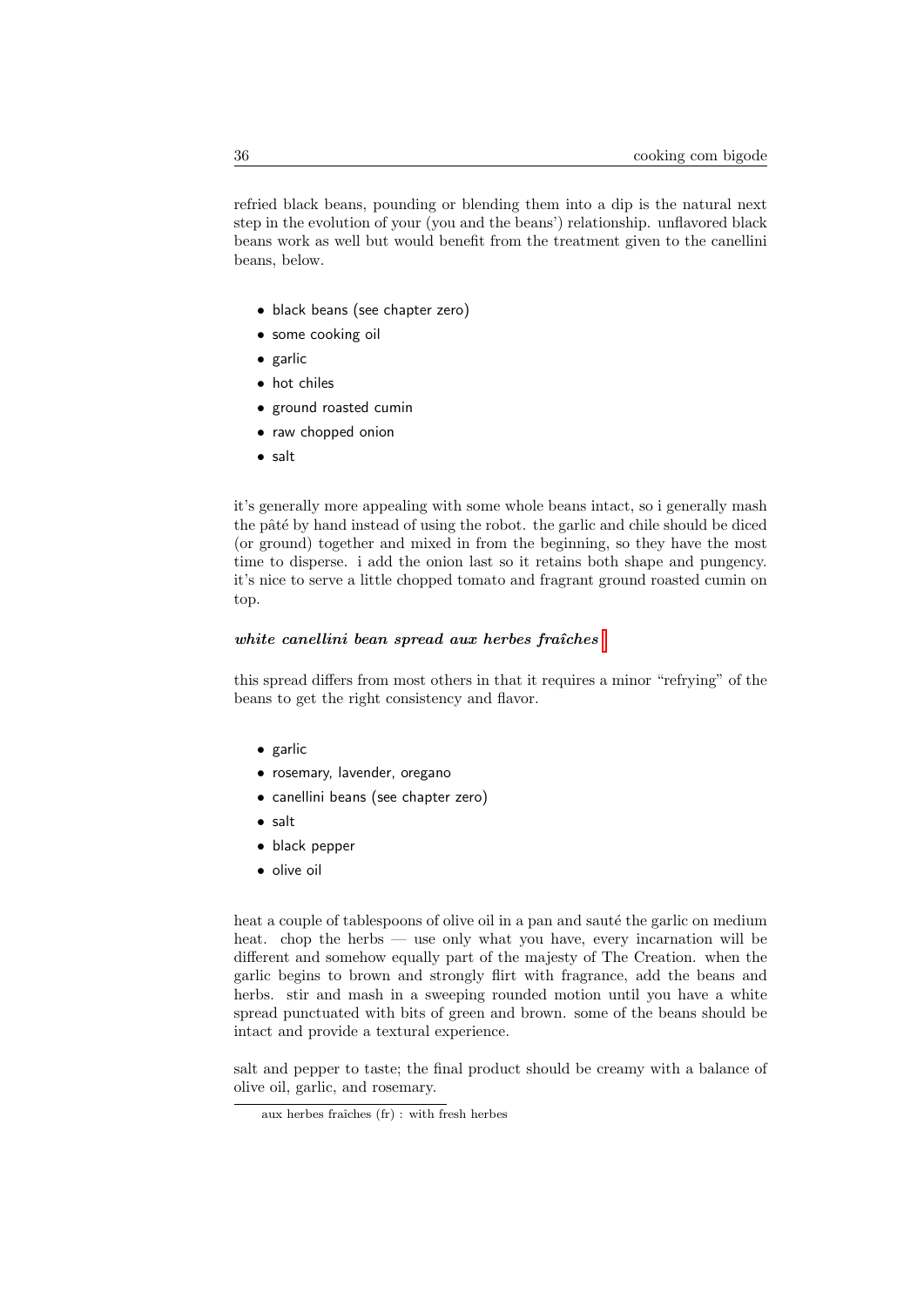refried black beans, pounding or blending them into a dip is the natural next step in the evolution of your (you and the beans') relationship. unflavored black beans work as well but would benefit from the treatment given to the canellini beans, below.

- black beans (see chapter zero)
- some cooking oil
- garlic
- hot chiles
- ground roasted cumin
- raw chopped onion
- salt

it's generally more appealing with some whole beans intact, so i generally mash the pâté by hand instead of using the robot. the garlic and chile should be diced (or ground) together and mixed in from the beginning, so they have the most time to disperse. i add the onion last so it retains both shape and pungency. it's nice to serve a little chopped tomato and fragrant ground roasted cumin on top.

### *white canellini bean spread aux herbes fraîches*

this spread differs from most others in that it requires a minor "refrying" of the beans to get the right consistency and flavor.

- garlic
- rosemary, lavender, oregano
- canellini beans (see chapter zero)
- salt
- black pepper
- olive oil

heat a couple of tablespoons of olive oil in a pan and sauté the garlic on medium heat. chop the herbs — use only what you have, every incarnation will be different and somehow equally part of the majesty of The Creation. when the garlic begins to brown and strongly flirt with fragrance, add the beans and herbs. stir and mash in a sweeping rounded motion until you have a white spread punctuated with bits of green and brown. some of the beans should be intact and provide a textural experience.

salt and pepper to taste; the final product should be creamy with a balance of olive oil, garlic, and rosemary.

---

aux herbes fraîches (fr) : with fresh herbes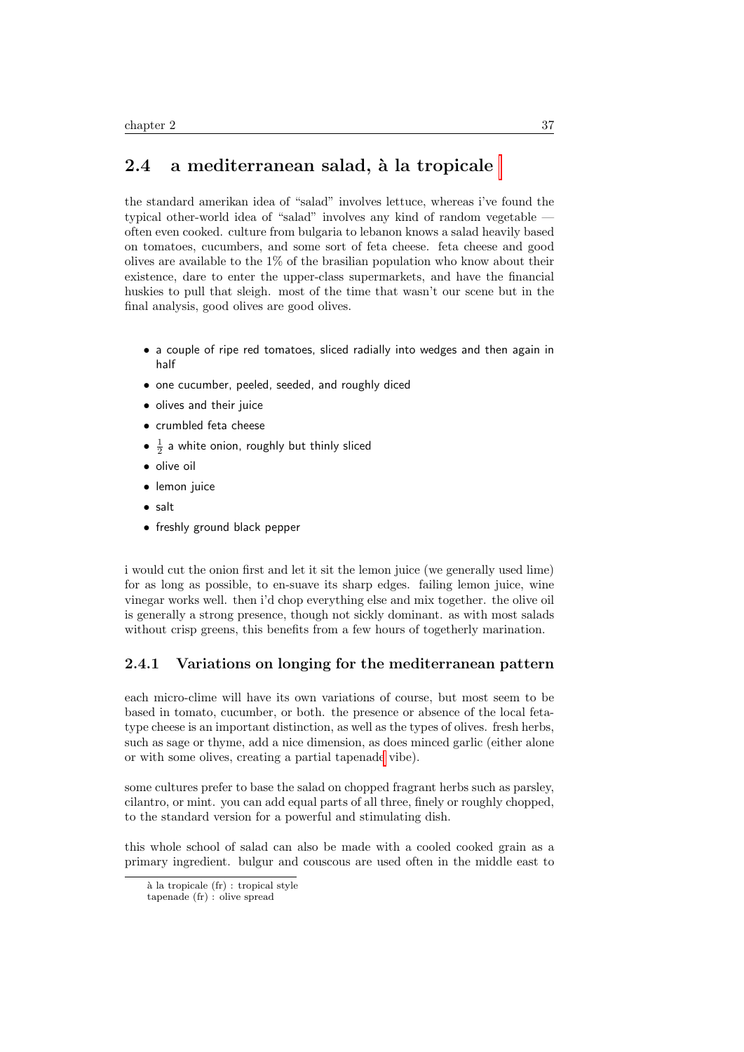## 2.4 a mediterranean salad, à la tropicale

the standard amerikan idea of "salad" involves lettuce, whereas i've found the typical other-world idea of "salad" involves any kind of random vegetable — often even cooked. culture from bulgaria to lebanon knows a salad heavily based on tomatoes, cucumbers, and some sort of feta cheese. feta cheese and good olives are available to the 1% of the brasilian population who know about their existence, dare to enter the upper-class supermarkets, and have the financial huskies to pull that sleigh. most of the time that wasn't our scene but in the final analysis, good olives are good olives.

- a couple of ripe red tomatoes, sliced radially into wedges and then again in half
- one cucumber, peeled, seeded, and roughly diced
- olives and their juice
- crumbled feta cheese
- $\frac{1}{2}$ a white onion, roughly but thinly sliced
- olive oil
- lemon juice
- salt
- freshly ground black pepper

i would cut the onion first and let it sit the lemon juice (we generally used lime) for as long as possible, to en-suave its sharp edges. failing lemon juice, wine vinegar works well. then i'd chop everything else and mix together. the olive oil is generally a strong presence, though not sickly dominant. as with most salads without crisp greens, this benefits from a few hours of togetherly marination.

### 2.4.1 Variations on longing for the mediterranean pattern

each micro-clime will have its own variations of course, but most seem to be based in tomato, cucumber, or both. the presence or absence of the local feta-type cheese is an important distinction, as well as the types of olives. fresh herbs, such as sage or thyme, add a nice dimension, as does minced garlic (either alone or with some olives, creating a partial tapenade vibe).

some cultures prefer to base the salad on chopped fragrant herbs such as parsley, cilantro, or mint. you can add equal parts of all three, finely or roughly chopped, to the standard version for a powerful and stimulating dish.

this whole school of salad can also be made with a cooled cooked grain as a primary ingredient. bulgur and couscous are used often in the middle east to

à la tropicale (fr) : tropical style
tapenade (fr) : olive spread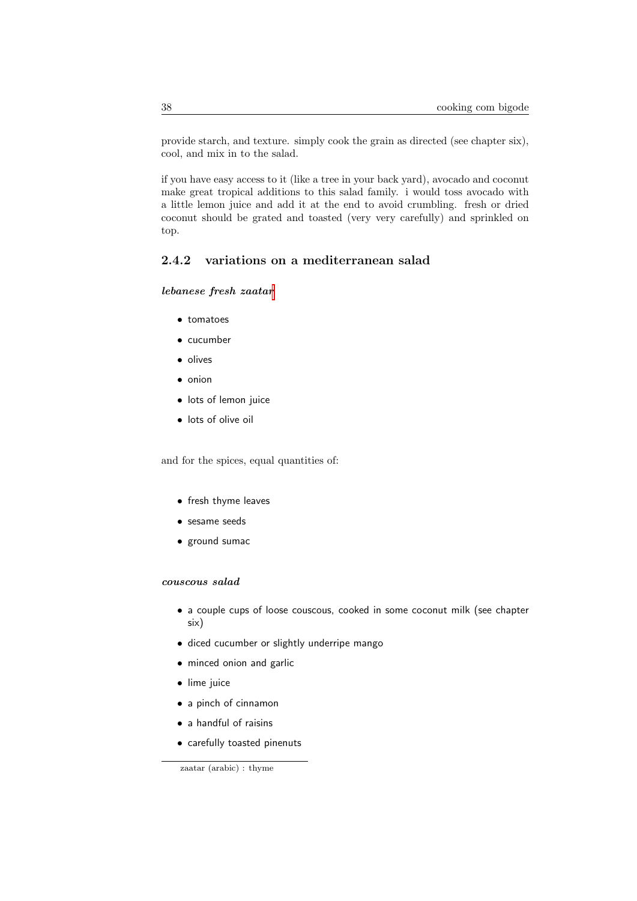provide starch, and texture. simply cook the grain as directed (see chapter six), cool, and mix in to the salad.

if you have easy access to it (like a tree in your back yard), avocado and coconut make great tropical additions to this salad family. i would toss avocado with a little lemon juice and add it at the end to avoid crumbling. fresh or dried coconut should be grated and toasted (very very carefully) and sprinkled on top.

### 2.4.2 variations on a mediterranean salad

***lebanese fresh zaatar***[1]

- tomatoes
- cucumber
- olives
- onion
- lots of lemon juice
- lots of olive oil

and for the spices, equal quantities of:

- fresh thyme leaves
- sesame seeds
- ground sumac

***couscous salad***

- a couple cups of loose couscous, cooked in some coconut milk (see chapter six)
- diced cucumber or slightly underripe mango
- minced onion and garlic
- lime juice
- a pinch of cinnamon
- a handful of raisins
- carefully toasted pinenuts

---

[1] zaatar (arabic) : thyme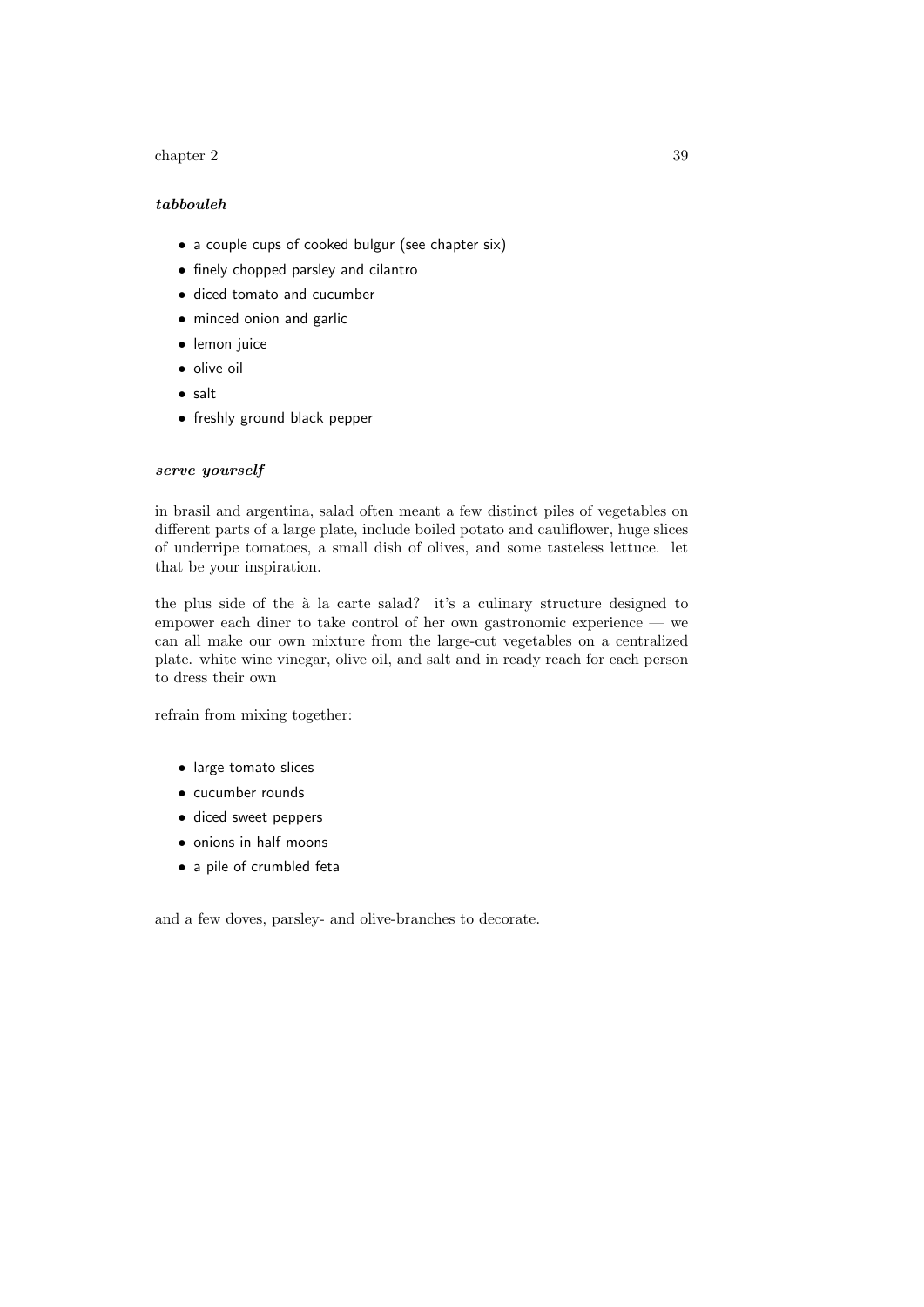### *tabbouleh*

- a couple cups of cooked bulgur (see chapter six)
- finely chopped parsley and cilantro
- diced tomato and cucumber
- minced onion and garlic
- lemon juice
- olive oil
- salt
- freshly ground black pepper

### *serve yourself*

in brasil and argentina, salad often meant a few distinct piles of vegetables on different parts of a large plate, include boiled potato and cauliflower, huge slices of underripe tomatoes, a small dish of olives, and some tasteless lettuce. let that be your inspiration.

the plus side of the à la carte salad? it's a culinary structure designed to empower each diner to take control of her own gastronomic experience — we can all make our own mixture from the large-cut vegetables on a centralized plate. white wine vinegar, olive oil, and salt and in ready reach for each person to dress their own

refrain from mixing together:

- large tomato slices
- cucumber rounds
- diced sweet peppers
- onions in half moons
- a pile of crumbled feta

and a few doves, parsley- and olive-branches to decorate.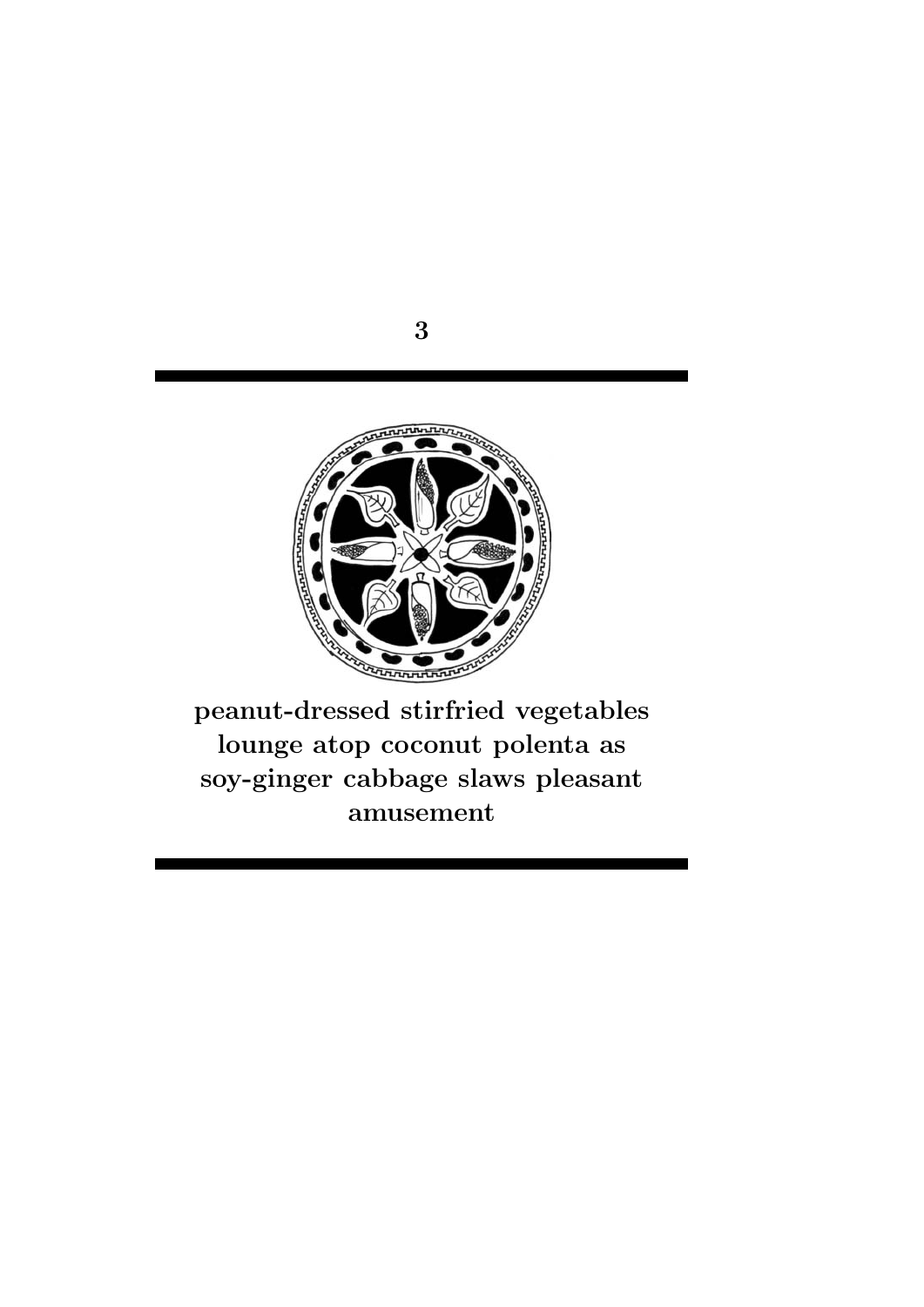# 3

**peanut-dressed stirfried vegetables lounge atop coconut polenta as soy-ginger cabbage slaws pleasant amusement**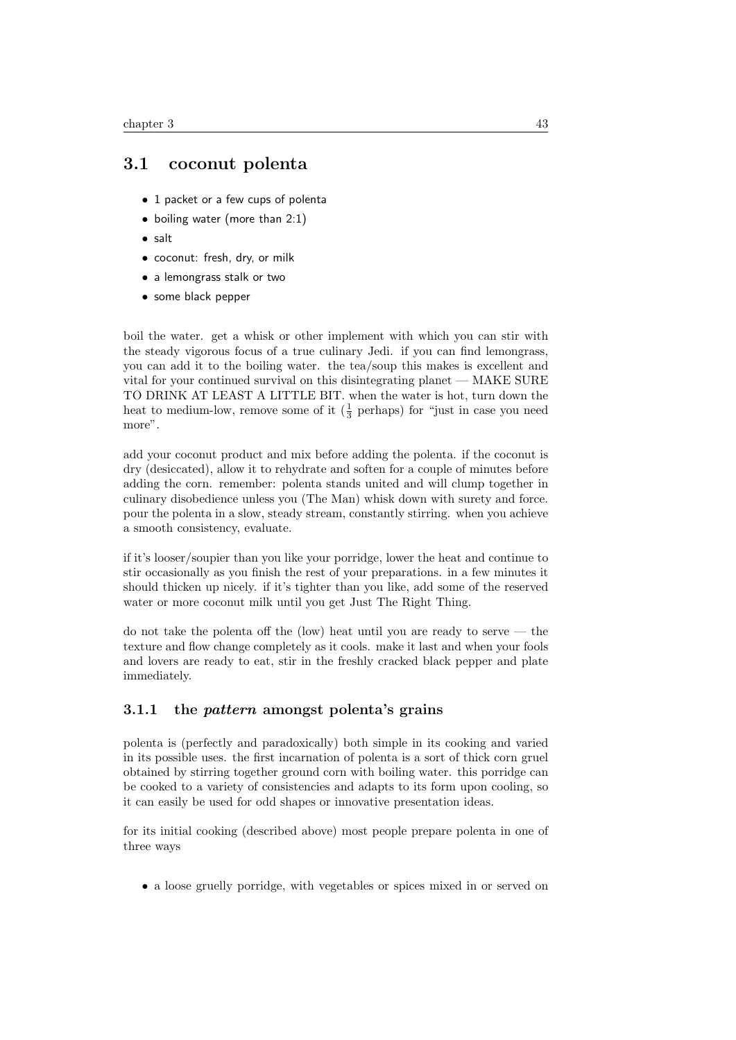## 3.1 coconut polenta

- 1 packet or a few cups of polenta
- boiling water (more than 2:1)
- salt
- coconut: fresh, dry, or milk
- a lemongrass stalk or two
- some black pepper

boil the water. get a whisk or other implement with which you can stir with the steady vigorous focus of a true culinary Jedi. if you can find lemongrass, you can add it to the boiling water. the tea/soup this makes is excellent and vital for your continued survival on this disintegrating planet — MAKE SURE TO DRINK AT LEAST A LITTLE BIT. when the water is hot, turn down the heat to medium-low, remove some of it ($\frac{1}{3}$ perhaps) for "just in case you need more".

add your coconut product and mix before adding the polenta. if the coconut is dry (desiccated), allow it to rehydrate and soften for a couple of minutes before adding the corn. remember: polenta stands united and will clump together in culinary disobedience unless you (The Man) whisk down with surety and force. pour the polenta in a slow, steady stream, constantly stirring. when you achieve a smooth consistency, evaluate.

if it's looser/soupier than you like your porridge, lower the heat and continue to stir occasionally as you finish the rest of your preparations. in a few minutes it should thicken up nicely. if it's tighter than you like, add some of the reserved water or more coconut milk until you get Just The Right Thing.

do not take the polenta off the (low) heat until you are ready to serve — the texture and flow change completely as it cools. make it last and when your fools and lovers are ready to eat, stir in the freshly cracked black pepper and plate immediately.

### 3.1.1 the *pattern* amongst polenta's grains

polenta is (perfectly and paradoxically) both simple in its cooking and varied in its possible uses. the first incarnation of polenta is a sort of thick corn gruel obtained by stirring together ground corn with boiling water. this porridge can be cooked to a variety of consistencies and adapts to its form upon cooling, so it can easily be used for odd shapes or innovative presentation ideas.

for its initial cooking (described above) most people prepare polenta in one of three ways

- a loose gruelly porridge, with vegetables or spices mixed in or served on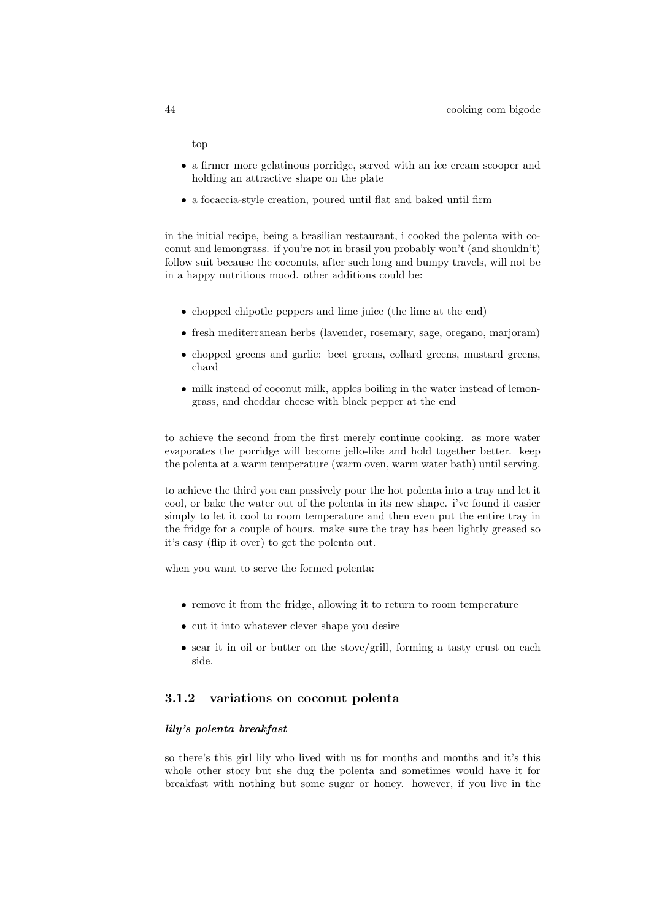top

- a firmer more gelatinous porridge, served with an ice cream scooper and holding an attractive shape on the plate
- a focaccia-style creation, poured until flat and baked until firm

in the initial recipe, being a brasilian restaurant, i cooked the polenta with coconut and lemongrass. if you're not in brasil you probably won't (and shouldn't) follow suit because the coconuts, after such long and bumpy travels, will not be in a happy nutritious mood. other additions could be:

- chopped chipotle peppers and lime juice (the lime at the end)
- fresh mediterranean herbs (lavender, rosemary, sage, oregano, marjoram)
- chopped greens and garlic: beet greens, collard greens, mustard greens, chard
- milk instead of coconut milk, apples boiling in the water instead of lemongrass, and cheddar cheese with black pepper at the end

to achieve the second from the first merely continue cooking. as more water evaporates the porridge will become jello-like and hold together better. keep the polenta at a warm temperature (warm oven, warm water bath) until serving.

to achieve the third you can passively pour the hot polenta into a tray and let it cool, or bake the water out of the polenta in its new shape. i've found it easier simply to let it cool to room temperature and then even put the entire tray in the fridge for a couple of hours. make sure the tray has been lightly greased so it's easy (flip it over) to get the polenta out.

when you want to serve the formed polenta:

- remove it from the fridge, allowing it to return to room temperature
- cut it into whatever clever shape you desire
- sear it in oil or butter on the stove/grill, forming a tasty crust on each side.

### 3.1.2 variations on coconut polenta

***lily's polenta breakfast***

so there's this girl lily who lived with us for months and months and it's this whole other story but she dug the polenta and sometimes would have it for breakfast with nothing but some sugar or honey. however, if you live in the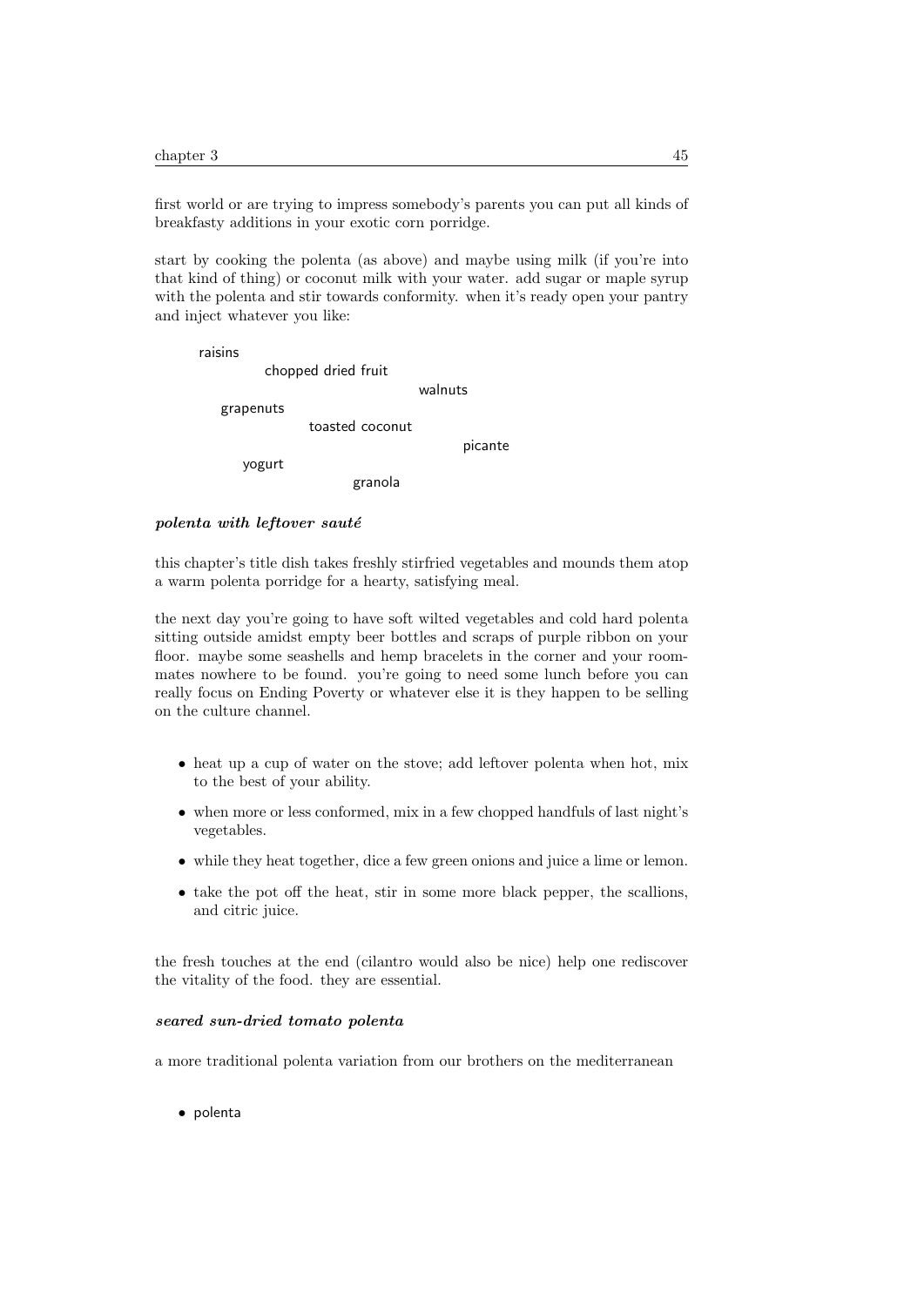first world or are trying to impress somebody's parents you can put all kinds of breakfasty additions in your exotic corn porridge.

start by cooking the polenta (as above) and maybe using milk (if you're into that kind of thing) or coconut milk with your water. add sugar or maple syrup with the polenta and stir towards conformity. when it's ready open your pantry and inject whatever you like:

raisins
chopped dried fruit
walnuts
grapenuts
toasted coconut
picante
yogurt
granola

### *polenta with leftover sauté*

this chapter's title dish takes freshly stirfried vegetables and mounds them atop a warm polenta porridge for a hearty, satisfying meal.

the next day you're going to have soft wilted vegetables and cold hard polenta sitting outside amidst empty beer bottles and scraps of purple ribbon on your floor. maybe some seashells and hemp bracelets in the corner and your roommates nowhere to be found. you're going to need some lunch before you can really focus on Ending Poverty or whatever else it is they happen to be selling on the culture channel.

- heat up a cup of water on the stove; add leftover polenta when hot, mix to the best of your ability.
- when more or less conformed, mix in a few chopped handfuls of last night's vegetables.
- while they heat together, dice a few green onions and juice a lime or lemon.
- take the pot off the heat, stir in some more black pepper, the scallions, and citric juice.

the fresh touches at the end (cilantro would also be nice) help one rediscover the vitality of the food. they are essential.

### *seared sun-dried tomato polenta*

a more traditional polenta variation from our brothers on the mediterranean

- polenta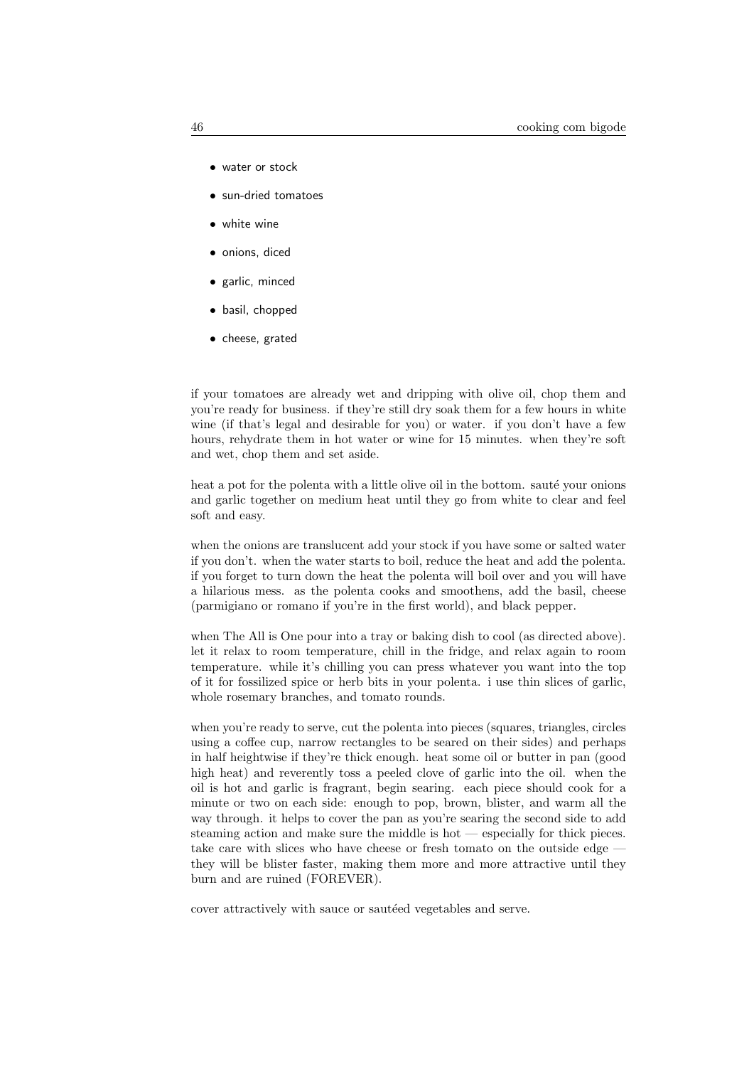- water or stock
- sun-dried tomatoes
- white wine
- onions, diced
- garlic, minced
- basil, chopped
- cheese, grated

if your tomatoes are already wet and dripping with olive oil, chop them and you're ready for business. if they're still dry soak them for a few hours in white wine (if that's legal and desirable for you) or water. if you don't have a few hours, rehydrate them in hot water or wine for 15 minutes. when they're soft and wet, chop them and set aside.

heat a pot for the polenta with a little olive oil in the bottom. sauté your onions and garlic together on medium heat until they go from white to clear and feel soft and easy.

when the onions are translucent add your stock if you have some or salted water if you don't. when the water starts to boil, reduce the heat and add the polenta. if you forget to turn down the heat the polenta will boil over and you will have a hilarious mess. as the polenta cooks and smoothens, add the basil, cheese (parmigiano or romano if you're in the first world), and black pepper.

when The All is One pour into a tray or baking dish to cool (as directed above). let it relax to room temperature, chill in the fridge, and relax again to room temperature. while it's chilling you can press whatever you want into the top of it for fossilized spice or herb bits in your polenta. i use thin slices of garlic, whole rosemary branches, and tomato rounds.

when you're ready to serve, cut the polenta into pieces (squares, triangles, circles using a coffee cup, narrow rectangles to be seared on their sides) and perhaps in half heightwise if they're thick enough. heat some oil or butter in pan (good high heat) and reverently toss a peeled clove of garlic into the oil. when the oil is hot and garlic is fragrant, begin searing. each piece should cook for a minute or two on each side: enough to pop, brown, blister, and warm all the way through. it helps to cover the pan as you're searing the second side to add steaming action and make sure the middle is hot — especially for thick pieces. take care with slices who have cheese or fresh tomato on the outside edge — they will be blister faster, making them more and more attractive until they burn and are ruined (FOREVER).

cover attractively with sauce or sautéed vegetables and serve.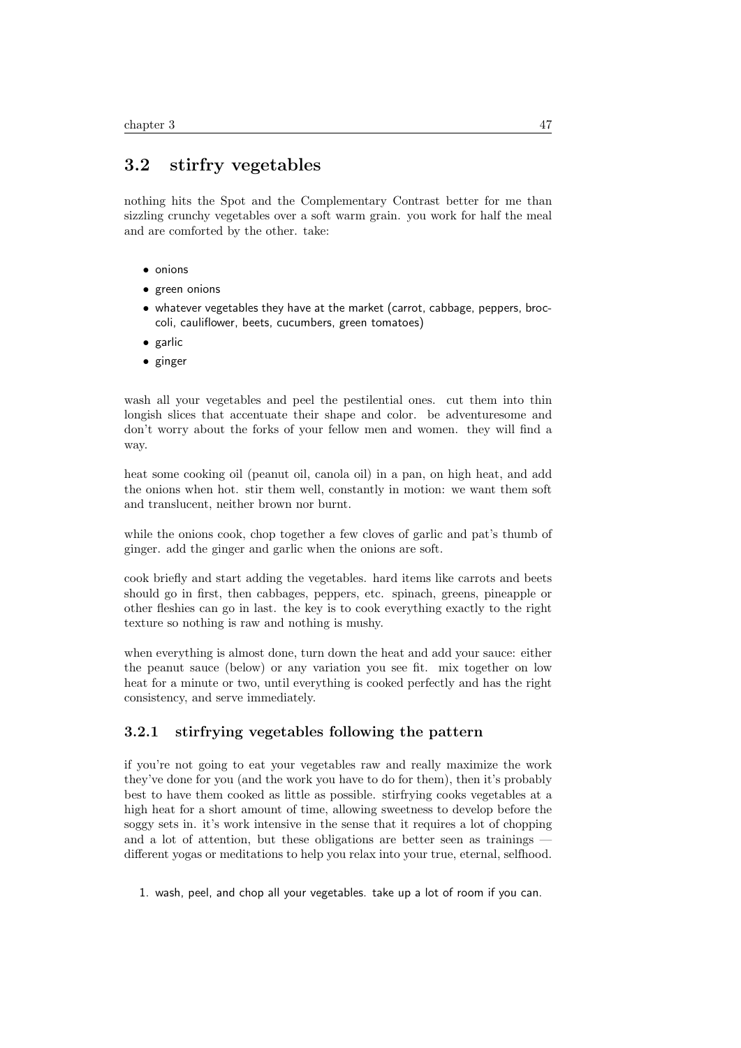## 3.2 stirfry vegetables

nothing hits the Spot and the Complementary Contrast better for me than sizzling crunchy vegetables over a soft warm grain. you work for half the meal and are comforted by the other. take:

- onions
- green onions
- whatever vegetables they have at the market (carrot, cabbage, peppers, broccoli, cauliflower, beets, cucumbers, green tomatoes)
- garlic
- ginger

wash all your vegetables and peel the pestilential ones. cut them into thin longish slices that accentuate their shape and color. be adventuresome and don't worry about the forks of your fellow men and women. they will find a way.

heat some cooking oil (peanut oil, canola oil) in a pan, on high heat, and add the onions when hot. stir them well, constantly in motion: we want them soft and translucent, neither brown nor burnt.

while the onions cook, chop together a few cloves of garlic and pat's thumb of ginger. add the ginger and garlic when the onions are soft.

cook briefly and start adding the vegetables. hard items like carrots and beets should go in first, then cabbages, peppers, etc. spinach, greens, pineapple or other fleshies can go in last. the key is to cook everything exactly to the right texture so nothing is raw and nothing is mushy.

when everything is almost done, turn down the heat and add your sauce: either the peanut sauce (below) or any variation you see fit. mix together on low heat for a minute or two, until everything is cooked perfectly and has the right consistency, and serve immediately.

### 3.2.1 stirfrying vegetables following the pattern

if you're not going to eat your vegetables raw and really maximize the work they've done for you (and the work you have to do for them), then it's probably best to have them cooked as little as possible. stirfrying cooks vegetables at a high heat for a short amount of time, allowing sweetness to develop before the soggy sets in. it's work intensive in the sense that it requires a lot of chopping and a lot of attention, but these obligations are better seen as trainings — different yogas or meditations to help you relax into your true, eternal, selfhood.

1. wash, peel, and chop all your vegetables. take up a lot of room if you can.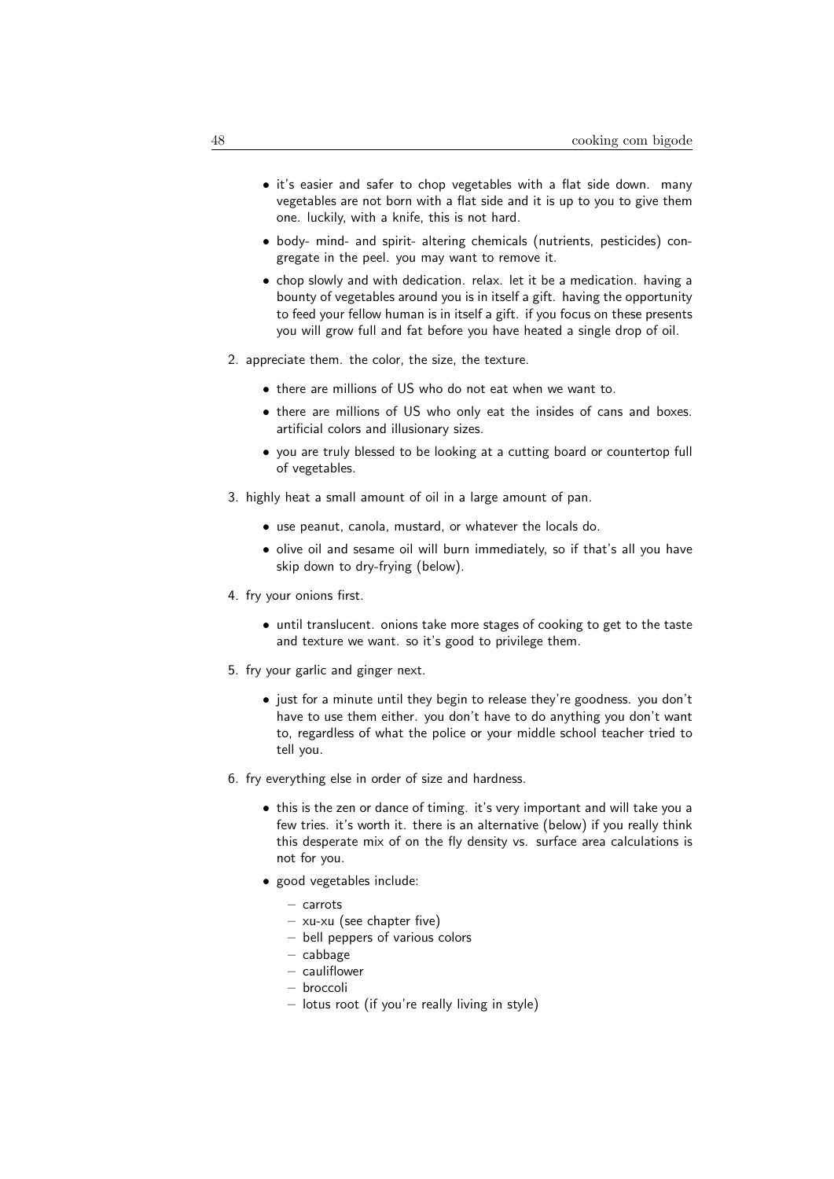- it's easier and safer to chop vegetables with a flat side down. many vegetables are not born with a flat side and it is up to you to give them one. luckily, with a knife, this is not hard.
- body- mind- and spirit- altering chemicals (nutrients, pesticides) congregate in the peel. you may want to remove it.
- chop slowly and with dedication. relax. let it be a medication. having a bounty of vegetables around you is in itself a gift. having the opportunity to feed your fellow human is in itself a gift. if you focus on these presents you will grow full and fat before you have heated a single drop of oil.

2. appreciate them. the color, the size, the texture.
   - there are millions of US who do not eat when we want to.
   - there are millions of US who only eat the insides of cans and boxes. artificial colors and illusionary sizes.
   - you are truly blessed to be looking at a cutting board or countertop full of vegetables.
3. highly heat a small amount of oil in a large amount of pan.
   - use peanut, canola, mustard, or whatever the locals do.
   - olive oil and sesame oil will burn immediately, so if that's all you have skip down to dry-frying (below).
4. fry your onions first.
   - until translucent. onions take more stages of cooking to get to the taste and texture we want. so it's good to privilege them.
5. fry your garlic and ginger next.
   - just for a minute until they begin to release they're goodness. you don't have to use them either. you don't have to do anything you don't want to, regardless of what the police or your middle school teacher tried to tell you.
6. fry everything else in order of size and hardness.
   - this is the zen or dance of timing. it's very important and will take you a few tries. it's worth it. there is an alternative (below) if you really think this desperate mix of on the fly density vs. surface area calculations is not for you.
   - good vegetables include:
     - carrots
     - xu-xu (see chapter five)
     - bell peppers of various colors
     - cabbage
     - cauliflower
     - broccoli
     - lotus root (if you're really living in style)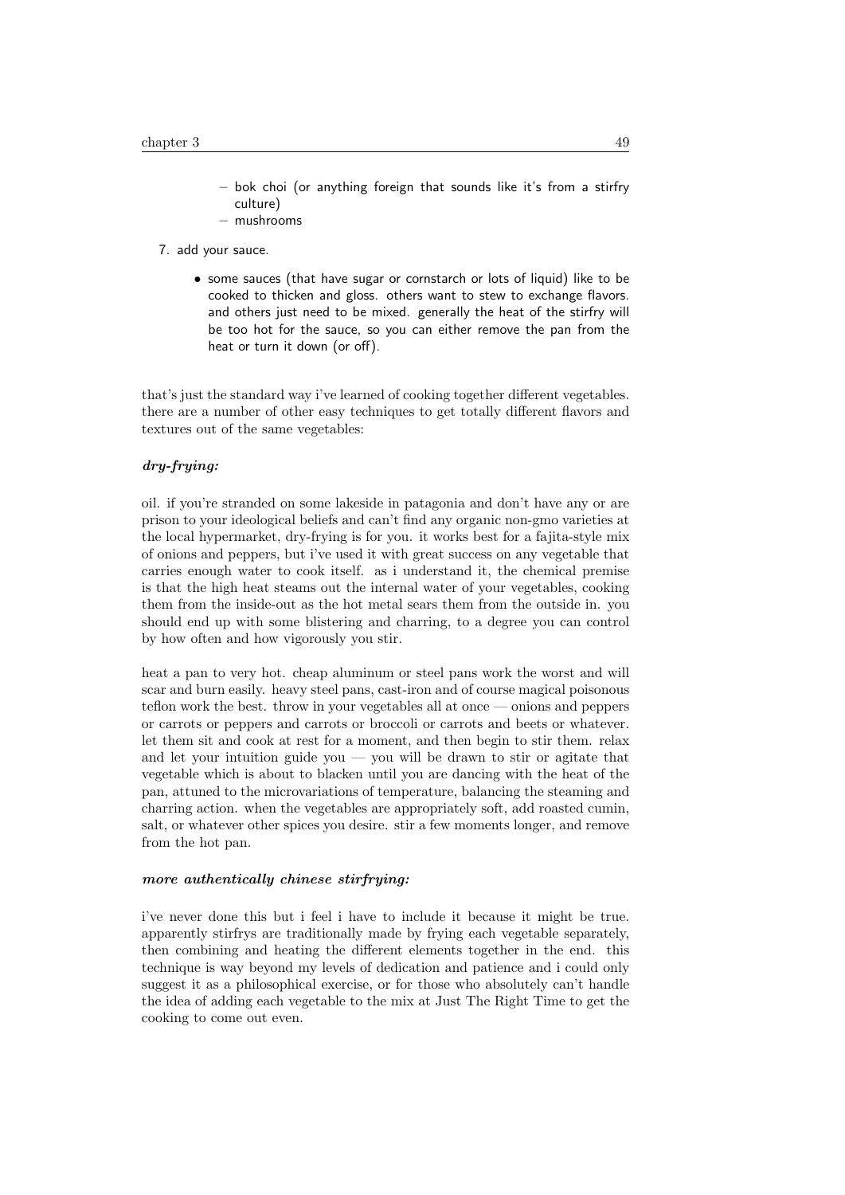- bok choi (or anything foreign that sounds like it's from a stirfry culture)
   - mushrooms

7. add your sauce.

   - some sauces (that have sugar or cornstarch or lots of liquid) like to be cooked to thicken and gloss. others want to stew to exchange flavors. and others just need to be mixed. generally the heat of the stirfry will be too hot for the sauce, so you can either remove the pan from the heat or turn it down (or off).

that's just the standard way i've learned of cooking together different vegetables. there are a number of other easy techniques to get totally different flavors and textures out of the same vegetables:

***dry-frying:***

oil. if you're stranded on some lakeside in patagonia and don't have any or are prison to your ideological beliefs and can't find any organic non-gmo varieties at the local hypermarket, dry-frying is for you. it works best for a fajita-style mix of onions and peppers, but i've used it with great success on any vegetable that carries enough water to cook itself. as i understand it, the chemical premise is that the high heat steams out the internal water of your vegetables, cooking them from the inside-out as the hot metal sears them from the outside in. you should end up with some blistering and charring, to a degree you can control by how often and how vigorously you stir.

heat a pan to very hot. cheap aluminum or steel pans work the worst and will scar and burn easily. heavy steel pans, cast-iron and of course magical poisonous teflon work the best. throw in your vegetables all at once — onions and peppers or carrots or peppers and carrots or broccoli or carrots and beets or whatever. let them sit and cook at rest for a moment, and then begin to stir them. relax and let your intuition guide you — you will be drawn to stir or agitate that vegetable which is about to blacken until you are dancing with the heat of the pan, attuned to the microvariations of temperature, balancing the steaming and charring action. when the vegetables are appropriately soft, add roasted cumin, salt, or whatever other spices you desire. stir a few moments longer, and remove from the hot pan.

***more authentically chinese stirfrying:***

i've never done this but i feel i have to include it because it might be true. apparently stirfrys are traditionally made by frying each vegetable separately, then combining and heating the different elements together in the end. this technique is way beyond my levels of dedication and patience and i could only suggest it as a philosophical exercise, or for those who absolutely can't handle the idea of adding each vegetable to the mix at Just The Right Time to get the cooking to come out even.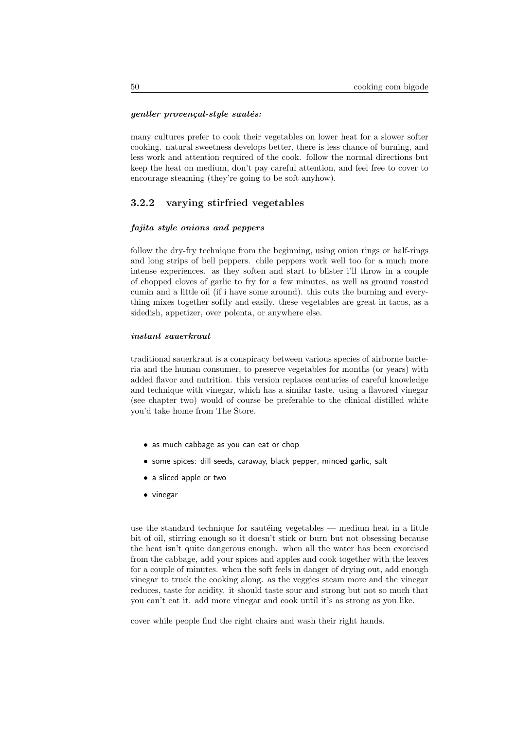*gentler provençal-style sautés:*

many cultures prefer to cook their vegetables on lower heat for a slower softer cooking. natural sweetness develops better, there is less chance of burning, and less work and attention required of the cook. follow the normal directions but keep the heat on medium, don't pay careful attention, and feel free to cover to encourage steaming (they're going to be soft anyhow).

### 3.2.2 varying stirfried vegetables

*fajita style onions and peppers*

follow the dry-fry technique from the beginning, using onion rings or half-rings and long strips of bell peppers. chile peppers work well too for a much more intense experiences. as they soften and start to blister i'll throw in a couple of chopped cloves of garlic to fry for a few minutes, as well as ground roasted cumin and a little oil (if i have some around). this cuts the burning and everything mixes together softly and easily. these vegetables are great in tacos, as a sidedish, appetizer, over polenta, or anywhere else.

*instant sauerkraut*

traditional sauerkraut is a conspiracy between various species of airborne bacteria and the human consumer, to preserve vegetables for months (or years) with added flavor and nutrition. this version replaces centuries of careful knowledge and technique with vinegar, which has a similar taste. using a flavored vinegar (see chapter two) would of course be preferable to the clinical distilled white you'd take home from The Store.

- as much cabbage as you can eat or chop
- some spices: dill seeds, caraway, black pepper, minced garlic, salt
- a sliced apple or two
- vinegar

use the standard technique for sautéing vegetables — medium heat in a little bit of oil, stirring enough so it doesn't stick or burn but not obsessing because the heat isn't quite dangerous enough. when all the water has been exorcised from the cabbage, add your spices and apples and cook together with the leaves for a couple of minutes. when the soft feels in danger of drying out, add enough vinegar to truck the cooking along. as the veggies steam more and the vinegar reduces, taste for acidity. it should taste sour and strong but not so much that you can't eat it. add more vinegar and cook until it's as strong as you like.

cover while people find the right chairs and wash their right hands.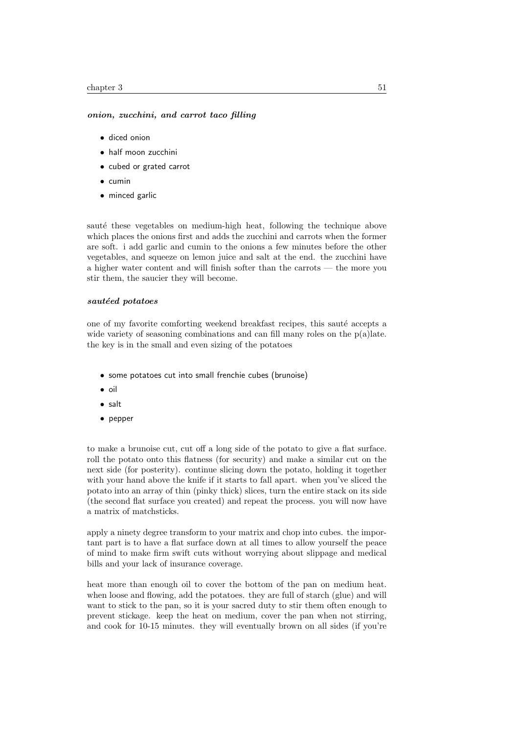### *onion, zucchini, and carrot taco filling*

- diced onion
- half moon zucchini
- cubed or grated carrot
- cumin
- minced garlic

sauté these vegetables on medium-high heat, following the technique above which places the onions first and adds the zucchini and carrots when the former are soft. i add garlic and cumin to the onions a few minutes before the other vegetables, and squeeze on lemon juice and salt at the end. the zucchini have a higher water content and will finish softer than the carrots — the more you stir them, the saucier they will become.

### *sautéed potatoes*

one of my favorite comforting weekend breakfast recipes, this sauté accepts a wide variety of seasoning combinations and can fill many roles on the p(a)late. the key is in the small and even sizing of the potatoes

- some potatoes cut into small frenchie cubes (brunoise)
- oil
- salt
- pepper

to make a brunoise cut, cut off a long side of the potato to give a flat surface. roll the potato onto this flatness (for security) and make a similar cut on the next side (for posterity). continue slicing down the potato, holding it together with your hand above the knife if it starts to fall apart. when you've sliced the potato into an array of thin (pinky thick) slices, turn the entire stack on its side (the second flat surface you created) and repeat the process. you will now have a matrix of matchsticks.

apply a ninety degree transform to your matrix and chop into cubes. the important part is to have a flat surface down at all times to allow yourself the peace of mind to make firm swift cuts without worrying about slippage and medical bills and your lack of insurance coverage.

heat more than enough oil to cover the bottom of the pan on medium heat. when loose and flowing, add the potatoes. they are full of starch (glue) and will want to stick to the pan, so it is your sacred duty to stir them often enough to prevent stickage. keep the heat on medium, cover the pan when not stirring, and cook for 10-15 minutes. they will eventually brown on all sides (if you're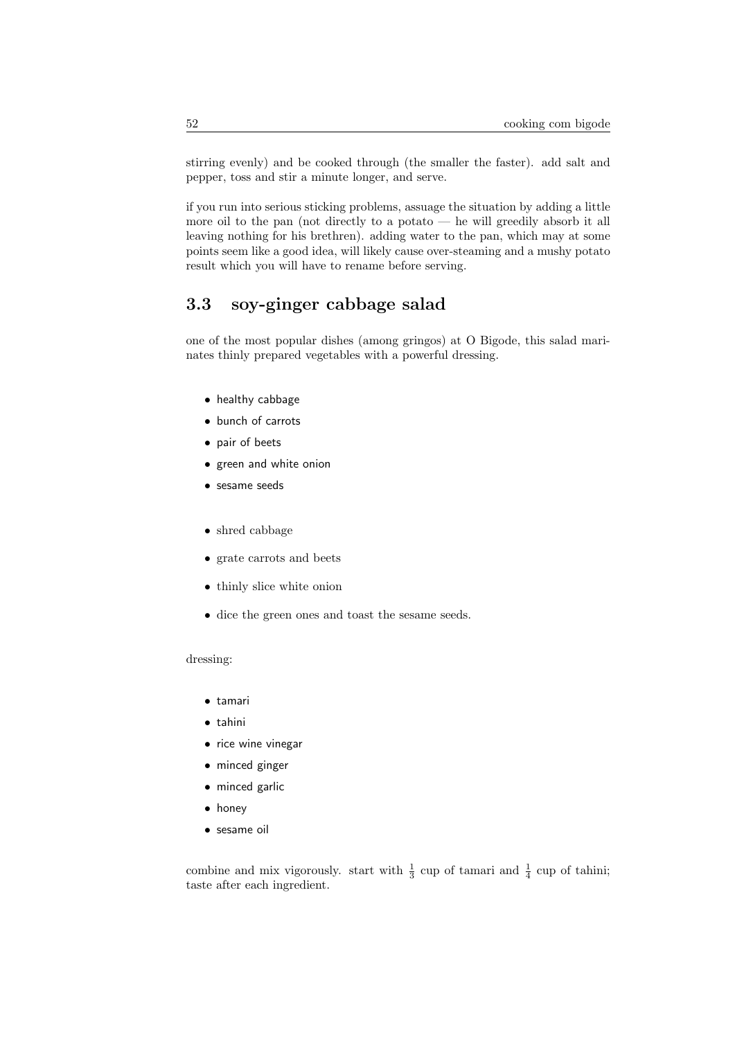stirring evenly) and be cooked through (the smaller the faster). add salt and pepper, toss and stir a minute longer, and serve.

if you run into serious sticking problems, assuage the situation by adding a little more oil to the pan (not directly to a potato — he will greedily absorb it all leaving nothing for his brethren). adding water to the pan, which may at some points seem like a good idea, will likely cause over-steaming and a mushy potato result which you will have to rename before serving.

## 3.3 soy-ginger cabbage salad

one of the most popular dishes (among gringos) at O Bigode, this salad marinates thinly prepared vegetables with a powerful dressing.

- healthy cabbage
- bunch of carrots
- pair of beets
- green and white onion
- sesame seeds

- shred cabbage
- grate carrots and beets
- thinly slice white onion
- dice the green ones and toast the sesame seeds.

dressing:

- tamari
- tahini
- rice wine vinegar
- minced ginger
- minced garlic
- honey
- sesame oil

combine and mix vigorously. start with $\frac{1}{3}$ cup of tamari and $\frac{1}{4}$ cup of tahini; taste after each ingredient.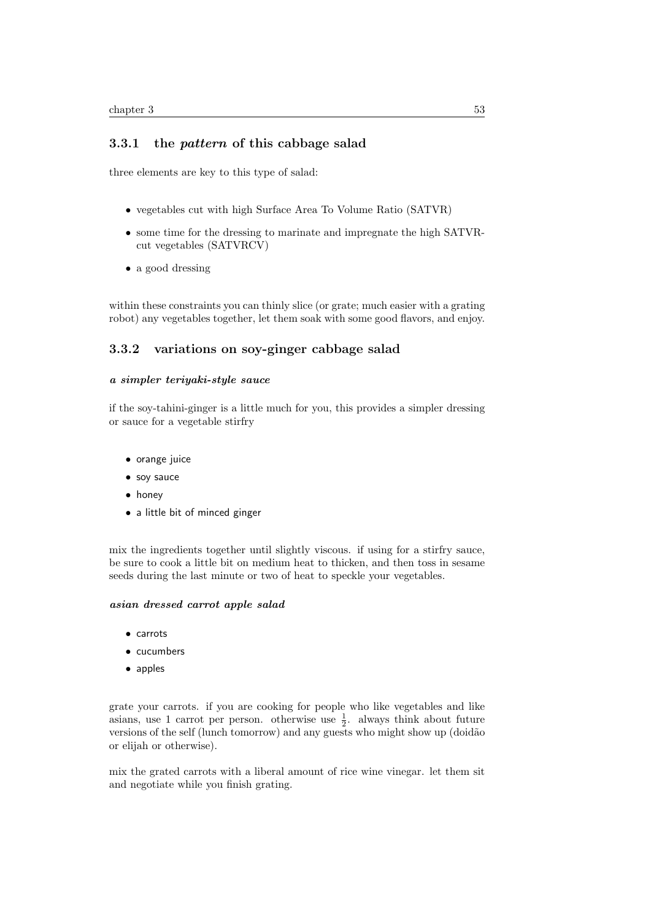### 3.3.1 the *pattern* of this cabbage salad

three elements are key to this type of salad:

- vegetables cut with high Surface Area To Volume Ratio (SATVR)
- some time for the dressing to marinate and impregnate the high SATVR-cut vegetables (SATVRCV)
- a good dressing

within these constraints you can thinly slice (or grate; much easier with a grating robot) any vegetables together, let them soak with some good flavors, and enjoy.

### 3.3.2 variations on soy-ginger cabbage salad

***a simpler teriyaki-style sauce***

if the soy-tahini-ginger is a little much for you, this provides a simpler dressing or sauce for a vegetable stirfry

- orange juice
- soy sauce
- honey
- a little bit of minced ginger

mix the ingredients together until slightly viscous. if using for a stirfry sauce, be sure to cook a little bit on medium heat to thicken, and then toss in sesame seeds during the last minute or two of heat to speckle your vegetables.

***asian dressed carrot apple salad***

- carrots
- cucumbers
- apples

grate your carrots. if you are cooking for people who like vegetables and like asians, use 1 carrot per person. otherwise use $\frac{1}{2}$. always think about future versions of the self (lunch tomorrow) and any guests who might show up (doidão or elijah or otherwise).

mix the grated carrots with a liberal amount of rice wine vinegar. let them sit and negotiate while you finish grating.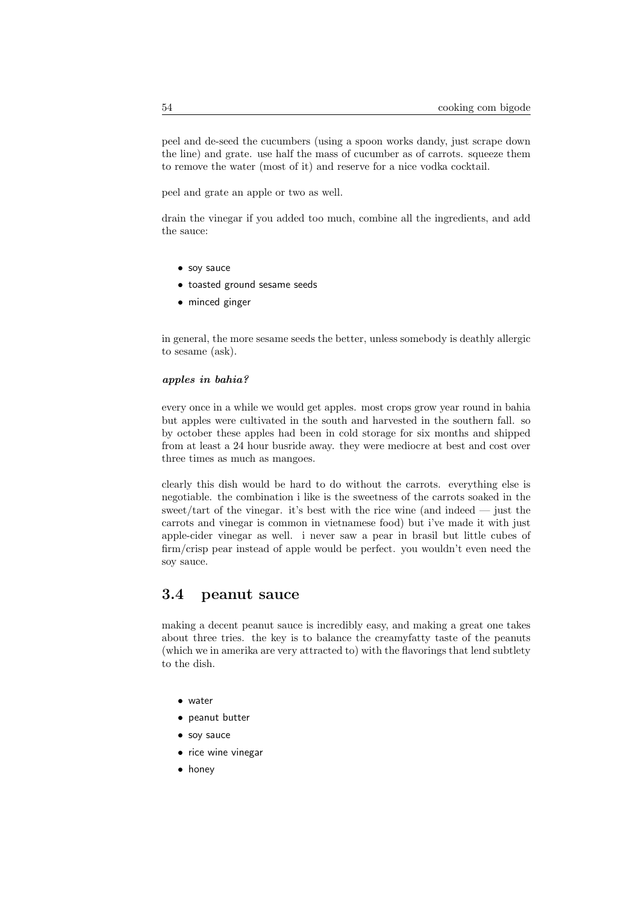peel and de-seed the cucumbers (using a spoon works dandy, just scrape down the line) and grate. use half the mass of cucumber as of carrots. squeeze them to remove the water (most of it) and reserve for a nice vodka cocktail.

peel and grate an apple or two as well.

drain the vinegar if you added too much, combine all the ingredients, and add the sauce:

- soy sauce
- toasted ground sesame seeds
- minced ginger

in general, the more sesame seeds the better, unless somebody is deathly allergic to sesame (ask).

***apples in bahia?***

every once in a while we would get apples. most crops grow year round in bahia but apples were cultivated in the south and harvested in the southern fall. so by october these apples had been in cold storage for six months and shipped from at least a 24 hour busride away. they were mediocre at best and cost over three times as much as mangoes.

clearly this dish would be hard to do without the carrots. everything else is negotiable. the combination i like is the sweetness of the carrots soaked in the sweet/tart of the vinegar. it's best with the rice wine (and indeed — just the carrots and vinegar is common in vietnamese food) but i've made it with just apple-cider vinegar as well. i never saw a pear in brasil but little cubes of firm/crisp pear instead of apple would be perfect. you wouldn't even need the soy sauce.

## 3.4 peanut sauce

making a decent peanut sauce is incredibly easy, and making a great one takes about three tries. the key is to balance the creamyfatty taste of the peanuts (which we in amerika are very attracted to) with the flavorings that lend subtlety to the dish.

- water
- peanut butter
- soy sauce
- rice wine vinegar
- honey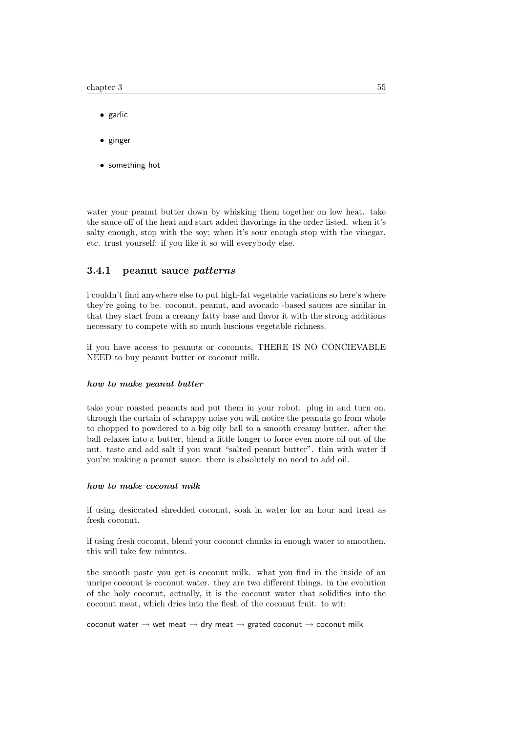- garlic
- ginger
- something hot

water your peanut butter down by whisking them together on low heat. take the sauce off of the heat and start added flavorings in the order listed. when it's salty enough, stop with the soy; when it's sour enough stop with the vinegar. etc. trust yourself: if you like it so will everybody else.

### 3.4.1 peanut sauce *patterns*

i couldn't find anywhere else to put high-fat vegetable variations so here's where they're going to be. coconut, peanut, and avocado -based sauces are similar in that they start from a creamy fatty base and flavor it with the strong additions necessary to compete with so much luscious vegetable richness.

if you have access to peanuts or coconuts, THERE IS NO CONCIEVABLE NEED to buy peanut butter or coconut milk.

#### ***how to make peanut butter***

take your roasted peanuts and put them in your robot. plug in and turn on. through the curtain of schrappy noise you will notice the peanuts go from whole to chopped to powdered to a big oily ball to a smooth creamy butter. after the ball relaxes into a butter, blend a little longer to force even more oil out of the nut. taste and add salt if you want "salted peanut butter". thin with water if you're making a peanut sauce. there is absolutely no need to add oil.

#### ***how to make coconut milk***

if using desiccated shredded coconut, soak in water for an hour and treat as fresh coconut.

if using fresh coconut, blend your coconut chunks in enough water to smoothen. this will take few minutes.

the smooth paste you get is coconut milk. what you find in the inside of an unripe coconut is coconut water. they are two different things. in the evolution of the holy coconut, actually, it is the coconut water that solidifies into the coconut meat, which dries into the flesh of the coconut fruit. to wit:

coconut water → wet meat → dry meat → grated coconut → coconut milk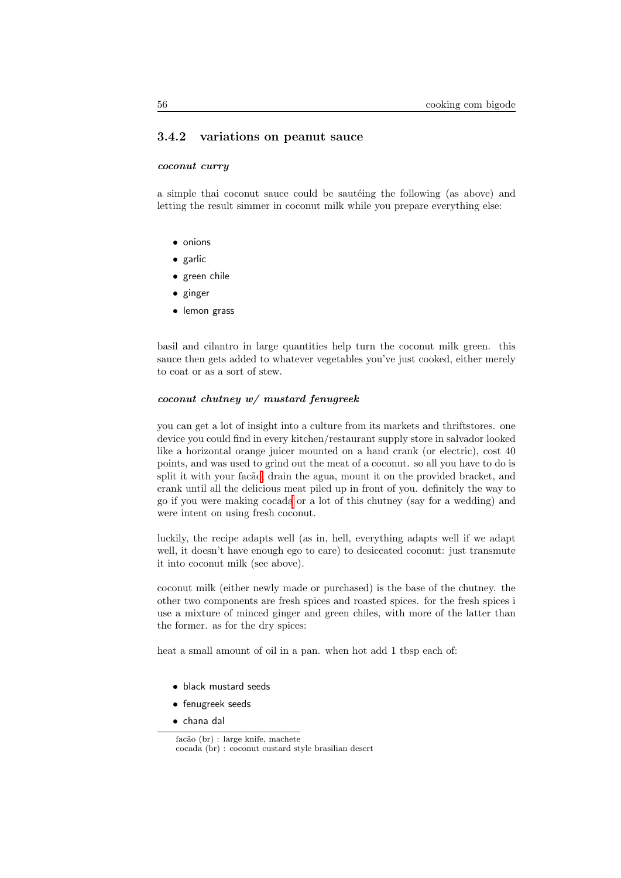### 3.4.2 variations on peanut sauce

***coconut curry***

a simple thai coconut sauce could be sautéing the following (as above) and letting the result simmer in coconut milk while you prepare everything else:

- onions
- garlic
- green chile
- ginger
- lemon grass

basil and cilantro in large quantities help turn the coconut milk green. this sauce then gets added to whatever vegetables you've just cooked, either merely to coat or as a sort of stew.

***coconut chutney w/ mustard fenugreek***

you can get a lot of insight into a culture from its markets and thriftstores. one device you could find in every kitchen/restaurant supply store in salvador looked like a horizontal orange juicer mounted on a hand crank (or electric), cost 40 points, and was used to grind out the meat of a coconut. so all you have to do is split it with your facão, drain the agua, mount it on the provided bracket, and crank until all the delicious meat piled up in front of you. definitely the way to go if you were making cocada or a lot of this chutney (say for a wedding) and were intent on using fresh coconut.

luckily, the recipe adapts well (as in, hell, everything adapts well if we adapt well, it doesn't have enough ego to care) to desiccated coconut: just transmute it into coconut milk (see above).

coconut milk (either newly made or purchased) is the base of the chutney. the other two components are fresh spices and roasted spices. for the fresh spices i use a mixture of minced ginger and green chiles, with more of the latter than the former. as for the dry spices:

heat a small amount of oil in a pan. when hot add 1 tbsp each of:

- black mustard seeds
- fenugreek seeds
- chana dal

facão (br) : large knife, machete

cocada (br) : coconut custard style brasilian desert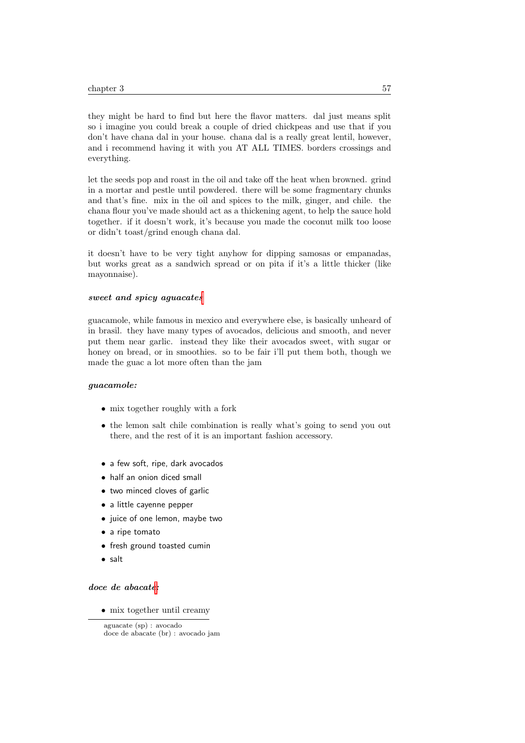they might be hard to find but here the flavor matters. dal just means split so i imagine you could break a couple of dried chickpeas and use that if you don't have chana dal in your house. chana dal is a really great lentil, however, and i recommend having it with you AT ALL TIMES. borders crossings and everything.

let the seeds pop and roast in the oil and take off the heat when browned. grind in a mortar and pestle until powdered. there will be some fragmentary chunks and that's fine. mix in the oil and spices to the milk, ginger, and chile. the chana flour you've made should act as a thickening agent, to help the sauce hold together. if it doesn't work, it's because you made the coconut milk too loose or didn't toast/grind enough chana dal.

it doesn't have to be very tight anyhow for dipping samosas or empanadas, but works great as a sandwich spread or on pita if it's a little thicker (like mayonnaise).

### *sweet and spicy aguacates*

guacamole, while famous in mexico and everywhere else, is basically unheard of in brasil. they have many types of avocados, delicious and smooth, and never put them near garlic. instead they like their avocados sweet, with sugar or honey on bread, or in smoothies. so to be fair i'll put them both, though we made the guac a lot more often than the jam

#### *guacamole:*

- mix together roughly with a fork
- the lemon salt chile combination is really what's going to send you out there, and the rest of it is an important fashion accessory.

- a few soft, ripe, dark avocados
- half an onion diced small
- two minced cloves of garlic
- a little cayenne pepper
- juice of one lemon, maybe two
- a ripe tomato
- fresh ground toasted cumin
- salt

#### *doce de abacate:*

- mix together until creamy

aguacate (sp) : avocado
doce de abacate (br) : avocado jam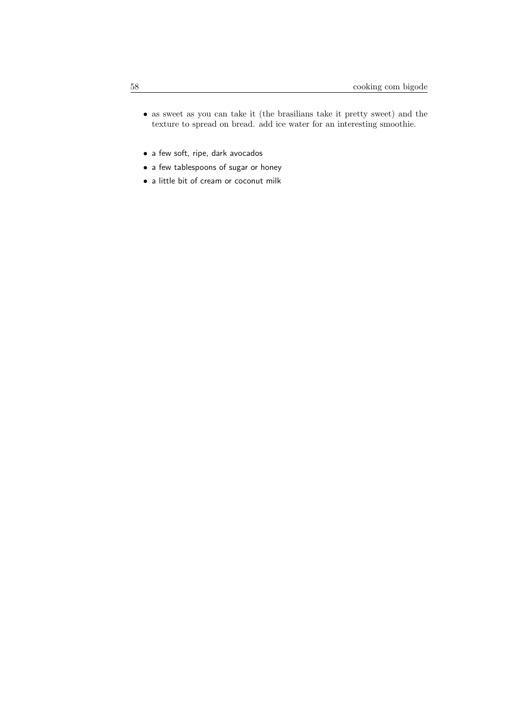- as sweet as you can take it (the brasilians take it pretty sweet) and the texture to spread on bread. add ice water for an interesting smoothie.

- a few soft, ripe, dark avocados
- a few tablespoons of sugar or honey
- a little bit of cream or coconut milk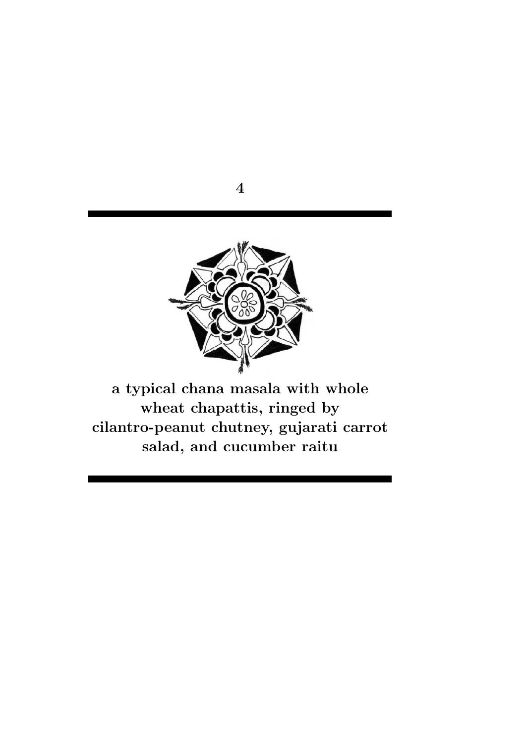# 4

**a typical chana masala with whole wheat chapattis, ringed by cilantro-peanut chutney, gujarati carrot salad, and cucumber raitu**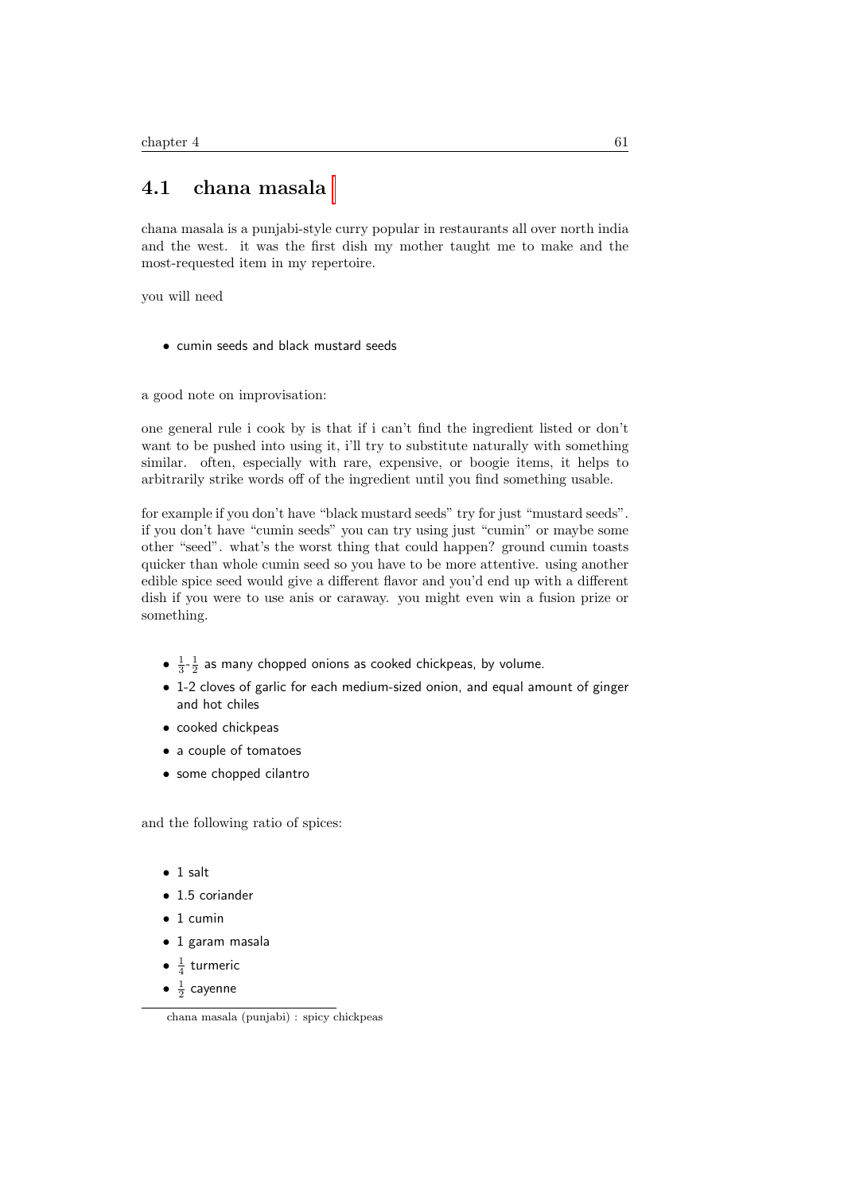## 4.1 chana masala

chana masala is a punjabi-style curry popular in restaurants all over north india and the west. it was the first dish my mother taught me to make and the most-requested item in my repertoire.

you will need

- cumin seeds and black mustard seeds

a good note on improvisation:

one general rule i cook by is that if i can't find the ingredient listed or don't want to be pushed into using it, i'll try to substitute naturally with something similar. often, especially with rare, expensive, or boogie items, it helps to arbitrarily strike words off of the ingredient until you find something usable.

for example if you don't have "black mustard seeds" try for just "mustard seeds". if you don't have "cumin seeds" you can try using just "cumin" or maybe some other "seed". what's the worst thing that could happen? ground cumin toasts quicker than whole cumin seed so you have to be more attentive. using another edible spice seed would give a different flavor and you'd end up with a different dish if you were to use anis or caraway. you might even win a fusion prize or something.

- $\frac{1}{3}$-$\frac{1}{2}$ as many chopped onions as cooked chickpeas, by volume.
- 1-2 cloves of garlic for each medium-sized onion, and equal amount of ginger and hot chiles
- cooked chickpeas
- a couple of tomatoes
- some chopped cilantro

and the following ratio of spices:

- 1 salt
- 1.5 coriander
- 1 cumin
- 1 garam masala
- $\frac{1}{4}$ turmeric
- $\frac{1}{2}$ cayenne

chana masala (punjabi) : spicy chickpeas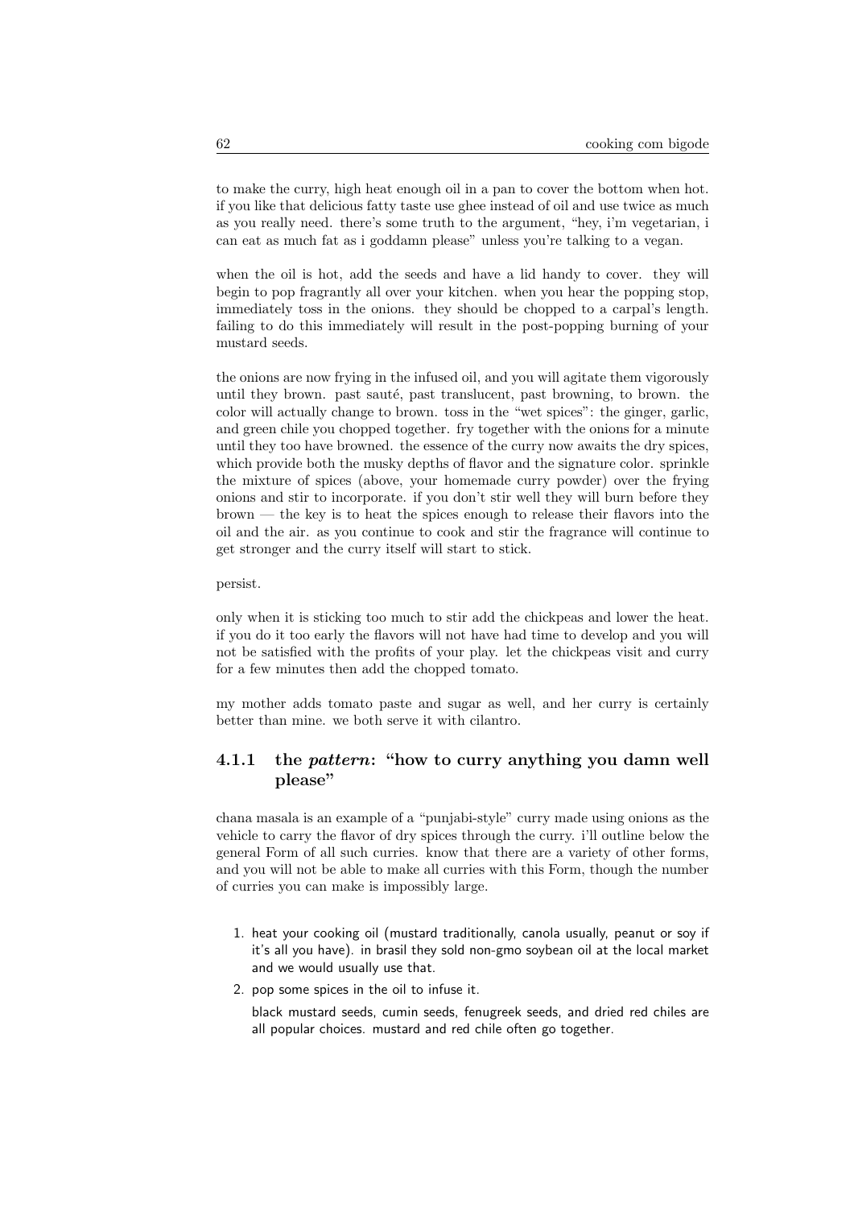to make the curry, high heat enough oil in a pan to cover the bottom when hot. if you like that delicious fatty taste use ghee instead of oil and use twice as much as you really need. there's some truth to the argument, "hey, i'm vegetarian, i can eat as much fat as i goddamn please" unless you're talking to a vegan.

when the oil is hot, add the seeds and have a lid handy to cover. they will begin to pop fragrantly all over your kitchen. when you hear the popping stop, immediately toss in the onions. they should be chopped to a carpal's length. failing to do this immediately will result in the post-popping burning of your mustard seeds.

the onions are now frying in the infused oil, and you will agitate them vigorously until they brown. past sauté, past translucent, past browning, to brown. the color will actually change to brown. toss in the "wet spices": the ginger, garlic, and green chile you chopped together. fry together with the onions for a minute until they too have browned. the essence of the curry now awaits the dry spices, which provide both the musky depths of flavor and the signature color. sprinkle the mixture of spices (above, your homemade curry powder) over the frying onions and stir to incorporate. if you don't stir well they will burn before they brown — the key is to heat the spices enough to release their flavors into the oil and the air. as you continue to cook and stir the fragrance will continue to get stronger and the curry itself will start to stick.

persist.

only when it is sticking too much to stir add the chickpeas and lower the heat. if you do it too early the flavors will not have had time to develop and you will not be satisfied with the profits of your play. let the chickpeas visit and curry for a few minutes then add the chopped tomato.

my mother adds tomato paste and sugar as well, and her curry is certainly better than mine. we both serve it with cilantro.

### 4.1.1 the *pattern*: "how to curry anything you damn well please"

chana masala is an example of a "punjabi-style" curry made using onions as the vehicle to carry the flavor of dry spices through the curry. i'll outline below the general Form of all such curries. know that there are a variety of other forms, and you will not be able to make all curries with this Form, though the number of curries you can make is impossibly large.

1. heat your cooking oil (mustard traditionally, canola usually, peanut or soy if it's all you have). in brasil they sold non-gmo soybean oil at the local market and we would usually use that.
2. pop some spices in the oil to infuse it.

   black mustard seeds, cumin seeds, fenugreek seeds, and dried red chiles are all popular choices. mustard and red chile often go together.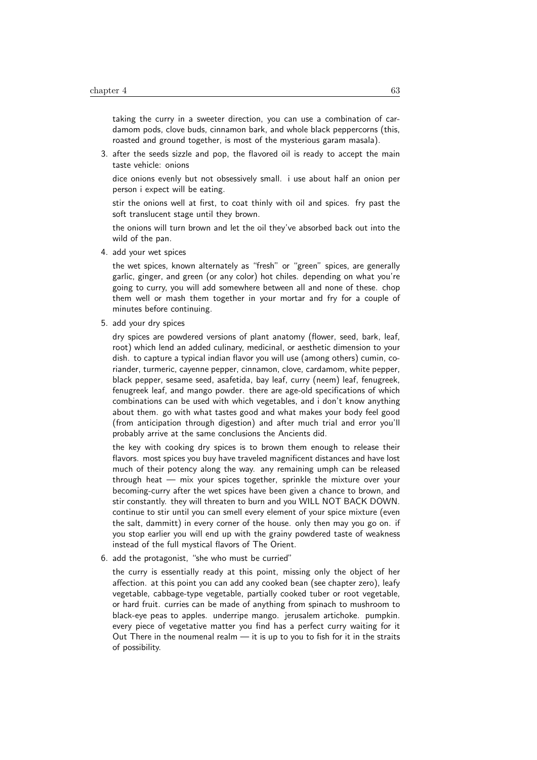taking the curry in a sweeter direction, you can use a combination of cardamom pods, clove buds, cinnamon bark, and whole black peppercorns (this, roasted and ground together, is most of the mysterious garam masala).

3. after the seeds sizzle and pop, the flavored oil is ready to accept the main taste vehicle: onions

   dice onions evenly but not obsessively small. i use about half an onion per person i expect will be eating.

   stir the onions well at first, to coat thinly with oil and spices. fry past the soft translucent stage until they brown.

   the onions will turn brown and let the oil they've absorbed back out into the wild of the pan.

4. add your wet spices

   the wet spices, known alternately as "fresh" or "green" spices, are generally garlic, ginger, and green (or any color) hot chiles. depending on what you're going to curry, you will add somewhere between all and none of these. chop them well or mash them together in your mortar and fry for a couple of minutes before continuing.

5. add your dry spices

   dry spices are powdered versions of plant anatomy (flower, seed, bark, leaf, root) which lend an added culinary, medicinal, or aesthetic dimension to your dish. to capture a typical indian flavor you will use (among others) cumin, coriander, turmeric, cayenne pepper, cinnamon, clove, cardamom, white pepper, black pepper, sesame seed, asafetida, bay leaf, curry (neem) leaf, fenugreek, fenugreek leaf, and mango powder. there are age-old specifications of which combinations can be used with which vegetables, and i don't know anything about them. go with what tastes good and what makes your body feel good (from anticipation through digestion) and after much trial and error you'll probably arrive at the same conclusions the Ancients did.

   the key with cooking dry spices is to brown them enough to release their flavors. most spices you buy have traveled magnificent distances and have lost much of their potency along the way. any remaining umph can be released through heat — mix your spices together, sprinkle the mixture over your becoming-curry after the wet spices have been given a chance to brown, and stir constantly. they will threaten to burn and you WILL NOT BACK DOWN. continue to stir until you can smell every element of your spice mixture (even the salt, dammitt) in every corner of the house. only then may you go on. if you stop earlier you will end up with the grainy powdered taste of weakness instead of the full mystical flavors of The Orient.

6. add the protagonist, "she who must be curried"

   the curry is essentially ready at this point, missing only the object of her affection. at this point you can add any cooked bean (see chapter zero), leafy vegetable, cabbage-type vegetable, partially cooked tuber or root vegetable, or hard fruit. curries can be made of anything from spinach to mushroom to black-eye peas to apples. underripe mango. jerusalem artichoke. pumpkin. every piece of vegetative matter you find has a perfect curry waiting for it Out There in the noumenal realm — it is up to you to fish for it in the straits of possibility.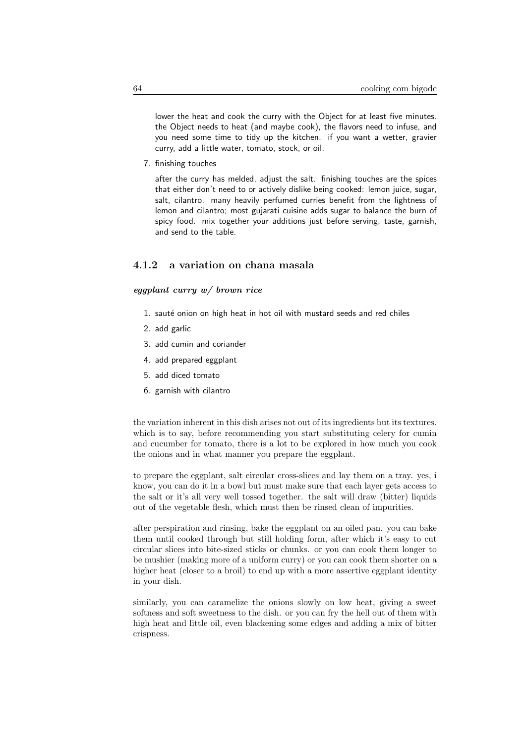lower the heat and cook the curry with the Object for at least five minutes. the Object needs to heat (and maybe cook), the flavors need to infuse, and you need some time to tidy up the kitchen. if you want a wetter, gravier curry, add a little water, tomato, stock, or oil.

7. finishing touches

   after the curry has melded, adjust the salt. finishing touches are the spices that either don't need to or actively dislike being cooked: lemon juice, sugar, salt, cilantro. many heavily perfumed curries benefit from the lightness of lemon and cilantro; most gujarati cuisine adds sugar to balance the burn of spicy food. mix together your additions just before serving, taste, garnish, and send to the table.

### 4.1.2 a variation on chana masala

***eggplant curry w/ brown rice***

1. sauté onion on high heat in hot oil with mustard seeds and red chiles
2. add garlic
3. add cumin and coriander
4. add prepared eggplant
5. add diced tomato
6. garnish with cilantro

the variation inherent in this dish arises not out of its ingredients but its textures. which is to say, before recommending you start substituting celery for cumin and cucumber for tomato, there is a lot to be explored in how much you cook the onions and in what manner you prepare the eggplant.

to prepare the eggplant, salt circular cross-slices and lay them on a tray. yes, i know, you can do it in a bowl but must make sure that each layer gets access to the salt or it's all very well tossed together. the salt will draw (bitter) liquids out of the vegetable flesh, which must then be rinsed clean of impurities.

after perspiration and rinsing, bake the eggplant on an oiled pan. you can bake them until cooked through but still holding form, after which it's easy to cut circular slices into bite-sized sticks or chunks. or you can cook them longer to be mushier (making more of a uniform curry) or you can cook them shorter on a higher heat (closer to a broil) to end up with a more assertive eggplant identity in your dish.

similarly, you can caramelize the onions slowly on low heat, giving a sweet softness and soft sweetness to the dish. or you can fry the hell out of them with high heat and little oil, even blackening some edges and adding a mix of bitter crispness.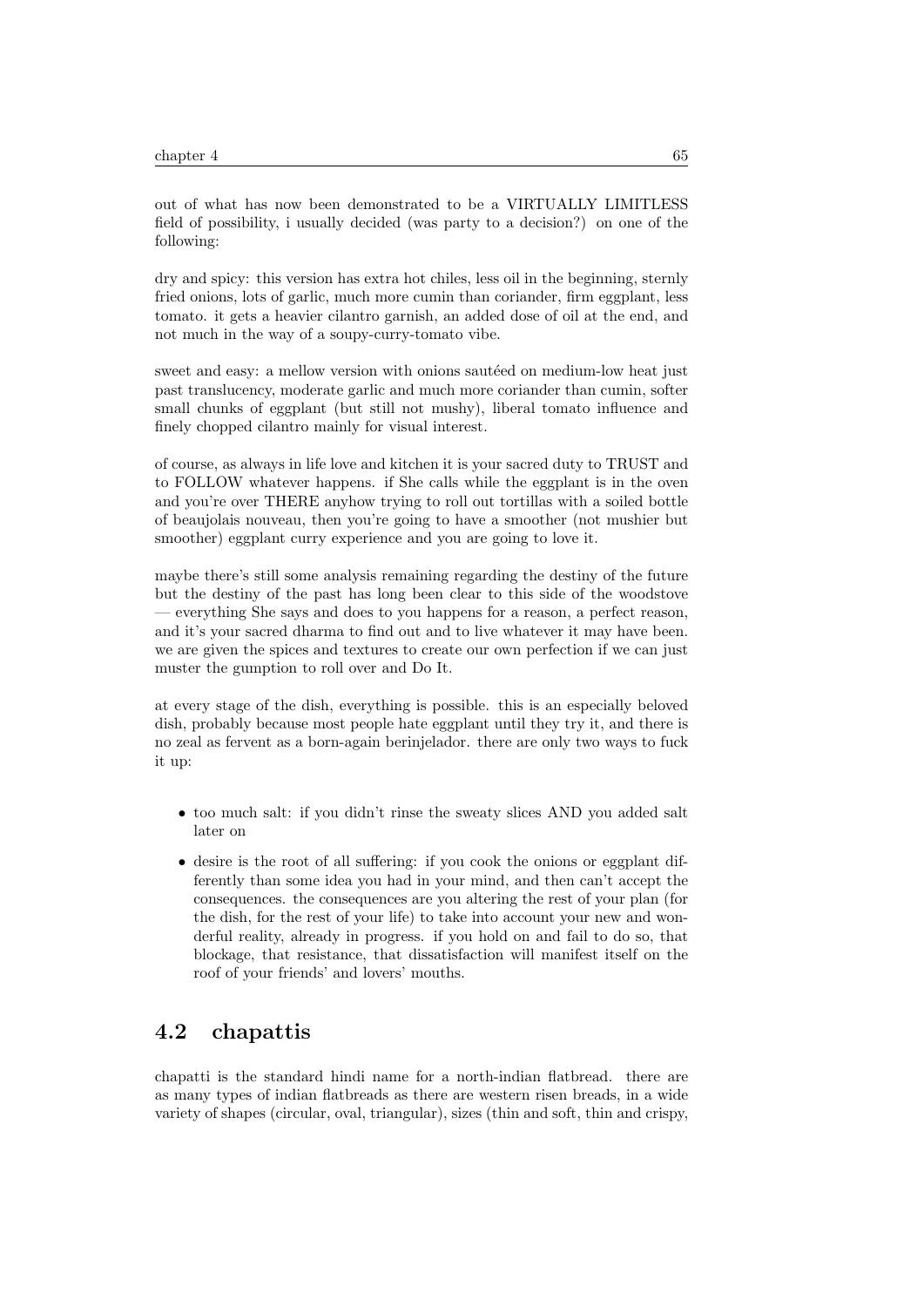out of what has now been demonstrated to be a VIRTUALLY LIMITLESS field of possibility, i usually decided (was party to a decision?) on one of the following:

dry and spicy: this version has extra hot chiles, less oil in the beginning, sternly fried onions, lots of garlic, much more cumin than coriander, firm eggplant, less tomato. it gets a heavier cilantro garnish, an added dose of oil at the end, and not much in the way of a soupy-curry-tomato vibe.

sweet and easy: a mellow version with onions sautéed on medium-low heat just past translucency, moderate garlic and much more coriander than cumin, softer small chunks of eggplant (but still not mushy), liberal tomato influence and finely chopped cilantro mainly for visual interest.

of course, as always in life love and kitchen it is your sacred duty to TRUST and to FOLLOW whatever happens. if She calls while the eggplant is in the oven and you're over THERE anyhow trying to roll out tortillas with a soiled bottle of beaujolais nouveau, then you're going to have a smoother (not mushier but smoother) eggplant curry experience and you are going to love it.

maybe there's still some analysis remaining regarding the destiny of the future but the destiny of the past has long been clear to this side of the woodstove — everything She says and does to you happens for a reason, a perfect reason, and it's your sacred dharma to find out and to live whatever it may have been. we are given the spices and textures to create our own perfection if we can just muster the gumption to roll over and Do It.

at every stage of the dish, everything is possible. this is an especially beloved dish, probably because most people hate eggplant until they try it, and there is no zeal as fervent as a born-again berinjelador. there are only two ways to fuck it up:

- too much salt: if you didn't rinse the sweaty slices AND you added salt later on
- desire is the root of all suffering: if you cook the onions or eggplant differently than some idea you had in your mind, and then can't accept the consequences. the consequences are you altering the rest of your plan (for the dish, for the rest of your life) to take into account your new and wonderful reality, already in progress. if you hold on and fail to do so, that blockage, that resistance, that dissatisfaction will manifest itself on the roof of your friends' and lovers' mouths.

## 4.2 chapattis

chapatti is the standard hindi name for a north-indian flatbread. there are as many types of indian flatbreads as there are western risen breads, in a wide variety of shapes (circular, oval, triangular), sizes (thin and soft, thin and crispy,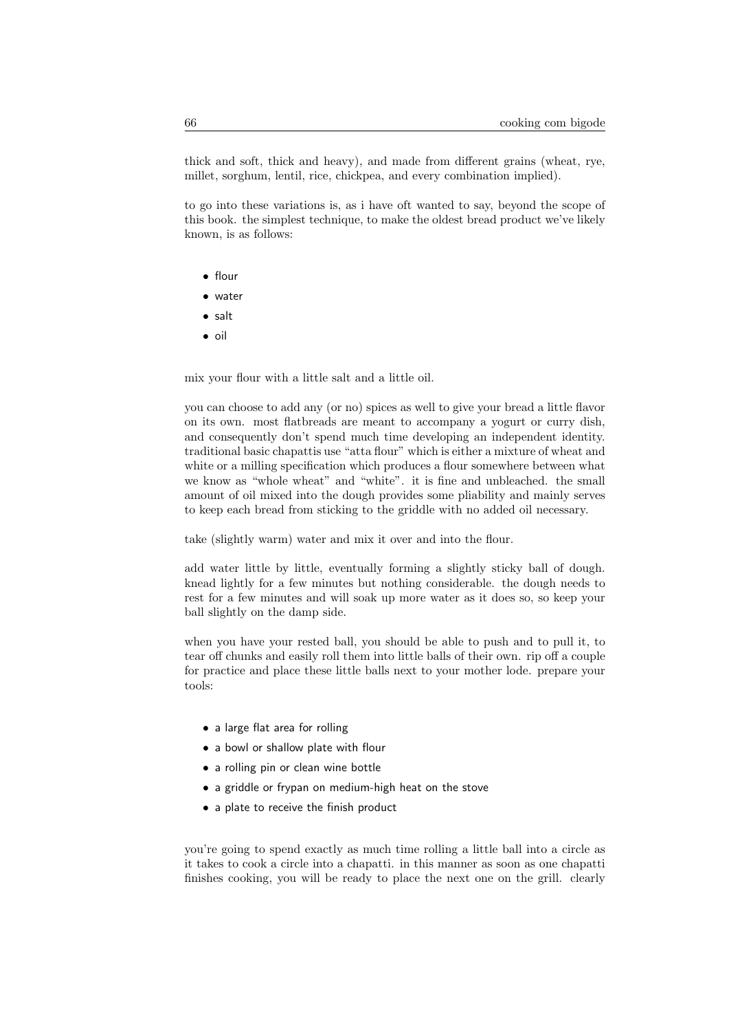thick and soft, thick and heavy), and made from different grains (wheat, rye, millet, sorghum, lentil, rice, chickpea, and every combination implied).

to go into these variations is, as i have oft wanted to say, beyond the scope of this book. the simplest technique, to make the oldest bread product we've likely known, is as follows:

- flour
- water
- salt
- oil

mix your flour with a little salt and a little oil.

you can choose to add any (or no) spices as well to give your bread a little flavor on its own. most flatbreads are meant to accompany a yogurt or curry dish, and consequently don't spend much time developing an independent identity. traditional basic chapattis use "atta flour" which is either a mixture of wheat and white or a milling specification which produces a flour somewhere between what we know as "whole wheat" and "white". it is fine and unbleached. the small amount of oil mixed into the dough provides some pliability and mainly serves to keep each bread from sticking to the griddle with no added oil necessary.

take (slightly warm) water and mix it over and into the flour.

add water little by little, eventually forming a slightly sticky ball of dough. knead lightly for a few minutes but nothing considerable. the dough needs to rest for a few minutes and will soak up more water as it does so, so keep your ball slightly on the damp side.

when you have your rested ball, you should be able to push and to pull it, to tear off chunks and easily roll them into little balls of their own. rip off a couple for practice and place these little balls next to your mother lode. prepare your tools:

- a large flat area for rolling
- a bowl or shallow plate with flour
- a rolling pin or clean wine bottle
- a griddle or frypan on medium-high heat on the stove
- a plate to receive the finish product

you're going to spend exactly as much time rolling a little ball into a circle as it takes to cook a circle into a chapatti. in this manner as soon as one chapatti finishes cooking, you will be ready to place the next one on the grill. clearly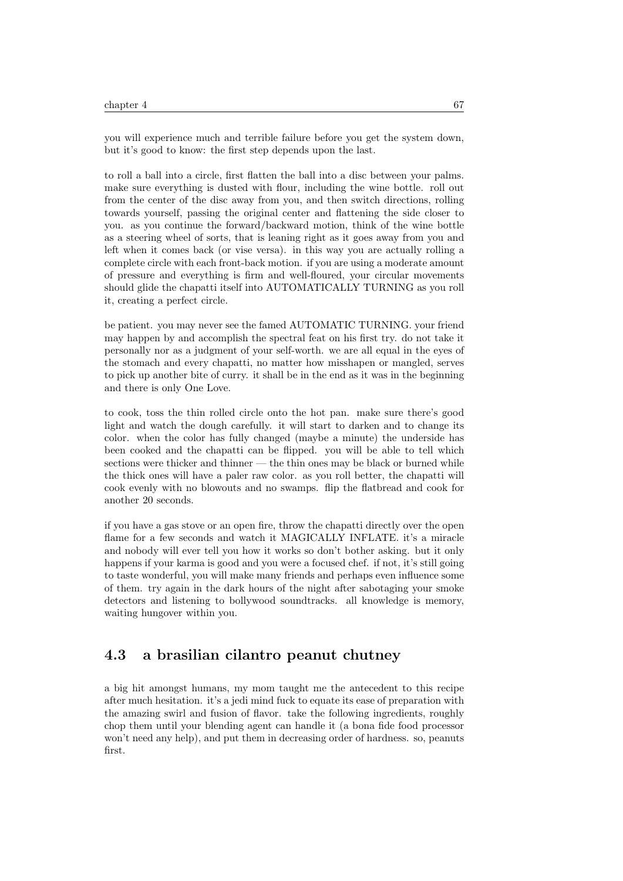you will experience much and terrible failure before you get the system down, but it's good to know: the first step depends upon the last.

to roll a ball into a circle, first flatten the ball into a disc between your palms. make sure everything is dusted with flour, including the wine bottle. roll out from the center of the disc away from you, and then switch directions, rolling towards yourself, passing the original center and flattening the side closer to you. as you continue the forward/backward motion, think of the wine bottle as a steering wheel of sorts, that is leaning right as it goes away from you and left when it comes back (or vise versa). in this way you are actually rolling a complete circle with each front-back motion. if you are using a moderate amount of pressure and everything is firm and well-floured, your circular movements should glide the chapatti itself into AUTOMATICALLY TURNING as you roll it, creating a perfect circle.

be patient. you may never see the famed AUTOMATIC TURNING. your friend may happen by and accomplish the spectral feat on his first try. do not take it personally nor as a judgment of your self-worth. we are all equal in the eyes of the stomach and every chapatti, no matter how misshapen or mangled, serves to pick up another bite of curry. it shall be in the end as it was in the beginning and there is only One Love.

to cook, toss the thin rolled circle onto the hot pan. make sure there's good light and watch the dough carefully. it will start to darken and to change its color. when the color has fully changed (maybe a minute) the underside has been cooked and the chapatti can be flipped. you will be able to tell which sections were thicker and thinner — the thin ones may be black or burned while the thick ones will have a paler raw color. as you roll better, the chapatti will cook evenly with no blowouts and no swamps. flip the flatbread and cook for another 20 seconds.

if you have a gas stove or an open fire, throw the chapatti directly over the open flame for a few seconds and watch it MAGICALLY INFLATE. it's a miracle and nobody will ever tell you how it works so don't bother asking. but it only happens if your karma is good and you were a focused chef. if not, it's still going to taste wonderful, you will make many friends and perhaps even influence some of them. try again in the dark hours of the night after sabotaging your smoke detectors and listening to bollywood soundtracks. all knowledge is memory, waiting hungover within you.

## 4.3 a brasilian cilantro peanut chutney

a big hit amongst humans, my mom taught me the antecedent to this recipe after much hesitation. it's a jedi mind fuck to equate its ease of preparation with the amazing swirl and fusion of flavor. take the following ingredients, roughly chop them until your blending agent can handle it (a bona fide food processor won't need any help), and put them in decreasing order of hardness. so, peanuts first.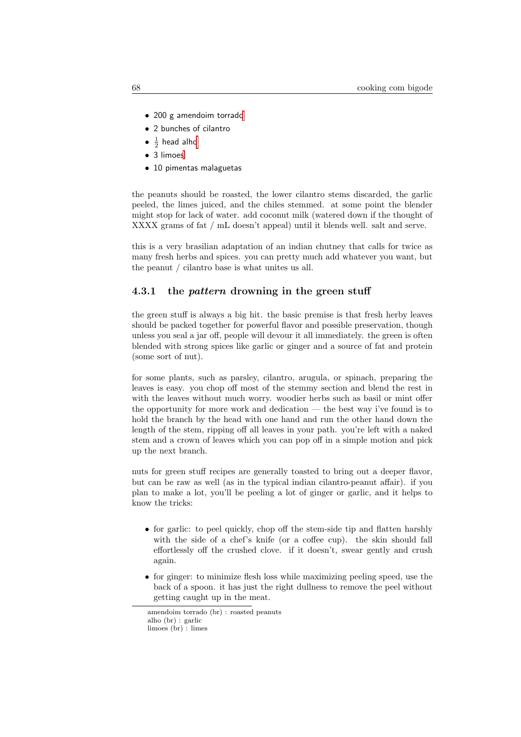- 200 g amendoim torrado
- 2 bunches of cilantro
- $\frac{1}{2}$ head alho
- 3 limoes
- 10 pimentas malaguetas

the peanuts should be roasted, the lower cilantro stems discarded, the garlic peeled, the limes juiced, and the chiles stemmed. at some point the blender might stop for lack of water. add coconut milk (watered down if the thought of XXXX grams of fat / mL doesn't appeal) until it blends well. salt and serve.

this is a very brasilian adaptation of an indian chutney that calls for twice as many fresh herbs and spices. you can pretty much add whatever you want, but the peanut / cilantro base is what unites us all.

### 4.3.1 the *pattern* drowning in the green stuff

the green stuff is always a big hit. the basic premise is that fresh herby leaves should be packed together for powerful flavor and possible preservation, though unless you seal a jar off, people will devour it all immediately. the green is often blended with strong spices like garlic or ginger and a source of fat and protein (some sort of nut).

for some plants, such as parsley, cilantro, arugula, or spinach, preparing the leaves is easy. you chop off most of the stemmy section and blend the rest in with the leaves without much worry. woodier herbs such as basil or mint offer the opportunity for more work and dedication — the best way i've found is to hold the branch by the head with one hand and run the other hand down the length of the stem, ripping off all leaves in your path. you're left with a naked stem and a crown of leaves which you can pop off in a simple motion and pick up the next branch.

nuts for green stuff recipes are generally toasted to bring out a deeper flavor, but can be raw as well (as in the typical indian cilantro-peanut affair). if you plan to make a lot, you'll be peeling a lot of ginger or garlic, and it helps to know the tricks:

- for garlic: to peel quickly, chop off the stem-side tip and flatten harshly with the side of a chef's knife (or a coffee cup). the skin should fall effortlessly off the crushed clove. if it doesn't, swear gently and crush again.
- for ginger: to minimize flesh loss while maximizing peeling speed, use the back of a spoon. it has just the right dullness to remove the peel without getting caught up in the meat.

amendoim torrado (br) : roasted peanuts
alho (br) : garlic
limoes (br) : limes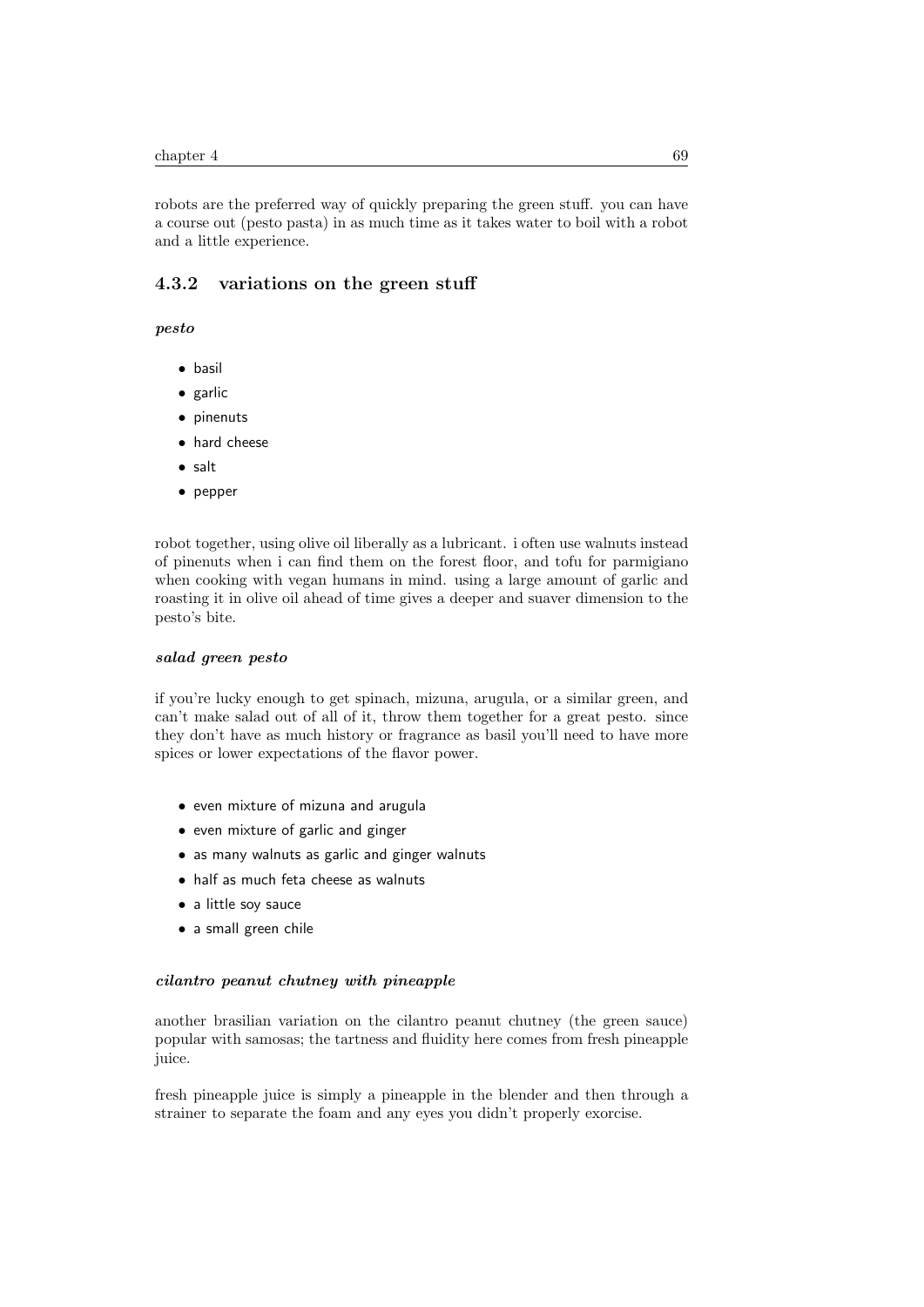robots are the preferred way of quickly preparing the green stuff. you can have a course out (pesto pasta) in as much time as it takes water to boil with a robot and a little experience.

### 4.3.2 variations on the green stuff

***pesto***

- basil
- garlic
- pinenuts
- hard cheese
- salt
- pepper

robot together, using olive oil liberally as a lubricant. i often use walnuts instead of pinenuts when i can find them on the forest floor, and tofu for parmigiano when cooking with vegan humans in mind. using a large amount of garlic and roasting it in olive oil ahead of time gives a deeper and suaver dimension to the pesto's bite.

***salad green pesto***

if you're lucky enough to get spinach, mizuna, arugula, or a similar green, and can't make salad out of all of it, throw them together for a great pesto. since they don't have as much history or fragrance as basil you'll need to have more spices or lower expectations of the flavor power.

- even mixture of mizuna and arugula
- even mixture of garlic and ginger
- as many walnuts as garlic and ginger walnuts
- half as much feta cheese as walnuts
- a little soy sauce
- a small green chile

***cilantro peanut chutney with pineapple***

another brasilian variation on the cilantro peanut chutney (the green sauce) popular with samosas; the tartness and fluidity here comes from fresh pineapple juice.

fresh pineapple juice is simply a pineapple in the blender and then through a strainer to separate the foam and any eyes you didn't properly exorcise.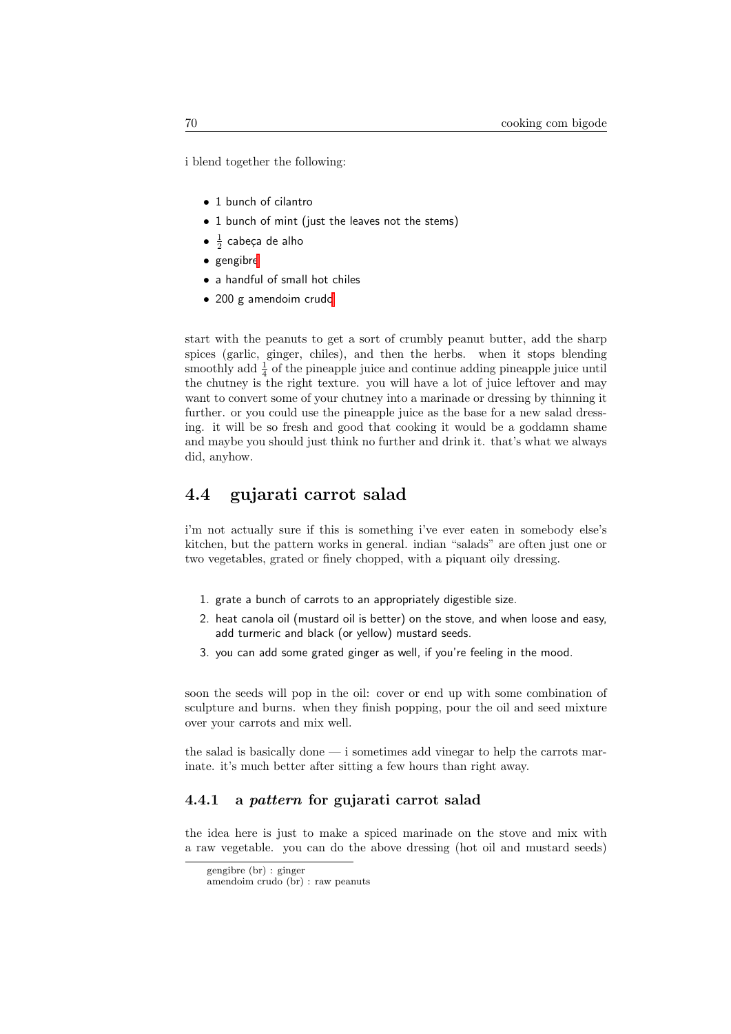i blend together the following:

- 1 bunch of cilantro
- 1 bunch of mint (just the leaves not the stems)
- $\frac{1}{2}$ cabeça de alho
- gengibre
- a handful of small hot chiles
- 200 g amendoim crudo

start with the peanuts to get a sort of crumbly peanut butter, add the sharp spices (garlic, ginger, chiles), and then the herbs. when it stops blending smoothly add $\frac{1}{4}$ of the pineapple juice and continue adding pineapple juice until the chutney is the right texture. you will have a lot of juice leftover and may want to convert some of your chutney into a marinade or dressing by thinning it further. or you could use the pineapple juice as the base for a new salad dressing. it will be so fresh and good that cooking it would be a goddamn shame and maybe you should just think no further and drink it. that's what we always did, anyhow.

## 4.4 gujarati carrot salad

i'm not actually sure if this is something i've ever eaten in somebody else's kitchen, but the pattern works in general. indian "salads" are often just one or two vegetables, grated or finely chopped, with a piquant oily dressing.

1. grate a bunch of carrots to an appropriately digestible size.
2. heat canola oil (mustard oil is better) on the stove, and when loose and easy, add turmeric and black (or yellow) mustard seeds.
3. you can add some grated ginger as well, if you're feeling in the mood.

soon the seeds will pop in the oil: cover or end up with some combination of sculpture and burns. when they finish popping, pour the oil and seed mixture over your carrots and mix well.

the salad is basically done — i sometimes add vinegar to help the carrots marinate. it's much better after sitting a few hours than right away.

### 4.4.1 a *pattern* for gujarati carrot salad

the idea here is just to make a spiced marinade on the stove and mix with a raw vegetable. you can do the above dressing (hot oil and mustard seeds)

gengibre (br) : ginger
amendoim crudo (br) : raw peanuts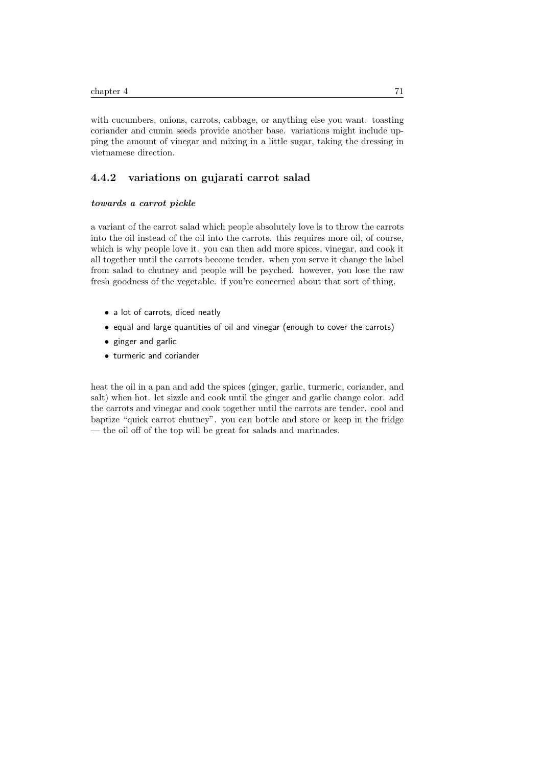with cucumbers, onions, carrots, cabbage, or anything else you want. toasting coriander and cumin seeds provide another base. variations might include upping the amount of vinegar and mixing in a little sugar, taking the dressing in vietnamese direction.

### 4.4.2 variations on gujarati carrot salad

***towards a carrot pickle***

a variant of the carrot salad which people absolutely love is to throw the carrots into the oil instead of the oil into the carrots. this requires more oil, of course, which is why people love it. you can then add more spices, vinegar, and cook it all together until the carrots become tender. when you serve it change the label from salad to chutney and people will be psyched. however, you lose the raw fresh goodness of the vegetable. if you're concerned about that sort of thing.

- a lot of carrots, diced neatly
- equal and large quantities of oil and vinegar (enough to cover the carrots)
- ginger and garlic
- turmeric and coriander

heat the oil in a pan and add the spices (ginger, garlic, turmeric, coriander, and salt) when hot. let sizzle and cook until the ginger and garlic change color. add the carrots and vinegar and cook together until the carrots are tender. cool and baptize "quick carrot chutney". you can bottle and store or keep in the fridge — the oil off of the top will be great for salads and marinades.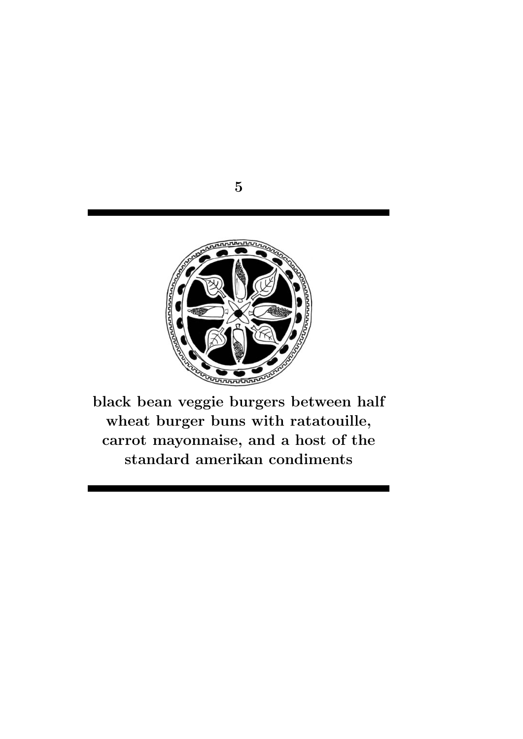# 5

**black bean veggie burgers between half wheat burger buns with ratatouille, carrot mayonnaise, and a host of the standard amerikan condiments**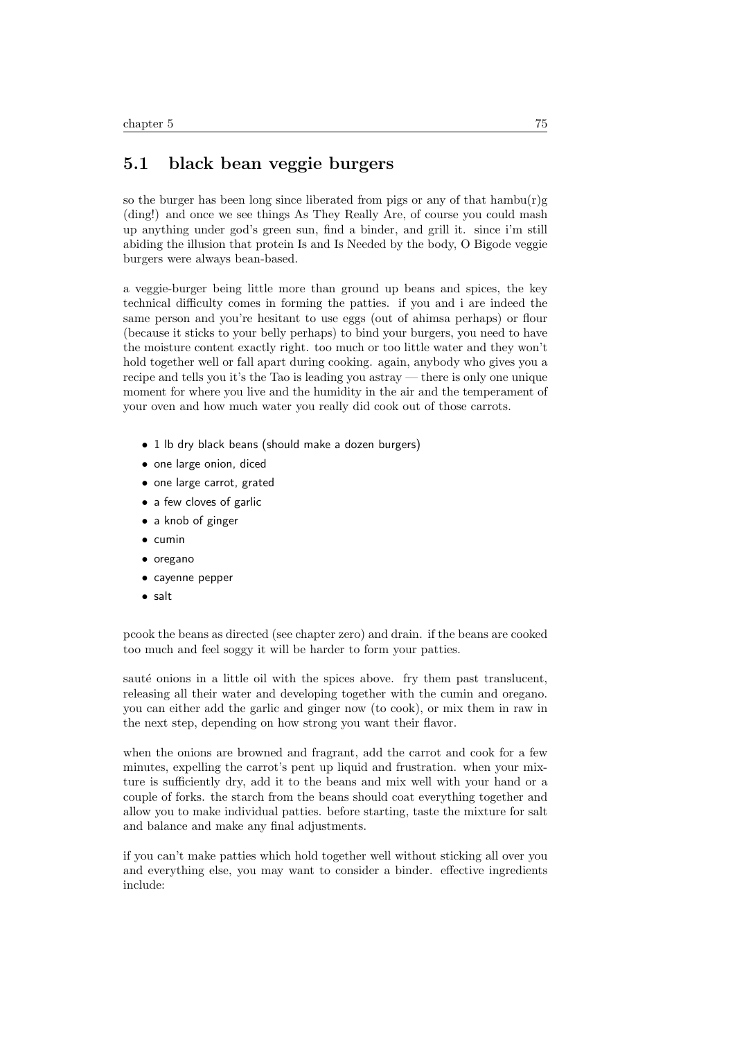## 5.1 black bean veggie burgers

so the burger has been long since liberated from pigs or any of that hambu(r)g (ding!) and once we see things As They Really Are, of course you could mash up anything under god's green sun, find a binder, and grill it. since i'm still abiding the illusion that protein Is and Is Needed by the body, O Bigode veggie burgers were always bean-based.

a veggie-burger being little more than ground up beans and spices, the key technical difficulty comes in forming the patties. if you and i are indeed the same person and you're hesitant to use eggs (out of ahimsa perhaps) or flour (because it sticks to your belly perhaps) to bind your burgers, you need to have the moisture content exactly right. too much or too little water and they won't hold together well or fall apart during cooking. again, anybody who gives you a recipe and tells you it's the Tao is leading you astray — there is only one unique moment for where you live and the humidity in the air and the temperament of your oven and how much water you really did cook out of those carrots.

- 1 lb dry black beans (should make a dozen burgers)
- one large onion, diced
- one large carrot, grated
- a few cloves of garlic
- a knob of ginger
- cumin
- oregano
- cayenne pepper
- salt

pcook the beans as directed (see chapter zero) and drain. if the beans are cooked too much and feel soggy it will be harder to form your patties.

sauté onions in a little oil with the spices above. fry them past translucent, releasing all their water and developing together with the cumin and oregano. you can either add the garlic and ginger now (to cook), or mix them in raw in the next step, depending on how strong you want their flavor.

when the onions are browned and fragrant, add the carrot and cook for a few minutes, expelling the carrot's pent up liquid and frustration. when your mixture is sufficiently dry, add it to the beans and mix well with your hand or a couple of forks. the starch from the beans should coat everything together and allow you to make individual patties. before starting, taste the mixture for salt and balance and make any final adjustments.

if you can't make patties which hold together well without sticking all over you and everything else, you may want to consider a binder. effective ingredients include: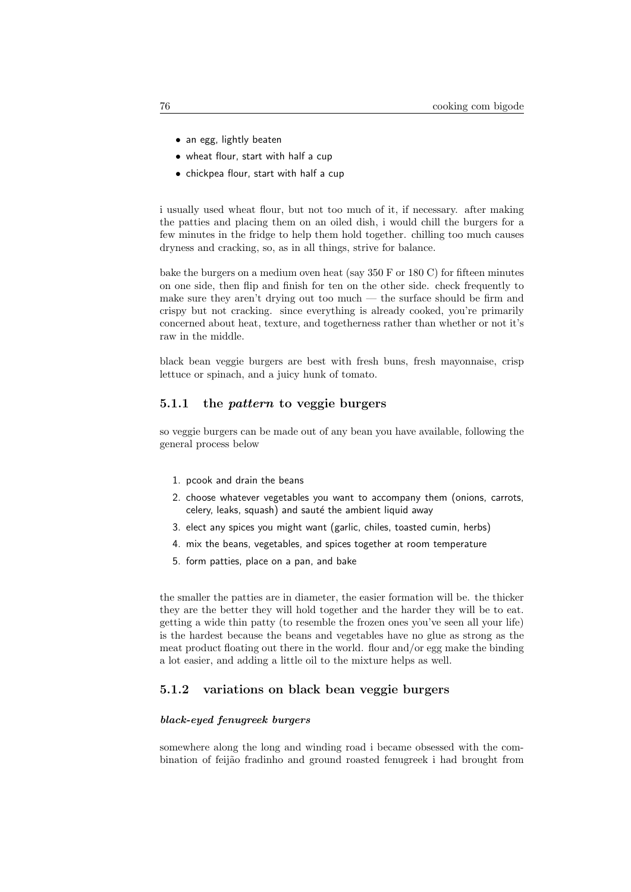- an egg, lightly beaten
- wheat flour, start with half a cup
- chickpea flour, start with half a cup

i usually used wheat flour, but not too much of it, if necessary. after making the patties and placing them on an oiled dish, i would chill the burgers for a few minutes in the fridge to help them hold together. chilling too much causes dryness and cracking, so, as in all things, strive for balance.

bake the burgers on a medium oven heat (say 350 F or 180 C) for fifteen minutes on one side, then flip and finish for ten on the other side. check frequently to make sure they aren't drying out too much — the surface should be firm and crispy but not cracking. since everything is already cooked, you're primarily concerned about heat, texture, and togetherness rather than whether or not it's raw in the middle.

black bean veggie burgers are best with fresh buns, fresh mayonnaise, crisp lettuce or spinach, and a juicy hunk of tomato.

### 5.1.1 the *pattern* to veggie burgers

so veggie burgers can be made out of any bean you have available, following the general process below

1. pcook and drain the beans
2. choose whatever vegetables you want to accompany them (onions, carrots, celery, leaks, squash) and sauté the ambient liquid away
3. elect any spices you might want (garlic, chiles, toasted cumin, herbs)
4. mix the beans, vegetables, and spices together at room temperature
5. form patties, place on a pan, and bake

the smaller the patties are in diameter, the easier formation will be. the thicker they are the better they will hold together and the harder they will be to eat. getting a wide thin patty (to resemble the frozen ones you've seen all your life) is the hardest because the beans and vegetables have no glue as strong as the meat product floating out there in the world. flour and/or egg make the binding a lot easier, and adding a little oil to the mixture helps as well.

### 5.1.2 variations on black bean veggie burgers

#### *black-eyed fenugreek burgers*

somewhere along the long and winding road i became obsessed with the combination of feijão fradinho and ground roasted fenugreek i had brought from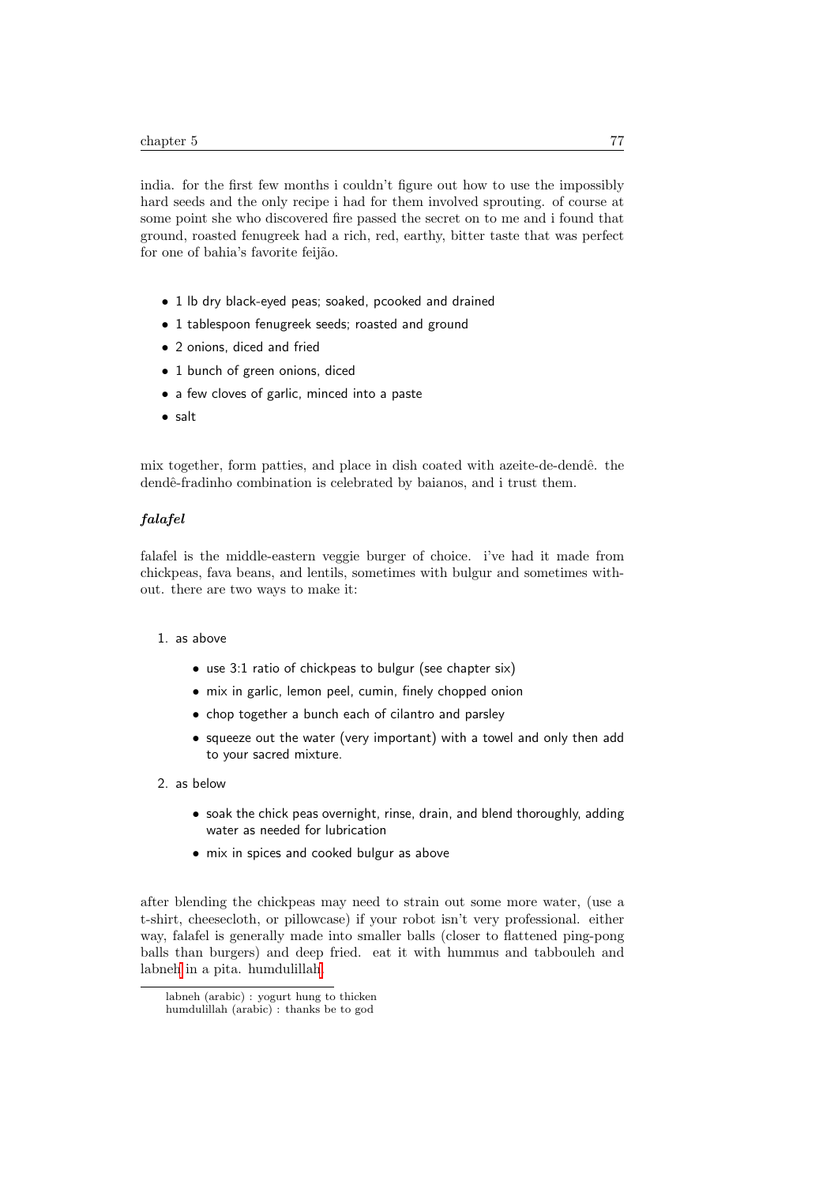india. for the first few months i couldn't figure out how to use the impossibly hard seeds and the only recipe i had for them involved sprouting. of course at some point she who discovered fire passed the secret on to me and i found that ground, roasted fenugreek had a rich, red, earthy, bitter taste that was perfect for one of bahia's favorite feijão.

- 1 lb dry black-eyed peas; soaked, pcooked and drained
- 1 tablespoon fenugreek seeds; roasted and ground
- 2 onions, diced and fried
- 1 bunch of green onions, diced
- a few cloves of garlic, minced into a paste
- salt

mix together, form patties, and place in dish coated with azeite-de-dendê. the dendê-fradinho combination is celebrated by baianos, and i trust them.

### *falafel*

falafel is the middle-eastern veggie burger of choice. i've had it made from chickpeas, fava beans, and lentils, sometimes with bulgur and sometimes without. there are two ways to make it:

1. as above
    - use 3:1 ratio of chickpeas to bulgur (see chapter six)
    - mix in garlic, lemon peel, cumin, finely chopped onion
    - chop together a bunch each of cilantro and parsley
    - squeeze out the water (very important) with a towel and only then add to your sacred mixture.
2. as below
    - soak the chick peas overnight, rinse, drain, and blend thoroughly, adding water as needed for lubrication
    - mix in spices and cooked bulgur as above

after blending the chickpeas may need to strain out some more water, (use a t-shirt, cheesecloth, or pillowcase) if your robot isn't very professional. either way, falafel is generally made into smaller balls (closer to flattened ping-pong balls than burgers) and deep fried. eat it with hummus and tabbouleh and labneh in a pita. humdulillah.

---

labneh (arabic) : yogurt hung to thicken
humdulillah (arabic) : thanks be to god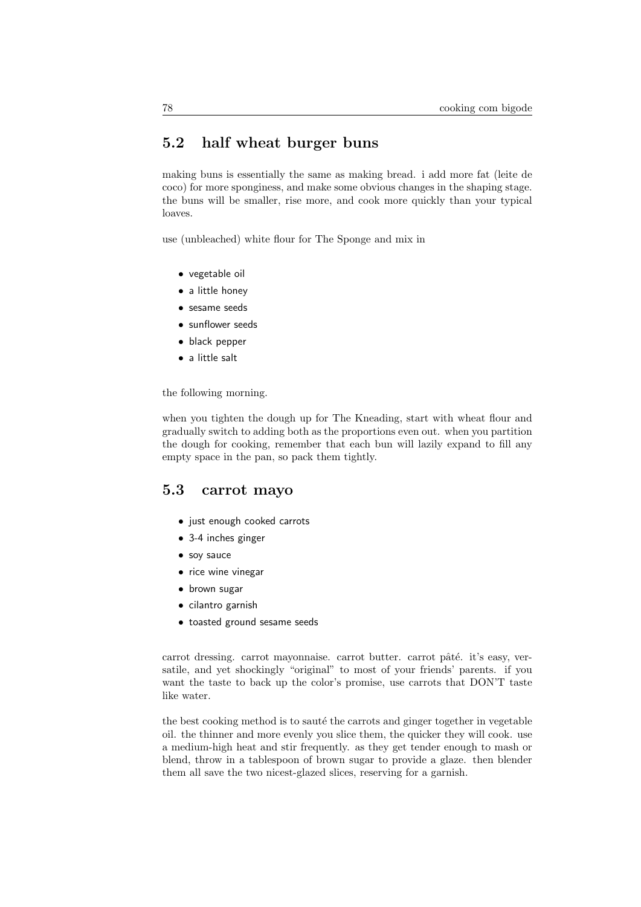## 5.2 half wheat burger buns

making buns is essentially the same as making bread. i add more fat (leite de coco) for more sponginess, and make some obvious changes in the shaping stage. the buns will be smaller, rise more, and cook more quickly than your typical loaves.

use (unbleached) white flour for The Sponge and mix in

- vegetable oil
- a little honey
- sesame seeds
- sunflower seeds
- black pepper
- a little salt

the following morning.

when you tighten the dough up for The Kneading, start with wheat flour and gradually switch to adding both as the proportions even out. when you partition the dough for cooking, remember that each bun will lazily expand to fill any empty space in the pan, so pack them tightly.

## 5.3 carrot mayo

- just enough cooked carrots
- 3-4 inches ginger
- soy sauce
- rice wine vinegar
- brown sugar
- cilantro garnish
- toasted ground sesame seeds

carrot dressing. carrot mayonnaise. carrot butter. carrot pâté. it's easy, versatile, and yet shockingly "original" to most of your friends' parents. if you want the taste to back up the color's promise, use carrots that DON'T taste like water.

the best cooking method is to sauté the carrots and ginger together in vegetable oil. the thinner and more evenly you slice them, the quicker they will cook. use a medium-high heat and stir frequently. as they get tender enough to mash or blend, throw in a tablespoon of brown sugar to provide a glaze. then blender them all save the two nicest-glazed slices, reserving for a garnish.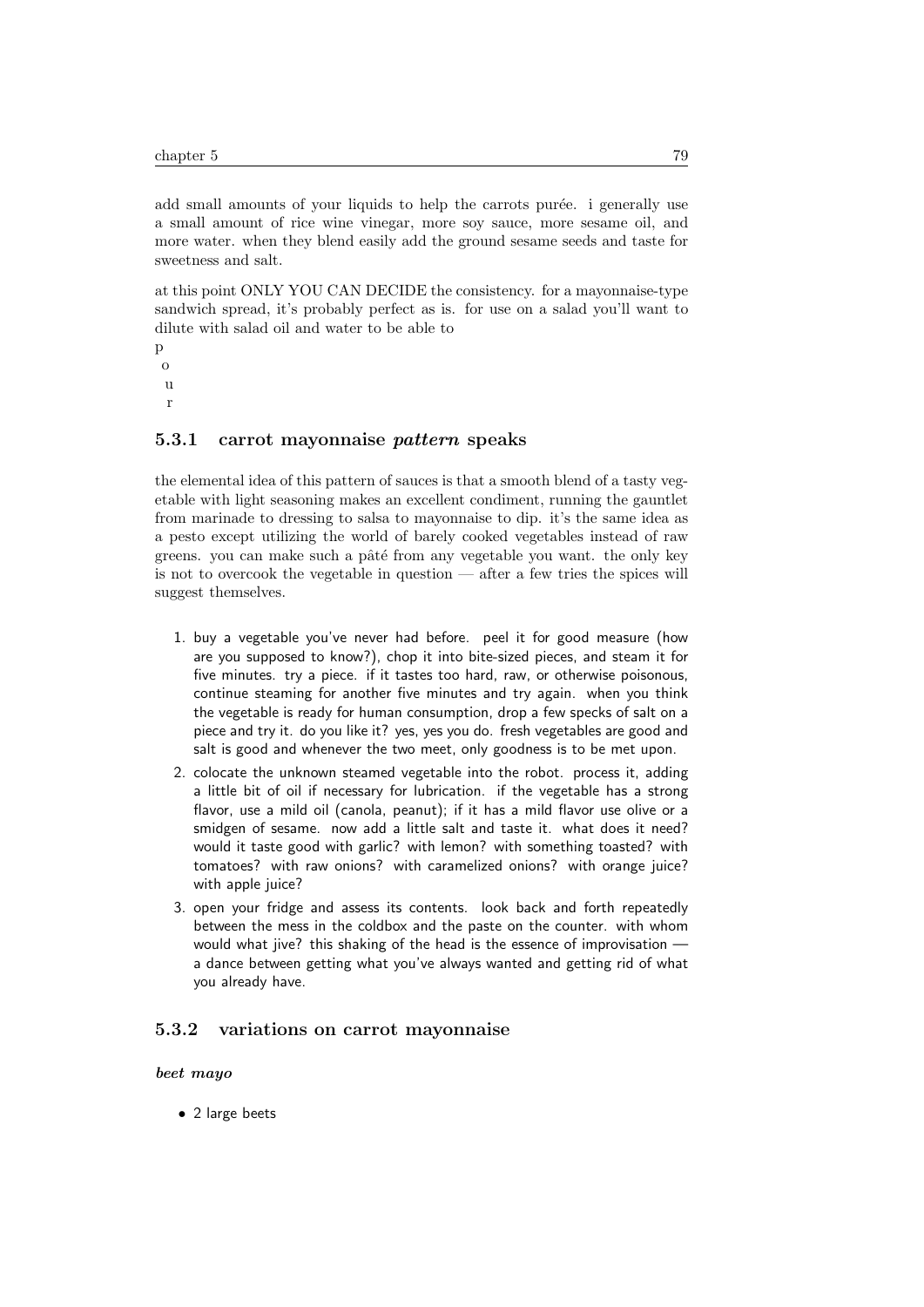add small amounts of your liquids to help the carrots purée. i generally use a small amount of rice wine vinegar, more soy sauce, more sesame oil, and more water. when they blend easily add the ground sesame seeds and taste for sweetness and salt.

at this point ONLY YOU CAN DECIDE the consistency. for a mayonnaise-type sandwich spread, it's probably perfect as is. for use on a salad you'll want to dilute with salad oil and water to be able to

p
 o
  u
   r

### 5.3.1 carrot mayonnaise *pattern* speaks

the elemental idea of this pattern of sauces is that a smooth blend of a tasty vegetable with light seasoning makes an excellent condiment, running the gauntlet from marinade to dressing to salsa to mayonnaise to dip. it's the same idea as a pesto except utilizing the world of barely cooked vegetables instead of raw greens. you can make such a pâté from any vegetable you want. the only key is not to overcook the vegetable in question — after a few tries the spices will suggest themselves.

1. buy a vegetable you've never had before. peel it for good measure (how are you supposed to know?), chop it into bite-sized pieces, and steam it for five minutes. try a piece. if it tastes too hard, raw, or otherwise poisonous, continue steaming for another five minutes and try again. when you think the vegetable is ready for human consumption, drop a few specks of salt on a piece and try it. do you like it? yes, yes you do. fresh vegetables are good and salt is good and whenever the two meet, only goodness is to be met upon.
2. colocate the unknown steamed vegetable into the robot. process it, adding a little bit of oil if necessary for lubrication. if the vegetable has a strong flavor, use a mild oil (canola, peanut); if it has a mild flavor use olive or a smidgen of sesame. now add a little salt and taste it. what does it need? would it taste good with garlic? with lemon? with something toasted? with tomatoes? with raw onions? with caramelized onions? with orange juice? with apple juice?
3. open your fridge and assess its contents. look back and forth repeatedly between the mess in the coldbox and the paste on the counter. with whom would what jive? this shaking of the head is the essence of improvisation — a dance between getting what you've always wanted and getting rid of what you already have.

### 5.3.2 variations on carrot mayonnaise

***beet mayo***

- 2 large beets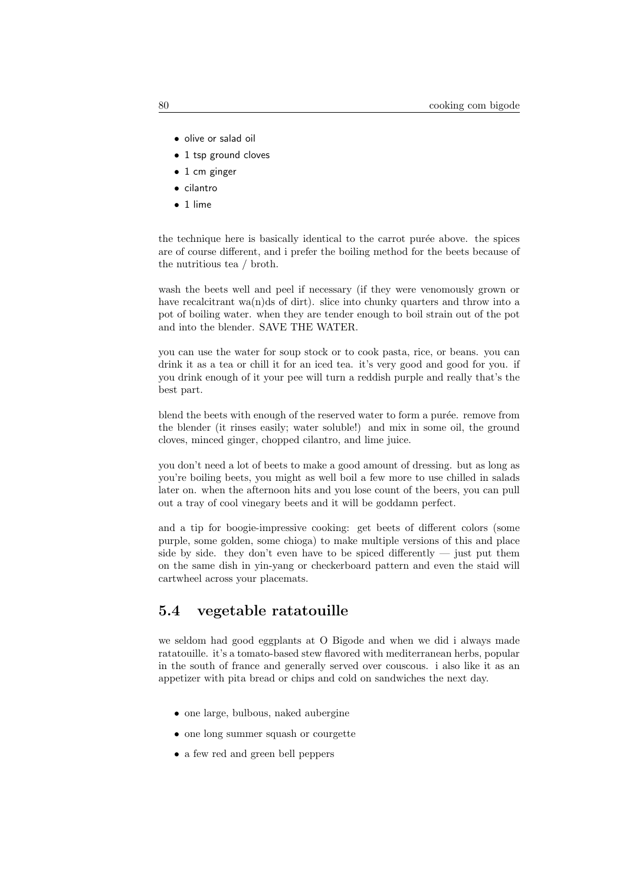- olive or salad oil
- 1 tsp ground cloves
- 1 cm ginger
- cilantro
- 1 lime

the technique here is basically identical to the carrot purée above. the spices are of course different, and i prefer the boiling method for the beets because of the nutritious tea / broth.

wash the beets well and peel if necessary (if they were venomously grown or have recalcitrant wa(n)ds of dirt). slice into chunky quarters and throw into a pot of boiling water. when they are tender enough to boil strain out of the pot and into the blender. SAVE THE WATER.

you can use the water for soup stock or to cook pasta, rice, or beans. you can drink it as a tea or chill it for an iced tea. it's very good and good for you. if you drink enough of it your pee will turn a reddish purple and really that's the best part.

blend the beets with enough of the reserved water to form a purée. remove from the blender (it rinses easily; water soluble!) and mix in some oil, the ground cloves, minced ginger, chopped cilantro, and lime juice.

you don't need a lot of beets to make a good amount of dressing. but as long as you're boiling beets, you might as well boil a few more to use chilled in salads later on. when the afternoon hits and you lose count of the beers, you can pull out a tray of cool vinegary beets and it will be goddamn perfect.

and a tip for boogie-impressive cooking: get beets of different colors (some purple, some golden, some chioga) to make multiple versions of this and place side by side. they don't even have to be spiced differently — just put them on the same dish in yin-yang or checkerboard pattern and even the staid will cartwheel across your placemats.

## 5.4 vegetable ratatouille

we seldom had good eggplants at O Bigode and when we did i always made ratatouille. it's a tomato-based stew flavored with mediterranean herbs, popular in the south of france and generally served over couscous. i also like it as an appetizer with pita bread or chips and cold on sandwiches the next day.

- one large, bulbous, naked aubergine
- one long summer squash or courgette
- a few red and green bell peppers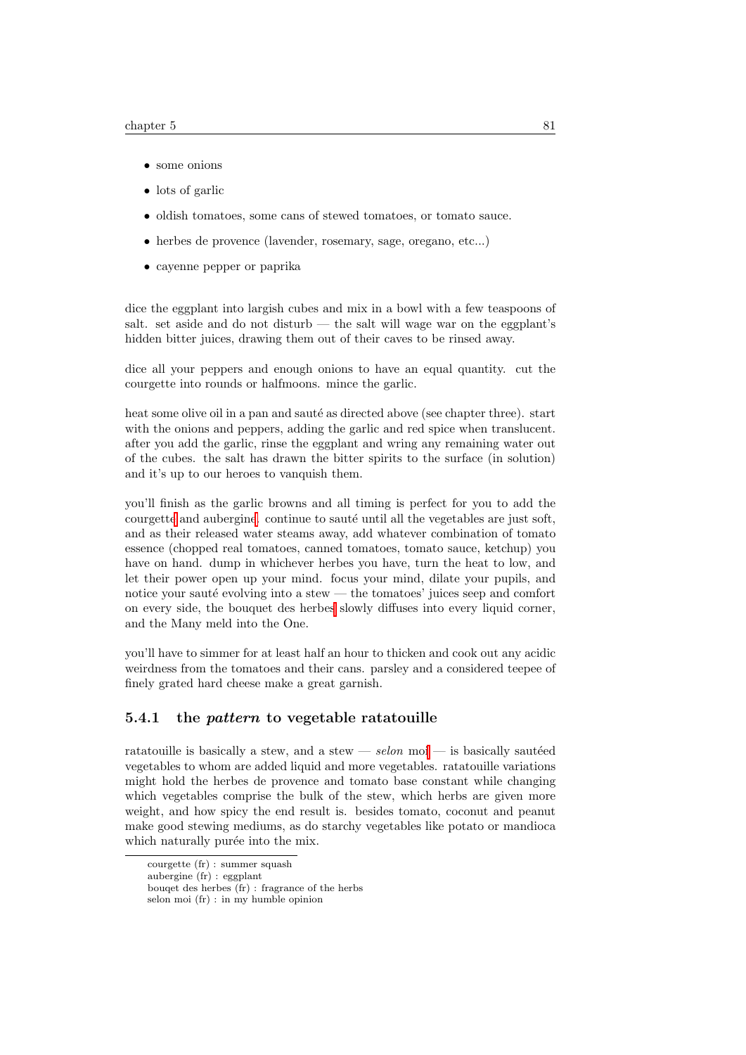- some onions
- lots of garlic
- oldish tomatoes, some cans of stewed tomatoes, or tomato sauce.
- herbes de provence (lavender, rosemary, sage, oregano, etc...)
- cayenne pepper or paprika

dice the eggplant into largish cubes and mix in a bowl with a few teaspoons of salt. set aside and do not disturb — the salt will wage war on the eggplant's hidden bitter juices, drawing them out of their caves to be rinsed away.

dice all your peppers and enough onions to have an equal quantity. cut the courgette into rounds or halfmoons. mince the garlic.

heat some olive oil in a pan and sauté as directed above (see chapter three). start with the onions and peppers, adding the garlic and red spice when translucent. after you add the garlic, rinse the eggplant and wring any remaining water out of the cubes. the salt has drawn the bitter spirits to the surface (in solution) and it's up to our heroes to vanquish them.

you'll finish as the garlic browns and all timing is perfect for you to add the courgette and aubergine. continue to sauté until all the vegetables are just soft, and as their released water steams away, add whatever combination of tomato essence (chopped real tomatoes, canned tomatoes, tomato sauce, ketchup) you have on hand. dump in whichever herbs you have, turn the heat to low, and let their power open up your mind. focus your mind, dilate your pupils, and notice your sauté evolving into a stew — the tomatoes' juices seep and comfort on every side, the bouquet des herbes slowly diffuses into every liquid corner, and the Many meld into the One.

you'll have to simmer for at least half an hour to thicken and cook out any acidic weirdness from the tomatoes and their cans. parsley and a considered teepee of finely grated hard cheese make a great garnish.

### 5.4.1 the *pattern* to vegetable ratatouille

ratatouille is basically a stew, and a stew — *selon* moi — is basically sautéed vegetables to whom are added liquid and more vegetables. ratatouille variations might hold the herbes de provence and tomato base constant while changing which vegetables comprise the bulk of the stew, which herbs are given more weight, and how spicy the end result is. besides tomato, coconut and peanut make good stewing mediums, as do starchy vegetables like potato or mandioca which naturally purée into the mix.

courgette (fr) : summer squash
aubergine (fr) : eggplant
bouqet des herbes (fr) : fragrance of the herbs
selon moi (fr) : in my humble opinion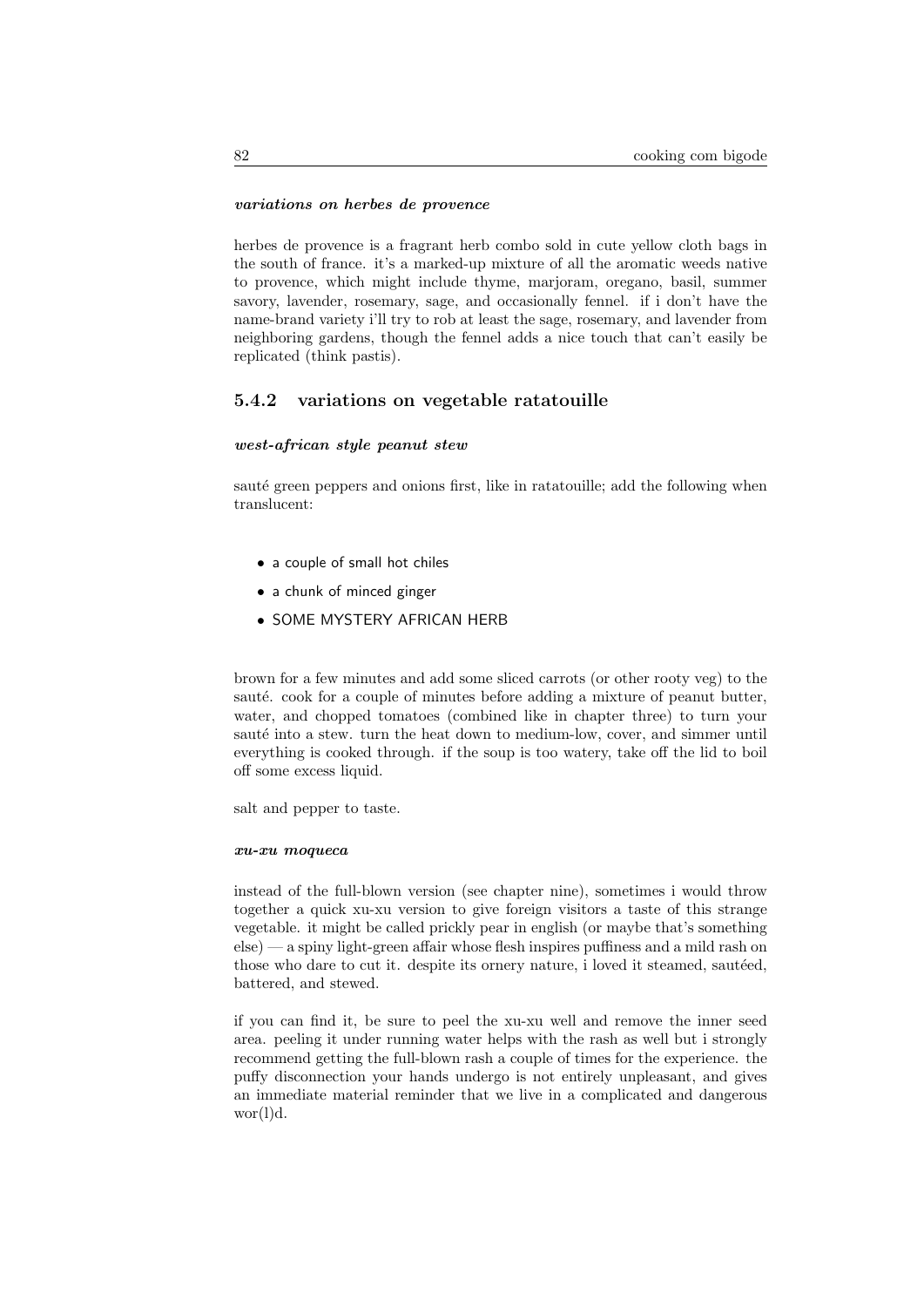***variations on herbes de provence***

herbes de provence is a fragrant herb combo sold in cute yellow cloth bags in the south of france. it's a marked-up mixture of all the aromatic weeds native to provence, which might include thyme, marjoram, oregano, basil, summer savory, lavender, rosemary, sage, and occasionally fennel. if i don't have the name-brand variety i'll try to rob at least the sage, rosemary, and lavender from neighboring gardens, though the fennel adds a nice touch that can't easily be replicated (think pastis).

## 5.4.2 variations on vegetable ratatouille

***west-african style peanut stew***

sauté green peppers and onions first, like in ratatouille; add the following when translucent:

- a couple of small hot chiles
- a chunk of minced ginger
- SOME MYSTERY AFRICAN HERB

brown for a few minutes and add some sliced carrots (or other rooty veg) to the sauté. cook for a couple of minutes before adding a mixture of peanut butter, water, and chopped tomatoes (combined like in chapter three) to turn your sauté into a stew. turn the heat down to medium-low, cover, and simmer until everything is cooked through. if the soup is too watery, take off the lid to boil off some excess liquid.

salt and pepper to taste.

***xu-xu moqueca***

instead of the full-blown version (see chapter nine), sometimes i would throw together a quick xu-xu version to give foreign visitors a taste of this strange vegetable. it might be called prickly pear in english (or maybe that's something else) — a spiny light-green affair whose flesh inspires puffiness and a mild rash on those who dare to cut it. despite its ornery nature, i loved it steamed, sautéed, battered, and stewed.

if you can find it, be sure to peel the xu-xu well and remove the inner seed area. peeling it under running water helps with the rash as well but i strongly recommend getting the full-blown rash a couple of times for the experience. the puffy disconnection your hands undergo is not entirely unpleasant, and gives an immediate material reminder that we live in a complicated and dangerous wor(l)d.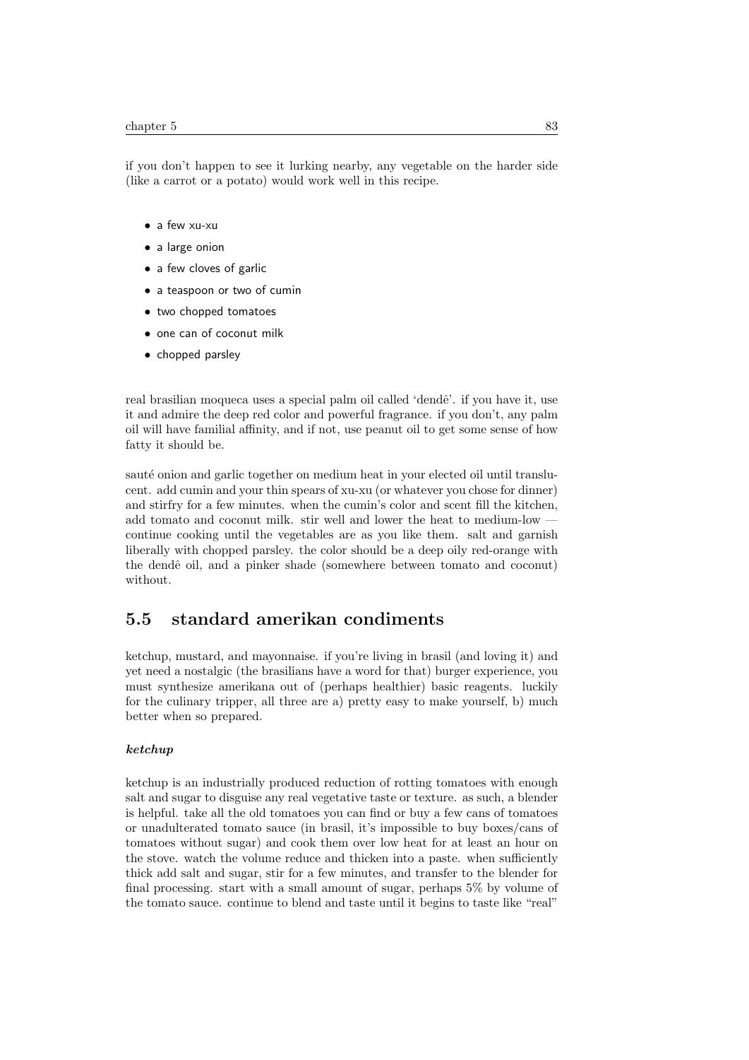if you don't happen to see it lurking nearby, any vegetable on the harder side (like a carrot or a potato) would work well in this recipe.

- a few xu-xu
- a large onion
- a few cloves of garlic
- a teaspoon or two of cumin
- two chopped tomatoes
- one can of coconut milk
- chopped parsley

real brasilian moqueca uses a special palm oil called 'dendê'. if you have it, use it and admire the deep red color and powerful fragrance. if you don't, any palm oil will have familial affinity, and if not, use peanut oil to get some sense of how fatty it should be.

sauté onion and garlic together on medium heat in your elected oil until translucent. add cumin and your thin spears of xu-xu (or whatever you chose for dinner) and stirfry for a few minutes. when the cumin's color and scent fill the kitchen, add tomato and coconut milk. stir well and lower the heat to medium-low — continue cooking until the vegetables are as you like them. salt and garnish liberally with chopped parsley. the color should be a deep oily red-orange with the dendê oil, and a pinker shade (somewhere between tomato and coconut) without.

## 5.5 standard amerikan condiments

ketchup, mustard, and mayonnaise. if you're living in brasil (and loving it) and yet need a nostalgic (the brasilians have a word for that) burger experience, you must synthesize amerikana out of (perhaps healthier) basic reagents. luckily for the culinary tripper, all three are a) pretty easy to make yourself, b) much better when so prepared.

***ketchup***

ketchup is an industrially produced reduction of rotting tomatoes with enough salt and sugar to disguise any real vegetative taste or texture. as such, a blender is helpful. take all the old tomatoes you can find or buy a few cans of tomatoes or unadulterated tomato sauce (in brasil, it's impossible to buy boxes/cans of tomatoes without sugar) and cook them over low heat for at least an hour on the stove. watch the volume reduce and thicken into a paste. when sufficiently thick add salt and sugar, stir for a few minutes, and transfer to the blender for final processing. start with a small amount of sugar, perhaps 5% by volume of the tomato sauce. continue to blend and taste until it begins to taste like "real"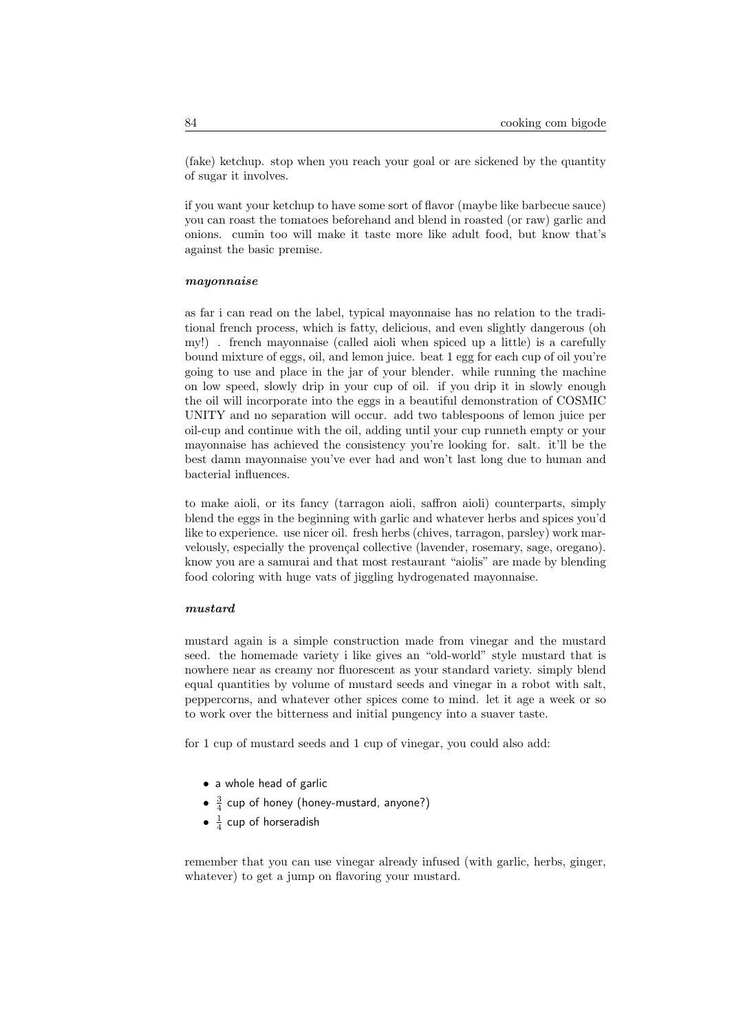(fake) ketchup. stop when you reach your goal or are sickened by the quantity of sugar it involves.

if you want your ketchup to have some sort of flavor (maybe like barbecue sauce) you can roast the tomatoes beforehand and blend in roasted (or raw) garlic and onions. cumin too will make it taste more like adult food, but know that's against the basic premise.

### *mayonnaise*

as far i can read on the label, typical mayonnaise has no relation to the traditional french process, which is fatty, delicious, and even slightly dangerous (oh my!) . french mayonnaise (called aioli when spiced up a little) is a carefully bound mixture of eggs, oil, and lemon juice. beat 1 egg for each cup of oil you're going to use and place in the jar of your blender. while running the machine on low speed, slowly drip in your cup of oil. if you drip it in slowly enough the oil will incorporate into the eggs in a beautiful demonstration of COSMIC UNITY and no separation will occur. add two tablespoons of lemon juice per oil-cup and continue with the oil, adding until your cup runneth empty or your mayonnaise has achieved the consistency you're looking for. salt. it'll be the best damn mayonnaise you've ever had and won't last long due to human and bacterial influences.

to make aioli, or its fancy (tarragon aioli, saffron aioli) counterparts, simply blend the eggs in the beginning with garlic and whatever herbs and spices you'd like to experience. use nicer oil. fresh herbs (chives, tarragon, parsley) work marvelously, especially the provençal collective (lavender, rosemary, sage, oregano). know you are a samurai and that most restaurant "aiolis" are made by blending food coloring with huge vats of jiggling hydrogenated mayonnaise.

### *mustard*

mustard again is a simple construction made from vinegar and the mustard seed. the homemade variety i like gives an "old-world" style mustard that is nowhere near as creamy nor fluorescent as your standard variety. simply blend equal quantities by volume of mustard seeds and vinegar in a robot with salt, peppercorns, and whatever other spices come to mind. let it age a week or so to work over the bitterness and initial pungency into a suaver taste.

for 1 cup of mustard seeds and 1 cup of vinegar, you could also add:

- a whole head of garlic
- $\frac{3}{4}$ cup of honey (honey-mustard, anyone?)
- $\frac{1}{4}$ cup of horseradish

remember that you can use vinegar already infused (with garlic, herbs, ginger, whatever) to get a jump on flavoring your mustard.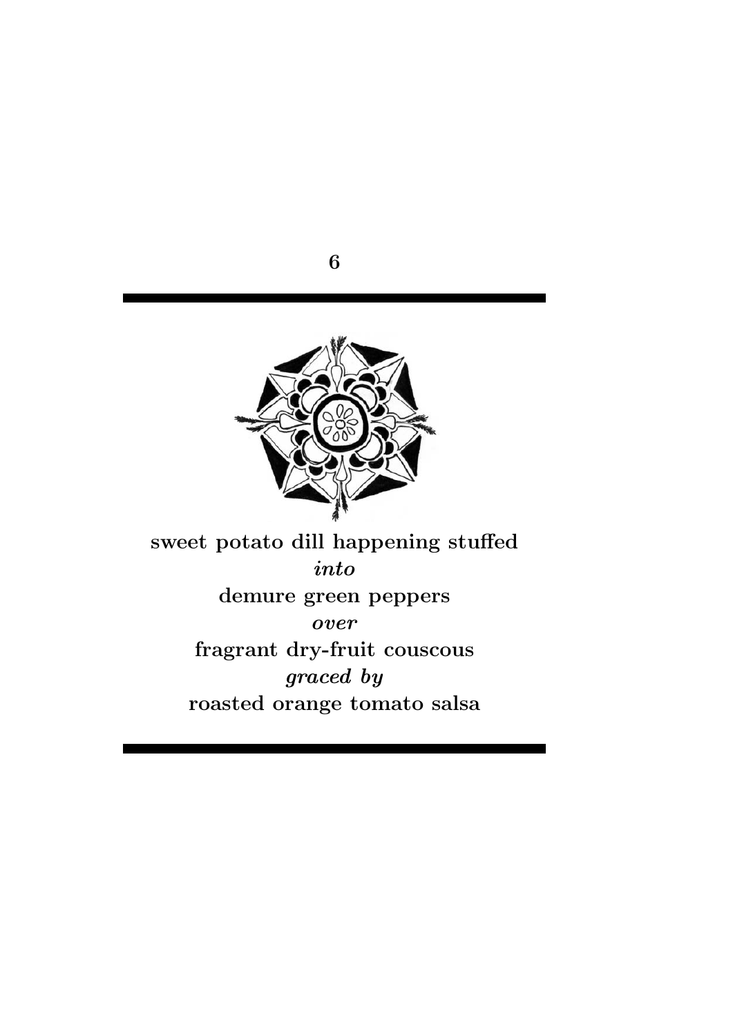# 6

**sweet potato dill happening stuffed**

***into***

**demure green peppers**

***over***

**fragrant dry-fruit couscous**

***graced by***

**roasted orange tomato salsa**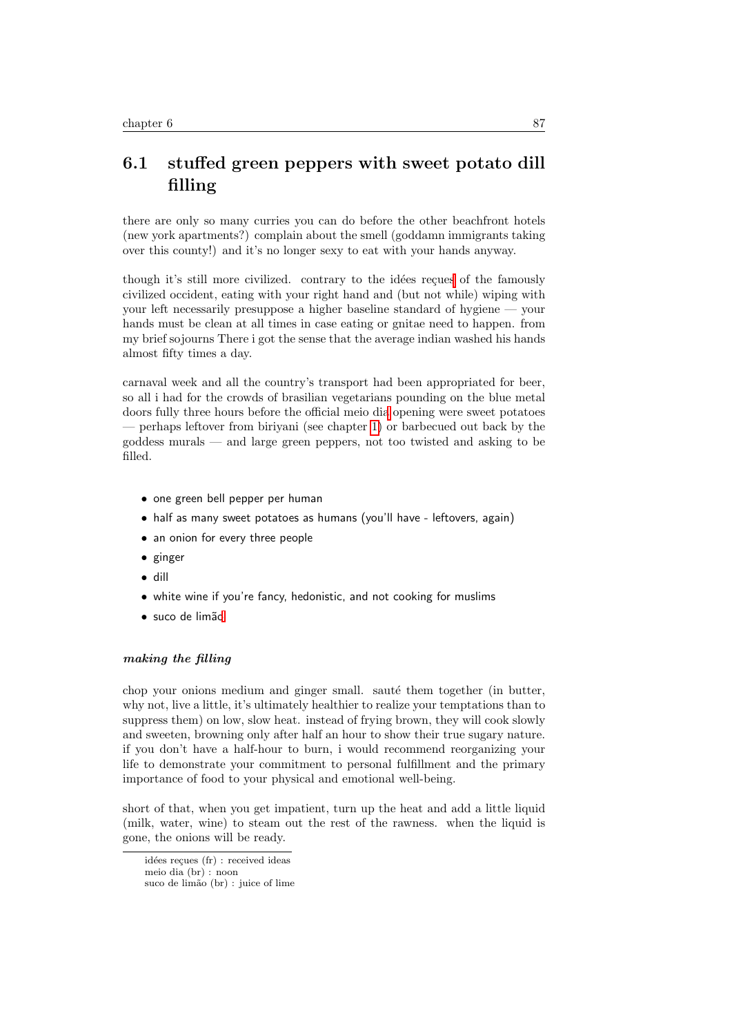## 6.1 stuffed green peppers with sweet potato dill filling

there are only so many curries you can do before the other beachfront hotels (new york apartments?) complain about the smell (goddamn immigrants taking over this county!) and it's no longer sexy to eat with your hands anyway.

though it's still more civilized. contrary to the idées reçues[1] of the famously civilized occident, eating with your right hand and (but not while) wiping with your left necessarily presuppose a higher baseline standard of hygiene — your hands must be clean at all times in case eating or gnitae need to happen. from my brief sojourns There i got the sense that the average indian washed his hands almost fifty times a day.

carnaval week and all the country's transport had been appropriated for beer, so all i had for the crowds of brasilian vegetarians pounding on the blue metal doors fully three hours before the official meio dia[2] opening were sweet potatoes — perhaps leftover from biriyani (see chapter 1) or barbecued out back by the goddess murals — and large green peppers, not too twisted and asking to be filled.

- one green bell pepper per human
- half as many sweet potatoes as humans (you'll have - leftovers, again)
- an onion for every three people
- ginger
- dill
- white wine if you're fancy, hedonistic, and not cooking for muslims
- suco de limão[3]

***making the filling***

chop your onions medium and ginger small. sauté them together (in butter, why not, live a little, it's ultimately healthier to realize your temptations than to suppress them) on low, slow heat. instead of frying brown, they will cook slowly and sweeten, browning only after half an hour to show their true sugary nature. if you don't have a half-hour to burn, i would recommend reorganizing your life to demonstrate your commitment to personal fulfillment and the primary importance of food to your physical and emotional well-being.

short of that, when you get impatient, turn up the heat and add a little liquid (milk, water, wine) to steam out the rest of the rawness. when the liquid is gone, the onions will be ready.

---

[1] idées reçues (fr) : received ideas
[2] meio dia (br) : noon
[3] suco de limão (br) : juice of lime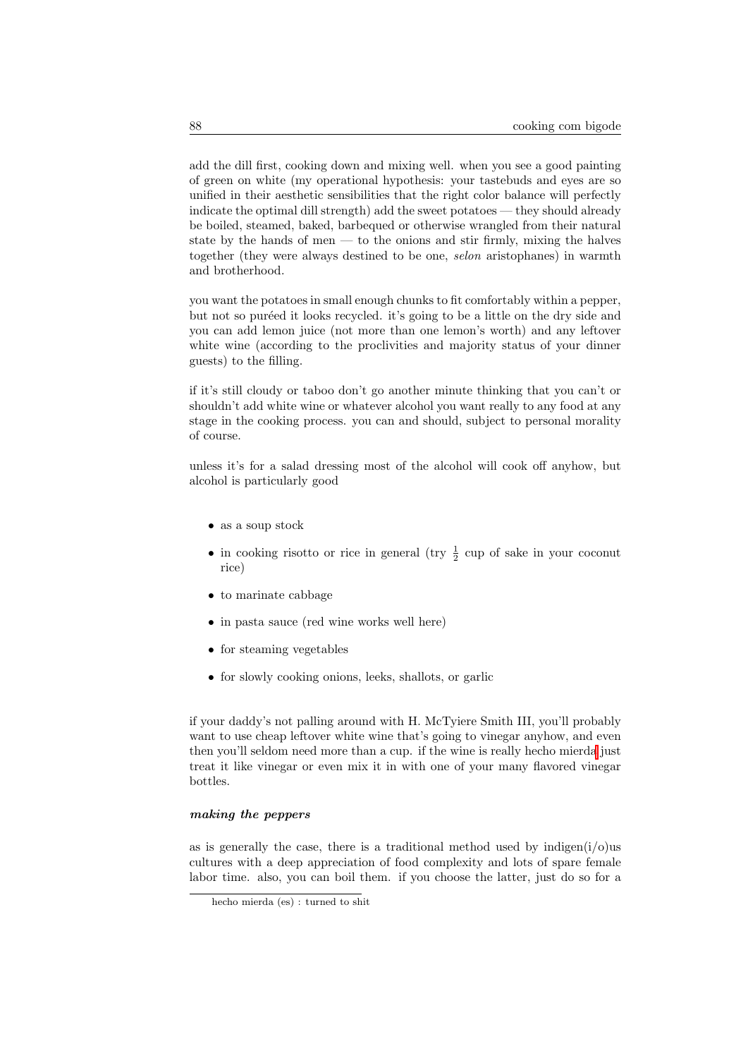add the dill first, cooking down and mixing well. when you see a good painting of green on white (my operational hypothesis: your tastebuds and eyes are so unified in their aesthetic sensibilities that the right color balance will perfectly indicate the optimal dill strength) add the sweet potatoes — they should already be boiled, steamed, baked, barbequed or otherwise wrangled from their natural state by the hands of men — to the onions and stir firmly, mixing the halves together (they were always destined to be one, *selon* aristophanes) in warmth and brotherhood.

you want the potatoes in small enough chunks to fit comfortably within a pepper, but not so puréed it looks recycled. it's going to be a little on the dry side and you can add lemon juice (not more than one lemon's worth) and any leftover white wine (according to the proclivities and majority status of your dinner guests) to the filling.

if it's still cloudy or taboo don't go another minute thinking that you can't or shouldn't add white wine or whatever alcohol you want really to any food at any stage in the cooking process. you can and should, subject to personal morality of course.

unless it's for a salad dressing most of the alcohol will cook off anyhow, but alcohol is particularly good

- as a soup stock
- in cooking risotto or rice in general (try $\frac{1}{2}$ cup of sake in your coconut rice)
- to marinate cabbage
- in pasta sauce (red wine works well here)
- for steaming vegetables
- for slowly cooking onions, leeks, shallots, or garlic

if your daddy's not palling around with H. McTyiere Smith III, you'll probably want to use cheap leftover white wine that's going to vinegar anyhow, and even then you'll seldom need more than a cup. if the wine is really hecho mierda[a] just treat it like vinegar or even mix it in with one of your many flavored vinegar bottles.

***making the peppers***

as is generally the case, there is a traditional method used by indigen(i/o)us cultures with a deep appreciation of food complexity and lots of spare female labor time. also, you can boil them. if you choose the latter, just do so for a

[a] hecho mierda (es) : turned to shit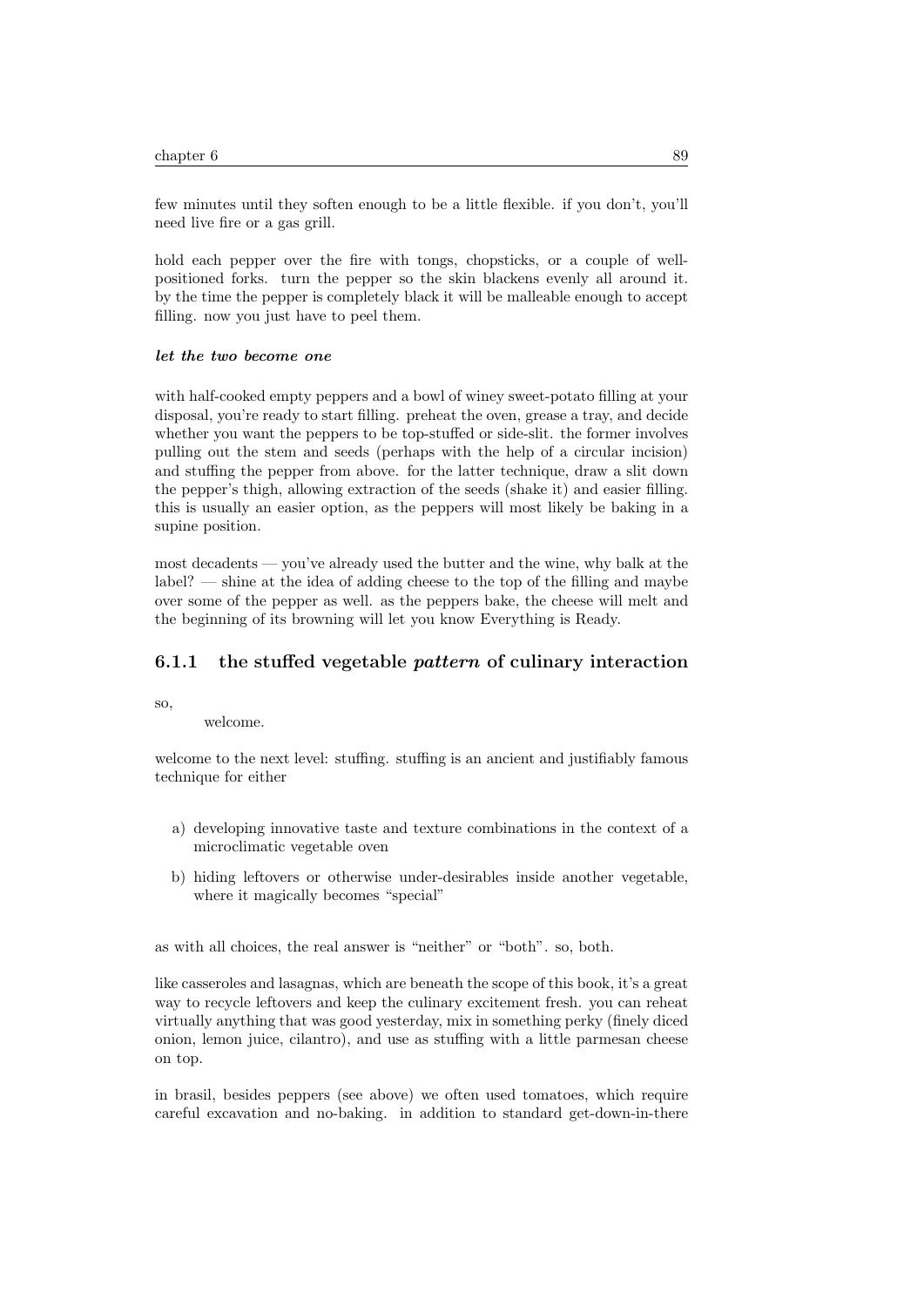few minutes until they soften enough to be a little flexible. if you don't, you'll need live fire or a gas grill.

hold each pepper over the fire with tongs, chopsticks, or a couple of well-positioned forks. turn the pepper so the skin blackens evenly all around it. by the time the pepper is completely black it will be malleable enough to accept filling. now you just have to peel them.

***let the two become one***

with half-cooked empty peppers and a bowl of winey sweet-potato filling at your disposal, you're ready to start filling. preheat the oven, grease a tray, and decide whether you want the peppers to be top-stuffed or side-slit. the former involves pulling out the stem and seeds (perhaps with the help of a circular incision) and stuffing the pepper from above. for the latter technique, draw a slit down the pepper's thigh, allowing extraction of the seeds (shake it) and easier filling. this is usually an easier option, as the peppers will most likely be baking in a supine position.

most decadents — you've already used the butter and the wine, why balk at the label? — shine at the idea of adding cheese to the top of the filling and maybe over some of the pepper as well. as the peppers bake, the cheese will melt and the beginning of its browning will let you know Everything is Ready.

### 6.1.1 the stuffed vegetable *pattern* of culinary interaction

so,

welcome.

welcome to the next level: stuffing. stuffing is an ancient and justifiably famous technique for either

a) developing innovative taste and texture combinations in the context of a microclimatic vegetable oven

b) hiding leftovers or otherwise under-desirables inside another vegetable, where it magically becomes "special"

as with all choices, the real answer is "neither" or "both". so, both.

like casseroles and lasagnas, which are beneath the scope of this book, it's a great way to recycle leftovers and keep the culinary excitement fresh. you can reheat virtually anything that was good yesterday, mix in something perky (finely diced onion, lemon juice, cilantro), and use as stuffing with a little parmesan cheese on top.

in brasil, besides peppers (see above) we often used tomatoes, which require careful excavation and no-baking. in addition to standard get-down-in-there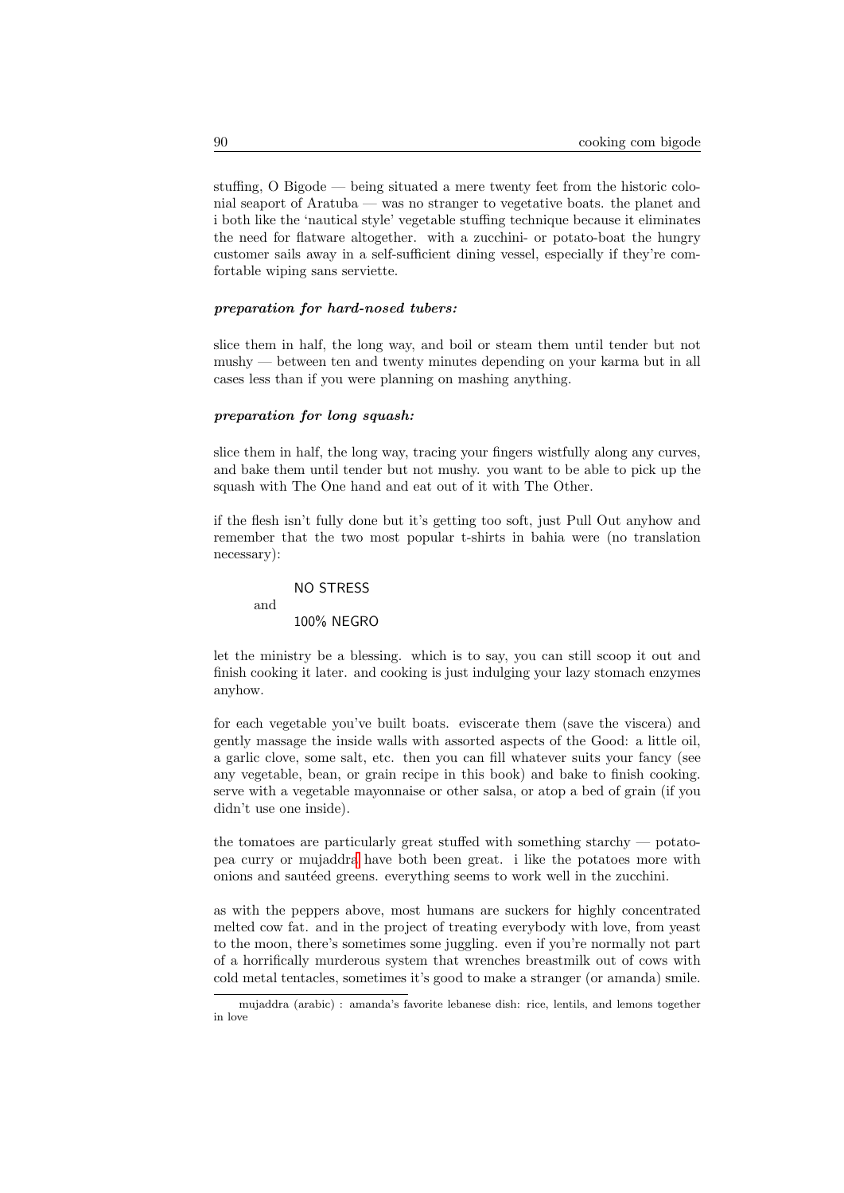stuffing, O Bigode — being situated a mere twenty feet from the historic colonial seaport of Aratuba — was no stranger to vegetative boats. the planet and i both like the 'nautical style' vegetable stuffing technique because it eliminates the need for flatware altogether. with a zucchini- or potato-boat the hungry customer sails away in a self-sufficient dining vessel, especially if they're comfortable wiping sans serviette.

***preparation for hard-nosed tubers:***

slice them in half, the long way, and boil or steam them until tender but not mushy — between ten and twenty minutes depending on your karma but in all cases less than if you were planning on mashing anything.

***preparation for long squash:***

slice them in half, the long way, tracing your fingers wistfully along any curves, and bake them until tender but not mushy. you want to be able to pick up the squash with The One hand and eat out of it with The Other.

if the flesh isn't fully done but it's getting too soft, just Pull Out anyhow and remember that the two most popular t-shirts in bahia were (no translation necessary):

NO STRESS

and

100% NEGRO

let the ministry be a blessing. which is to say, you can still scoop it out and finish cooking it later. and cooking is just indulging your lazy stomach enzymes anyhow.

for each vegetable you've built boats. eviscerate them (save the viscera) and gently massage the inside walls with assorted aspects of the Good: a little oil, a garlic clove, some salt, etc. then you can fill whatever suits your fancy (see any vegetable, bean, or grain recipe in this book) and bake to finish cooking. serve with a vegetable mayonnaise or other salsa, or atop a bed of grain (if you didn't use one inside).

the tomatoes are particularly great stuffed with something starchy — potato-pea curry or mujaddra have both been great. i like the potatoes more with onions and sautéed greens. everything seems to work well in the zucchini.

as with the peppers above, most humans are suckers for highly concentrated melted cow fat. and in the project of treating everybody with love, from yeast to the moon, there's sometimes some juggling. even if you're normally not part of a horrifically murderous system that wrenches breastmilk out of cows with cold metal tentacles, sometimes it's good to make a stranger (or amanda) smile.

---

mujaddra (arabic) : amanda's favorite lebanese dish: rice, lentils, and lemons together in love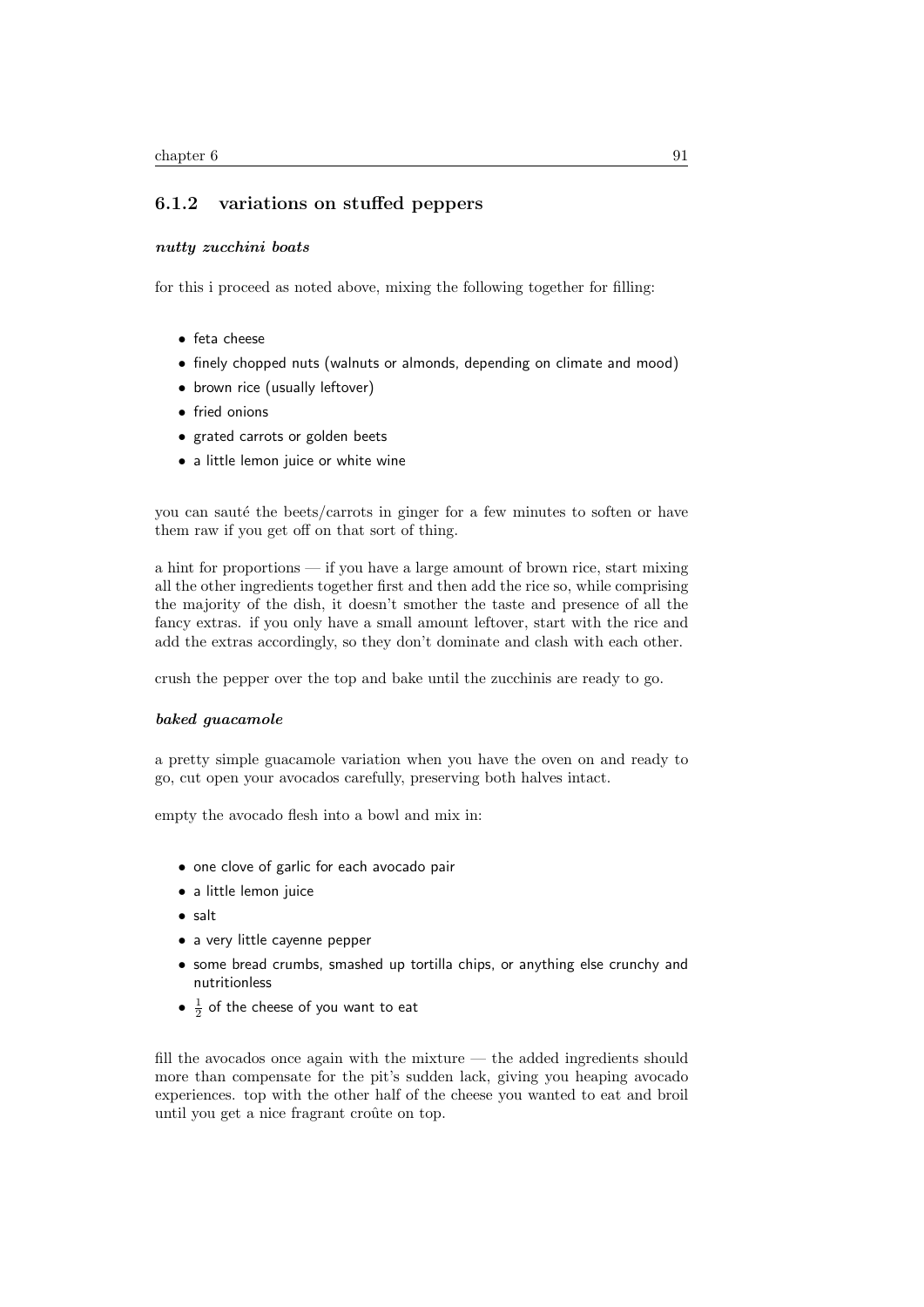### 6.1.2 variations on stuffed peppers

#### *nutty zucchini boats*

for this i proceed as noted above, mixing the following together for filling:

- feta cheese
- finely chopped nuts (walnuts or almonds, depending on climate and mood)
- brown rice (usually leftover)
- fried onions
- grated carrots or golden beets
- a little lemon juice or white wine

you can sauté the beets/carrots in ginger for a few minutes to soften or have them raw if you get off on that sort of thing.

a hint for proportions — if you have a large amount of brown rice, start mixing all the other ingredients together first and then add the rice so, while comprising the majority of the dish, it doesn't smother the taste and presence of all the fancy extras. if you only have a small amount leftover, start with the rice and add the extras accordingly, so they don't dominate and clash with each other.

crush the pepper over the top and bake until the zucchinis are ready to go.

#### *baked guacamole*

a pretty simple guacamole variation when you have the oven on and ready to go, cut open your avocados carefully, preserving both halves intact.

empty the avocado flesh into a bowl and mix in:

- one clove of garlic for each avocado pair
- a little lemon juice
- salt
- a very little cayenne pepper
- some bread crumbs, smashed up tortilla chips, or anything else crunchy and nutritionless
- $\frac{1}{2}$ of the cheese of you want to eat

fill the avocados once again with the mixture — the added ingredients should more than compensate for the pit's sudden lack, giving you heaping avocado experiences. top with the other half of the cheese you wanted to eat and broil until you get a nice fragrant croûte on top.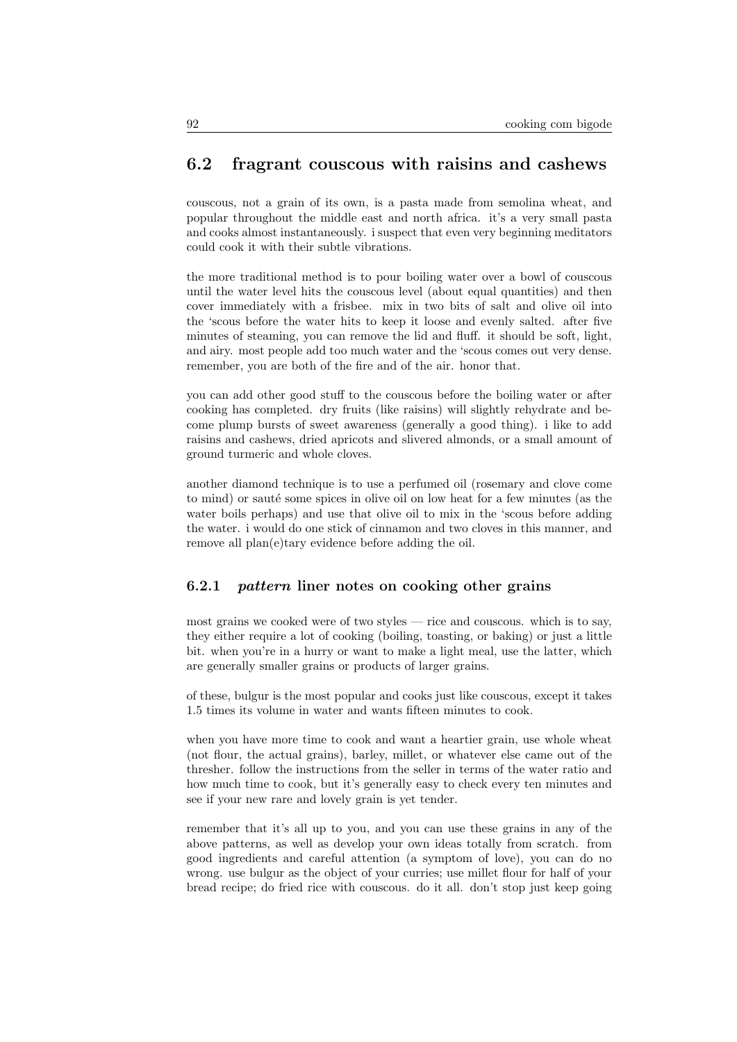## 6.2 fragrant couscous with raisins and cashews

couscous, not a grain of its own, is a pasta made from semolina wheat, and popular throughout the middle east and north africa. it's a very small pasta and cooks almost instantaneously. i suspect that even very beginning meditators could cook it with their subtle vibrations.

the more traditional method is to pour boiling water over a bowl of couscous until the water level hits the couscous level (about equal quantities) and then cover immediately with a frisbee. mix in two bits of salt and olive oil into the 'scous before the water hits to keep it loose and evenly salted. after five minutes of steaming, you can remove the lid and fluff. it should be soft, light, and airy. most people add too much water and the 'scous comes out very dense. remember, you are both of the fire and of the air. honor that.

you can add other good stuff to the couscous before the boiling water or after cooking has completed. dry fruits (like raisins) will slightly rehydrate and become plump bursts of sweet awareness (generally a good thing). i like to add raisins and cashews, dried apricots and slivered almonds, or a small amount of ground turmeric and whole cloves.

another diamond technique is to use a perfumed oil (rosemary and clove come to mind) or sauté some spices in olive oil on low heat for a few minutes (as the water boils perhaps) and use that olive oil to mix in the 'scous before adding the water. i would do one stick of cinnamon and two cloves in this manner, and remove all plan(e)tary evidence before adding the oil.

### 6.2.1 *pattern* liner notes on cooking other grains

most grains we cooked were of two styles — rice and couscous. which is to say, they either require a lot of cooking (boiling, toasting, or baking) or just a little bit. when you're in a hurry or want to make a light meal, use the latter, which are generally smaller grains or products of larger grains.

of these, bulgur is the most popular and cooks just like couscous, except it takes 1.5 times its volume in water and wants fifteen minutes to cook.

when you have more time to cook and want a heartier grain, use whole wheat (not flour, the actual grains), barley, millet, or whatever else came out of the thresher. follow the instructions from the seller in terms of the water ratio and how much time to cook, but it's generally easy to check every ten minutes and see if your new rare and lovely grain is yet tender.

remember that it's all up to you, and you can use these grains in any of the above patterns, as well as develop your own ideas totally from scratch. from good ingredients and careful attention (a symptom of love), you can do no wrong. use bulgur as the object of your curries; use millet flour for half of your bread recipe; do fried rice with couscous. do it all. don't stop just keep going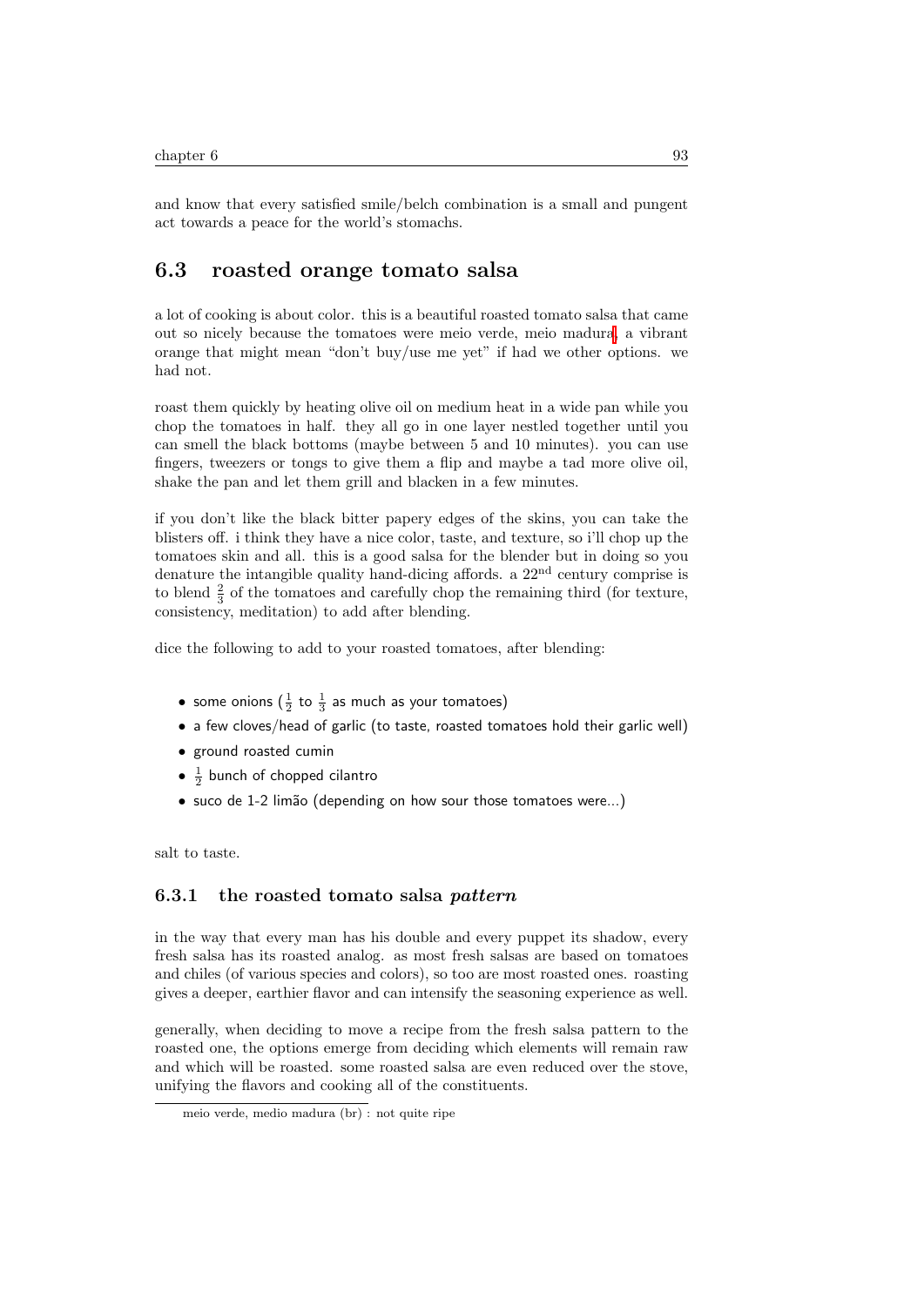and know that every satisfied smile/belch combination is a small and pungent act towards a peace for the world's stomachs.

## 6.3 roasted orange tomato salsa

a lot of cooking is about color. this is a beautiful roasted tomato salsa that came out so nicely because the tomatoes were meio verde, meio madura[1], a vibrant orange that might mean "don't buy/use me yet" if had we other options. we had not.

roast them quickly by heating olive oil on medium heat in a wide pan while you chop the tomatoes in half. they all go in one layer nestled together until you can smell the black bottoms (maybe between 5 and 10 minutes). you can use fingers, tweezers or tongs to give them a flip and maybe a tad more olive oil, shake the pan and let them grill and blacken in a few minutes.

if you don't like the black bitter papery edges of the skins, you can take the blisters off. i think they have a nice color, taste, and texture, so i'll chop up the tomatoes skin and all. this is a good salsa for the blender but in doing so you denature the intangible quality hand-dicing affords. a 22nd century comprise is to blend $\frac{2}{3}$ of the tomatoes and carefully chop the remaining third (for texture, consistency, meditation) to add after blending.

dice the following to add to your roasted tomatoes, after blending:

- some onions ($\frac{1}{2}$ to $\frac{1}{3}$ as much as your tomatoes)
- a few cloves/head of garlic (to taste, roasted tomatoes hold their garlic well)
- ground roasted cumin
- $\frac{1}{2}$ bunch of chopped cilantro
- suco de 1-2 limão (depending on how sour those tomatoes were...)

salt to taste.

### 6.3.1 the roasted tomato salsa *pattern*

in the way that every man has his double and every puppet its shadow, every fresh salsa has its roasted analog. as most fresh salsas are based on tomatoes and chiles (of various species and colors), so too are most roasted ones. roasting gives a deeper, earthier flavor and can intensify the seasoning experience as well.

generally, when deciding to move a recipe from the fresh salsa pattern to the roasted one, the options emerge from deciding which elements will remain raw and which will be roasted. some roasted salsa are even reduced over the stove, unifying the flavors and cooking all of the constituents.

[1] meio verde, medio madura (br) : not quite ripe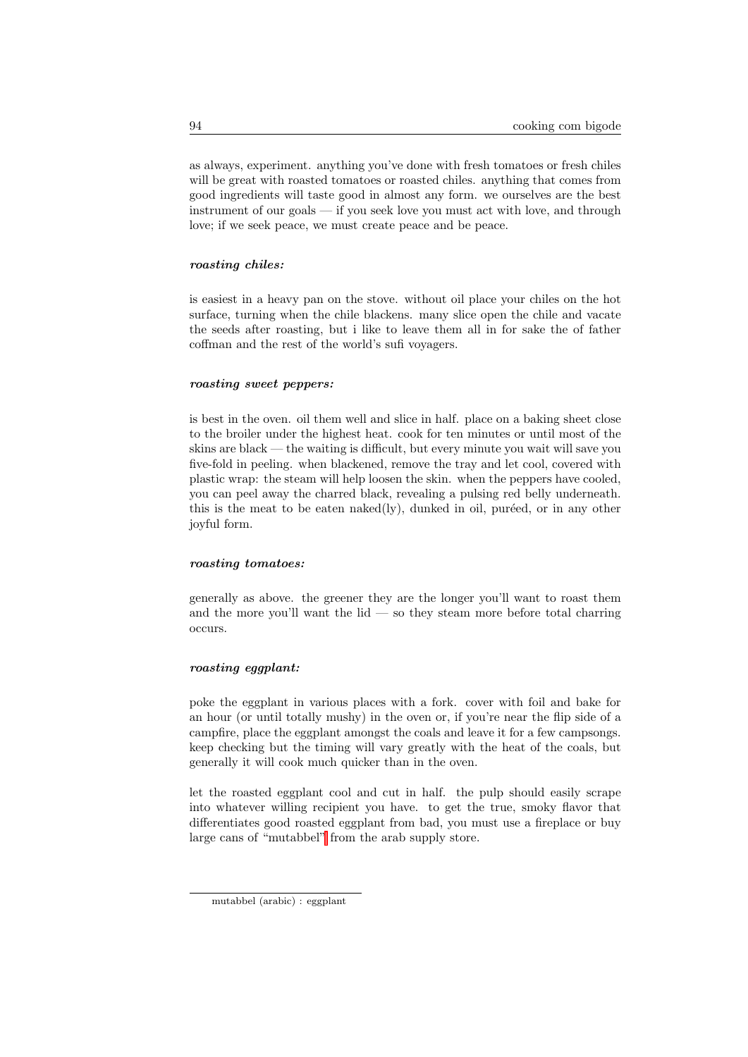as always, experiment. anything you've done with fresh tomatoes or fresh chiles will be great with roasted tomatoes or roasted chiles. anything that comes from good ingredients will taste good in almost any form. we ourselves are the best instrument of our goals — if you seek love you must act with love, and through love; if we seek peace, we must create peace and be peace.

***roasting chiles:***

is easiest in a heavy pan on the stove. without oil place your chiles on the hot surface, turning when the chile blackens. many slice open the chile and vacate the seeds after roasting, but i like to leave them all in for sake the of father coffman and the rest of the world's sufi voyagers.

***roasting sweet peppers:***

is best in the oven. oil them well and slice in half. place on a baking sheet close to the broiler under the highest heat. cook for ten minutes or until most of the skins are black — the waiting is difficult, but every minute you wait will save you five-fold in peeling. when blackened, remove the tray and let cool, covered with plastic wrap: the steam will help loosen the skin. when the peppers have cooled, you can peel away the charred black, revealing a pulsing red belly underneath. this is the meat to be eaten naked(ly), dunked in oil, puréed, or in any other joyful form.

***roasting tomatoes:***

generally as above. the greener they are the longer you'll want to roast them and the more you'll want the lid — so they steam more before total charring occurs.

***roasting eggplant:***

poke the eggplant in various places with a fork. cover with foil and bake for an hour (or until totally mushy) in the oven or, if you're near the flip side of a campfire, place the eggplant amongst the coals and leave it for a few campsongs. keep checking but the timing will vary greatly with the heat of the coals, but generally it will cook much quicker than in the oven.

let the roasted eggplant cool and cut in half. the pulp should easily scrape into whatever willing recipient you have. to get the true, smoky flavor that differentiates good roasted eggplant from bad, you must use a fireplace or buy large cans of "mutabbel"[1] from the arab supply store.

---

[1] mutabbel (arabic) : eggplant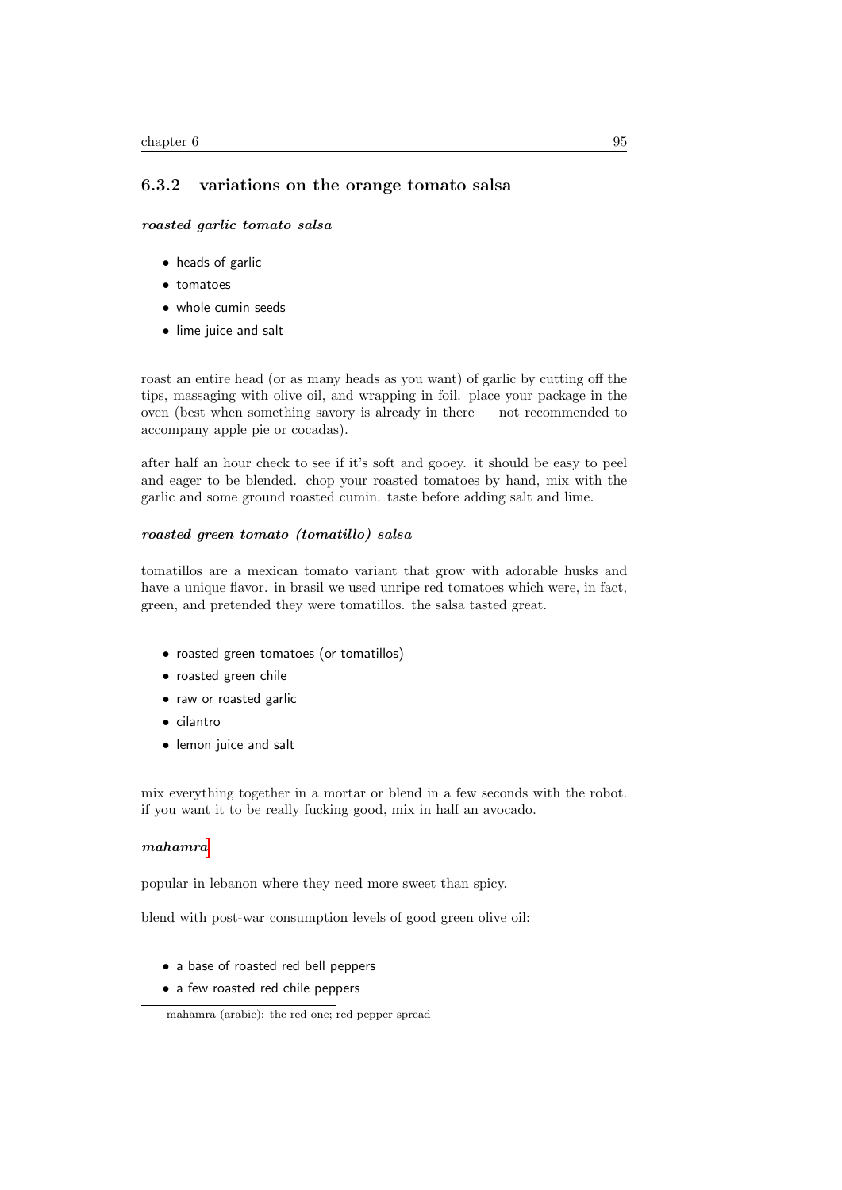### 6.3.2 variations on the orange tomato salsa

***roasted garlic tomato salsa***

- heads of garlic
- tomatoes
- whole cumin seeds
- lime juice and salt

roast an entire head (or as many heads as you want) of garlic by cutting off the tips, massaging with olive oil, and wrapping in foil. place your package in the oven (best when something savory is already in there — not recommended to accompany apple pie or cocadas).

after half an hour check to see if it's soft and gooey. it should be easy to peel and eager to be blended. chop your roasted tomatoes by hand, mix with the garlic and some ground roasted cumin. taste before adding salt and lime.

***roasted green tomato (tomatillo) salsa***

tomatillos are a mexican tomato variant that grow with adorable husks and have a unique flavor. in brasil we used unripe red tomatoes which were, in fact, green, and pretended they were tomatillos. the salsa tasted great.

- roasted green tomatoes (or tomatillos)
- roasted green chile
- raw or roasted garlic
- cilantro
- lemon juice and salt

mix everything together in a mortar or blend in a few seconds with the robot. if you want it to be really fucking good, mix in half an avocado.

***mahamra***

popular in lebanon where they need more sweet than spicy.

blend with post-war consumption levels of good green olive oil:

- a base of roasted red bell peppers
- a few roasted red chile peppers

mahamra (arabic): the red one; red pepper spread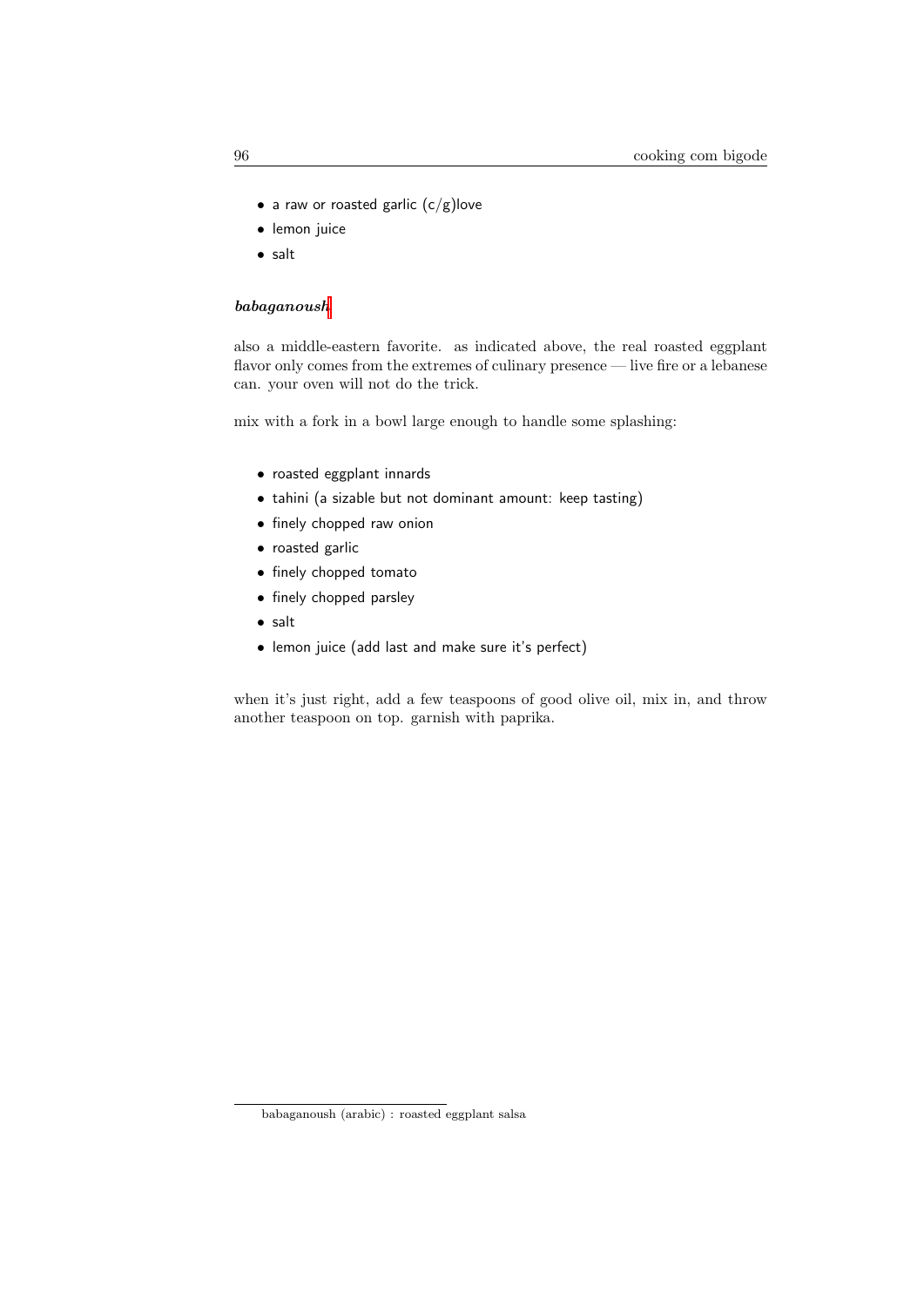- a raw or roasted garlic (c/g)love
- lemon juice
- salt

### *babaganoush*[1]

also a middle-eastern favorite. as indicated above, the real roasted eggplant flavor only comes from the extremes of culinary presence — live fire or a lebanese can. your oven will not do the trick.

mix with a fork in a bowl large enough to handle some splashing:

- roasted eggplant innards
- tahini (a sizable but not dominant amount: keep tasting)
- finely chopped raw onion
- roasted garlic
- finely chopped tomato
- finely chopped parsley
- salt
- lemon juice (add last and make sure it's perfect)

when it's just right, add a few teaspoons of good olive oil, mix in, and throw another teaspoon on top. garnish with paprika.

[1] babaganoush (arabic) : roasted eggplant salsa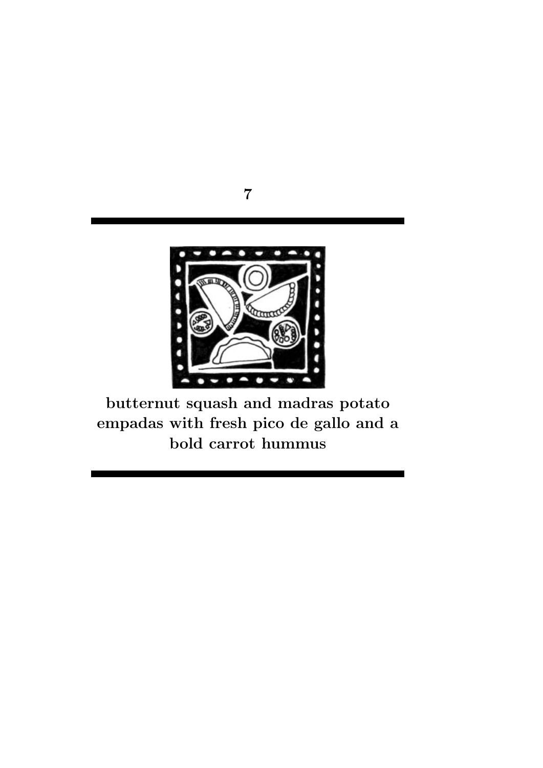# 7

## butternut squash and madras potato empadas with fresh pico de gallo and a bold carrot hummus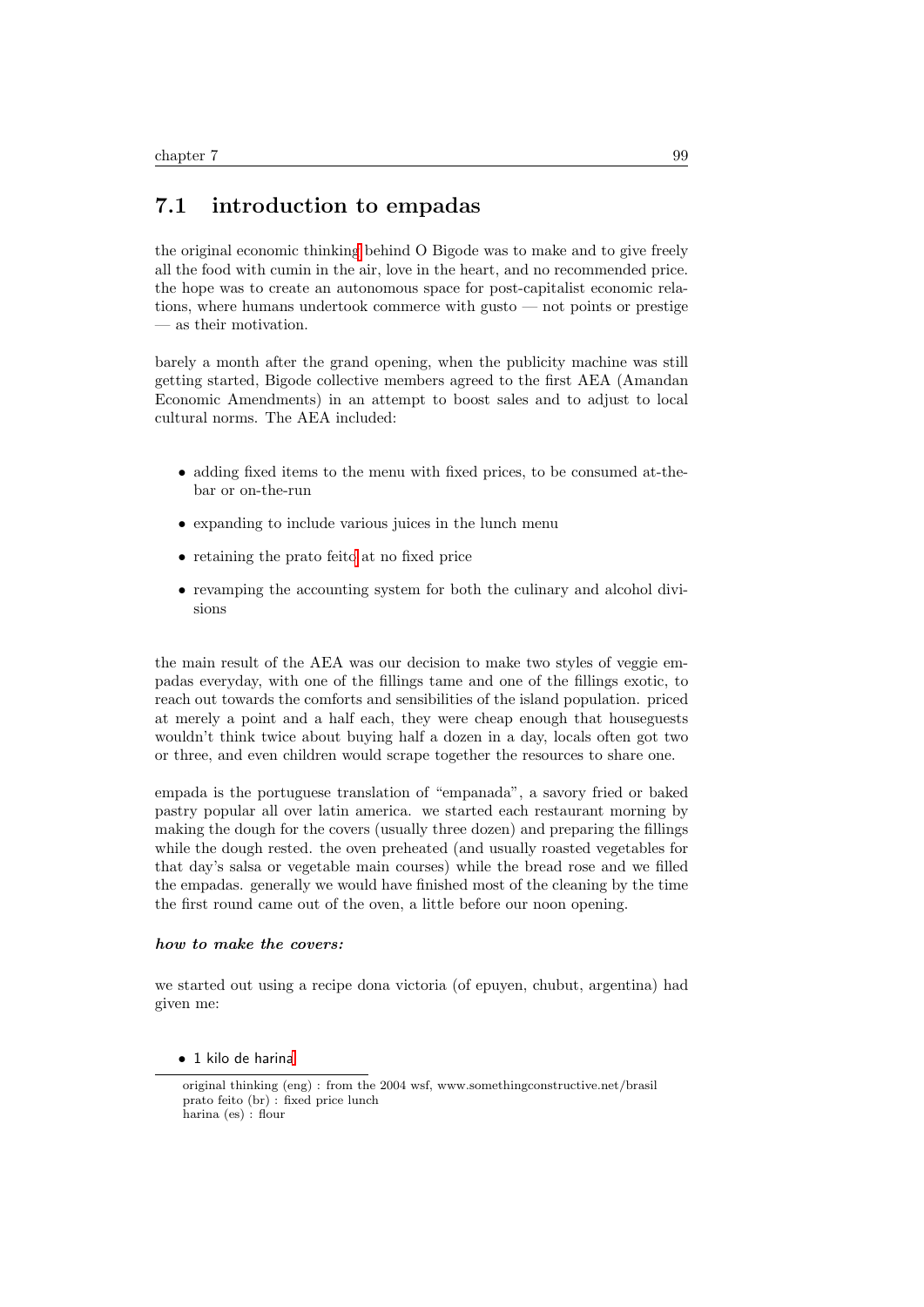## 7.1 introduction to empadas

the original economic thinking[1] behind O Bigode was to make and to give freely all the food with cumin in the air, love in the heart, and no recommended price. the hope was to create an autonomous space for post-capitalist economic relations, where humans undertook commerce with gusto — not points or prestige — as their motivation.

barely a month after the grand opening, when the publicity machine was still getting started, Bigode collective members agreed to the first AEA (Amandan Economic Amendments) in an attempt to boost sales and to adjust to local cultural norms. The AEA included:

- adding fixed items to the menu with fixed prices, to be consumed at-the-bar or on-the-run
- expanding to include various juices in the lunch menu
- retaining the prato feito[2] at no fixed price
- revamping the accounting system for both the culinary and alcohol divisions

the main result of the AEA was our decision to make two styles of veggie empadas everyday, with one of the fillings tame and one of the fillings exotic, to reach out towards the comforts and sensibilities of the island population. priced at merely a point and a half each, they were cheap enough that houseguests wouldn't think twice about buying half a dozen in a day, locals often got two or three, and even children would scrape together the resources to share one.

empada is the portuguese translation of "empanada", a savory fried or baked pastry popular all over latin america. we started each restaurant morning by making the dough for the covers (usually three dozen) and preparing the fillings while the dough rested. the oven preheated (and usually roasted vegetables for that day's salsa or vegetable main courses) while the bread rose and we filled the empadas. generally we would have finished most of the cleaning by the time the first round came out of the oven, a little before our noon opening.

***how to make the covers:***

we started out using a recipe dona victoria (of epuyen, chubut, argentina) had given me:

- 1 kilo de harina[3]

---

[1] original thinking (eng) : from the 2004 wsf, www.somethingconstructive.net/brasil
[2] prato feito (br) : fixed price lunch
[3] harina (es) : flour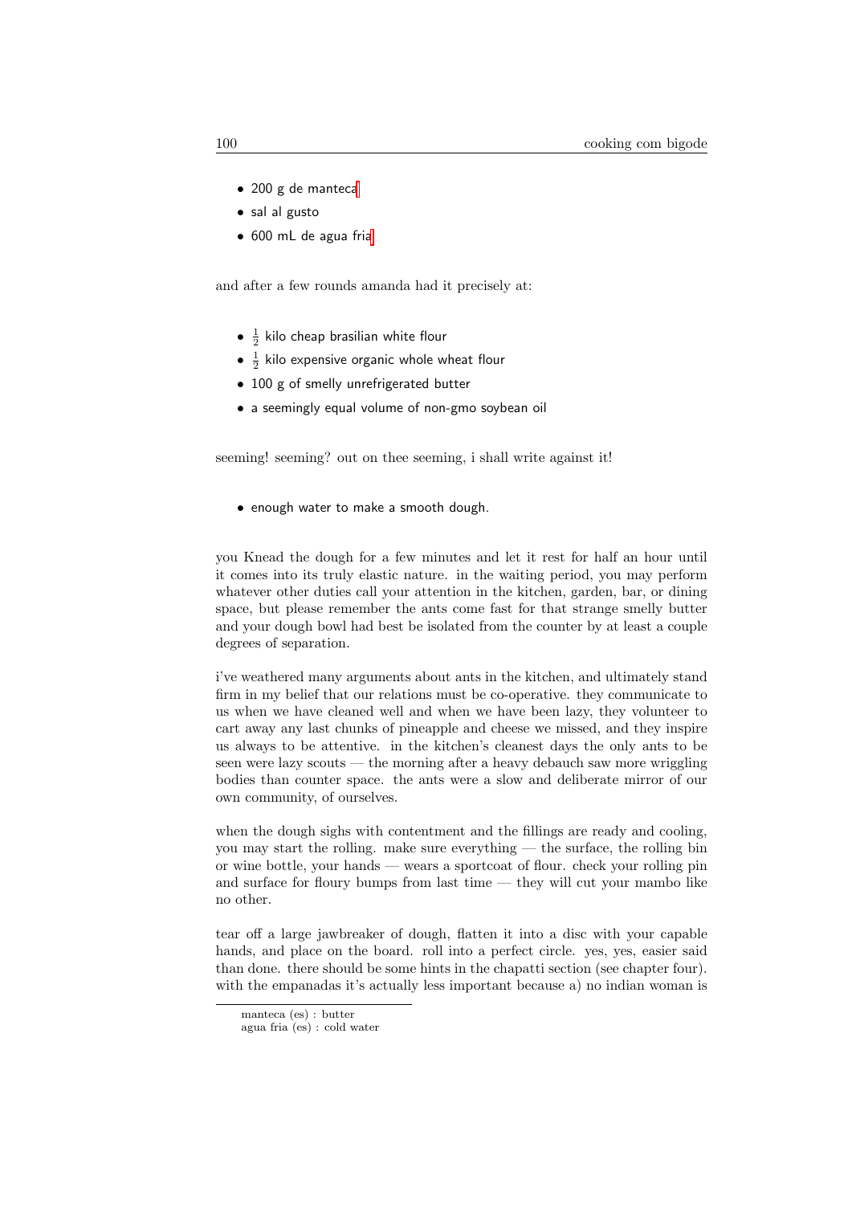- 200 g de manteca[1]
- sal al gusto
- 600 mL de agua fria[2]

and after a few rounds amanda had it precisely at:

- $\frac{1}{2}$ kilo cheap brasilian white flour
- $\frac{1}{2}$ kilo expensive organic whole wheat flour
- 100 g of smelly unrefrigerated butter
- a seemingly equal volume of non-gmo soybean oil

seeming! seeming? out on thee seeming, i shall write against it!

- enough water to make a smooth dough.

you Knead the dough for a few minutes and let it rest for half an hour until it comes into its truly elastic nature. in the waiting period, you may perform whatever other duties call your attention in the kitchen, garden, bar, or dining space, but please remember the ants come fast for that strange smelly butter and your dough bowl had best be isolated from the counter by at least a couple degrees of separation.

i've weathered many arguments about ants in the kitchen, and ultimately stand firm in my belief that our relations must be co-operative. they communicate to us when we have cleaned well and when we have been lazy, they volunteer to cart away any last chunks of pineapple and cheese we missed, and they inspire us always to be attentive. in the kitchen's cleanest days the only ants to be seen were lazy scouts — the morning after a heavy debauch saw more wriggling bodies than counter space. the ants were a slow and deliberate mirror of our own community, of ourselves.

when the dough sighs with contentment and the fillings are ready and cooling, you may start the rolling. make sure everything — the surface, the rolling bin or wine bottle, your hands — wears a sportcoat of flour. check your rolling pin and surface for floury bumps from last time — they will cut your mambo like no other.

tear off a large jawbreaker of dough, flatten it into a disc with your capable hands, and place on the board. roll into a perfect circle. yes, yes, easier said than done. there should be some hints in the chapatti section (see chapter four). with the empanadas it's actually less important because a) no indian woman is

---

[1] manteca (es) : butter

[2] agua fria (es) : cold water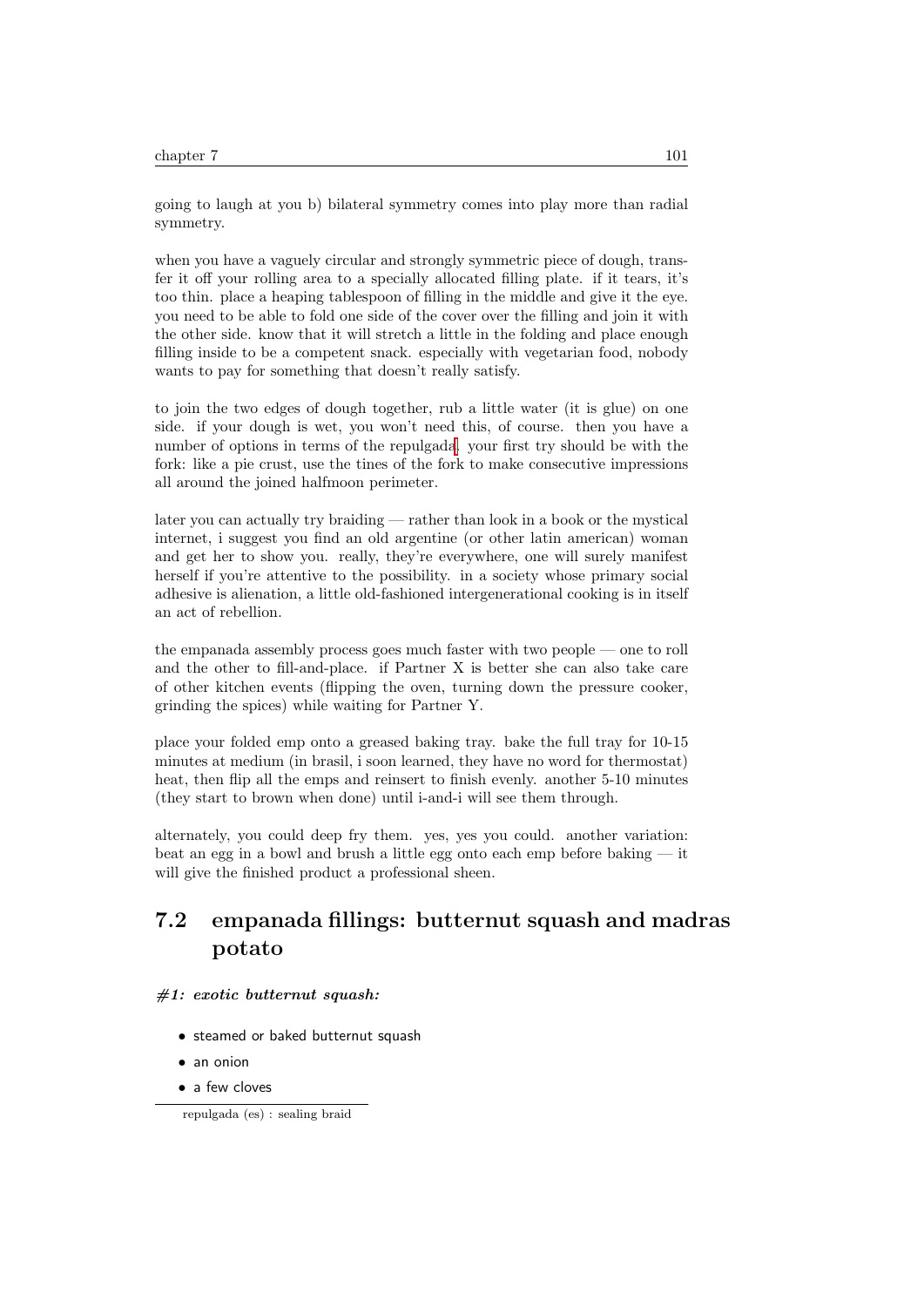going to laugh at you b) bilateral symmetry comes into play more than radial symmetry.

when you have a vaguely circular and strongly symmetric piece of dough, transfer it off your rolling area to a specially allocated filling plate. if it tears, it's too thin. place a heaping tablespoon of filling in the middle and give it the eye. you need to be able to fold one side of the cover over the filling and join it with the other side. know that it will stretch a little in the folding and place enough filling inside to be a competent snack. especially with vegetarian food, nobody wants to pay for something that doesn't really satisfy.

to join the two edges of dough together, rub a little water (it is glue) on one side. if your dough is wet, you won't need this, of course. then you have a number of options in terms of the repulgada. your first try should be with the fork: like a pie crust, use the tines of the fork to make consecutive impressions all around the joined halfmoon perimeter.

later you can actually try braiding — rather than look in a book or the mystical internet, i suggest you find an old argentine (or other latin american) woman and get her to show you. really, they're everywhere, one will surely manifest herself if you're attentive to the possibility. in a society whose primary social adhesive is alienation, a little old-fashioned intergenerational cooking is in itself an act of rebellion.

the empanada assembly process goes much faster with two people — one to roll and the other to fill-and-place. if Partner X is better she can also take care of other kitchen events (flipping the oven, turning down the pressure cooker, grinding the spices) while waiting for Partner Y.

place your folded emp onto a greased baking tray. bake the full tray for 10-15 minutes at medium (in brasil, i soon learned, they have no word for thermostat) heat, then flip all the emps and reinsert to finish evenly. another 5-10 minutes (they start to brown when done) until i-and-i will see them through.

alternately, you could deep fry them. yes, yes you could. another variation: beat an egg in a bowl and brush a little egg onto each emp before baking — it will give the finished product a professional sheen.

## 7.2 empanada fillings: butternut squash and madras potato

***#1: exotic butternut squash:***

- steamed or baked butternut squash
- an onion
- a few cloves

repulgada (es) : sealing braid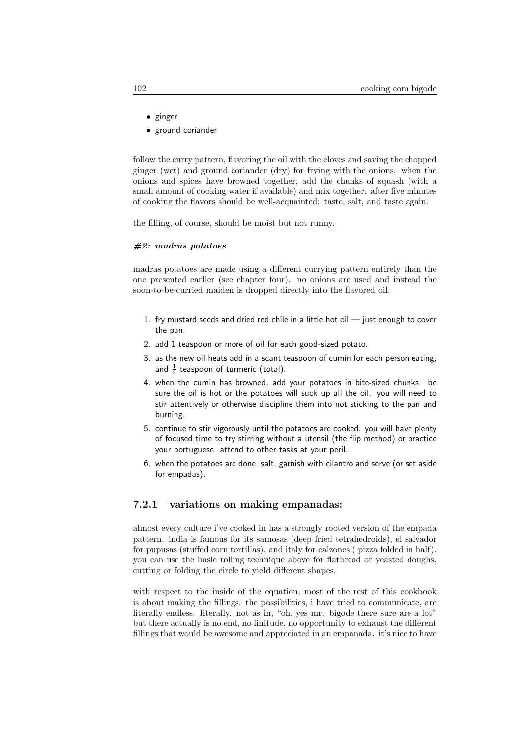- ginger
- ground coriander

follow the curry pattern, flavoring the oil with the cloves and saving the chopped ginger (wet) and ground coriander (dry) for frying with the onions. when the onions and spices have browned together, add the chunks of squash (with a small amount of cooking water if available) and mix together. after five minutes of cooking the flavors should be well-acquainted: taste, salt, and taste again.

the filling, of course, should be moist but not runny.

***#2: madras potatoes***

madras potatoes are made using a different currying pattern entirely than the one presented earlier (see chapter four). no onions are used and instead the soon-to-be-curried maiden is dropped directly into the flavored oil.

1. fry mustard seeds and dried red chile in a little hot oil — just enough to cover the pan.
2. add 1 teaspoon or more of oil for each good-sized potato.
3. as the new oil heats add in a scant teaspoon of cumin for each person eating, and $\frac{1}{2}$ teaspoon of turmeric (total).
4. when the cumin has browned, add your potatoes in bite-sized chunks. be sure the oil is hot or the potatoes will suck up all the oil. you will need to stir attentively or otherwise discipline them into not sticking to the pan and burning.
5. continue to stir vigorously until the potatoes are cooked. you will have plenty of focused time to try stirring without a utensil (the flip method) or practice your portuguese. attend to other tasks at your peril.
6. when the potatoes are done, salt, garnish with cilantro and serve (or set aside for empadas).

### 7.2.1 variations on making empanadas:

almost every culture i've cooked in has a strongly rooted version of the empada pattern. india is famous for its samosas (deep fried tetrahedroids), el salvador for pupusas (stuffed corn tortillas), and italy for calzones ( pizza folded in half). you can use the basic rolling technique above for flatbread or yeasted doughs, cutting or folding the circle to yield different shapes.

with respect to the inside of the equation, most of the rest of this cookbook is about making the fillings. the possibilities, i have tried to communicate, are literally endless. literally. not as in, "oh, yes mr. bigode there sure are a lot" but there actually is no end, no finitude, no opportunity to exhaust the different fillings that would be awesome and appreciated in an empanada. it's nice to have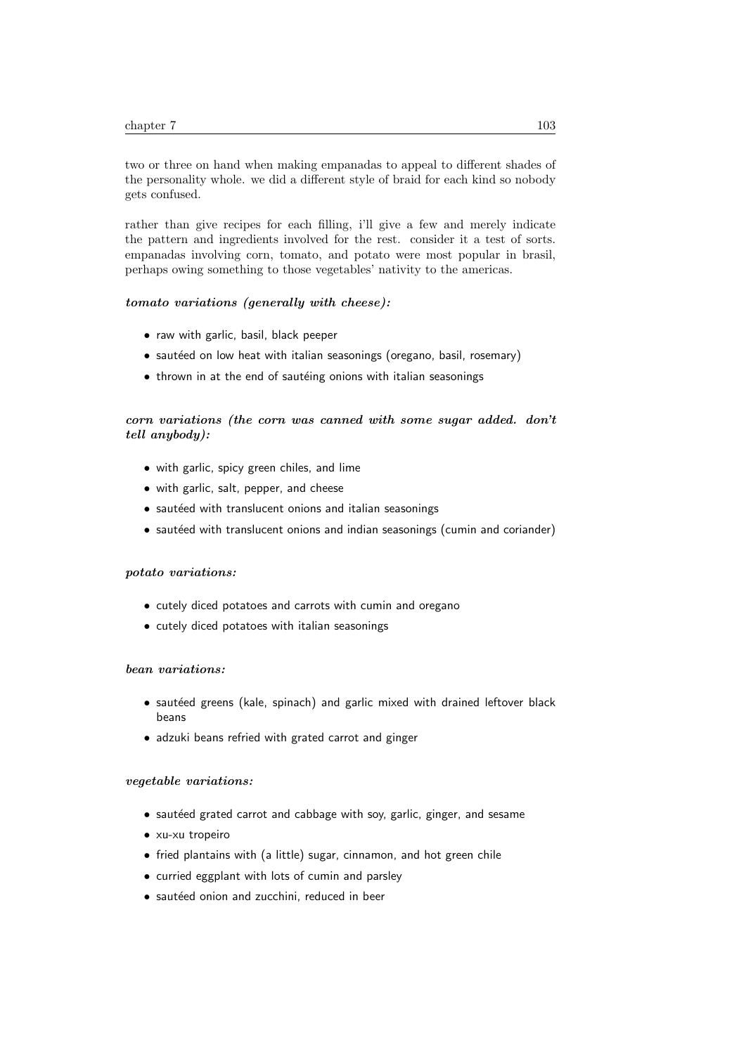two or three on hand when making empanadas to appeal to different shades of the personality whole. we did a different style of braid for each kind so nobody gets confused.

rather than give recipes for each filling, i'll give a few and merely indicate the pattern and ingredients involved for the rest. consider it a test of sorts. empanadas involving corn, tomato, and potato were most popular in brasil, perhaps owing something to those vegetables' nativity to the americas.

***tomato variations (generally with cheese):***

- raw with garlic, basil, black peeper
- sautéed on low heat with italian seasonings (oregano, basil, rosemary)
- thrown in at the end of sautéing onions with italian seasonings

***corn variations (the corn was canned with some sugar added. don't tell anybody):***

- with garlic, spicy green chiles, and lime
- with garlic, salt, pepper, and cheese
- sautéed with translucent onions and italian seasonings
- sautéed with translucent onions and indian seasonings (cumin and coriander)

***potato variations:***

- cutely diced potatoes and carrots with cumin and oregano
- cutely diced potatoes with italian seasonings

***bean variations:***

- sautéed greens (kale, spinach) and garlic mixed with drained leftover black beans
- adzuki beans refried with grated carrot and ginger

***vegetable variations:***

- sautéed grated carrot and cabbage with soy, garlic, ginger, and sesame
- xu-xu tropeiro
- fried plantains with (a little) sugar, cinnamon, and hot green chile
- curried eggplant with lots of cumin and parsley
- sautéed onion and zucchini, reduced in beer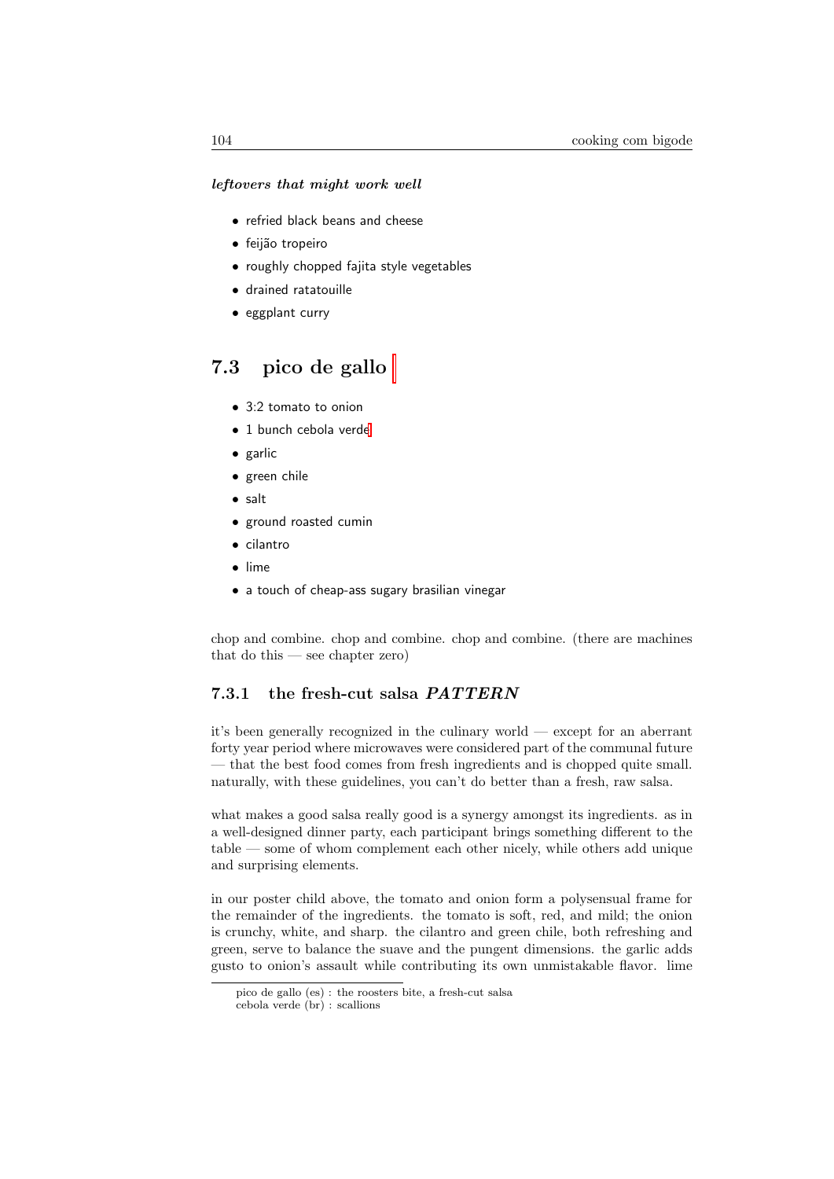*leftovers that might work well*

- refried black beans and cheese
- feijão tropeiro
- roughly chopped fajita style vegetables
- drained ratatouille
- eggplant curry

## 7.3 pico de gallo

- 3:2 tomato to onion
- 1 bunch cebola verde
- garlic
- green chile
- salt
- ground roasted cumin
- cilantro
- lime
- a touch of cheap-ass sugary brasilian vinegar

chop and combine. chop and combine. chop and combine. (there are machines that do this — see chapter zero)

### 7.3.1 the fresh-cut salsa *PATTERN*

it's been generally recognized in the culinary world — except for an aberrant forty year period where microwaves were considered part of the communal future — that the best food comes from fresh ingredients and is chopped quite small. naturally, with these guidelines, you can't do better than a fresh, raw salsa.

what makes a good salsa really good is a synergy amongst its ingredients. as in a well-designed dinner party, each participant brings something different to the table — some of whom complement each other nicely, while others add unique and surprising elements.

in our poster child above, the tomato and onion form a polysensual frame for the remainder of the ingredients. the tomato is soft, red, and mild; the onion is crunchy, white, and sharp. the cilantro and green chile, both refreshing and green, serve to balance the suave and the pungent dimensions. the garlic adds gusto to onion's assault while contributing its own unmistakable flavor. lime

---

pico de gallo (es) : the roosters bite, a fresh-cut salsa
cebola verde (br) : scallions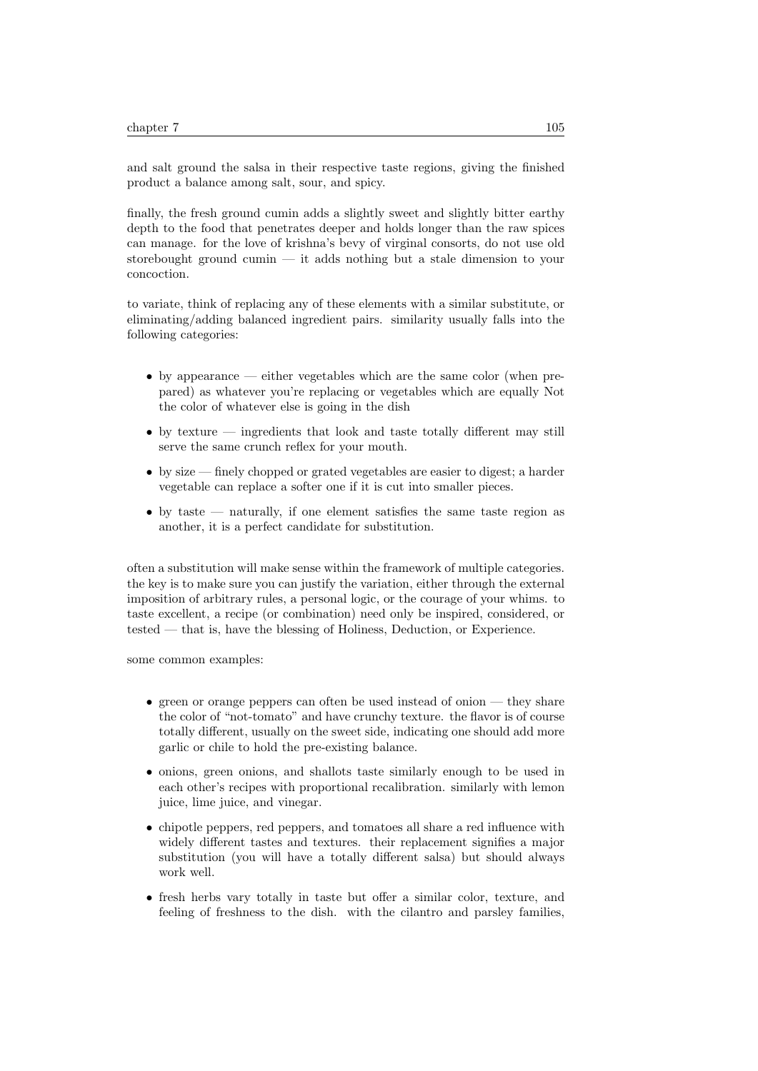and salt ground the salsa in their respective taste regions, giving the finished product a balance among salt, sour, and spicy.

finally, the fresh ground cumin adds a slightly sweet and slightly bitter earthy depth to the food that penetrates deeper and holds longer than the raw spices can manage. for the love of krishna's bevy of virginal consorts, do not use old storebought ground cumin — it adds nothing but a stale dimension to your concoction.

to variate, think of replacing any of these elements with a similar substitute, or eliminating/adding balanced ingredient pairs. similarity usually falls into the following categories:

- by appearance — either vegetables which are the same color (when prepared) as whatever you're replacing or vegetables which are equally Not the color of whatever else is going in the dish
- by texture — ingredients that look and taste totally different may still serve the same crunch reflex for your mouth.
- by size — finely chopped or grated vegetables are easier to digest; a harder vegetable can replace a softer one if it is cut into smaller pieces.
- by taste — naturally, if one element satisfies the same taste region as another, it is a perfect candidate for substitution.

often a substitution will make sense within the framework of multiple categories. the key is to make sure you can justify the variation, either through the external imposition of arbitrary rules, a personal logic, or the courage of your whims. to taste excellent, a recipe (or combination) need only be inspired, considered, or tested — that is, have the blessing of Holiness, Deduction, or Experience.

some common examples:

- green or orange peppers can often be used instead of onion — they share the color of "not-tomato" and have crunchy texture. the flavor is of course totally different, usually on the sweet side, indicating one should add more garlic or chile to hold the pre-existing balance.
- onions, green onions, and shallots taste similarly enough to be used in each other's recipes with proportional recalibration. similarly with lemon juice, lime juice, and vinegar.
- chipotle peppers, red peppers, and tomatoes all share a red influence with widely different tastes and textures. their replacement signifies a major substitution (you will have a totally different salsa) but should always work well.
- fresh herbs vary totally in taste but offer a similar color, texture, and feeling of freshness to the dish. with the cilantro and parsley families,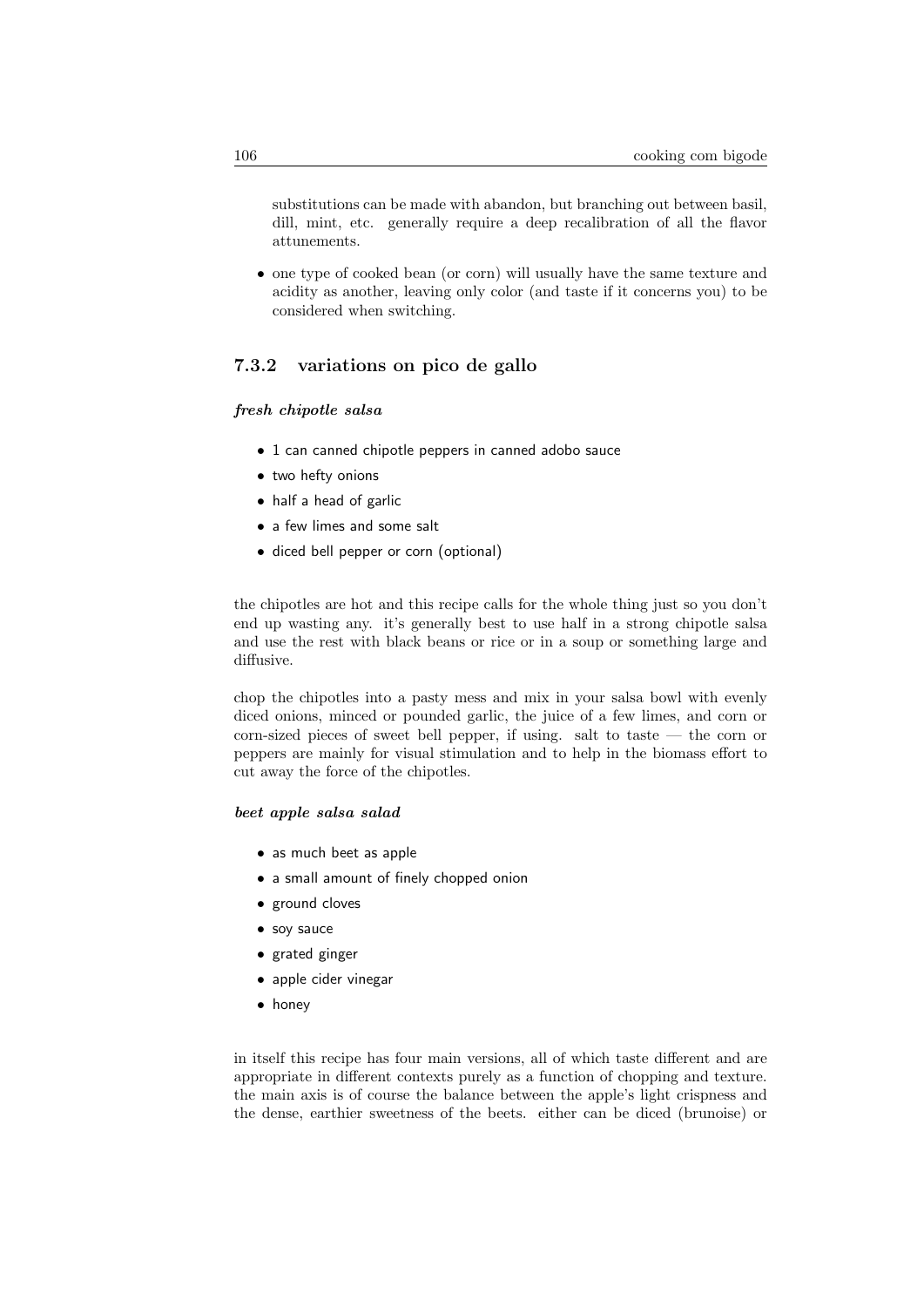substitutions can be made with abandon, but branching out between basil, dill, mint, etc. generally require a deep recalibration of all the flavor attunements.

- one type of cooked bean (or corn) will usually have the same texture and acidity as another, leaving only color (and taste if it concerns you) to be considered when switching.

### 7.3.2 variations on pico de gallo

***fresh chipotle salsa***

- 1 can canned chipotle peppers in canned adobo sauce
- two hefty onions
- half a head of garlic
- a few limes and some salt
- diced bell pepper or corn (optional)

the chipotles are hot and this recipe calls for the whole thing just so you don't end up wasting any. it's generally best to use half in a strong chipotle salsa and use the rest with black beans or rice or in a soup or something large and diffusive.

chop the chipotles into a pasty mess and mix in your salsa bowl with evenly diced onions, minced or pounded garlic, the juice of a few limes, and corn or corn-sized pieces of sweet bell pepper, if using. salt to taste — the corn or peppers are mainly for visual stimulation and to help in the biomass effort to cut away the force of the chipotles.

***beet apple salsa salad***

- as much beet as apple
- a small amount of finely chopped onion
- ground cloves
- soy sauce
- grated ginger
- apple cider vinegar
- honey

in itself this recipe has four main versions, all of which taste different and are appropriate in different contexts purely as a function of chopping and texture. the main axis is of course the balance between the apple's light crispness and the dense, earthier sweetness of the beets. either can be diced (brunoise) or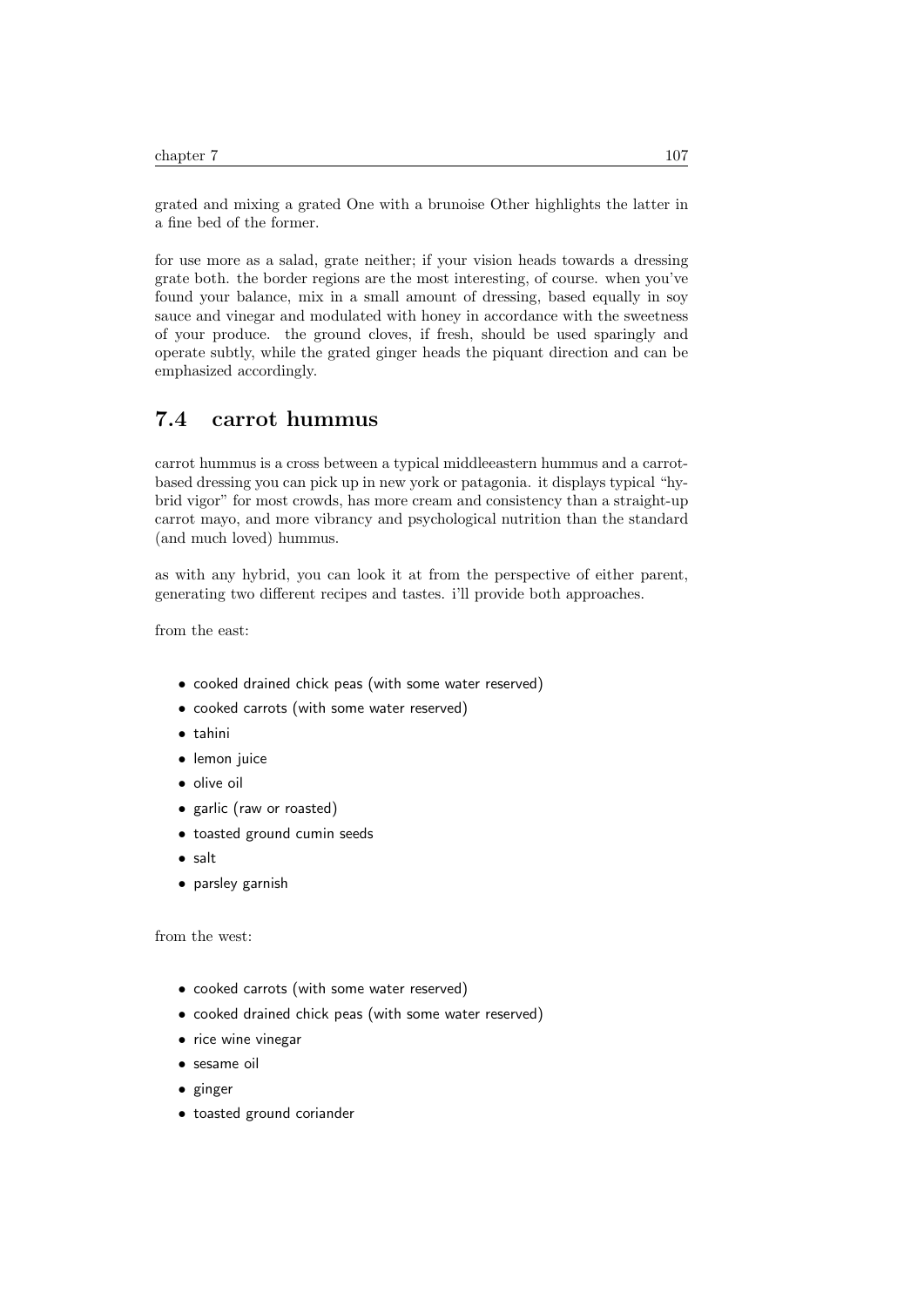grated and mixing a grated One with a brunoise Other highlights the latter in a fine bed of the former.

for use more as a salad, grate neither; if your vision heads towards a dressing grate both. the border regions are the most interesting, of course. when you've found your balance, mix in a small amount of dressing, based equally in soy sauce and vinegar and modulated with honey in accordance with the sweetness of your produce. the ground cloves, if fresh, should be used sparingly and operate subtly, while the grated ginger heads the piquant direction and can be emphasized accordingly.

## 7.4 carrot hummus

carrot hummus is a cross between a typical middleeastern hummus and a carrot-based dressing you can pick up in new york or patagonia. it displays typical "hybrid vigor" for most crowds, has more cream and consistency than a straight-up carrot mayo, and more vibrancy and psychological nutrition than the standard (and much loved) hummus.

as with any hybrid, you can look it at from the perspective of either parent, generating two different recipes and tastes. i'll provide both approaches.

from the east:

- cooked drained chick peas (with some water reserved)
- cooked carrots (with some water reserved)
- tahini
- lemon juice
- olive oil
- garlic (raw or roasted)
- toasted ground cumin seeds
- salt
- parsley garnish

from the west:

- cooked carrots (with some water reserved)
- cooked drained chick peas (with some water reserved)
- rice wine vinegar
- sesame oil
- ginger
- toasted ground coriander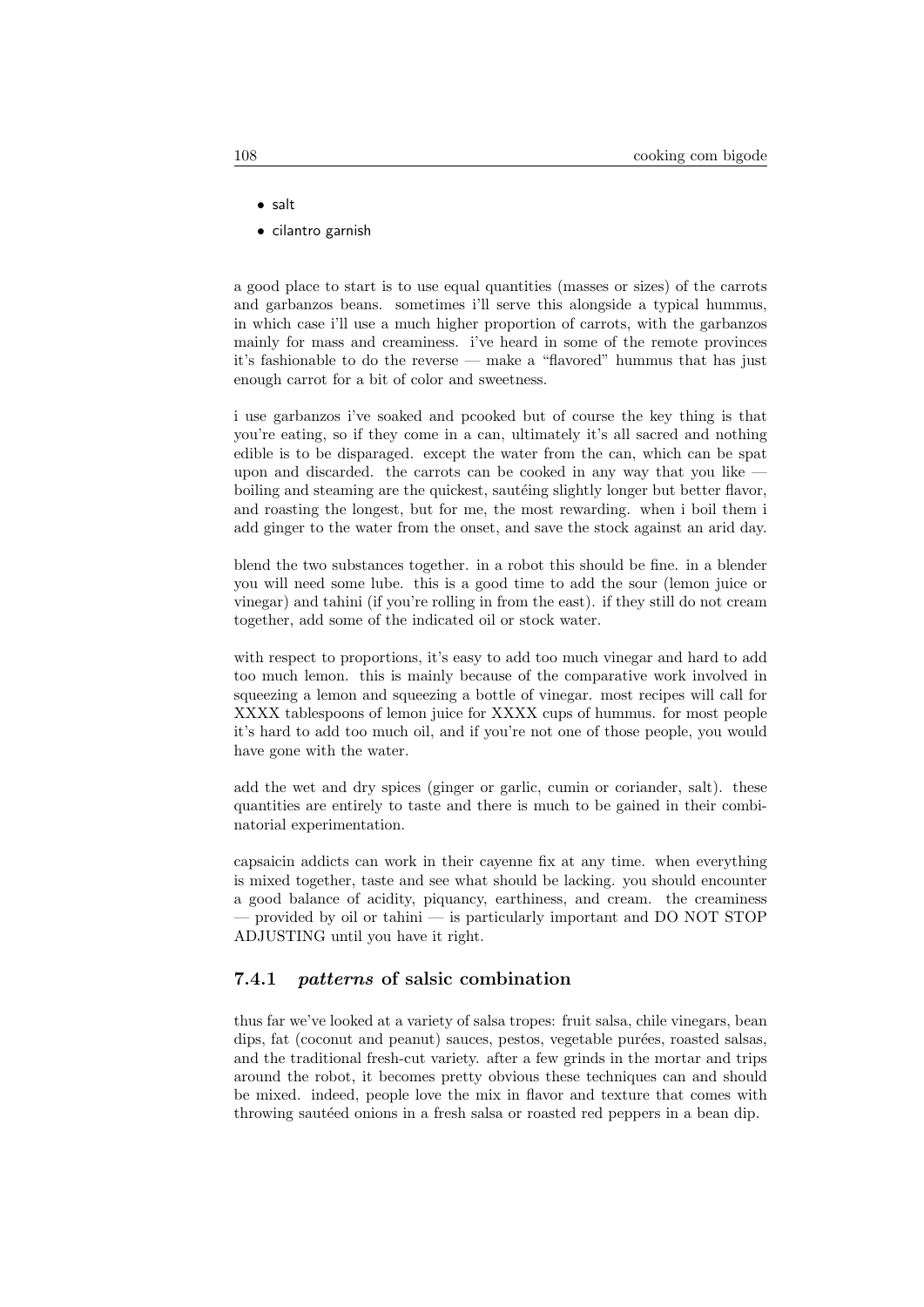- salt
- cilantro garnish

a good place to start is to use equal quantities (masses or sizes) of the carrots and garbanzos beans. sometimes i'll serve this alongside a typical hummus, in which case i'll use a much higher proportion of carrots, with the garbanzos mainly for mass and creaminess. i've heard in some of the remote provinces it's fashionable to do the reverse — make a "flavored" hummus that has just enough carrot for a bit of color and sweetness.

i use garbanzos i've soaked and pcooked but of course the key thing is that you're eating, so if they come in a can, ultimately it's all sacred and nothing edible is to be disparaged. except the water from the can, which can be spat upon and discarded. the carrots can be cooked in any way that you like — boiling and steaming are the quickest, sautéing slightly longer but better flavor, and roasting the longest, but for me, the most rewarding. when i boil them i add ginger to the water from the onset, and save the stock against an arid day.

blend the two substances together. in a robot this should be fine. in a blender you will need some lube. this is a good time to add the sour (lemon juice or vinegar) and tahini (if you're rolling in from the east). if they still do not cream together, add some of the indicated oil or stock water.

with respect to proportions, it's easy to add too much vinegar and hard to add too much lemon. this is mainly because of the comparative work involved in squeezing a lemon and squeezing a bottle of vinegar. most recipes will call for XXXX tablespoons of lemon juice for XXXX cups of hummus. for most people it's hard to add too much oil, and if you're not one of those people, you would have gone with the water.

add the wet and dry spices (ginger or garlic, cumin or coriander, salt). these quantities are entirely to taste and there is much to be gained in their combinatorial experimentation.

capsaicin addicts can work in their cayenne fix at any time. when everything is mixed together, taste and see what should be lacking. you should encounter a good balance of acidity, piquancy, earthiness, and cream. the creaminess — provided by oil or tahini — is particularly important and DO NOT STOP ADJUSTING until you have it right.

### 7.4.1 *patterns* of salsic combination

thus far we've looked at a variety of salsa tropes: fruit salsa, chile vinegars, bean dips, fat (coconut and peanut) sauces, pestos, vegetable purées, roasted salsas, and the traditional fresh-cut variety. after a few grinds in the mortar and trips around the robot, it becomes pretty obvious these techniques can and should be mixed. indeed, people love the mix in flavor and texture that comes with throwing sautéed onions in a fresh salsa or roasted red peppers in a bean dip.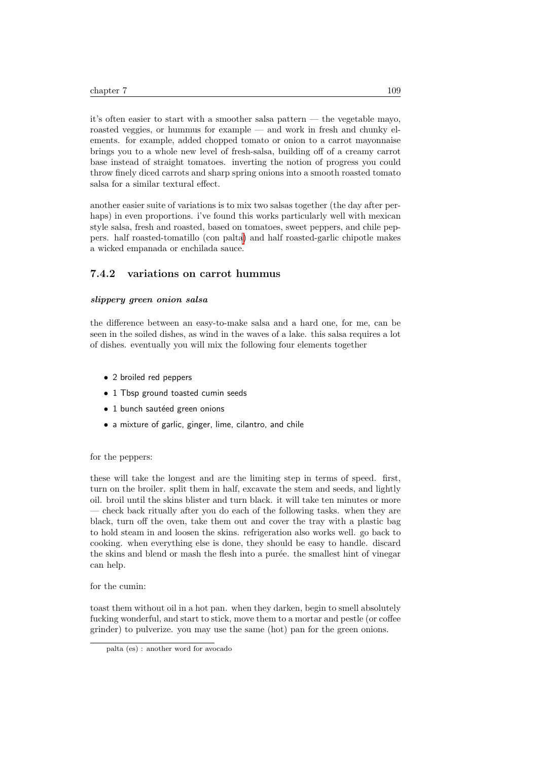it's often easier to start with a smoother salsa pattern — the vegetable mayo, roasted veggies, or hummus for example — and work in fresh and chunky elements. for example, added chopped tomato or onion to a carrot mayonnaise brings you to a whole new level of fresh-salsa, building off of a creamy carrot base instead of straight tomatoes. inverting the notion of progress you could throw finely diced carrots and sharp spring onions into a smooth roasted tomato salsa for a similar textural effect.

another easier suite of variations is to mix two salsas together (the day after perhaps) in even proportions. i've found this works particularly well with mexican style salsa, fresh and roasted, based on tomatoes, sweet peppers, and chile peppers. half roasted-tomatillo (con palta) and half roasted-garlic chipotle makes a wicked empanada or enchilada sauce.

### 7.4.2 variations on carrot hummus

***slippery green onion salsa***

the difference between an easy-to-make salsa and a hard one, for me, can be seen in the soiled dishes, as wind in the waves of a lake. this salsa requires a lot of dishes. eventually you will mix the following four elements together

- 2 broiled red peppers
- 1 Tbsp ground toasted cumin seeds
- 1 bunch sautéed green onions
- a mixture of garlic, ginger, lime, cilantro, and chile

for the peppers:

these will take the longest and are the limiting step in terms of speed. first, turn on the broiler. split them in half, excavate the stem and seeds, and lightly oil. broil until the skins blister and turn black. it will take ten minutes or more — check back ritually after you do each of the following tasks. when they are black, turn off the oven, take them out and cover the tray with a plastic bag to hold steam in and loosen the skins. refrigeration also works well. go back to cooking. when everything else is done, they should be easy to handle. discard the skins and blend or mash the flesh into a purée. the smallest hint of vinegar can help.

for the cumin:

toast them without oil in a hot pan. when they darken, begin to smell absolutely fucking wonderful, and start to stick, move them to a mortar and pestle (or coffee grinder) to pulverize. you may use the same (hot) pan for the green onions.

palta (es) : another word for avocado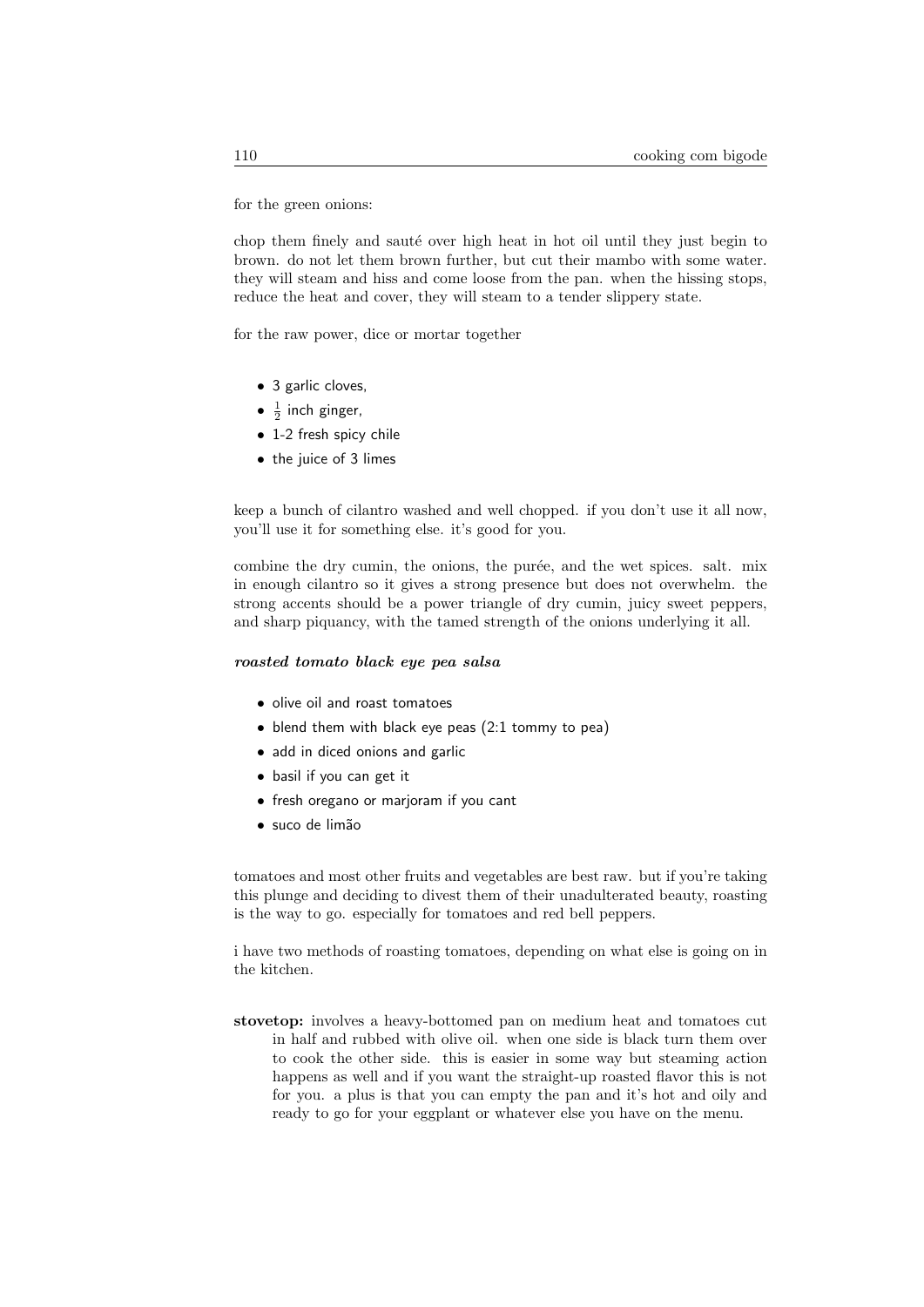for the green onions:

chop them finely and sauté over high heat in hot oil until they just begin to brown. do not let them brown further, but cut their mambo with some water. they will steam and hiss and come loose from the pan. when the hissing stops, reduce the heat and cover, they will steam to a tender slippery state.

for the raw power, dice or mortar together

- 3 garlic cloves,
- $\frac{1}{2}$ inch ginger,
- 1-2 fresh spicy chile
- the juice of 3 limes

keep a bunch of cilantro washed and well chopped. if you don't use it all now, you'll use it for something else. it's good for you.

combine the dry cumin, the onions, the purée, and the wet spices. salt. mix in enough cilantro so it gives a strong presence but does not overwhelm. the strong accents should be a power triangle of dry cumin, juicy sweet peppers, and sharp piquancy, with the tamed strength of the onions underlying it all.

***roasted tomato black eye pea salsa***

- olive oil and roast tomatoes
- blend them with black eye peas (2:1 tommy to pea)
- add in diced onions and garlic
- basil if you can get it
- fresh oregano or marjoram if you cant
- suco de limão

tomatoes and most other fruits and vegetables are best raw. but if you're taking this plunge and deciding to divest them of their unadulterated beauty, roasting is the way to go. especially for tomatoes and red bell peppers.

i have two methods of roasting tomatoes, depending on what else is going on in the kitchen.

**stovetop:** involves a heavy-bottomed pan on medium heat and tomatoes cut in half and rubbed with olive oil. when one side is black turn them over to cook the other side. this is easier in some way but steaming action happens as well and if you want the straight-up roasted flavor this is not for you. a plus is that you can empty the pan and it's hot and oily and ready to go for your eggplant or whatever else you have on the menu.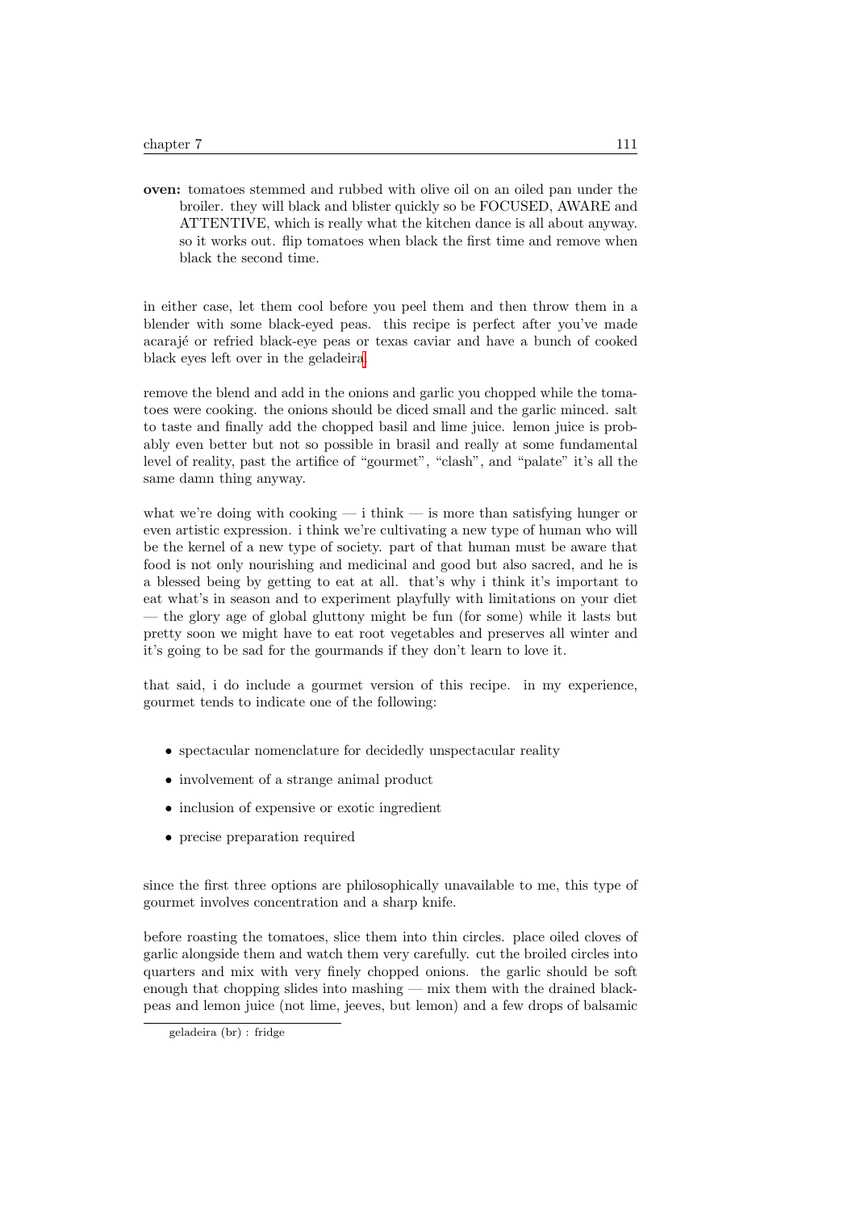**oven:** tomatoes stemmed and rubbed with olive oil on an oiled pan under the broiler. they will black and blister quickly so be FOCUSED, AWARE and ATTENTIVE, which is really what the kitchen dance is all about anyway. so it works out. flip tomatoes when black the first time and remove when black the second time.

in either case, let them cool before you peel them and then throw them in a blender with some black-eyed peas. this recipe is perfect after you've made acarajé or refried black-eye peas or texas caviar and have a bunch of cooked black eyes left over in the geladeira[1].

remove the blend and add in the onions and garlic you chopped while the tomatoes were cooking. the onions should be diced small and the garlic minced. salt to taste and finally add the chopped basil and lime juice. lemon juice is probably even better but not so possible in brasil and really at some fundamental level of reality, past the artifice of "gourmet", "clash", and "palate" it's all the same damn thing anyway.

what we're doing with cooking — i think — is more than satisfying hunger or even artistic expression. i think we're cultivating a new type of human who will be the kernel of a new type of society. part of that human must be aware that food is not only nourishing and medicinal and good but also sacred, and he is a blessed being by getting to eat at all. that's why i think it's important to eat what's in season and to experiment playfully with limitations on your diet — the glory age of global gluttony might be fun (for some) while it lasts but pretty soon we might have to eat root vegetables and preserves all winter and it's going to be sad for the gourmands if they don't learn to love it.

that said, i do include a gourmet version of this recipe. in my experience, gourmet tends to indicate one of the following:

- spectacular nomenclature for decidedly unspectacular reality
- involvement of a strange animal product
- inclusion of expensive or exotic ingredient
- precise preparation required

since the first three options are philosophically unavailable to me, this type of gourmet involves concentration and a sharp knife.

before roasting the tomatoes, slice them into thin circles. place oiled cloves of garlic alongside them and watch them very carefully. cut the broiled circles into quarters and mix with very finely chopped onions. the garlic should be soft enough that chopping slides into mashing — mix them with the drained black-peas and lemon juice (not lime, jeeves, but lemon) and a few drops of balsamic

[1] geladeira (br) : fridge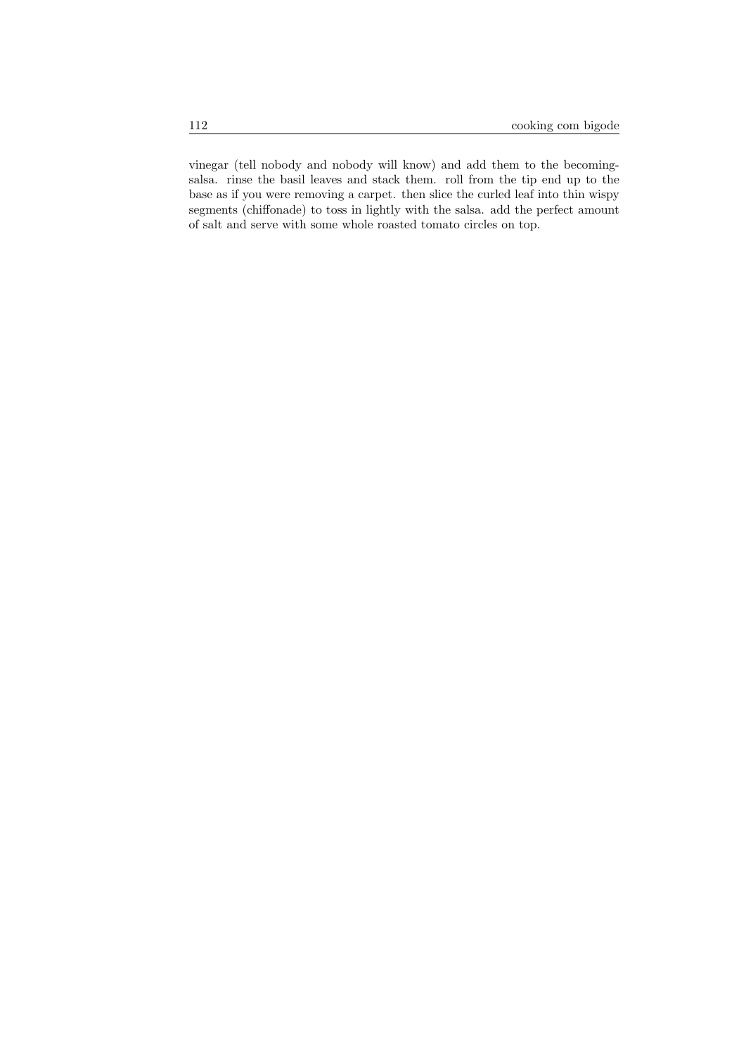vinegar (tell nobody and nobody will know) and add them to the becoming-salsa. rinse the basil leaves and stack them. roll from the tip end up to the base as if you were removing a carpet. then slice the curled leaf into thin wispy segments (chiffonade) to toss in lightly with the salsa. add the perfect amount of salt and serve with some whole roasted tomato circles on top.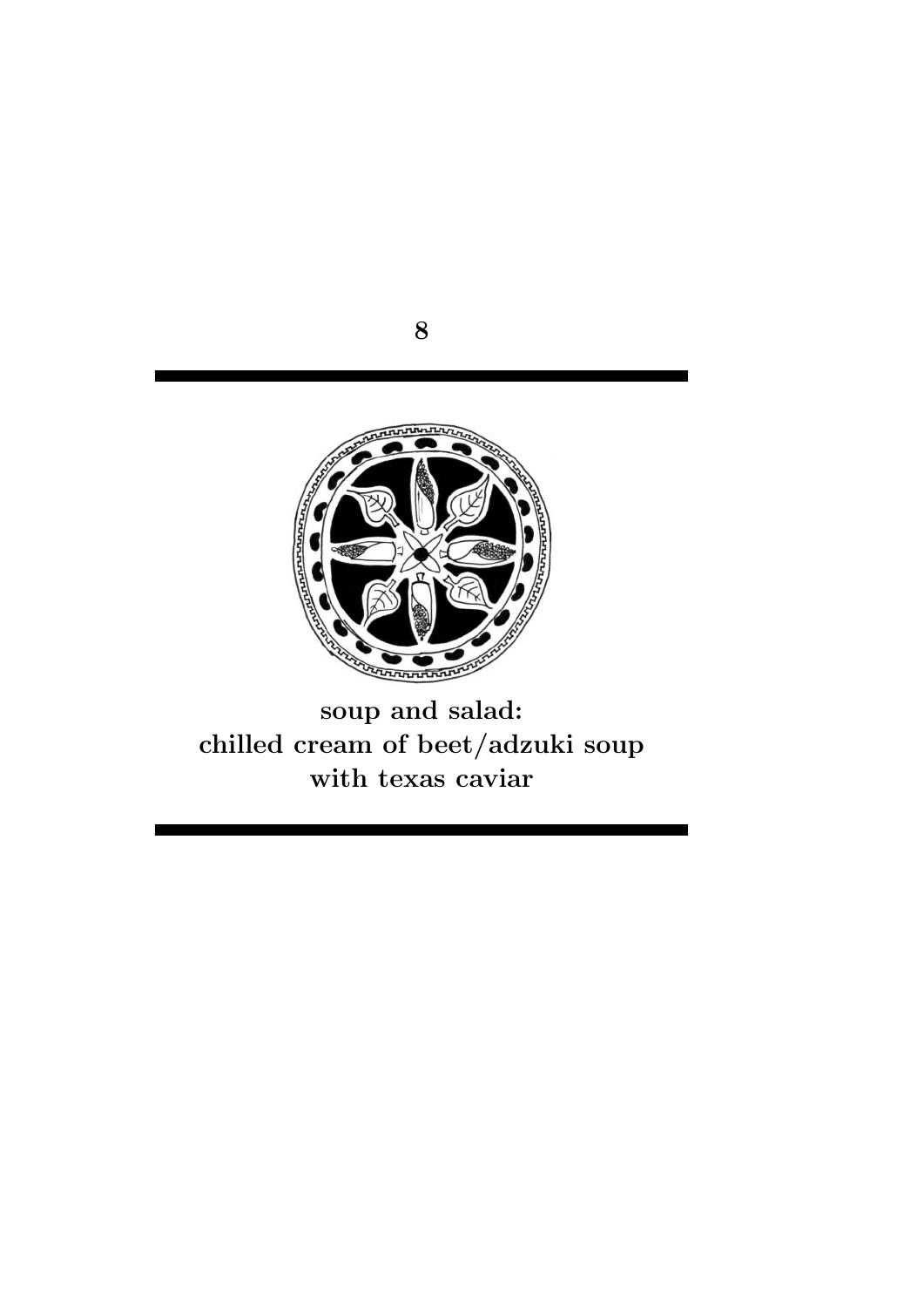# 8

**soup and salad:**
**chilled cream of beet/adzuki soup**
**with texas caviar**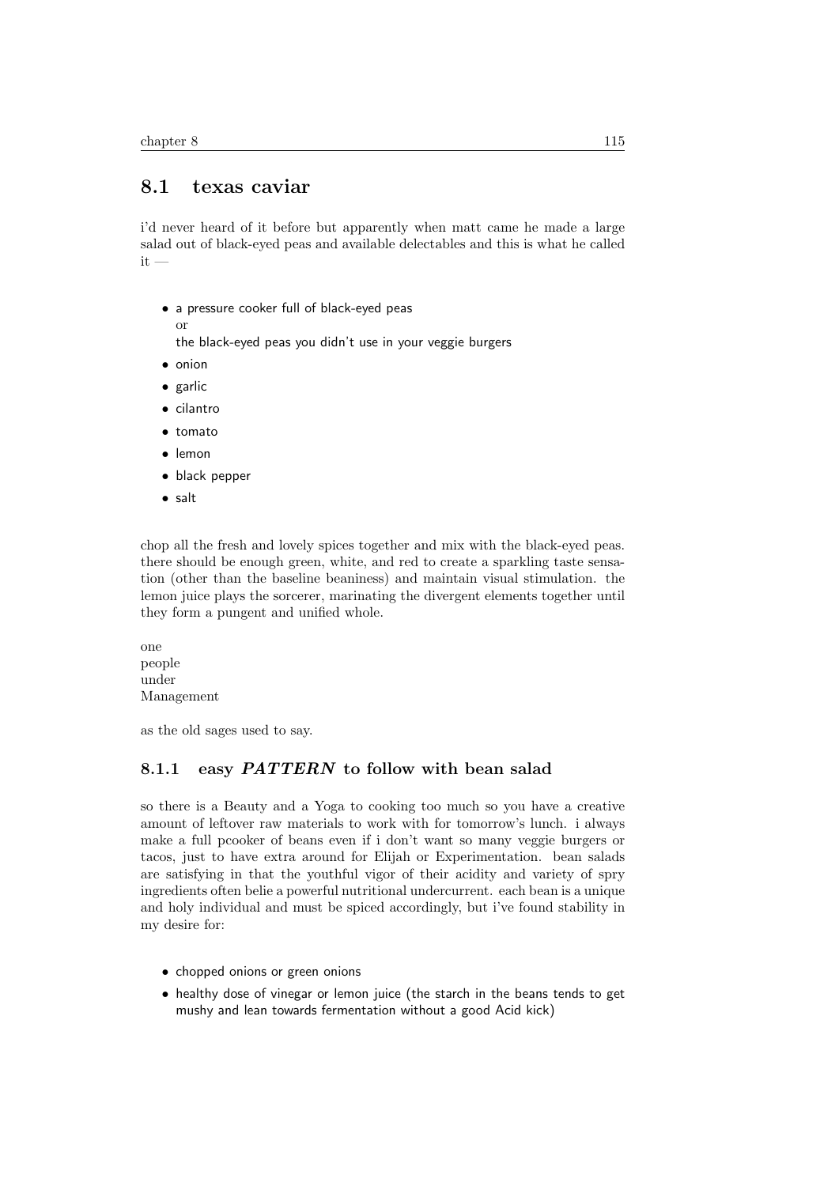## 8.1 texas caviar

i'd never heard of it before but apparently when matt came he made a large salad out of black-eyed peas and available delectables and this is what he called it —

- a pressure cooker full of black-eyed peas
  or
  the black-eyed peas you didn't use in your veggie burgers
- onion
- garlic
- cilantro
- tomato
- lemon
- black pepper
- salt

chop all the fresh and lovely spices together and mix with the black-eyed peas. there should be enough green, white, and red to create a sparkling taste sensation (other than the baseline beaniness) and maintain visual stimulation. the lemon juice plays the sorcerer, marinating the divergent elements together until they form a pungent and unified whole.

one
people
under
Management

as the old sages used to say.

### 8.1.1 easy ***PATTERN*** to follow with bean salad

so there is a Beauty and a Yoga to cooking too much so you have a creative amount of leftover raw materials to work with for tomorrow's lunch. i always make a full pcooker of beans even if i don't want so many veggie burgers or tacos, just to have extra around for Elijah or Experimentation. bean salads are satisfying in that the youthful vigor of their acidity and variety of spry ingredients often belie a powerful nutritional undercurrent. each bean is a unique and holy individual and must be spiced accordingly, but i've found stability in my desire for:

- chopped onions or green onions
- healthy dose of vinegar or lemon juice (the starch in the beans tends to get mushy and lean towards fermentation without a good Acid kick)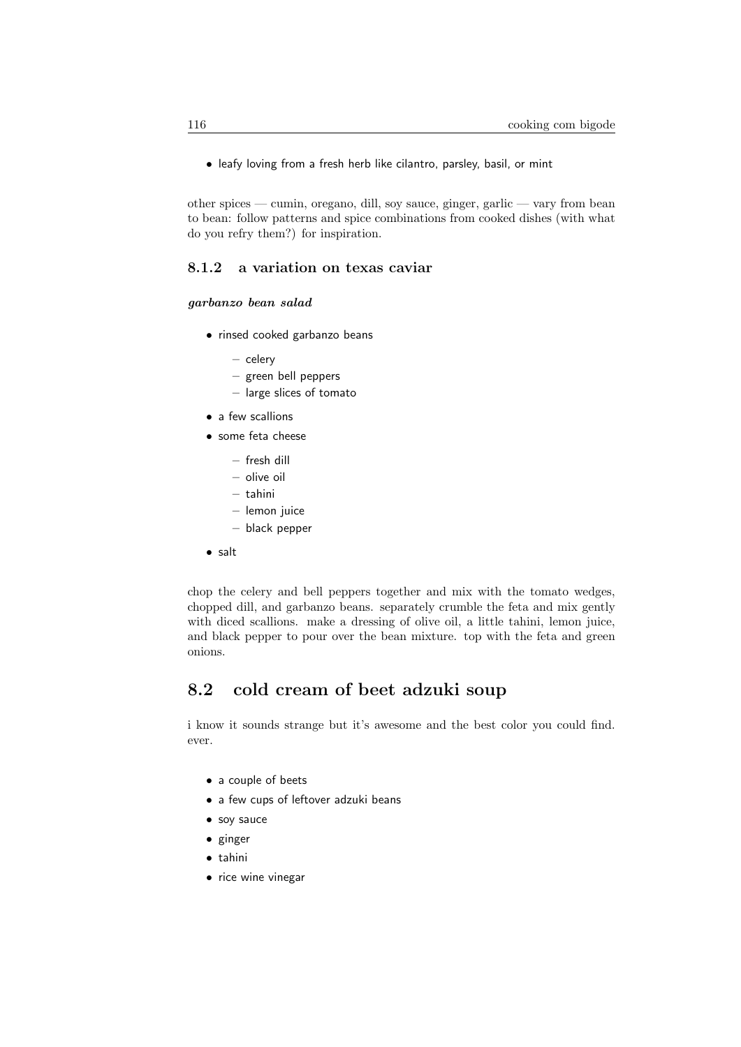- leafy loving from a fresh herb like cilantro, parsley, basil, or mint

other spices — cumin, oregano, dill, soy sauce, ginger, garlic — vary from bean to bean: follow patterns and spice combinations from cooked dishes (with what do you refry them?) for inspiration.

### 8.1.2 a variation on texas caviar

***garbanzo bean salad***

- rinsed cooked garbanzo beans
  - celery
  - green bell peppers
  - large slices of tomato
- a few scallions
- some feta cheese
  - fresh dill
  - olive oil
  - tahini
  - lemon juice
  - black pepper
- salt

chop the celery and bell peppers together and mix with the tomato wedges, chopped dill, and garbanzo beans. separately crumble the feta and mix gently with diced scallions. make a dressing of olive oil, a little tahini, lemon juice, and black pepper to pour over the bean mixture. top with the feta and green onions.

## 8.2 cold cream of beet adzuki soup

i know it sounds strange but it's awesome and the best color you could find. ever.

- a couple of beets
- a few cups of leftover adzuki beans
- soy sauce
- ginger
- tahini
- rice wine vinegar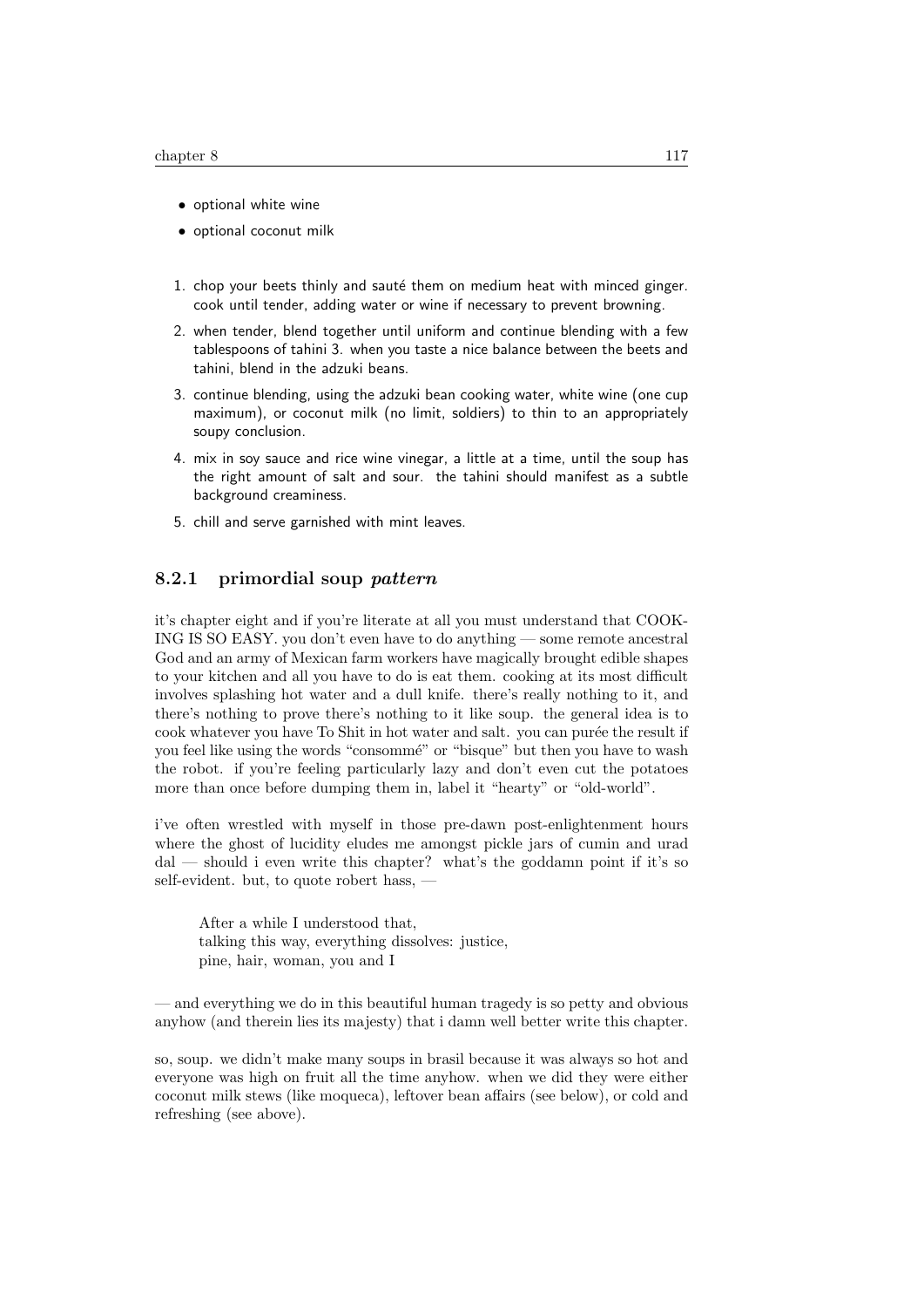- optional white wine
- optional coconut milk

1. chop your beets thinly and sauté them on medium heat with minced ginger. cook until tender, adding water or wine if necessary to prevent browning.
2. when tender, blend together until uniform and continue blending with a few tablespoons of tahini 3. when you taste a nice balance between the beets and tahini, blend in the adzuki beans.
3. continue blending, using the adzuki bean cooking water, white wine (one cup maximum), or coconut milk (no limit, soldiers) to thin to an appropriately soupy conclusion.
4. mix in soy sauce and rice wine vinegar, a little at a time, until the soup has the right amount of salt and sour. the tahini should manifest as a subtle background creaminess.
5. chill and serve garnished with mint leaves.

### 8.2.1 primordial soup *pattern*

it's chapter eight and if you're literate at all you must understand that COOKING IS SO EASY. you don't even have to do anything — some remote ancestral God and an army of Mexican farm workers have magically brought edible shapes to your kitchen and all you have to do is eat them. cooking at its most difficult involves splashing hot water and a dull knife. there's really nothing to it, and there's nothing to prove there's nothing to it like soup. the general idea is to cook whatever you have To Shit in hot water and salt. you can purée the result if you feel like using the words "consommé" or "bisque" but then you have to wash the robot. if you're feeling particularly lazy and don't even cut the potatoes more than once before dumping them in, label it "hearty" or "old-world".

i've often wrestled with myself in those pre-dawn post-enlightenment hours where the ghost of lucidity eludes me amongst pickle jars of cumin and urad dal — should i even write this chapter? what's the goddamn point if it's so self-evident. but, to quote robert hass, —

> After a while I understood that,
> talking this way, everything dissolves: justice,
> pine, hair, woman, you and I

— and everything we do in this beautiful human tragedy is so petty and obvious anyhow (and therein lies its majesty) that i damn well better write this chapter.

so, soup. we didn't make many soups in brasil because it was always so hot and everyone was high on fruit all the time anyhow. when we did they were either coconut milk stews (like moqueca), leftover bean affairs (see below), or cold and refreshing (see above).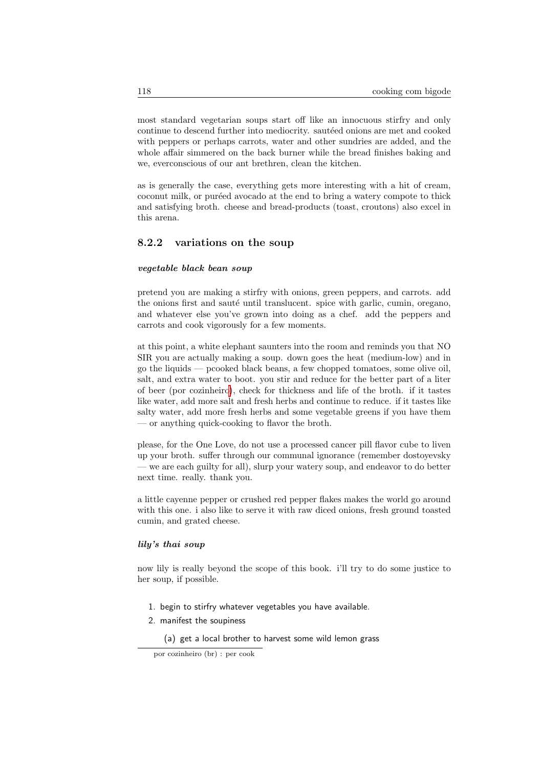most standard vegetarian soups start off like an innocuous stirfry and only continue to descend further into mediocrity. sautéed onions are met and cooked with peppers or perhaps carrots, water and other sundries are added, and the whole affair simmered on the back burner while the bread finishes baking and we, everconscious of our ant brethren, clean the kitchen.

as is generally the case, everything gets more interesting with a hit of cream, coconut milk, or puréed avocado at the end to bring a watery compote to thick and satisfying broth. cheese and bread-products (toast, croutons) also excel in this arena.

### 8.2.2 variations on the soup

***vegetable black bean soup***

pretend you are making a stirfry with onions, green peppers, and carrots. add the onions first and sauté until translucent. spice with garlic, cumin, oregano, and whatever else you've grown into doing as a chef. add the peppers and carrots and cook vigorously for a few moments.

at this point, a white elephant saunters into the room and reminds you that NO SIR you are actually making a soup. down goes the heat (medium-low) and in go the liquids — pcooked black beans, a few chopped tomatoes, some olive oil, salt, and extra water to boot. you stir and reduce for the better part of a liter of beer (por cozinheiro[1]), check for thickness and life of the broth. if it tastes like water, add more salt and fresh herbs and continue to reduce. if it tastes like salty water, add more fresh herbs and some vegetable greens if you have them — or anything quick-cooking to flavor the broth.

please, for the One Love, do not use a processed cancer pill flavor cube to liven up your broth. suffer through our communal ignorance (remember dostoyevsky — we are each guilty for all), slurp your watery soup, and endeavor to do better next time. really. thank you.

a little cayenne pepper or crushed red pepper flakes makes the world go around with this one. i also like to serve it with raw diced onions, fresh ground toasted cumin, and grated cheese.

***lily's thai soup***

now lily is really beyond the scope of this book. i'll try to do some justice to her soup, if possible.

1. begin to stirfry whatever vegetables you have available.
2. manifest the soupiness
    (a) get a local brother to harvest some wild lemon grass

[1] por cozinheiro (br) : per cook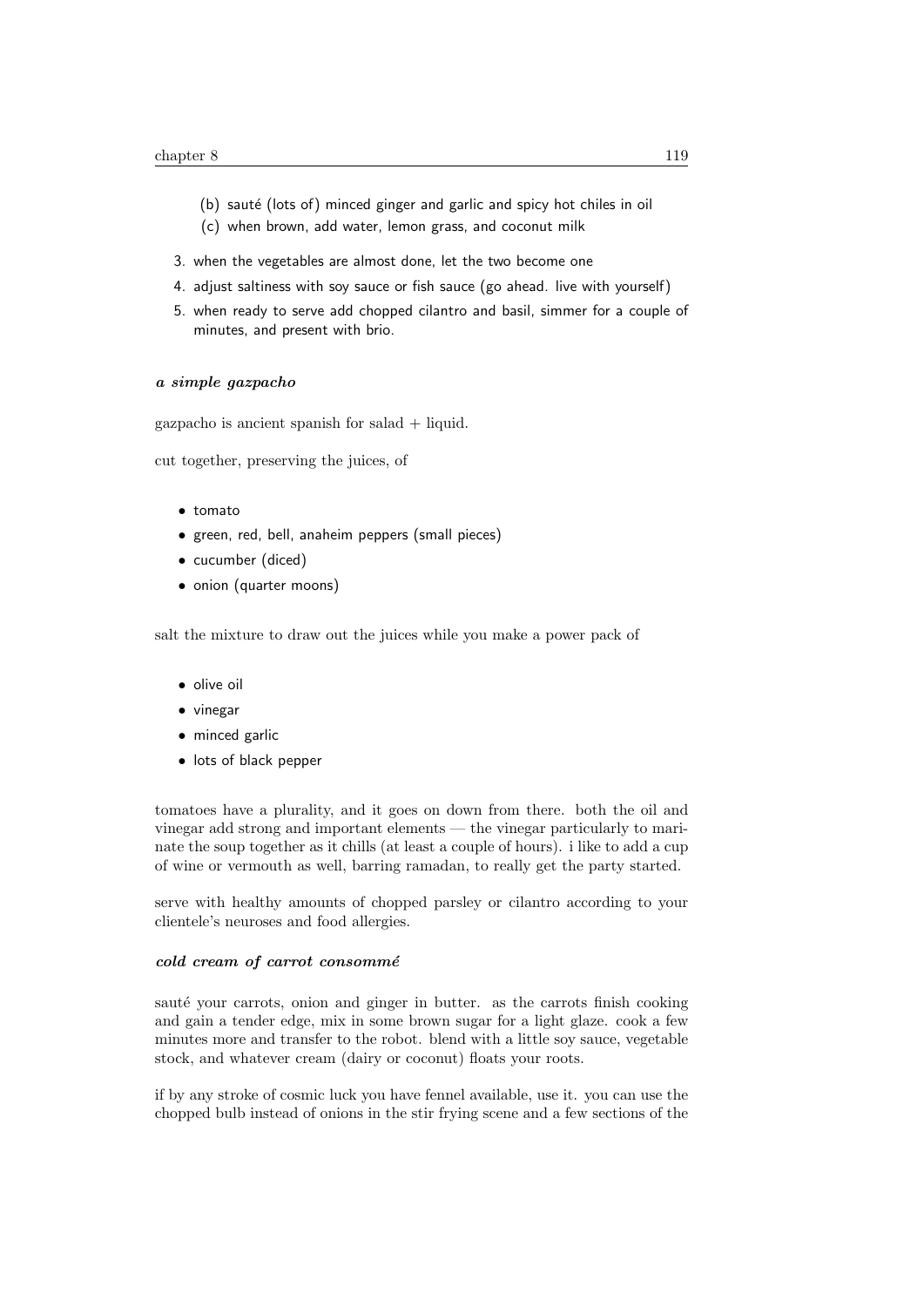(b) sauté (lots of) minced ginger and garlic and spicy hot chiles in oil
   (c) when brown, add water, lemon grass, and coconut milk

3. when the vegetables are almost done, let the two become one
4. adjust saltiness with soy sauce or fish sauce (go ahead. live with yourself)
5. when ready to serve add chopped cilantro and basil, simmer for a couple of minutes, and present with brio.

### *a simple gazpacho*

gazpacho is ancient spanish for salad + liquid.

cut together, preserving the juices, of

- tomato
- green, red, bell, anaheim peppers (small pieces)
- cucumber (diced)
- onion (quarter moons)

salt the mixture to draw out the juices while you make a power pack of

- olive oil
- vinegar
- minced garlic
- lots of black pepper

tomatoes have a plurality, and it goes on down from there. both the oil and vinegar add strong and important elements — the vinegar particularly to marinate the soup together as it chills (at least a couple of hours). i like to add a cup of wine or vermouth as well, barring ramadan, to really get the party started.

serve with healthy amounts of chopped parsley or cilantro according to your clientele's neuroses and food allergies.

### *cold cream of carrot consommé*

sauté your carrots, onion and ginger in butter. as the carrots finish cooking and gain a tender edge, mix in some brown sugar for a light glaze. cook a few minutes more and transfer to the robot. blend with a little soy sauce, vegetable stock, and whatever cream (dairy or coconut) floats your roots.

if by any stroke of cosmic luck you have fennel available, use it. you can use the chopped bulb instead of onions in the stir frying scene and a few sections of the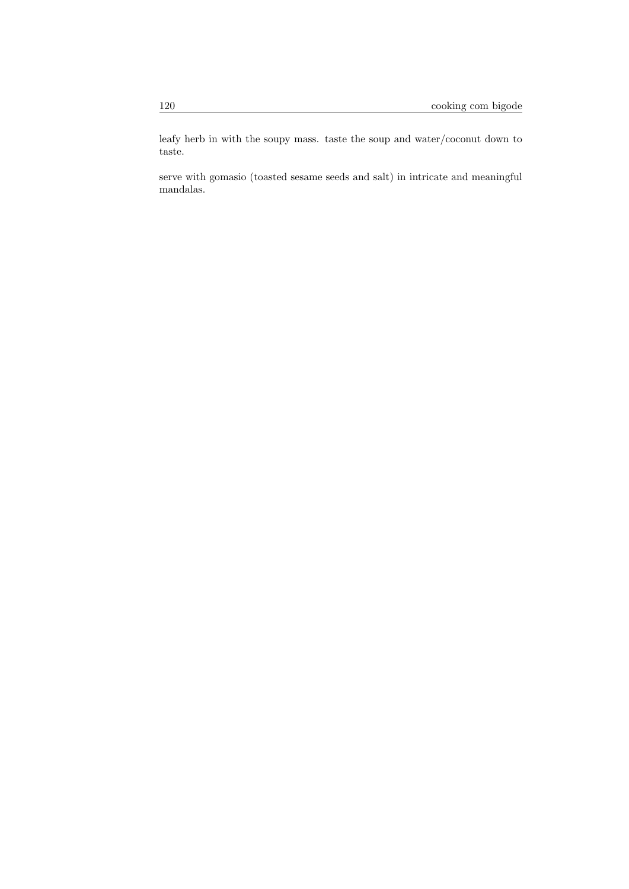leafy herb in with the soupy mass. taste the soup and water/coconut down to taste.

serve with gomasio (toasted sesame seeds and salt) in intricate and meaningful mandalas.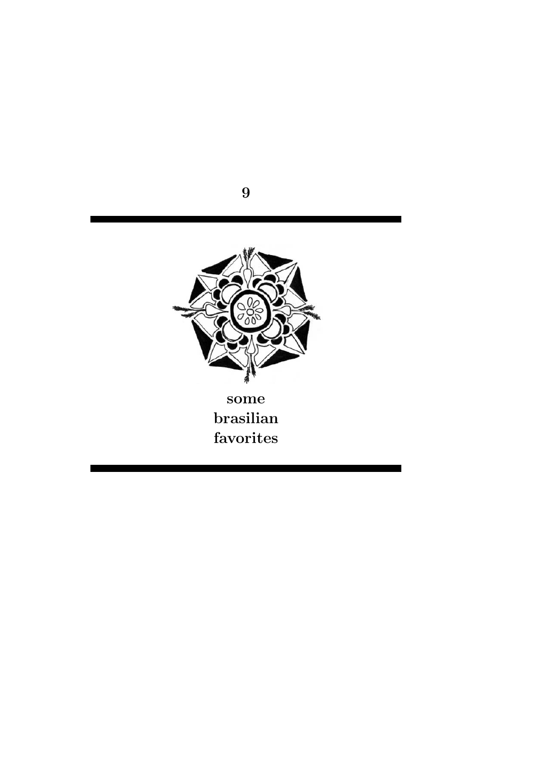# 9

# some brasilian favorites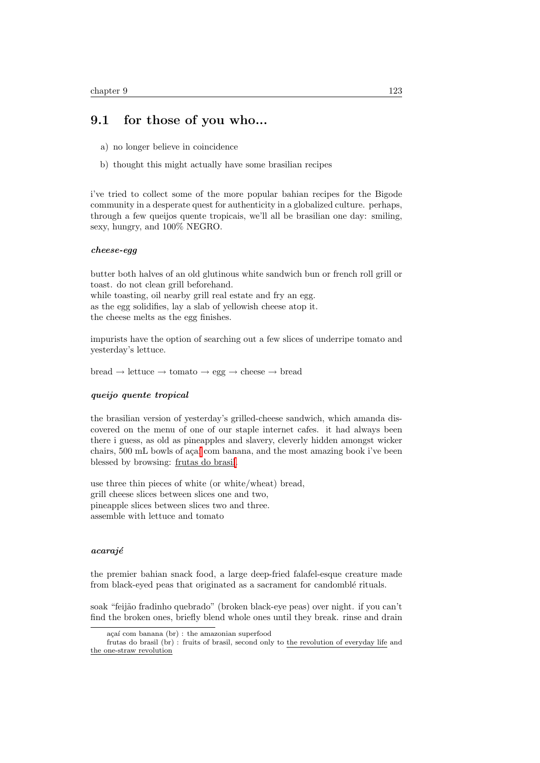## 9.1 for those of you who...

a) no longer believe in coincidence

b) thought this might actually have some brasilian recipes

i've tried to collect some of the more popular bahian recipes for the Bigode community in a desperate quest for authenticity in a globalized culture. perhaps, through a few queijos quente tropicais, we'll all be brasilian one day: smiling, sexy, hungry, and 100% NEGRO.

***cheese-egg***

butter both halves of an old glutinous white sandwich bun or french roll grill or toast. do not clean grill beforehand.
while toasting, oil nearby grill real estate and fry an egg.
as the egg solidifies, lay a slab of yellowish cheese atop it.
the cheese melts as the egg finishes.

impurists have the option of searching out a few slices of underripe tomato and yesterday's lettuce.

bread → lettuce → tomato → egg → cheese → bread

***queijo quente tropical***

the brasilian version of yesterday's grilled-cheese sandwich, which amanda discovered on the menu of one of our staple internet cafes. it had always been there i guess, as old as pineapples and slavery, cleverly hidden amongst wicker chairs, 500 mL bowls of açaí com banana, and the most amazing book i've been blessed by browsing: frutas do brasil.

use three thin pieces of white (or white/wheat) bread,
grill cheese slices between slices one and two,
pineapple slices between slices two and three.
assemble with lettuce and tomato

***acarajé***

the premier bahian snack food, a large deep-fried falafel-esque creature made from black-eyed peas that originated as a sacrament for candomblé rituals.

soak "feijão fradinho quebrado" (broken black-eye peas) over night. if you can't find the broken ones, briefly blend whole ones until they break. rinse and drain

---

açaí com banana (br) : the amazonian superfood

frutas do brasil (br) : fruits of brasil, second only to the revolution of everyday life and the one-straw revolution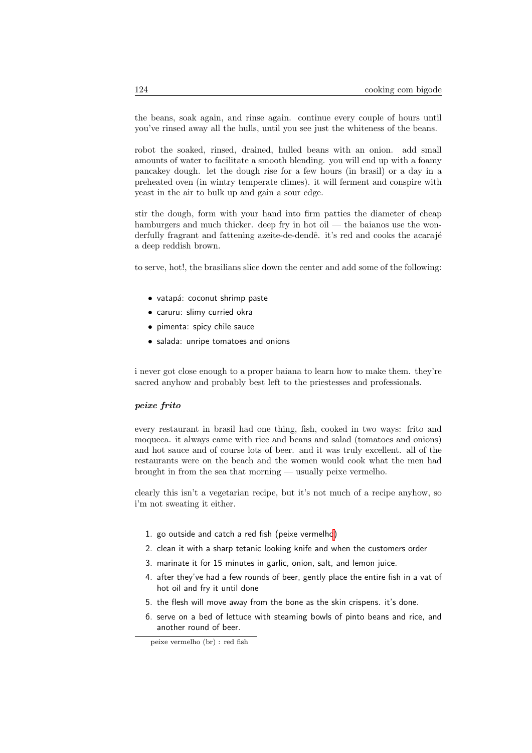the beans, soak again, and rinse again. continue every couple of hours until you've rinsed away all the hulls, until you see just the whiteness of the beans.

robot the soaked, rinsed, drained, hulled beans with an onion. add small amounts of water to facilitate a smooth blending. you will end up with a foamy pancakey dough. let the dough rise for a few hours (in brasil) or a day in a preheated oven (in wintry temperate climes). it will ferment and conspire with yeast in the air to bulk up and gain a sour edge.

stir the dough, form with your hand into firm patties the diameter of cheap hamburgers and much thicker. deep fry in hot oil — the baianos use the wonderfully fragrant and fattening azeite-de-dendê. it's red and cooks the acarajé a deep reddish brown.

to serve, hot!, the brasilians slice down the center and add some of the following:

- vatapá: coconut shrimp paste
- caruru: slimy curried okra
- pimenta: spicy chile sauce
- salada: unripe tomatoes and onions

i never got close enough to a proper baiana to learn how to make them. they're sacred anyhow and probably best left to the priestesses and professionals.

### *peixe frito*

every restaurant in brasil had one thing, fish, cooked in two ways: frito and moqueca. it always came with rice and beans and salad (tomatoes and onions) and hot sauce and of course lots of beer. and it was truly excellent. all of the restaurants were on the beach and the women would cook what the men had brought in from the sea that morning — usually peixe vermelho.

clearly this isn't a vegetarian recipe, but it's not much of a recipe anyhow, so i'm not sweating it either.

1. go outside and catch a red fish (peixe vermelho)
2. clean it with a sharp tetanic looking knife and when the customers order
3. marinate it for 15 minutes in garlic, onion, salt, and lemon juice.
4. after they've had a few rounds of beer, gently place the entire fish in a vat of hot oil and fry it until done
5. the flesh will move away from the bone as the skin crispens. it's done.
6. serve on a bed of lettuce with steaming bowls of pinto beans and rice, and another round of beer.

peixe vermelho (br) : red fish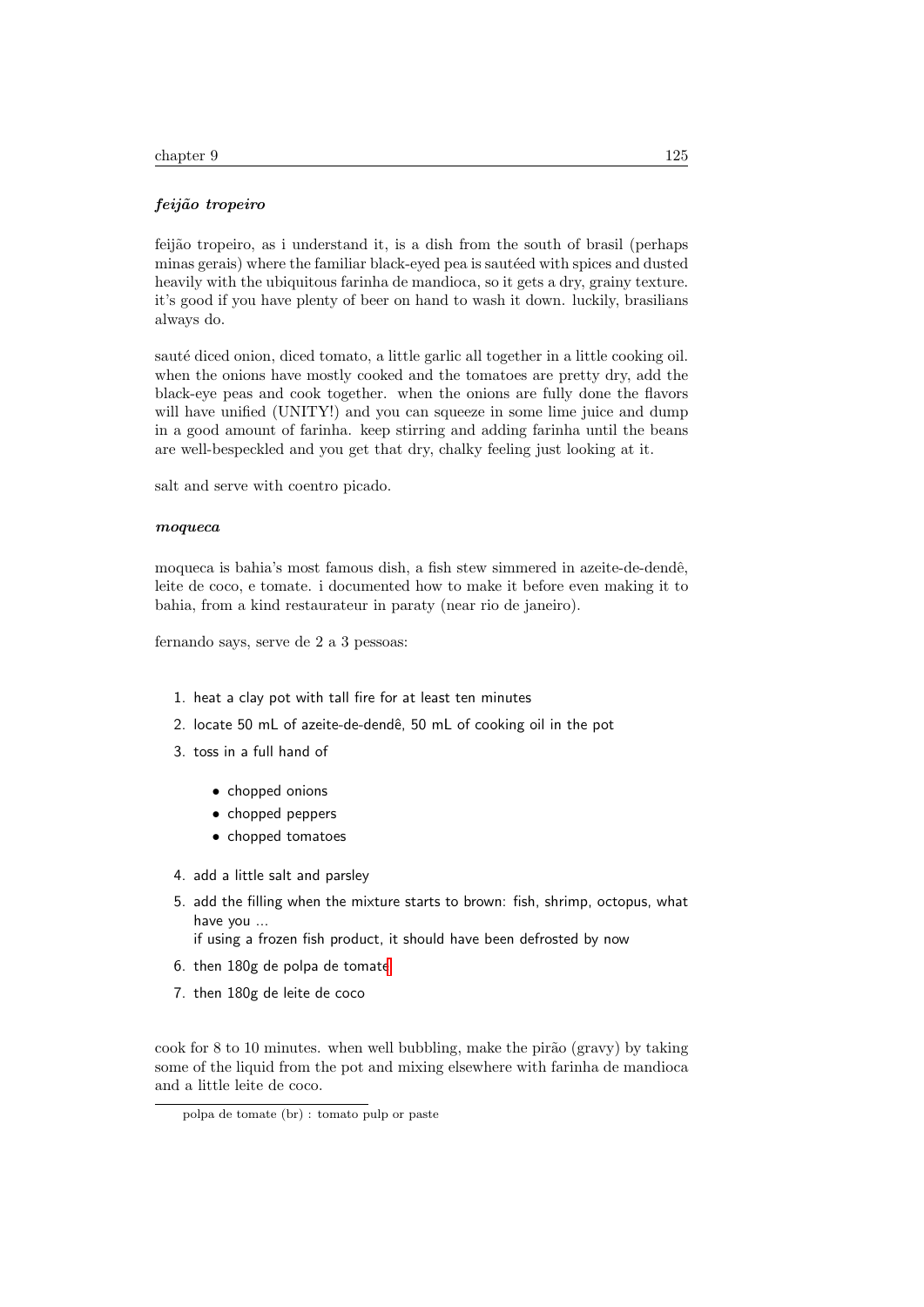### *feijão tropeiro*

feijão tropeiro, as i understand it, is a dish from the south of brasil (perhaps minas gerais) where the familiar black-eyed pea is sautéed with spices and dusted heavily with the ubiquitous farinha de mandioca, so it gets a dry, grainy texture. it's good if you have plenty of beer on hand to wash it down. luckily, brasilians always do.

sauté diced onion, diced tomato, a little garlic all together in a little cooking oil. when the onions have mostly cooked and the tomatoes are pretty dry, add the black-eye peas and cook together. when the onions are fully done the flavors will have unified (UNITY!) and you can squeeze in some lime juice and dump in a good amount of farinha. keep stirring and adding farinha until the beans are well-bespeckled and you get that dry, chalky feeling just looking at it.

salt and serve with coentro picado.

### *moqueca*

moqueca is bahia's most famous dish, a fish stew simmered in azeite-de-dendê, leite de coco, e tomate. i documented how to make it before even making it to bahia, from a kind restaurateur in paraty (near rio de janeiro).

fernando says, serve de 2 a 3 pessoas:

1. heat a clay pot with tall fire for at least ten minutes
2. locate 50 mL of azeite-de-dendê, 50 mL of cooking oil in the pot
3. toss in a full hand of
   - chopped onions
   - chopped peppers
   - chopped tomatoes
4. add a little salt and parsley
5. add the filling when the mixture starts to brown: fish, shrimp, octopus, what have you ...
   if using a frozen fish product, it should have been defrosted by now
6. then 180g de polpa de tomate
7. then 180g de leite de coco

cook for 8 to 10 minutes. when well bubbling, make the pirão (gravy) by taking some of the liquid from the pot and mixing elsewhere with farinha de mandioca and a little leite de coco.

polpa de tomate (br) : tomato pulp or paste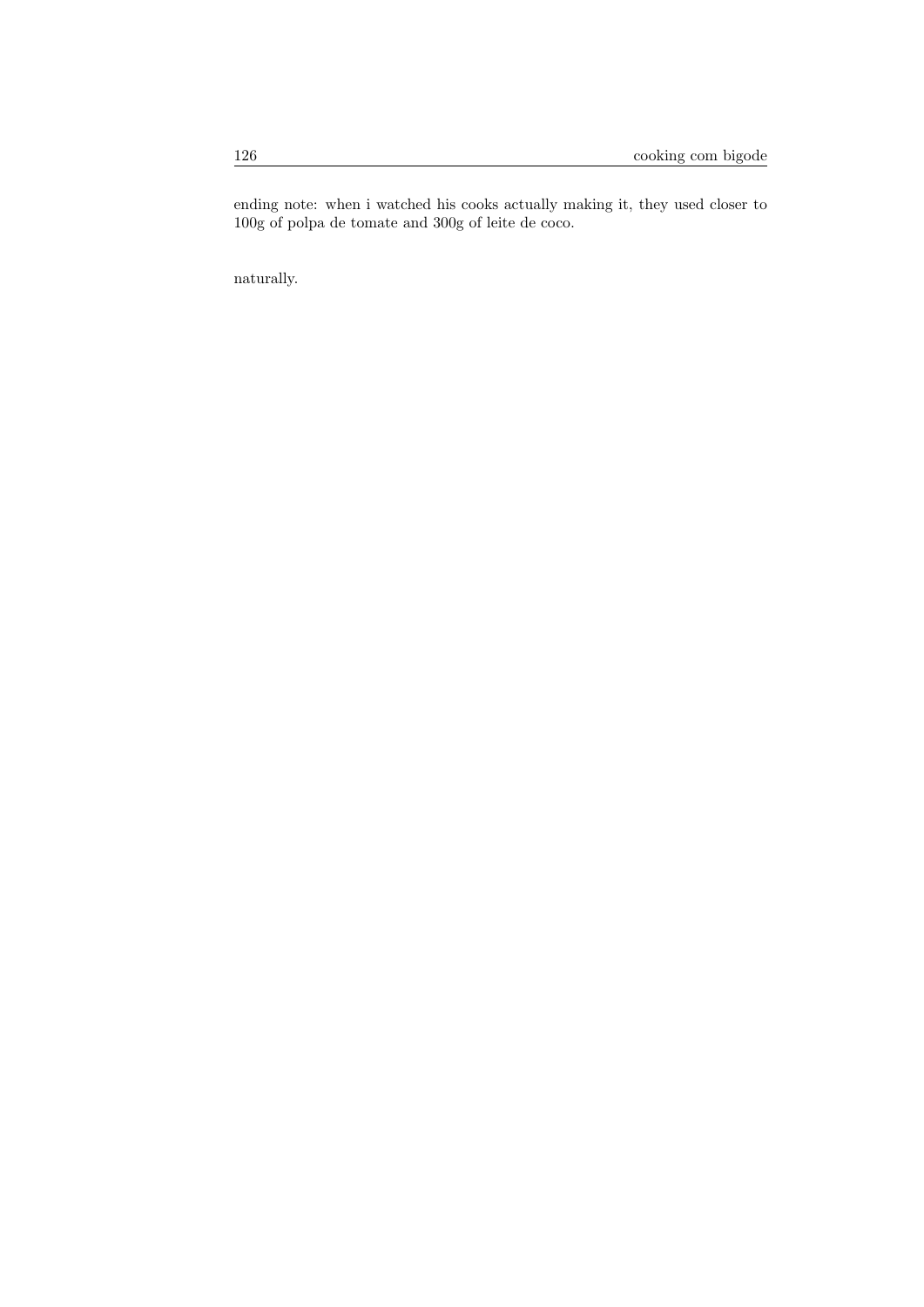ending note: when i watched his cooks actually making it, they used closer to 100g of polpa de tomate and 300g of leite de coco.

naturally.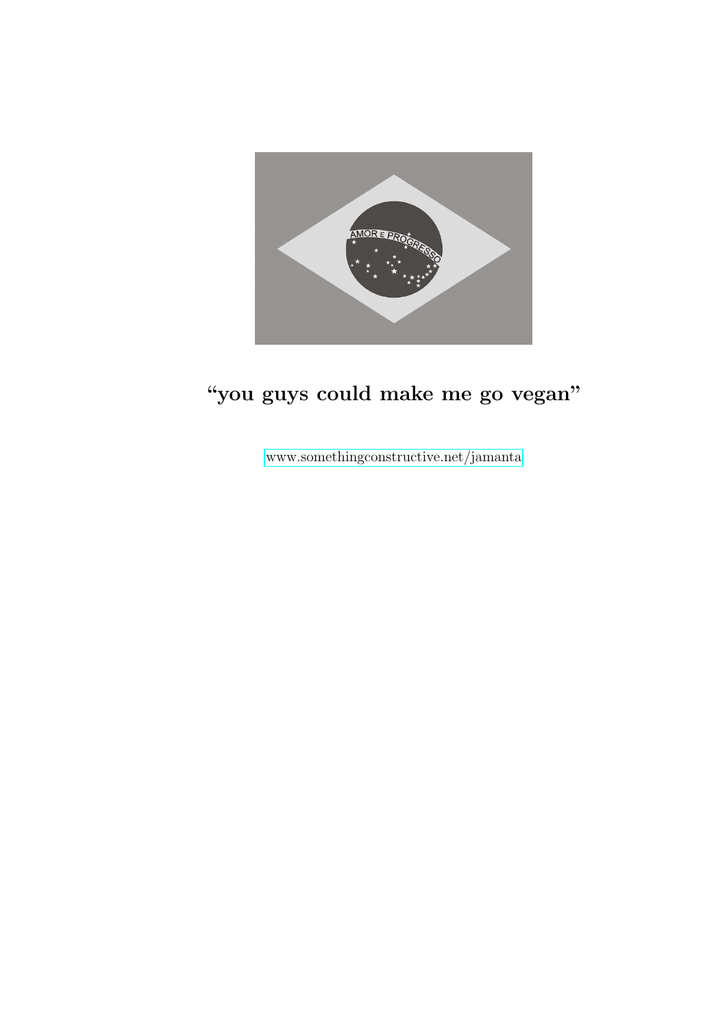**“you guys could make me go vegan”**

www.somethingconstructive.net/jamanta